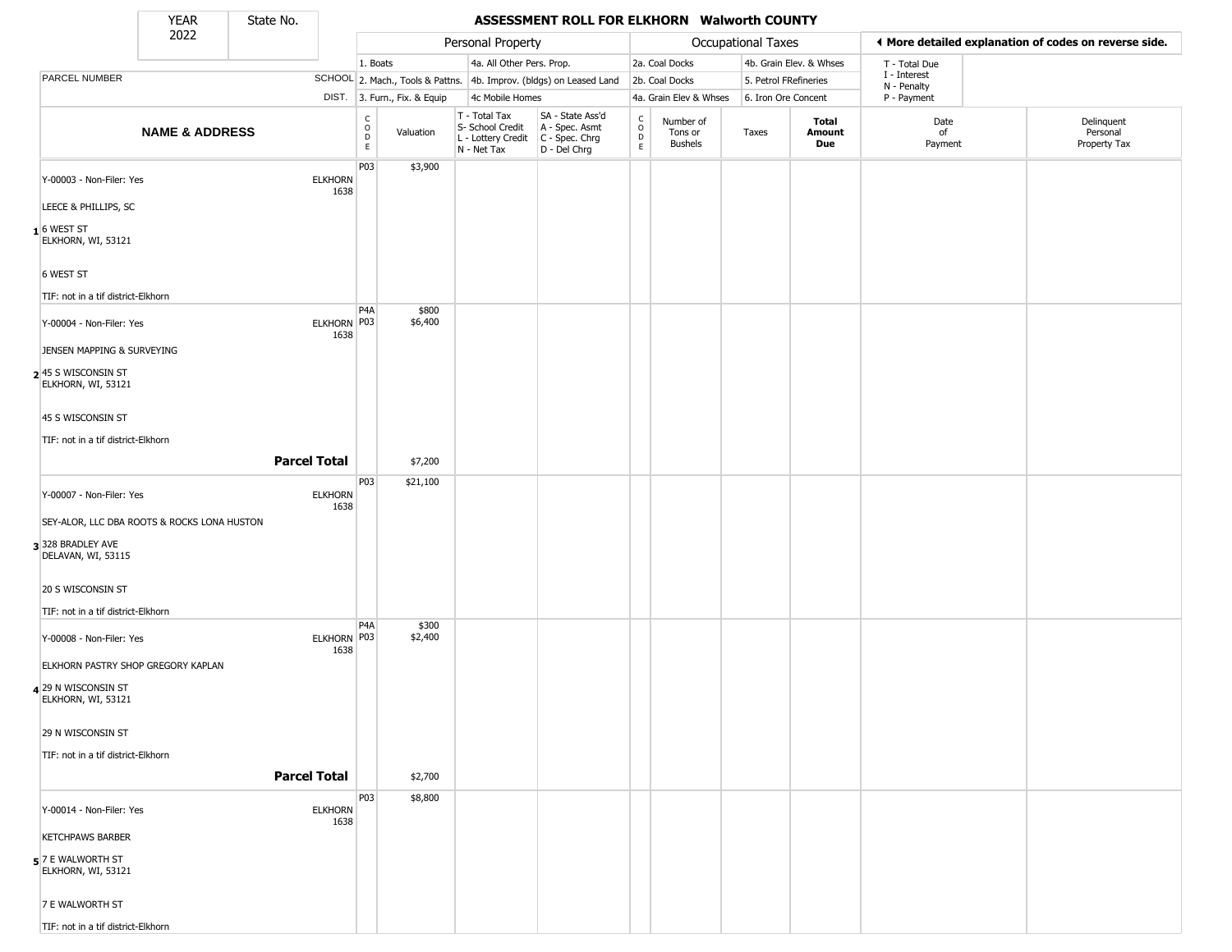# ASSESSMENT ROLL FOR ELKHORN Walworth COUNTY

YEAR 2022 | State No.

| | | Personal Property | | | | Occupational Taxes | | | | |
|---|---|---|---|---|---|---|---|---|---|---|
| | | 1. Boats | | 4a. All Other Pers. Prop. | | 2a. Coal Docks | 4b. Grain Elev. & Whses | | T - Total Due | |
| PARCEL NUMBER | SCHOOL | 2. Mach., Tools & Pattns. | | 4b. Improv. (bldgs) on Leased Land | | 2b. Coal Docks | 5. Petrol FRefineries | | I - Interest / N - Penalty | |
| | DIST. | 3. Furn., Fix. & Equip | | 4c Mobile Homes | | 4a. Grain Elev & Whses | 6. Iron Ore Concent | | P - Payment | |

◀ More detailed explanation of codes on reverse side.

| | NAME & ADDRESS | | CODE | Valuation | T - Total Tax / S- School Credit / L - Lottery Credit / N - Net Tax | SA - State Ass'd / A - Spec. Asmt / C - Spec. Chrg / D - Del Chrg | CODE | Number of Tons or Bushels | Taxes | Total Amount Due | Date of Payment | Delinquent Personal Property Tax |
|---|---|---|---|---|---|---|---|---|---|---|---|---|
| 1 | Y-00003 - Non-Filer: Yes<br>LEECE & PHILLIPS, SC<br>6 WEST ST<br>ELKHORN, WI, 53121<br>6 WEST ST<br>TIF: not in a tif district-Elkhorn | ELKHORN 1638 | P03 | $3,900 | | | | | | | | |
| 2 | Y-00004 - Non-Filer: Yes<br>JENSEN MAPPING & SURVEYING<br>45 S WISCONSIN ST<br>ELKHORN, WI, 53121<br>45 S WISCONSIN ST<br>TIF: not in a tif district-Elkhorn | ELKHORN 1638 | P4A<br>P03 | $800<br>$6,400 | | | | | | | | |
| | **Parcel Total** | | | $7,200 | | | | | | | | |
| 3 | Y-00007 - Non-Filer: Yes<br>SEY-ALOR, LLC DBA ROOTS & ROCKS LONA HUSTON<br>328 BRADLEY AVE<br>DELAVAN, WI, 53115<br>20 S WISCONSIN ST<br>TIF: not in a tif district-Elkhorn | ELKHORN 1638 | P03 | $21,100 | | | | | | | | |
| 4 | Y-00008 - Non-Filer: Yes<br>ELKHORN PASTRY SHOP GREGORY KAPLAN<br>29 N WISCONSIN ST<br>ELKHORN, WI, 53121<br>29 N WISCONSIN ST<br>TIF: not in a tif district-Elkhorn | ELKHORN 1638 | P4A<br>P03 | $300<br>$2,400 | | | | | | | | |
| | **Parcel Total** | | | $2,700 | | | | | | | | |
| 5 | Y-00014 - Non-Filer: Yes<br>KETCHPAWS BARBER<br>7 E WALWORTH ST<br>ELKHORN, WI, 53121<br>7 E WALWORTH ST<br>TIF: not in a tif district-Elkhorn | ELKHORN 1638 | P03 | $8,800 | | | | | | | | |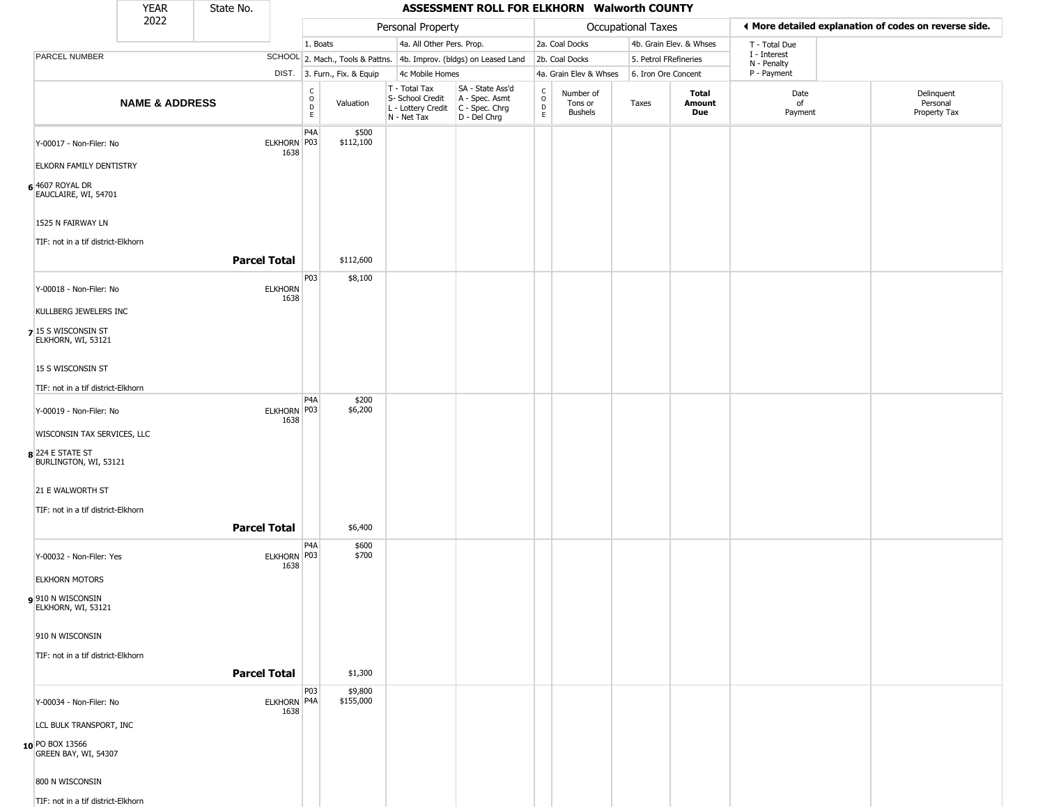| YEAR | State No. | | | | | | | | | | | | | | |
|---|---|---|---|---|---|---|---|---|---|---|---|---|---|---|---|
| 2022 | | | | | | | | | | | | | | | |

## ASSESSMENT ROLL FOR ELKHORN Walworth COUNTY

| | | Personal Property | | | | | Occupational Taxes | | | | | ◄ More detailed explanation of codes on reverse side. | |
|---|---|---|---|---|---|---|---|---|---|---|---|---|---|
| PARCEL NUMBER | SCHOOL DIST. | 1. Boats<br>2. Mach., Tools & Pattns.<br>3. Furn., Fix. & Equip | | 4a. All Other Pers. Prop.<br>4b. Improv. (bldgs) on Leased Land<br>4c Mobile Homes | | | 2a. Coal Docks<br>2b. Coal Docks<br>4a. Grain Elev & Whses | | 4b. Grain Elev. & Whses<br>5. Petrol FRefineries<br>6. Iron Ore Concent | | | T - Total Due<br>I - Interest<br>N - Penalty<br>P - Payment | |
| **NAME & ADDRESS** | | CODE | Valuation | T - Total Tax<br>S- School Credit<br>L - Lottery Credit<br>N - Net Tax | SA - State Ass'd<br>A - Spec. Asmt<br>C - Spec. Chrg<br>D - Del Chrg | CODE | Number of Tons or Bushels | Taxes | **Total Amount Due** | | | Date of Payment | Delinquent Personal Property Tax |
| 6 Y-00017 - Non-Filer: No<br>ELKORN FAMILY DENTISTRY<br>4607 ROYAL DR<br>EAUCLAIRE, WI, 54701<br>1525 N FAIRWAY LN<br>TIF: not in a tif district-Elkhorn | ELKHORN 1638 | P4A<br>P03 | $500<br>$112,100 | | | | | | | | | | |
| **Parcel Total** | | | $112,600 | | | | | | | | | | |
| 7 Y-00018 - Non-Filer: No<br>KULLBERG JEWELERS INC<br>15 S WISCONSIN ST<br>ELKHORN, WI, 53121<br>15 S WISCONSIN ST<br>TIF: not in a tif district-Elkhorn | ELKHORN 1638 | P03 | $8,100 | | | | | | | | | | |
| 8 Y-00019 - Non-Filer: No<br>WISCONSIN TAX SERVICES, LLC<br>224 E STATE ST<br>BURLINGTON, WI, 53121<br>21 E WALWORTH ST<br>TIF: not in a tif district-Elkhorn | ELKHORN 1638 | P4A<br>P03 | $200<br>$6,200 | | | | | | | | | | |
| **Parcel Total** | | | $6,400 | | | | | | | | | | |
| 9 Y-00032 - Non-Filer: Yes<br>ELKHORN MOTORS<br>910 N WISCONSIN<br>ELKHORN, WI, 53121<br>910 N WISCONSIN<br>TIF: not in a tif district-Elkhorn | ELKHORN 1638 | P4A<br>P03 | $600<br>$700 | | | | | | | | | | |
| **Parcel Total** | | | $1,300 | | | | | | | | | | |
| 10 Y-00034 - Non-Filer: No<br>LCL BULK TRANSPORT, INC<br>PO BOX 13566<br>GREEN BAY, WI, 54307<br>800 N WISCONSIN<br>TIF: not in a tif district-Elkhorn | ELKHORN 1638 | P03<br>P4A | $9,800<br>$155,000 | | | | | | | | | | |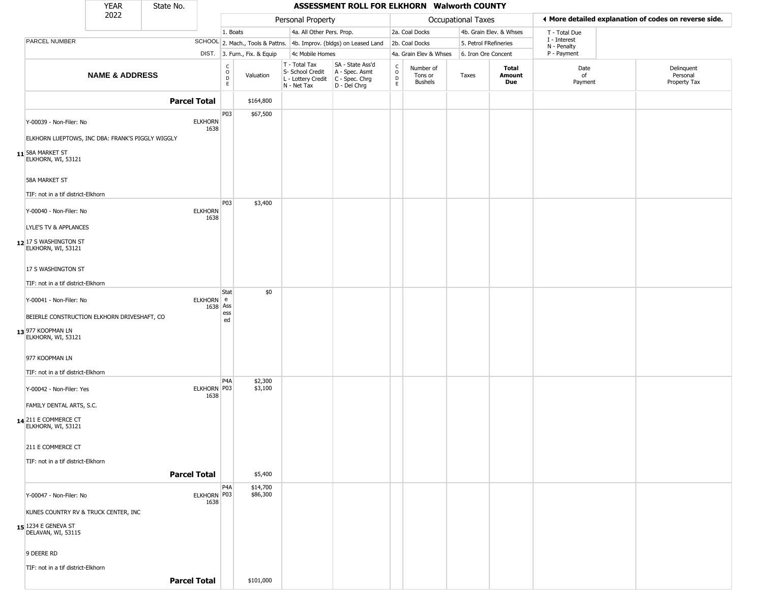| YEAR 2022 | State No. | ASSESSMENT ROLL FOR ELKHORN Walworth COUNTY | | | | | | | | | |
|---|---|---|---|---|---|---|---|---|---|---|---|

| | | Personal Property | | | | Occupational Taxes | | | | ◀ More detailed explanation of codes on reverse side. | |
|---|---|---|---|---|---|---|---|---|---|---|---|
| PARCEL NUMBER | SCHOOL DIST. | 1. Boats<br>2. Mach., Tools & Pattns.<br>3. Furn., Fix. & Equip | | 4a. All Other Pers. Prop.<br>4b. Improv. (bldgs) on Leased Land<br>4c Mobile Homes | | 2a. Coal Docks<br>2b. Coal Docks<br>4a. Grain Elev & Whses | | 4b. Grain Elev. & Whses<br>5. Petrol FRefineries<br>6. Iron Ore Concent | | T - Total Due<br>I - Interest<br>N - Penalty<br>P - Payment | |
| **NAME & ADDRESS** | | CODE | Valuation | T - Total Tax<br>S- School Credit<br>L - Lottery Credit<br>N - Net Tax | SA - State Ass'd<br>A - Spec. Asmt<br>C - Spec. Chrg<br>D - Del Chrg | CODE | Number of Tons or Bushels | Taxes | **Total Amount Due** | Date of Payment | Delinquent Personal Property Tax |
| **Parcel Total** | | | $164,800 | | | | | | | | |
| Y-00039 - Non-Filer: No<br>ELKHORN LUEPTOWS, INC DBA: FRANK'S PIGGLY WIGGLY<br>11 58A MARKET ST<br>ELKHORN, WI, 53121<br>58A MARKET ST<br>TIF: not in a tif district-Elkhorn | ELKHORN 1638 | P03 | $67,500 | | | | | | | | |
| Y-00040 - Non-Filer: No<br>LYLE'S TV & APPLANCES<br>12 17 S WASHINGTON ST<br>ELKHORN, WI, 53121<br>17 S WASHINGTON ST<br>TIF: not in a tif district-Elkhorn | ELKHORN 1638 | P03 | $3,400 | | | | | | | | |
| Y-00041 - Non-Filer: No<br>BEIERLE CONSTRUCTION ELKHORN DRIVESHAFT, CO<br>13 977 KOOPMAN LN<br>ELKHORN, WI, 53121<br>977 KOOPMAN LN<br>TIF: not in a tif district-Elkhorn | ELKHORN 1638 | State Assessed | $0 | | | | | | | | |
| Y-00042 - Non-Filer: Yes<br>FAMILY DENTAL ARTS, S.C.<br>14 211 E COMMERCE CT<br>ELKHORN, WI, 53121<br>211 E COMMERCE CT<br>TIF: not in a tif district-Elkhorn | ELKHORN 1638 | P4A<br>P03 | $2,300<br>$3,100 | | | | | | | | |
| **Parcel Total** | | | $5,400 | | | | | | | | |
| Y-00047 - Non-Filer: No<br>KUNES COUNTRY RV & TRUCK CENTER, INC<br>15 1234 E GENEVA ST<br>DELAVAN, WI, 53115<br>9 DEERE RD<br>TIF: not in a tif district-Elkhorn | ELKHORN 1638 | P4A<br>P03 | $14,700<br>$86,300 | | | | | | | | |
| **Parcel Total** | | | $101,000 | | | | | | | | |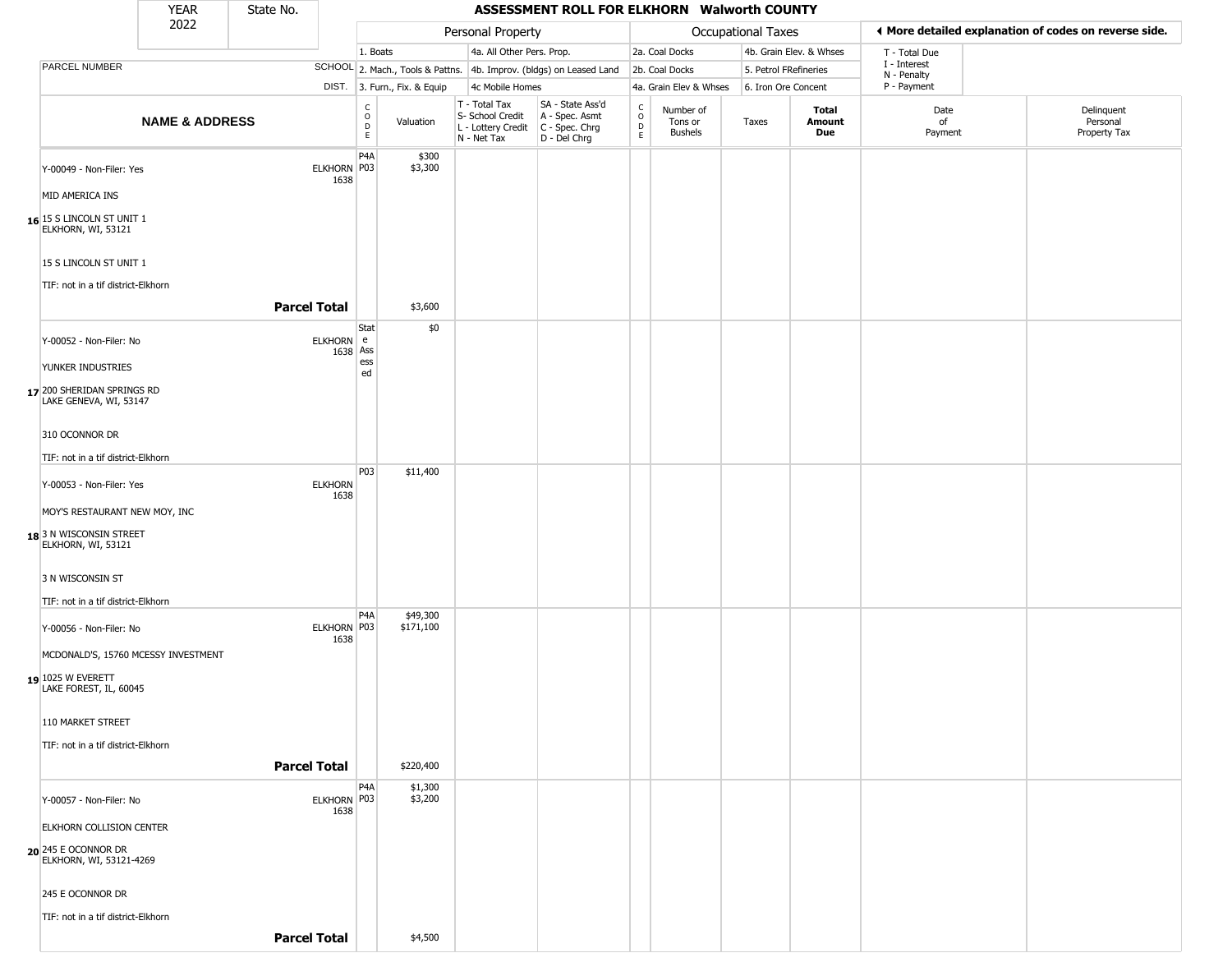YEAR 2022 | State No.

# ASSESSMENT ROLL FOR ELKHORN Walworth COUNTY

| | | Personal Property | | | | Occupational Taxes | | | | ◄ More detailed explanation of codes on reverse side. | |
|---|---|---|---|---|---|---|---|---|---|---|---|
| PARCEL NUMBER | SCHOOL DIST. | 1. Boats<br>2. Mach., Tools & Pattns.<br>3. Furn., Fix. & Equip | | 4a. All Other Pers. Prop.<br>4b. Improv. (bldgs) on Leased Land<br>4c Mobile Homes | | 2a. Coal Docks<br>2b. Coal Docks<br>4a. Grain Elev & Whses | | 4b. Grain Elev. & Whses<br>5. Petrol FRefineries<br>6. Iron Ore Concent | | T - Total Due<br>I - Interest<br>N - Penalty<br>P - Payment | |
| **NAME & ADDRESS** | | CODE | Valuation | T - Total Tax<br>S- School Credit<br>L - Lottery Credit<br>N - Net Tax | SA - State Ass'd<br>A - Spec. Asmt<br>C - Spec. Chrg<br>D - Del Chrg | CODE | Number of Tons or Bushels | Taxes | **Total Amount Due** | Date of Payment | Delinquent Personal Property Tax |
| **16** Y-00049 - Non-Filer: Yes<br>MID AMERICA INS<br>15 S LINCOLN ST UNIT 1<br>ELKHORN, WI, 53121<br><br>15 S LINCOLN ST UNIT 1<br>TIF: not in a tif district-Elkhorn | ELKHORN 1638 | P4A<br>P03 | $300<br>$3,300 | | | | | | | | |
| **Parcel Total** | | | $3,600 | | | | | | | | |
| **17** Y-00052 - Non-Filer: No<br>YUNKER INDUSTRIES<br>200 SHERIDAN SPRINGS RD<br>LAKE GENEVA, WI, 53147<br><br>310 OCONNOR DR<br>TIF: not in a tif district-Elkhorn | ELKHORN 1638 | State Assessed | $0 | | | | | | | | |
| **18** Y-00053 - Non-Filer: Yes<br>MOY'S RESTAURANT NEW MOY, INC<br>3 N WISCONSIN STREET<br>ELKHORN, WI, 53121<br><br>3 N WISCONSIN ST<br>TIF: not in a tif district-Elkhorn | ELKHORN 1638 | P03 | $11,400 | | | | | | | | |
| **19** Y-00056 - Non-Filer: No<br>MCDONALD'S, 15760 MCESSY INVESTMENT<br>1025 W EVERETT<br>LAKE FOREST, IL, 60045<br><br>110 MARKET STREET<br>TIF: not in a tif district-Elkhorn | ELKHORN 1638 | P4A<br>P03 | $49,300<br>$171,100 | | | | | | | | |
| **Parcel Total** | | | $220,400 | | | | | | | | |
| **20** Y-00057 - Non-Filer: No<br>ELKHORN COLLISION CENTER<br>245 E OCONNOR DR<br>ELKHORN, WI, 53121-4269<br><br>245 E OCONNOR DR<br>TIF: not in a tif district-Elkhorn | ELKHORN 1638 | P4A<br>P03 | $1,300<br>$3,200 | | | | | | | | |
| **Parcel Total** | | | $4,500 | | | | | | | | |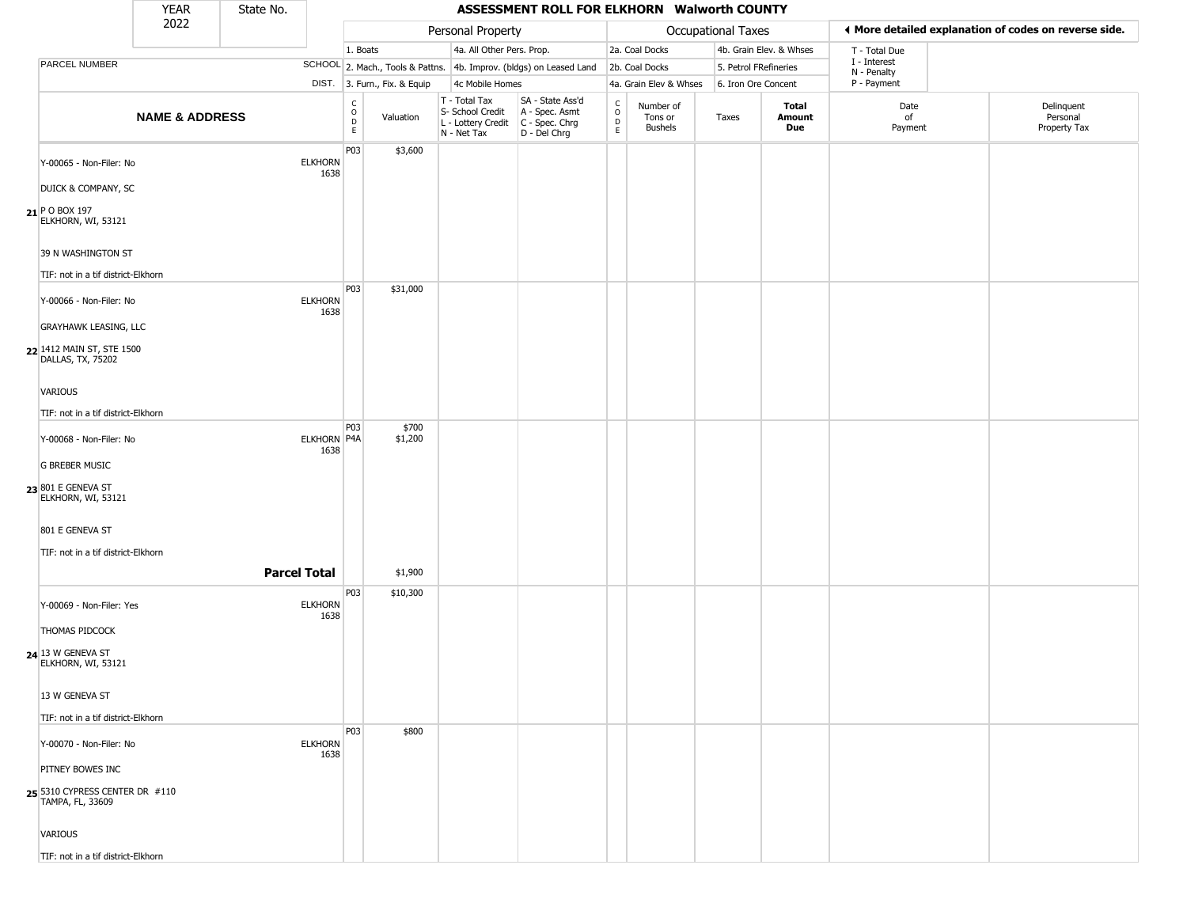| YEAR 2022 | State No. | ASSESSMENT ROLL FOR ELKHORN Walworth COUNTY | | | | | | | | | | |
|---|---|---|---|---|---|---|---|---|---|---|---|---|

| | | Personal Property | | | | Occupational Taxes | | | | ◄ More detailed explanation of codes on reverse side. | | |
|---|---|---|---|---|---|---|---|---|---|---|---|---|
| PARCEL NUMBER | SCHOOL DIST. | 1. Boats<br>2. Mach., Tools & Pattns.<br>3. Furn., Fix. & Equip | | 4a. All Other Pers. Prop.<br>4b. Improv. (bldgs) on Leased Land<br>4c Mobile Homes | | 2a. Coal Docks<br>2b. Coal Docks<br>4a. Grain Elev & Whses | | 4b. Grain Elev. & Whses<br>5. Petrol FRefineries<br>6. Iron Ore Concent | | T - Total Due<br>I - Interest<br>N - Penalty<br>P - Payment | | |
| **NAME & ADDRESS** | | CODE | Valuation | T - Total Tax<br>S- School Credit<br>L - Lottery Credit<br>N - Net Tax | SA - State Ass'd<br>A - Spec. Asmt<br>C - Spec. Chrg<br>D - Del Chrg | CODE | Number of Tons or Bushels | Taxes | **Total Amount Due** | Date of Payment | Delinquent Personal Property Tax | |
| 21 Y-00065 - Non-Filer: No<br>DUICK & COMPANY, SC<br>P O BOX 197<br>ELKHORN, WI, 53121<br>39 N WASHINGTON ST<br>TIF: not in a tif district-Elkhorn | ELKHORN 1638 | P03 | $3,600 | | | | | | | | | |
| 22 Y-00066 - Non-Filer: No<br>GRAYHAWK LEASING, LLC<br>1412 MAIN ST, STE 1500<br>DALLAS, TX, 75202<br>VARIOUS<br>TIF: not in a tif district-Elkhorn | ELKHORN 1638 | P03 | $31,000 | | | | | | | | | |
| 23 Y-00068 - Non-Filer: No<br>G BREBER MUSIC<br>801 E GENEVA ST<br>ELKHORN, WI, 53121<br>801 E GENEVA ST<br>TIF: not in a tif district-Elkhorn | ELKHORN 1638 | P03<br>P4A | $700<br>$1,200 | | | | | | | | | |
| **Parcel Total** | | | $1,900 | | | | | | | | | |
| 24 Y-00069 - Non-Filer: Yes<br>THOMAS PIDCOCK<br>13 W GENEVA ST<br>ELKHORN, WI, 53121<br>13 W GENEVA ST<br>TIF: not in a tif district-Elkhorn | ELKHORN 1638 | P03 | $10,300 | | | | | | | | | |
| 25 Y-00070 - Non-Filer: No<br>PITNEY BOWES INC<br>5310 CYPRESS CENTER DR #110<br>TAMPA, FL, 33609<br>VARIOUS<br>TIF: not in a tif district-Elkhorn | ELKHORN 1638 | P03 | $800 | | | | | | | | | |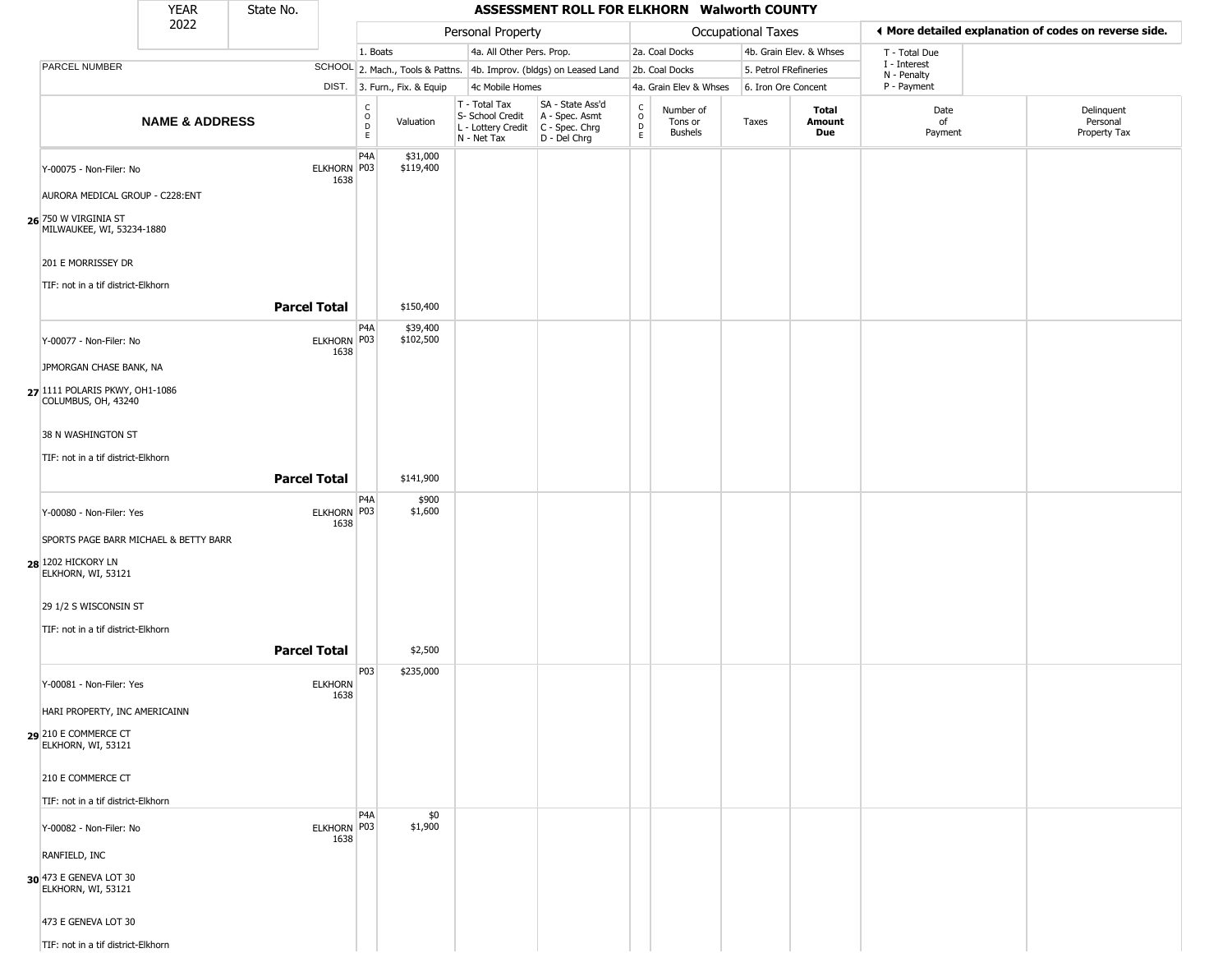| YEAR | State No. | ASSESSMENT ROLL FOR ELKHORN Walworth COUNTY |
|---|---|---|
| 2022 | | |

| | | Personal Property | | | | | Occupational Taxes | | | | ◀ More detailed explanation of codes on reverse side. | |
|---|---|---|---|---|---|---|---|---|---|---|---|---|
| | | 1. Boats | | 4a. All Other Pers. Prop. | | | 2a. Coal Docks | | 4b. Grain Elev. & Whses | | T - Total Due | |
| PARCEL NUMBER | SCHOOL | 2. Mach., Tools & Pattns. | | 4b. Improv. (bldgs) on Leased Land | | | 2b. Coal Docks | | 5. Petrol FRefineries | | I - Interest<br>N - Penalty | |
| | DIST. | 3. Furn., Fix. & Equip | | 4c Mobile Homes | | | 4a. Grain Elev & Whses | | 6. Iron Ore Concent | | P - Payment | |
| **NAME & ADDRESS** | | CODE | Valuation | T - Total Tax<br>S- School Credit<br>L - Lottery Credit<br>N - Net Tax | SA - State Ass'd<br>A - Spec. Asmt<br>C - Spec. Chrg<br>D - Del Chrg | CODE | Number of Tons or Bushels | Taxes | **Total Amount Due** | Date of Payment | Delinquent Personal Property Tax |
| **26** Y-00075 - Non-Filer: No<br>AURORA MEDICAL GROUP - C228:ENT<br>750 W VIRGINIA ST<br>MILWAUKEE, WI, 53234-1880<br>201 E MORRISSEY DR<br>TIF: not in a tif district-Elkhorn | ELKHORN 1638 | P4A<br>P03 | $31,000<br>$119,400 | | | | | | | | |
| **Parcel Total** | | | $150,400 | | | | | | | | |
| **27** Y-00077 - Non-Filer: No<br>JPMORGAN CHASE BANK, NA<br>1111 POLARIS PKWY, OH1-1086<br>COLUMBUS, OH, 43240<br>38 N WASHINGTON ST<br>TIF: not in a tif district-Elkhorn | ELKHORN 1638 | P4A<br>P03 | $39,400<br>$102,500 | | | | | | | | |
| **Parcel Total** | | | $141,900 | | | | | | | | |
| **28** Y-00080 - Non-Filer: Yes<br>SPORTS PAGE BARR MICHAEL & BETTY BARR<br>1202 HICKORY LN<br>ELKHORN, WI, 53121<br>29 1/2 S WISCONSIN ST<br>TIF: not in a tif district-Elkhorn | ELKHORN 1638 | P4A<br>P03 | $900<br>$1,600 | | | | | | | | |
| **Parcel Total** | | | $2,500 | | | | | | | | |
| **29** Y-00081 - Non-Filer: Yes<br>HARI PROPERTY, INC AMERICAINN<br>210 E COMMERCE CT<br>ELKHORN, WI, 53121<br>210 E COMMERCE CT<br>TIF: not in a tif district-Elkhorn | ELKHORN 1638 | P03 | $235,000 | | | | | | | | |
| **30** Y-00082 - Non-Filer: No<br>RANFIELD, INC<br>473 E GENEVA LOT 30<br>ELKHORN, WI, 53121<br>473 E GENEVA LOT 30<br>TIF: not in a tif district-Elkhorn | ELKHORN 1638 | P4A<br>P03 | $0<br>$1,900 | | | | | | | | |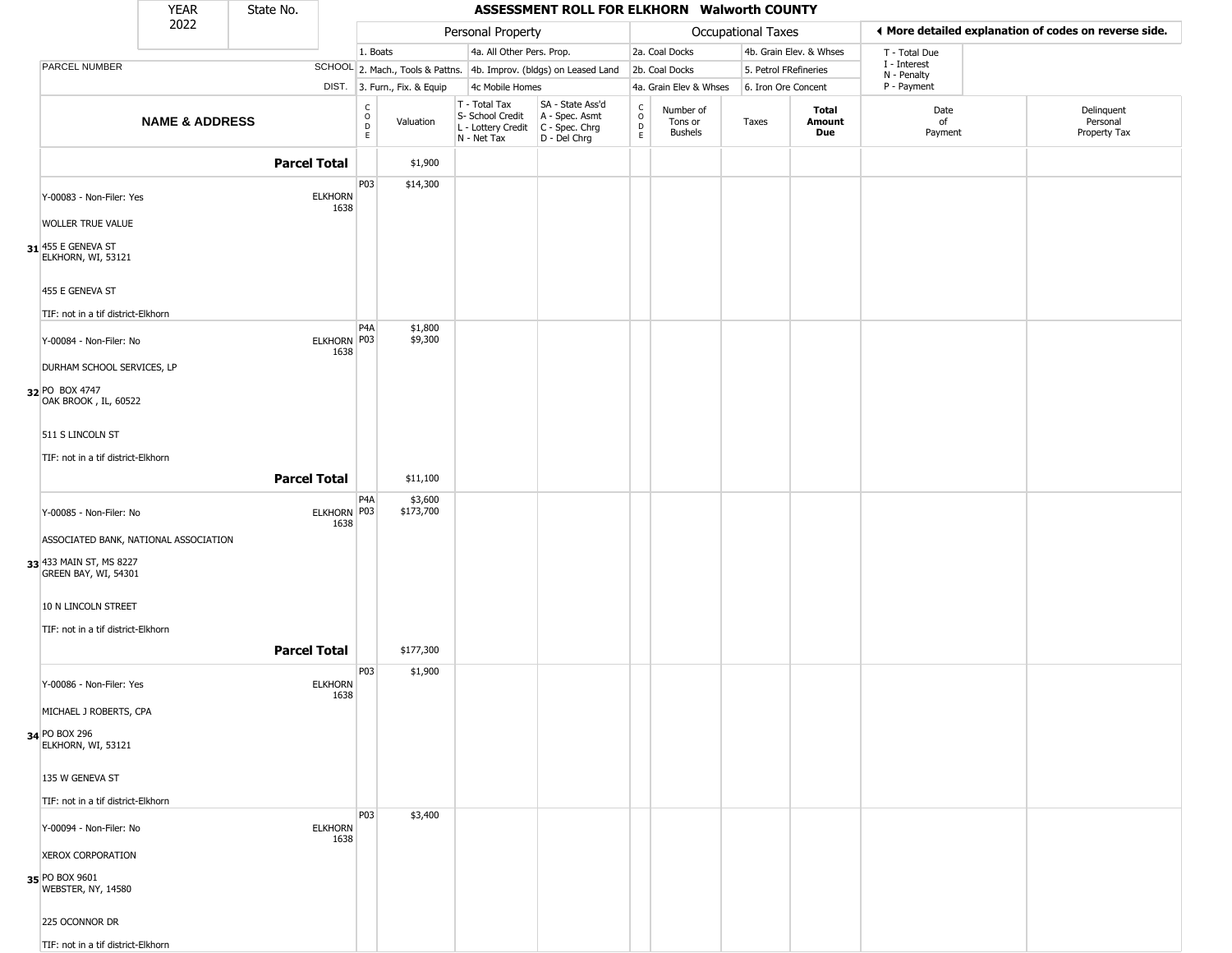| YEAR 2022 | State No. | ASSESSMENT ROLL FOR ELKHORN Walworth COUNTY |
|---|---|---|

| PARCEL NUMBER / NAME & ADDRESS | SCHOOL DIST. | CODE | Valuation | T - Total Tax / S- School Credit / L - Lottery Credit / N - Net Tax | SA - State Ass'd / A - Spec. Asmt / C - Spec. Chrg / D - Del Chrg | CODE | Number of Tons or Bushels | Taxes | Total Amount Due | Date of Payment | Delinquent Personal Property Tax |
|---|---|---|---|---|---|---|---|---|---|---|---|
| **Parcel Total** | | | $1,900 | | | | | | | | |
| **31** Y-00083 - Non-Filer: Yes<br>WOLLER TRUE VALUE<br>455 E GENEVA ST<br>ELKHORN, WI, 53121<br>455 E GENEVA ST<br>TIF: not in a tif district-Elkhorn | ELKHORN 1638 | P03 | $14,300 | | | | | | | | |
| **32** Y-00084 - Non-Filer: No<br>DURHAM SCHOOL SERVICES, LP<br>PO BOX 4747<br>OAK BROOK , IL, 60522<br>511 S LINCOLN ST<br>TIF: not in a tif district-Elkhorn | ELKHORN 1638 | P4A<br>P03 | $1,800<br>$9,300 | | | | | | | | |
| **Parcel Total** | | | $11,100 | | | | | | | | |
| **33** Y-00085 - Non-Filer: No<br>ASSOCIATED BANK, NATIONAL ASSOCIATION<br>433 MAIN ST, MS 8227<br>GREEN BAY, WI, 54301<br>10 N LINCOLN STREET<br>TIF: not in a tif district-Elkhorn | ELKHORN 1638 | P4A<br>P03 | $3,600<br>$173,700 | | | | | | | | |
| **Parcel Total** | | | $177,300 | | | | | | | | |
| **34** Y-00086 - Non-Filer: Yes<br>MICHAEL J ROBERTS, CPA<br>PO BOX 296<br>ELKHORN, WI, 53121<br>135 W GENEVA ST<br>TIF: not in a tif district-Elkhorn | ELKHORN 1638 | P03 | $1,900 | | | | | | | | |
| **35** Y-00094 - Non-Filer: No<br>XEROX CORPORATION<br>PO BOX 9601<br>WEBSTER, NY, 14580<br>225 OCONNOR DR<br>TIF: not in a tif district-Elkhorn | ELKHORN 1638 | P03 | $3,400 | | | | | | | | |

Personal Property: 1. Boats; 2. Mach., Tools & Pattns.; 3. Furn., Fix. & Equip; 4a. All Other Pers. Prop.; 4b. Improv. (bldgs) on Leased Land; 4c Mobile Homes

Occupational Taxes: 2a. Coal Docks; 2b. Coal Docks; 4a. Grain Elev & Whses; 4b. Grain Elev. & Whses; 5. Petrol FRefineries; 6. Iron Ore Concent

T - Total Due; I - Interest; N - Penalty; P - Payment

◄ More detailed explanation of codes on reverse side.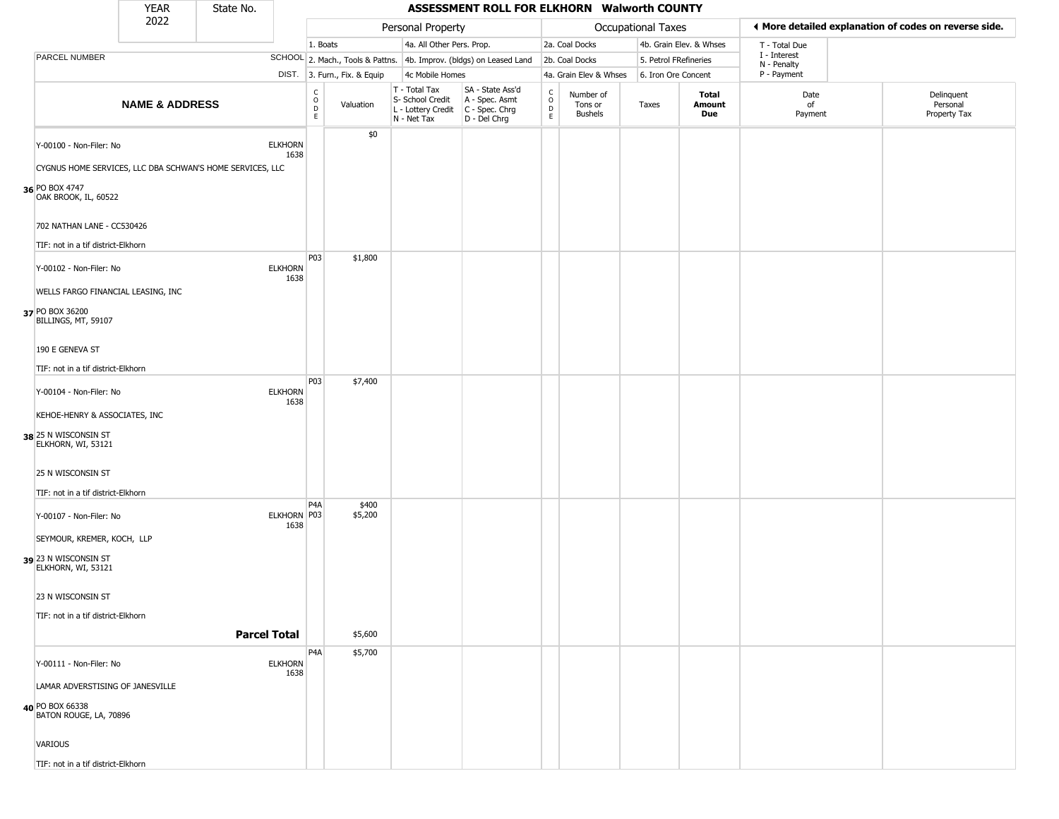| YEAR 2022 | State No. | **ASSESSMENT ROLL FOR ELKHORN Walworth COUNTY** |
|---|---|---|

| | | Personal Property | | | | Occupational Taxes | | | | More detailed explanation of codes on reverse side. | |
|---|---|---|---|---|---|---|---|---|---|---|---|
| PARCEL NUMBER | SCHOOL DIST. | 1. Boats<br>2. Mach., Tools & Pattns.<br>3. Furn., Fix. & Equip | | 4a. All Other Pers. Prop.<br>4b. Improv. (bldgs) on Leased Land<br>4c Mobile Homes | | 2a. Coal Docks<br>2b. Coal Docks<br>4a. Grain Elev & Whses | | 4b. Grain Elev. & Whses<br>5. Petrol FRefineries<br>6. Iron Ore Concent | | T - Total Due<br>I - Interest<br>N - Penalty<br>P - Payment | |
| **NAME & ADDRESS** | | CODE | Valuation | T - Total Tax<br>S- School Credit<br>L - Lottery Credit<br>N - Net Tax | SA - State Ass'd<br>A - Spec. Asmt<br>C - Spec. Chrg<br>D - Del Chrg | CODE | Number of Tons or Bushels | Taxes | **Total Amount Due** | Date of Payment | Delinquent Personal Property Tax |
| 36 Y-00100 - Non-Filer: No<br>CYGNUS HOME SERVICES, LLC DBA SCHWAN'S HOME SERVICES, LLC<br>PO BOX 4747<br>OAK BROOK, IL, 60522<br>702 NATHAN LANE - CC530426<br>TIF: not in a tif district-Elkhorn | ELKHORN 1638 | | $0 | | | | | | | | |
| 37 Y-00102 - Non-Filer: No<br>WELLS FARGO FINANCIAL LEASING, INC<br>PO BOX 36200<br>BILLINGS, MT, 59107<br>190 E GENEVA ST<br>TIF: not in a tif district-Elkhorn | ELKHORN 1638 | P03 | $1,800 | | | | | | | | |
| 38 Y-00104 - Non-Filer: No<br>KEHOE-HENRY & ASSOCIATES, INC<br>25 N WISCONSIN ST<br>ELKHORN, WI, 53121<br>25 N WISCONSIN ST<br>TIF: not in a tif district-Elkhorn | ELKHORN 1638 | P03 | $7,400 | | | | | | | | |
| 39 Y-00107 - Non-Filer: No<br>SEYMOUR, KREMER, KOCH, LLP<br>23 N WISCONSIN ST<br>ELKHORN, WI, 53121<br>23 N WISCONSIN ST<br>TIF: not in a tif district-Elkhorn | ELKHORN 1638 | P4A<br>P03 | $400<br>$5,200 | | | | | | | | |
| **Parcel Total** | | | $5,600 | | | | | | | | |
| 40 Y-00111 - Non-Filer: No<br>LAMAR ADVERSTISING OF JANESVILLE<br>PO BOX 66338<br>BATON ROUGE, LA, 70896<br>VARIOUS<br>TIF: not in a tif district-Elkhorn | ELKHORN 1638 | P4A | $5,700 | | | | | | | | |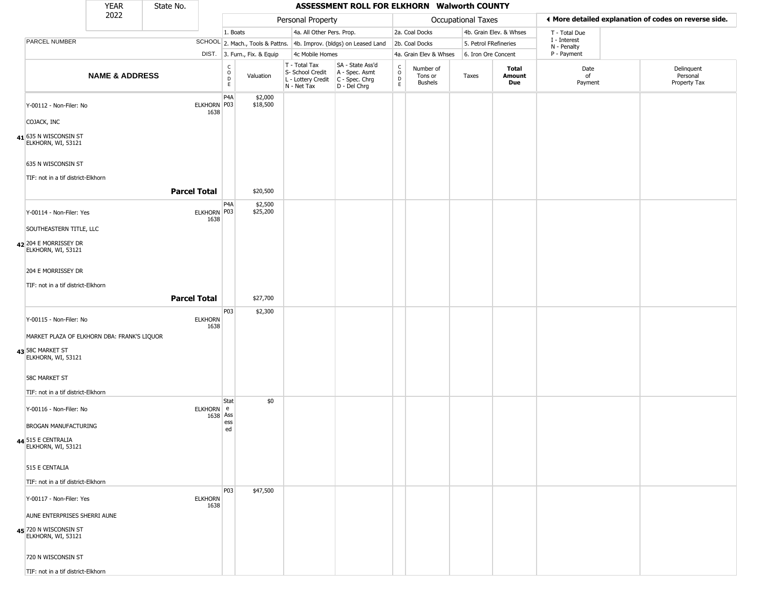YEAR 2022 | State No.

## ASSESSMENT ROLL FOR ELKHORN Walworth COUNTY

| | | Personal Property | | | | Occupational Taxes | | | | ◄ More detailed explanation of codes on reverse side. | |
|---|---|---|---|---|---|---|---|---|---|---|---|
| PARCEL NUMBER | SCHOOL DIST. | 1. Boats<br>2. Mach., Tools & Pattns.<br>3. Furn., Fix. & Equip | | 4a. All Other Pers. Prop.<br>4b. Improv. (bldgs) on Leased Land<br>4c Mobile Homes | | 2a. Coal Docks<br>2b. Coal Docks<br>4a. Grain Elev & Whses | | 4b. Grain Elev. & Whses<br>5. Petrol FRefineries<br>6. Iron Ore Concent | | T - Total Due<br>I - Interest<br>N - Penalty<br>P - Payment | |
| **NAME & ADDRESS** | | CODE | Valuation | T - Total Tax<br>S- School Credit<br>L - Lottery Credit<br>N - Net Tax | SA - State Ass'd<br>A - Spec. Asmt<br>C - Spec. Chrg<br>D - Del Chrg | CODE | Number of Tons or Bushels | Taxes | **Total Amount Due** | Date of Payment | Delinquent Personal Property Tax |
| 41 Y-00112 - Non-Filer: No<br>COJACK, INC<br>635 N WISCONSIN ST<br>ELKHORN, WI, 53121<br>635 N WISCONSIN ST<br>TIF: not in a tif district-Elkhorn | ELKHORN 1638 | P4A<br>P03 | $2,000<br>$18,500 | | | | | | | | |
| **Parcel Total** | | | $20,500 | | | | | | | | |
| 42 Y-00114 - Non-Filer: Yes<br>SOUTHEASTERN TITLE, LLC<br>204 E MORRISSEY DR<br>ELKHORN, WI, 53121<br>204 E MORRISSEY DR<br>TIF: not in a tif district-Elkhorn | ELKHORN 1638 | P4A<br>P03 | $2,500<br>$25,200 | | | | | | | | |
| **Parcel Total** | | | $27,700 | | | | | | | | |
| 43 Y-00115 - Non-Filer: No<br>MARKET PLAZA OF ELKHORN DBA: FRANK'S LIQUOR<br>58C MARKET ST<br>ELKHORN, WI, 53121<br>58C MARKET ST<br>TIF: not in a tif district-Elkhorn | ELKHORN 1638 | P03 | $2,300 | | | | | | | | |
| 44 Y-00116 - Non-Filer: No<br>BROGAN MANUFACTURING<br>515 E CENTRALIA<br>ELKHORN, WI, 53121<br>515 E CENTALIA<br>TIF: not in a tif district-Elkhorn | ELKHORN 1638 | State Assessed | $0 | | | | | | | | |
| 45 Y-00117 - Non-Filer: Yes<br>AUNE ENTERPRISES SHERRI AUNE<br>720 N WISCONSIN ST<br>ELKHORN, WI, 53121<br>720 N WISCONSIN ST<br>TIF: not in a tif district-Elkhorn | ELKHORN 1638 | P03 | $47,500 | | | | | | | | |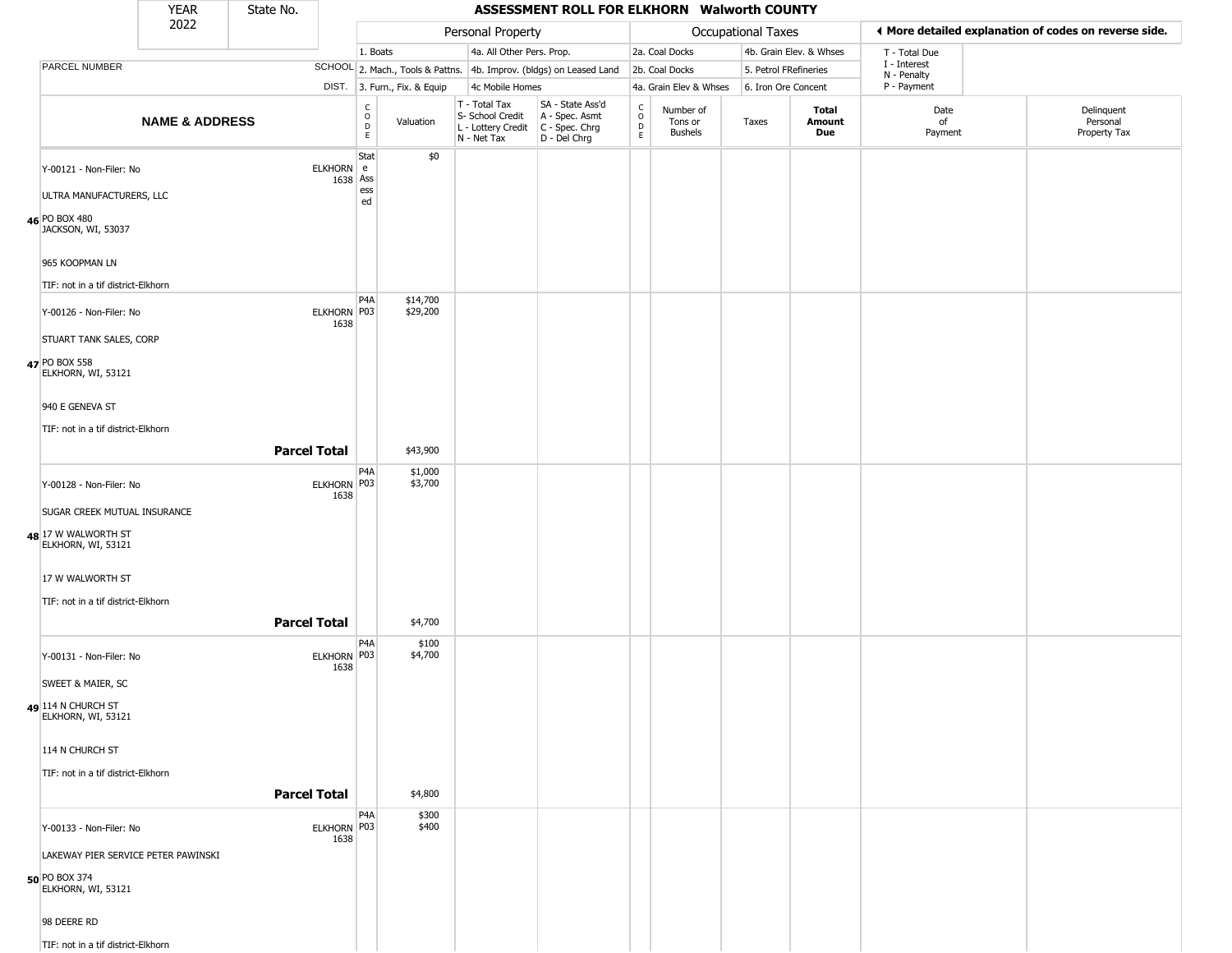| YEAR 2022 | State No. | ASSESSMENT ROLL FOR ELKHORN Walworth COUNTY | | | | | | | | | | |
|---|---|---|---|---|---|---|---|---|---|---|---|---|

| | | Personal Property | | | | Occupational Taxes | | | | ◀ More detailed explanation of codes on reverse side. | | |
|---|---|---|---|---|---|---|---|---|---|---|---|---|
| | | 1. Boats | | 4a. All Other Pers. Prop. | | 2a. Coal Docks | | 4b. Grain Elev. & Whses | | T - Total Due | | |
| PARCEL NUMBER | SCHOOL | 2. Mach., Tools & Pattns. | | 4b. Improv. (bldgs) on Leased Land | | 2b. Coal Docks | | 5. Petrol FRefineries | | I - Interest, N - Penalty | | |
| | DIST. | 3. Furn., Fix. & Equip | | 4c Mobile Homes | | 4a. Grain Elev & Whses | | 6. Iron Ore Concent | | P - Payment | | |
| **NAME & ADDRESS** | | CODE | Valuation | T - Total Tax, S- School Credit, L - Lottery Credit, N - Net Tax | SA - State Ass'd, A - Spec. Asmt, C - Spec. Chrg, D - Del Chrg | CODE | Number of Tons or Bushels | Taxes | **Total Amount Due** | Date of Payment | Delinquent Personal Property Tax | |
| **46** Y-00121 - Non-Filer: No<br>ULTRA MANUFACTURERS, LLC<br>PO BOX 480<br>JACKSON, WI, 53037<br>965 KOOPMAN LN<br>TIF: not in a tif district-Elkhorn | ELKHORN 1638 | State Assessed | $0 | | | | | | | | | |
| **47** Y-00126 - Non-Filer: No<br>STUART TANK SALES, CORP<br>PO BOX 558<br>ELKHORN, WI, 53121<br>940 E GENEVA ST<br>TIF: not in a tif district-Elkhorn | ELKHORN 1638 | P4A<br>P03 | $14,700<br>$29,200 | | | | | | | | | |
| **Parcel Total** | | | $43,900 | | | | | | | | | |
| **48** Y-00128 - Non-Filer: No<br>SUGAR CREEK MUTUAL INSURANCE<br>17 W WALWORTH ST<br>ELKHORN, WI, 53121<br>17 W WALWORTH ST<br>TIF: not in a tif district-Elkhorn | ELKHORN 1638 | P4A<br>P03 | $1,000<br>$3,700 | | | | | | | | | |
| **Parcel Total** | | | $4,700 | | | | | | | | | |
| **49** Y-00131 - Non-Filer: No<br>SWEET & MAIER, SC<br>114 N CHURCH ST<br>ELKHORN, WI, 53121<br>114 N CHURCH ST<br>TIF: not in a tif district-Elkhorn | ELKHORN 1638 | P4A<br>P03 | $100<br>$4,700 | | | | | | | | | |
| **Parcel Total** | | | $4,800 | | | | | | | | | |
| **50** Y-00133 - Non-Filer: No<br>LAKEWAY PIER SERVICE PETER PAWINSKI<br>PO BOX 374<br>ELKHORN, WI, 53121<br>98 DEERE RD<br>TIF: not in a tif district-Elkhorn | ELKHORN 1638 | P4A<br>P03 | $300<br>$400 | | | | | | | | | |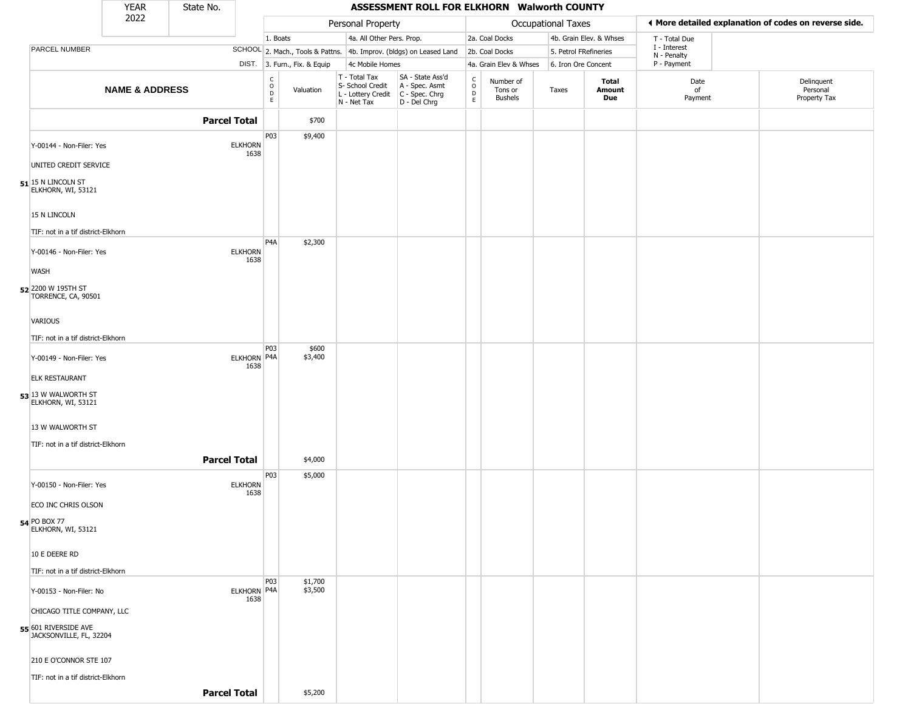# ASSESSMENT ROLL FOR ELKHORN Walworth COUNTY

YEAR 2022 | State No.

| | | Personal Property | | | | Occupational Taxes | | | | ◀ More detailed explanation of codes on reverse side. | |
|---|---|---|---|---|---|---|---|---|---|---|---|
| | | 1. Boats | | 4a. All Other Pers. Prop. | | 2a. Coal Docks | | 4b. Grain Elev. & Whses | | T - Total Due | |
| PARCEL NUMBER | SCHOOL | 2. Mach., Tools & Pattns. | | 4b. Improv. (bldgs) on Leased Land | | 2b. Coal Docks | | 5. Petrol FRefineries | | I - Interest, N - Penalty | |
| | DIST. | 3. Furn., Fix. & Equip | | 4c Mobile Homes | | 4a. Grain Elev & Whses | | 6. Iron Ore Concent | | P - Payment | |
| **NAME & ADDRESS** | | CODE | Valuation | T - Total Tax, S- School Credit, L - Lottery Credit, N - Net Tax | SA - State Ass'd, A - Spec. Asmt, C - Spec. Chrg, D - Del Chrg | CODE | Number of Tons or Bushels | Taxes | **Total Amount Due** | Date of Payment | Delinquent Personal Property Tax |
| **Parcel Total** | | | $700 | | | | | | | | |
| 51 Y-00144 - Non-Filer: Yes<br>UNITED CREDIT SERVICE<br>15 N LINCOLN ST<br>ELKHORN, WI, 53121<br>15 N LINCOLN<br>TIF: not in a tif district-Elkhorn | ELKHORN 1638 | P03 | $9,400 | | | | | | | | |
| 52 Y-00146 - Non-Filer: Yes<br>WASH<br>2200 W 195TH ST<br>TORRENCE, CA, 90501<br>VARIOUS<br>TIF: not in a tif district-Elkhorn | ELKHORN 1638 | P4A | $2,300 | | | | | | | | |
| 53 Y-00149 - Non-Filer: Yes<br>ELK RESTAURANT<br>13 W WALWORTH ST<br>ELKHORN, WI, 53121<br>13 W WALWORTH ST<br>TIF: not in a tif district-Elkhorn | ELKHORN 1638 | P03<br>P4A | $600<br>$3,400 | | | | | | | | |
| **Parcel Total** | | | $4,000 | | | | | | | | |
| 54 Y-00150 - Non-Filer: Yes<br>ECO INC CHRIS OLSON<br>PO BOX 77<br>ELKHORN, WI, 53121<br>10 E DEERE RD<br>TIF: not in a tif district-Elkhorn | ELKHORN 1638 | P03 | $5,000 | | | | | | | | |
| 55 Y-00153 - Non-Filer: No<br>CHICAGO TITLE COMPANY, LLC<br>601 RIVERSIDE AVE<br>JACKSONVILLE, FL, 32204<br>210 E O'CONNOR STE 107<br>TIF: not in a tif district-Elkhorn | ELKHORN 1638 | P03<br>P4A | $1,700<br>$3,500 | | | | | | | | |
| **Parcel Total** | | | $5,200 | | | | | | | | |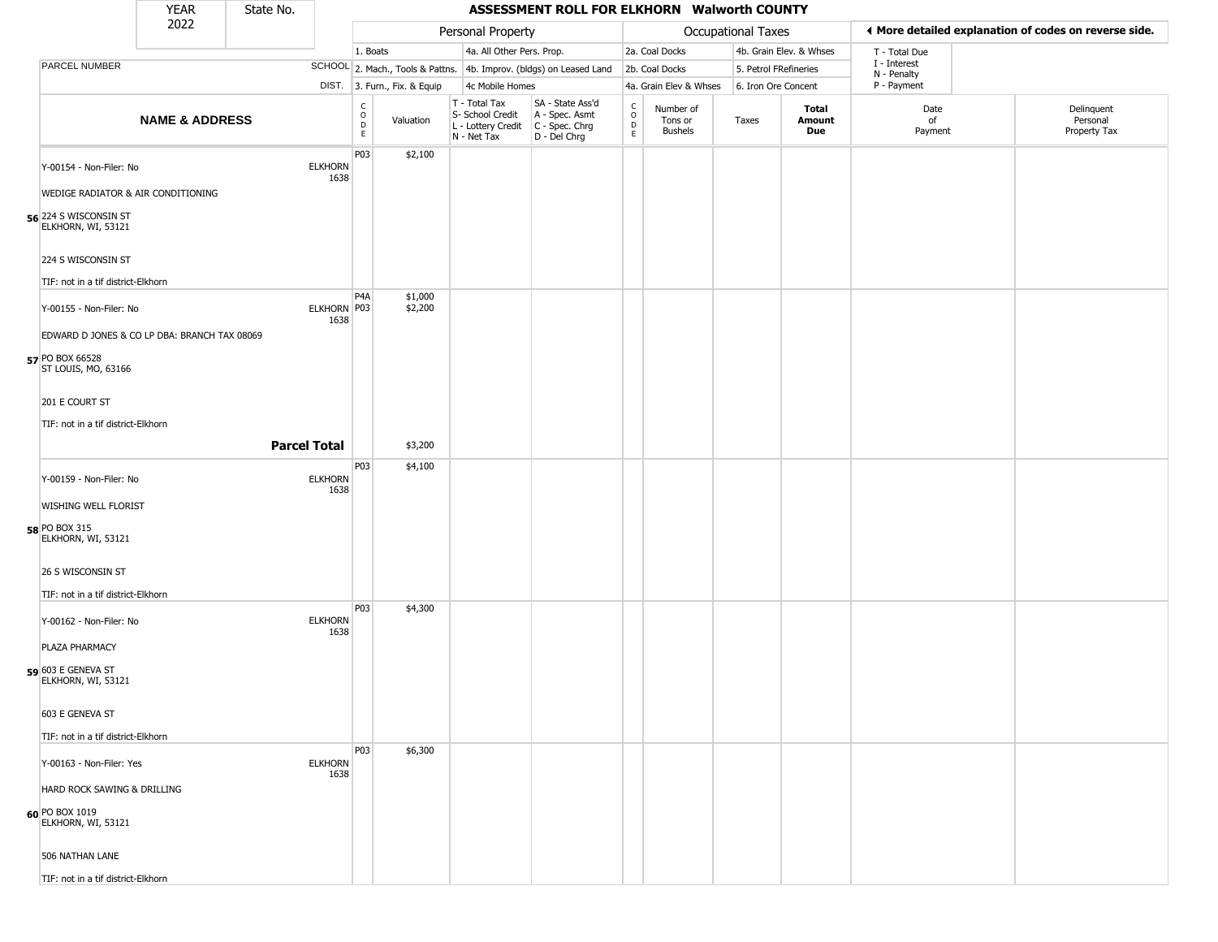| YEAR 2022 | State No. | ASSESSMENT ROLL FOR ELKHORN Walworth COUNTY |
|---|---|---|

| | | Personal Property | | | | Occupational Taxes | | | | ◄ More detailed explanation of codes on reverse side. | |
|---|---|---|---|---|---|---|---|---|---|---|---|
| | | 1. Boats | | 4a. All Other Pers. Prop. | | 2a. Coal Docks | | 4b. Grain Elev. & Whses | | T - Total Due | |
| PARCEL NUMBER | SCHOOL | 2. Mach., Tools & Pattns. | | 4b. Improv. (bldgs) on Leased Land | | 2b. Coal Docks | | 5. Petrol FRefineries | | I - Interest N - Penalty | |
| | DIST. | 3. Furn., Fix. & Equip | | 4c Mobile Homes | | 4a. Grain Elev & Whses | | 6. Iron Ore Concent | | P - Payment | |

| NAME & ADDRESS | | CODE | Valuation | T - Total Tax S- School Credit L - Lottery Credit N - Net Tax | SA - State Ass'd A - Spec. Asmt C - Spec. Chrg D - Del Chrg | CODE | Number of Tons or Bushels | Taxes | Total Amount Due | Date of Payment | Delinquent Personal Property Tax |
|---|---|---|---|---|---|---|---|---|---|---|---|
| Y-00154 - Non-Filer: No<br>WEDIGE RADIATOR & AIR CONDITIONING<br>**56** 224 S WISCONSIN ST<br>ELKHORN, WI, 53121<br>224 S WISCONSIN ST<br>TIF: not in a tif district-Elkhorn | ELKHORN 1638 | P03 | $2,100 | | | | | | | | |
| Y-00155 - Non-Filer: No<br>EDWARD D JONES & CO LP DBA: BRANCH TAX 08069<br>**57** PO BOX 66528<br>ST LOUIS, MO, 63166<br>201 E COURT ST<br>TIF: not in a tif district-Elkhorn | ELKHORN 1638 | P4A<br>P03 | $1,000<br>$2,200 | | | | | | | | |
| | **Parcel Total** | | $3,200 | | | | | | | | |
| Y-00159 - Non-Filer: No<br>WISHING WELL FLORIST<br>**58** PO BOX 315<br>ELKHORN, WI, 53121<br>26 S WISCONSIN ST<br>TIF: not in a tif district-Elkhorn | ELKHORN 1638 | P03 | $4,100 | | | | | | | | |
| Y-00162 - Non-Filer: No<br>PLAZA PHARMACY<br>**59** 603 E GENEVA ST<br>ELKHORN, WI, 53121<br>603 E GENEVA ST<br>TIF: not in a tif district-Elkhorn | ELKHORN 1638 | P03 | $4,300 | | | | | | | | |
| Y-00163 - Non-Filer: Yes<br>HARD ROCK SAWING & DRILLING<br>**60** PO BOX 1019<br>ELKHORN, WI, 53121<br>506 NATHAN LANE<br>TIF: not in a tif district-Elkhorn | ELKHORN 1638 | P03 | $6,300 | | | | | | | | |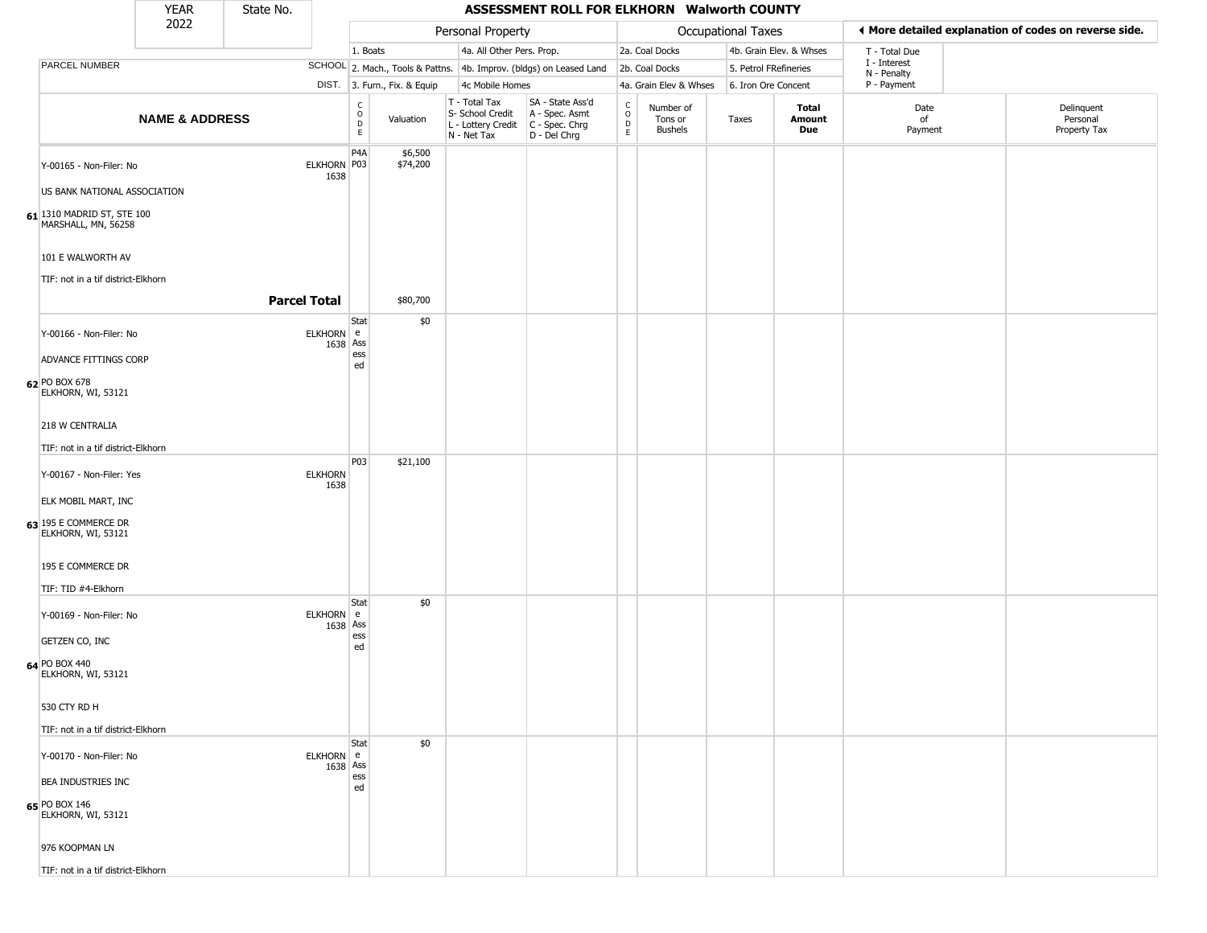| YEAR 2022 | State No. | ASSESSMENT ROLL FOR ELKHORN Walworth COUNTY | | | | | | | | | | |
|---|---|---|---|---|---|---|---|---|---|---|---|---|
| | | Personal Property | | | | Occupational Taxes | | | | ◄ More detailed explanation of codes on reverse side. | | |
| | | 1. Boats | | 4a. All Other Pers. Prop. | | 2a. Coal Docks | | 4b. Grain Elev. & Whses | | T - Total Due | | |
| PARCEL NUMBER | SCHOOL | 2. Mach., Tools & Pattns. | | 4b. Improv. (bldgs) on Leased Land | | 2b. Coal Docks | | 5. Petrol FRefineries | | I - Interest N - Penalty | | |
| | DIST. | 3. Furn., Fix. & Equip | | 4c Mobile Homes | | 4a. Grain Elev & Whses | | 6. Iron Ore Concent | | P - Payment | | |
| **NAME & ADDRESS** | | CODE | Valuation | T - Total Tax S- School Credit L - Lottery Credit N - Net Tax | SA - State Ass'd A - Spec. Asmt C - Spec. Chrg D - Del Chrg | CODE | Number of Tons or Bushels | Taxes | **Total Amount Due** | Date of Payment | Delinquent Personal Property Tax | |
| **61** Y-00165 - Non-Filer: No<br>US BANK NATIONAL ASSOCIATION<br>1310 MADRID ST, STE 100<br>MARSHALL, MN, 56258<br>101 E WALWORTH AV<br>TIF: not in a tif district-Elkhorn | ELKHORN 1638 | P4A<br>P03 | $6,500<br>$74,200 | | | | | | | | | |
| | **Parcel Total** | | $80,700 | | | | | | | | | |
| **62** Y-00166 - Non-Filer: No<br>ADVANCE FITTINGS CORP<br>PO BOX 678<br>ELKHORN, WI, 53121<br>218 W CENTRALIA<br>TIF: not in a tif district-Elkhorn | ELKHORN 1638 | State Assessed | $0 | | | | | | | | | |
| **63** Y-00167 - Non-Filer: Yes<br>ELK MOBIL MART, INC<br>195 E COMMERCE DR<br>ELKHORN, WI, 53121<br>195 E COMMERCE DR<br>TIF: TID #4-Elkhorn | ELKHORN 1638 | P03 | $21,100 | | | | | | | | | |
| **64** Y-00169 - Non-Filer: No<br>GETZEN CO, INC<br>PO BOX 440<br>ELKHORN, WI, 53121<br>530 CTY RD H<br>TIF: not in a tif district-Elkhorn | ELKHORN 1638 | State Assessed | $0 | | | | | | | | | |
| **65** Y-00170 - Non-Filer: No<br>BEA INDUSTRIES INC<br>PO BOX 146<br>ELKHORN, WI, 53121<br>976 KOOPMAN LN<br>TIF: not in a tif district-Elkhorn | ELKHORN 1638 | State Assessed | $0 | | | | | | | | | |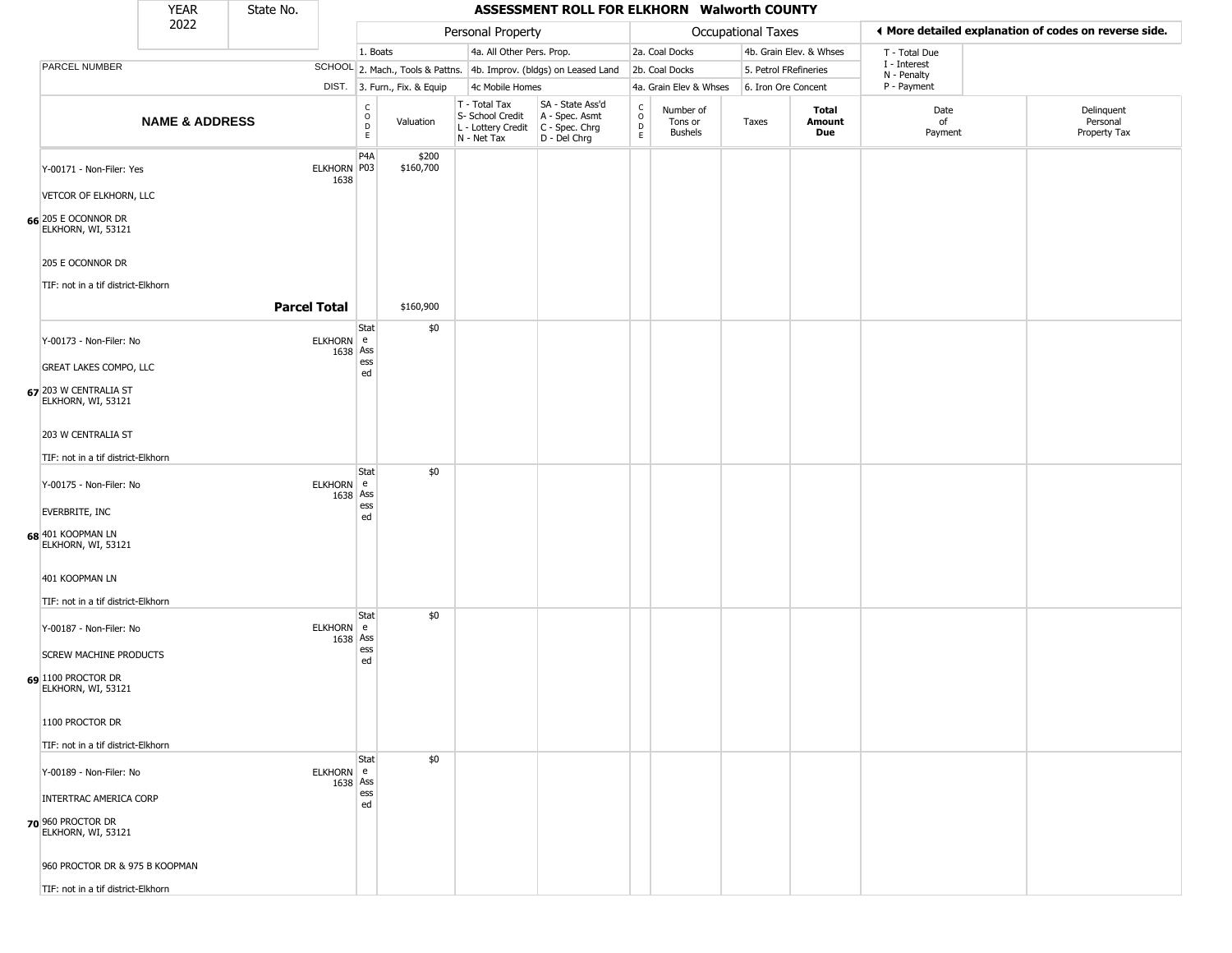| YEAR 2022 | State No. | | ASSESSMENT ROLL FOR ELKHORN Walworth COUNTY | | | | | | | | | | |
|---|---|---|---|---|---|---|---|---|---|---|---|---|---|

| PARCEL NUMBER | SCHOOL DIST. | Personal Property | | | | Occupational Taxes | | | | ◀ More detailed explanation of codes on reverse side. | |
|---|---|---|---|---|---|---|---|---|---|---|---|
| | | 1. Boats | | 4a. All Other Pers. Prop. | | 2a. Coal Docks | | 4b. Grain Elev. & Whses | | T - Total Due | |
| | | 2. Mach., Tools & Pattns. | | 4b. Improv. (bldgs) on Leased Land | | 2b. Coal Docks | | 5. Petrol FRefineries | | I - Interest, N - Penalty | |
| | | 3. Furn., Fix. & Equip | | 4c Mobile Homes | | 4a. Grain Elev & Whses | | 6. Iron Ore Concent | | P - Payment | |

| | NAME & ADDRESS | SCHOOL DIST. | CODE | Valuation | T - Total Tax, S- School Credit, L - Lottery Credit, N - Net Tax | SA - State Ass'd, A - Spec. Asmt, C - Spec. Chrg, D - Del Chrg | CODE | Number of Tons or Bushels | Taxes | Total Amount Due | Date of Payment | Delinquent Personal Property Tax |
|---|---|---|---|---|---|---|---|---|---|---|---|---|
| 66 | Y-00171 - Non-Filer: Yes<br>VETCOR OF ELKHORN, LLC<br>205 E OCONNOR DR<br>ELKHORN, WI, 53121<br>205 E OCONNOR DR<br>TIF: not in a tif district-Elkhorn | ELKHORN 1638 | P4A<br>P03 | $200<br>$160,700 | | | | | | | | |
| | **Parcel Total** | | | $160,900 | | | | | | | | |
| 67 | Y-00173 - Non-Filer: No<br>GREAT LAKES COMPO, LLC<br>203 W CENTRALIA ST<br>ELKHORN, WI, 53121<br>203 W CENTRALIA ST<br>TIF: not in a tif district-Elkhorn | ELKHORN 1638 | State Assessed | $0 | | | | | | | | |
| 68 | Y-00175 - Non-Filer: No<br>EVERBRITE, INC<br>401 KOOPMAN LN<br>ELKHORN, WI, 53121<br>401 KOOPMAN LN<br>TIF: not in a tif district-Elkhorn | ELKHORN 1638 | State Assessed | $0 | | | | | | | | |
| 69 | Y-00187 - Non-Filer: No<br>SCREW MACHINE PRODUCTS<br>1100 PROCTOR DR<br>ELKHORN, WI, 53121<br>1100 PROCTOR DR<br>TIF: not in a tif district-Elkhorn | ELKHORN 1638 | State Assessed | $0 | | | | | | | | |
| 70 | Y-00189 - Non-Filer: No<br>INTERTRAC AMERICA CORP<br>960 PROCTOR DR<br>ELKHORN, WI, 53121<br>960 PROCTOR DR & 975 B KOOPMAN<br>TIF: not in a tif district-Elkhorn | ELKHORN 1638 | State Assessed | $0 | | | | | | | | |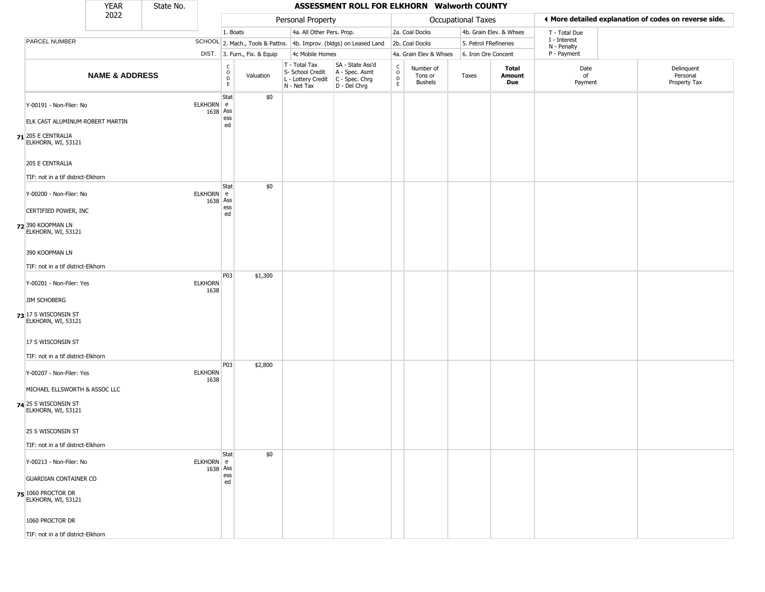| YEAR 2022 | State No. | | ASSESSMENT ROLL FOR ELKHORN Walworth COUNTY | | | | | | | | | | |
|---|---|---|---|---|---|---|---|---|---|---|---|---|---|

| | | Personal Property | | | | Occupational Taxes | | | | ◀ More detailed explanation of codes on reverse side. | |
|---|---|---|---|---|---|---|---|---|---|---|---|
| PARCEL NUMBER | SCHOOL DIST. | 1. Boats<br>2. Mach., Tools & Pattns.<br>3. Furn., Fix. & Equip | | 4a. All Other Pers. Prop.<br>4b. Improv. (bldgs) on Leased Land<br>4c Mobile Homes | | 2a. Coal Docks<br>2b. Coal Docks<br>4a. Grain Elev & Whses | | 4b. Grain Elev. & Whses<br>5. Petrol FRefineries<br>6. Iron Ore Concent | | T - Total Due<br>I - Interest<br>N - Penalty<br>P - Payment | |
| **NAME & ADDRESS** | | CODE | Valuation | T - Total Tax<br>S- School Credit<br>L - Lottery Credit<br>N - Net Tax | SA - State Ass'd<br>A - Spec. Asmt<br>C - Spec. Chrg<br>D - Del Chrg | CODE | Number of Tons or Bushels | Taxes | **Total Amount Due** | Date of Payment | Delinquent Personal Property Tax |
| **71** Y-00191 - Non-Filer: No<br>ELK CAST ALUMINUM ROBERT MARTIN<br>205 E CENTRALIA<br>ELKHORN, WI, 53121<br>205 E CENTRALIA<br>TIF: not in a tif district-Elkhorn | ELKHORN 1638 | State Assessed | $0 | | | | | | | | |
| **72** Y-00200 - Non-Filer: No<br>CERTIFIED POWER, INC<br>390 KOOPMAN LN<br>ELKHORN, WI, 53121<br>390 KOOPMAN LN<br>TIF: not in a tif district-Elkhorn | ELKHORN 1638 | State Assessed | $0 | | | | | | | | |
| **73** Y-00201 - Non-Filer: Yes<br>JIM SCHOBERG<br>17 S WISCONSIN ST<br>ELKHORN, WI, 53121<br>17 S WISCONSIN ST<br>TIF: not in a tif district-Elkhorn | ELKHORN 1638 | P03 | $1,300 | | | | | | | | |
| **74** Y-00207 - Non-Filer: Yes<br>MICHAEL ELLSWORTH & ASSOC LLC<br>25 S WISCONSIN ST<br>ELKHORN, WI, 53121<br>25 S WISCONSIN ST<br>TIF: not in a tif district-Elkhorn | ELKHORN 1638 | P03 | $2,800 | | | | | | | | |
| **75** Y-00213 - Non-Filer: No<br>GUARDIAN CONTAINER CO<br>1060 PROCTOR DR<br>ELKHORN, WI, 53121<br>1060 PROCTOR DR<br>TIF: not in a tif district-Elkhorn | ELKHORN 1638 | State Assessed | $0 | | | | | | | | |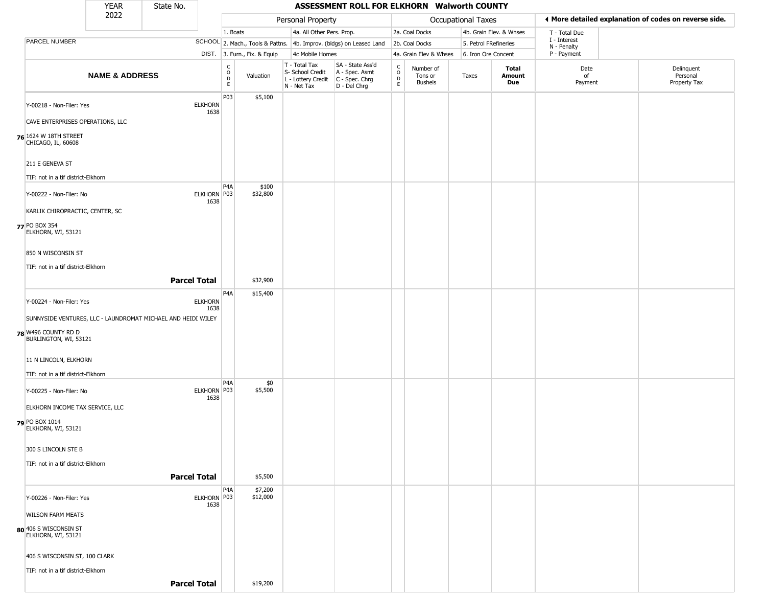| YEAR 2022 | State No. | ASSESSMENT ROLL FOR ELKHORN Walworth COUNTY | | | | | | | | | |
|---|---|---|---|---|---|---|---|---|---|---|---|

| | | Personal Property | | | | Occupational Taxes | | | | ◀ More detailed explanation of codes on reverse side. | |
|---|---|---|---|---|---|---|---|---|---|---|---|
| PARCEL NUMBER | SCHOOL DIST. | 1. Boats<br>2. Mach., Tools & Pattns.<br>3. Furn., Fix. & Equip | | 4a. All Other Pers. Prop.<br>4b. Improv. (bldgs) on Leased Land<br>4c Mobile Homes | | 2a. Coal Docks<br>2b. Coal Docks<br>4a. Grain Elev & Whses | | 4b. Grain Elev. & Whses<br>5. Petrol FRefineries<br>6. Iron Ore Concent | | T - Total Due<br>I - Interest<br>N - Penalty<br>P - Payment | |
| NAME & ADDRESS | | CODE | Valuation | T - Total Tax<br>S- School Credit<br>L - Lottery Credit<br>N - Net Tax | SA - State Ass'd<br>A - Spec. Asmt<br>C - Spec. Chrg<br>D - Del Chrg | CODE | Number of Tons or Bushels | Taxes | Total Amount Due | Date of Payment | Delinquent Personal Property Tax |
| **76** Y-00218 - Non-Filer: Yes<br>CAVE ENTERPRISES OPERATIONS, LLC<br>1624 W 18TH STREET<br>CHICAGO, IL, 60608<br>211 E GENEVA ST<br>TIF: not in a tif district-Elkhorn | ELKHORN 1638 | P03 | $5,100 | | | | | | | | |
| **77** Y-00222 - Non-Filer: No<br>KARLIK CHIROPRACTIC, CENTER, SC<br>PO BOX 354<br>ELKHORN, WI, 53121<br>850 N WISCONSIN ST<br>TIF: not in a tif district-Elkhorn | ELKHORN 1638 | P4A<br>P03 | $100<br>$32,800 | | | | | | | | |
| **Parcel Total** | | | $32,900 | | | | | | | | |
| **78** Y-00224 - Non-Filer: Yes<br>SUNNYSIDE VENTURES, LLC - LAUNDROMAT MICHAEL AND HEIDI WILEY<br>W496 COUNTY RD D<br>BURLINGTON, WI, 53121<br>11 N LINCOLN, ELKHORN<br>TIF: not in a tif district-Elkhorn | ELKHORN 1638 | P4A | $15,400 | | | | | | | | |
| **79** Y-00225 - Non-Filer: No<br>ELKHORN INCOME TAX SERVICE, LLC<br>PO BOX 1014<br>ELKHORN, WI, 53121<br>300 S LINCOLN STE B<br>TIF: not in a tif district-Elkhorn | ELKHORN 1638 | P4A<br>P03 | $0<br>$5,500 | | | | | | | | |
| **Parcel Total** | | | $5,500 | | | | | | | | |
| **80** Y-00226 - Non-Filer: Yes<br>WILSON FARM MEATS<br>406 S WISCONSIN ST<br>ELKHORN, WI, 53121<br>406 S WISCONSIN ST, 100 CLARK<br>TIF: not in a tif district-Elkhorn | ELKHORN 1638 | P4A<br>P03 | $7,200<br>$12,000 | | | | | | | | |
| **Parcel Total** | | | $19,200 | | | | | | | | |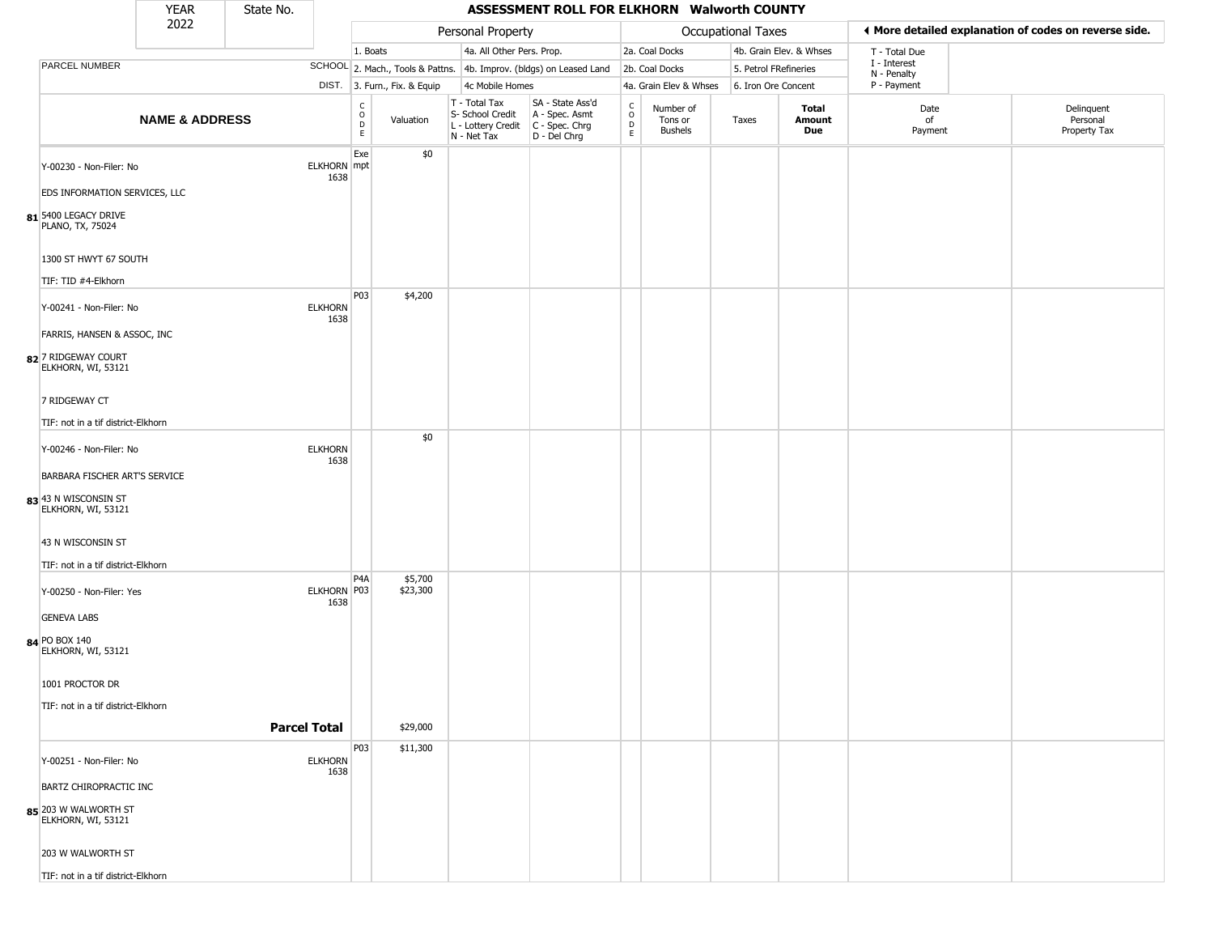| YEAR 2022 | State No. | | ASSESSMENT ROLL FOR ELKHORN Walworth COUNTY | | | | | | | | | | |
|---|---|---|---|---|---|---|---|---|---|---|---|---|---|

| | | Personal Property | | | | Occupational Taxes | | | | ◄ More detailed explanation of codes on reverse side. | |
|---|---|---|---|---|---|---|---|---|---|---|---|
| PARCEL NUMBER | SCHOOL DIST. | 1. Boats<br>2. Mach., Tools & Pattns.<br>3. Furn., Fix. & Equip | | 4a. All Other Pers. Prop.<br>4b. Improv. (bldgs) on Leased Land<br>4c Mobile Homes | | 2a. Coal Docks<br>2b. Coal Docks<br>4a. Grain Elev & Whses | | 4b. Grain Elev. & Whses<br>5. Petrol FRefineries<br>6. Iron Ore Concent | | T - Total Due<br>I - Interest<br>N - Penalty<br>P - Payment | |
| **NAME & ADDRESS** | | CODE | Valuation | T - Total Tax<br>S- School Credit<br>L - Lottery Credit<br>N - Net Tax | SA - State Ass'd<br>A - Spec. Asmt<br>C - Spec. Chrg<br>D - Del Chrg | CODE | Number of Tons or Bushels | Taxes | **Total Amount Due** | Date of Payment | Delinquent Personal Property Tax |
| Y-00230 - Non-Filer: No<br>EDS INFORMATION SERVICES, LLC<br>81 5400 LEGACY DRIVE<br>PLANO, TX, 75024<br>1300 ST HWYT 67 SOUTH<br>TIF: TID #4-Elkhorn | ELKHORN 1638 | Exempt | $0 | | | | | | | | |
| Y-00241 - Non-Filer: No<br>FARRIS, HANSEN & ASSOC, INC<br>82 7 RIDGEWAY COURT<br>ELKHORN, WI, 53121<br>7 RIDGEWAY CT<br>TIF: not in a tif district-Elkhorn | ELKHORN 1638 | P03 | $4,200 | | | | | | | | |
| Y-00246 - Non-Filer: No<br>BARBARA FISCHER ART'S SERVICE<br>83 43 N WISCONSIN ST<br>ELKHORN, WI, 53121<br>43 N WISCONSIN ST<br>TIF: not in a tif district-Elkhorn | ELKHORN 1638 | | $0 | | | | | | | | |
| Y-00250 - Non-Filer: Yes<br>GENEVA LABS<br>84 PO BOX 140<br>ELKHORN, WI, 53121<br>1001 PROCTOR DR<br>TIF: not in a tif district-Elkhorn | ELKHORN 1638 | P4A<br>P03 | $5,700<br>$23,300 | | | | | | | | |
| **Parcel Total** | | | $29,000 | | | | | | | | |
| Y-00251 - Non-Filer: No<br>BARTZ CHIROPRACTIC INC<br>85 203 W WALWORTH ST<br>ELKHORN, WI, 53121<br>203 W WALWORTH ST<br>TIF: not in a tif district-Elkhorn | ELKHORN 1638 | P03 | $11,300 | | | | | | | | |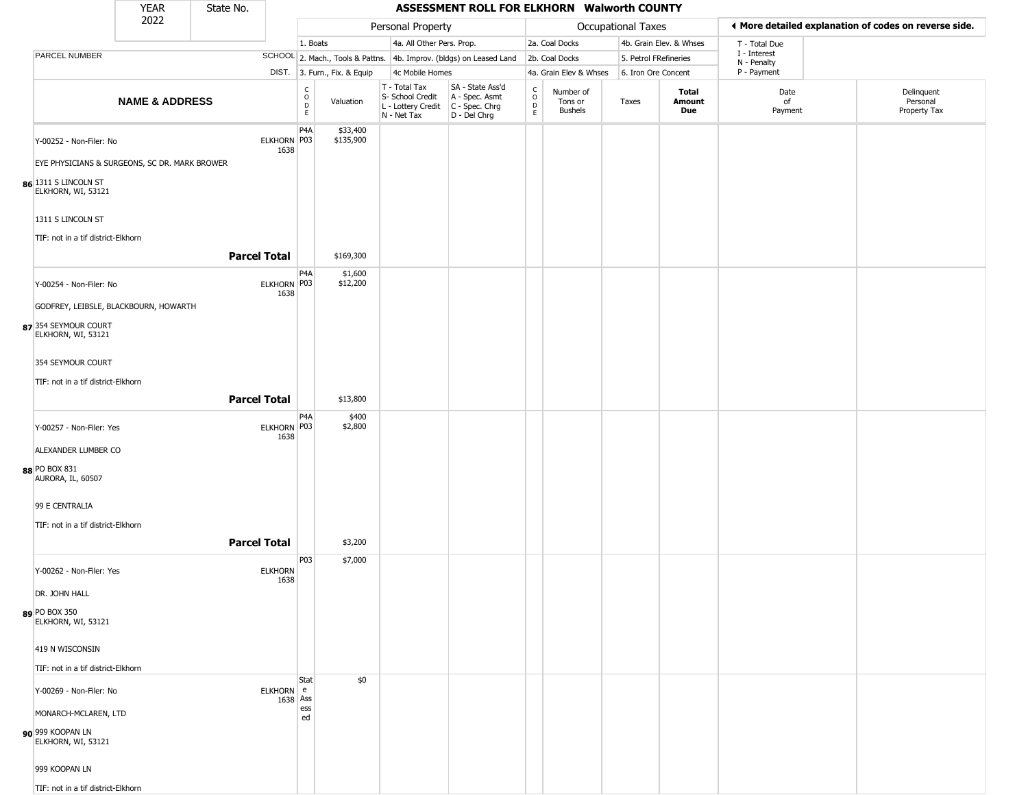| YEAR 2022 | State No. | ASSESSMENT ROLL FOR ELKHORN Walworth COUNTY | | | | | | | | | |
|---|---|---|---|---|---|---|---|---|---|---|---|

| | | Personal Property | | | | Occupational Taxes | | | | ◂ More detailed explanation of codes on reverse side. | |
|---|---|---|---|---|---|---|---|---|---|---|---|
| PARCEL NUMBER | SCHOOL DIST. | 1. Boats 2. Mach., Tools & Pattns. 3. Furn., Fix. & Equip | | 4a. All Other Pers. Prop. 4b. Improv. (bldgs) on Leased Land 4c Mobile Homes | | 2a. Coal Docks 2b. Coal Docks 4a. Grain Elev & Whses | | 4b. Grain Elev. & Whses 5. Petrol FRefineries 6. Iron Ore Concent | | T - Total Due I - Interest N - Penalty P - Payment | |
| **NAME & ADDRESS** | | CODE | Valuation | T - Total Tax S- School Credit L - Lottery Credit N - Net Tax | SA - State Ass'd A - Spec. Asmt C - Spec. Chrg D - Del Chrg | CODE | Number of Tons or Bushels | Taxes | **Total Amount Due** | Date of Payment | Delinquent Personal Property Tax |
| Y-00252 - Non-Filer: No<br>EYE PHYSICIANS & SURGEONS, SC DR. MARK BROWER<br>86 1311 S LINCOLN ST<br>ELKHORN, WI, 53121<br>1311 S LINCOLN ST<br>TIF: not in a tif district-Elkhorn | ELKHORN 1638 | P4A<br>P03 | $33,400<br>$135,900 | | | | | | | | |
| **Parcel Total** | | | $169,300 | | | | | | | | |
| Y-00254 - Non-Filer: No<br>GODFREY, LEIBSLE, BLACKBOURN, HOWARTH<br>87 354 SEYMOUR COURT<br>ELKHORN, WI, 53121<br>354 SEYMOUR COURT<br>TIF: not in a tif district-Elkhorn | ELKHORN 1638 | P4A<br>P03 | $1,600<br>$12,200 | | | | | | | | |
| **Parcel Total** | | | $13,800 | | | | | | | | |
| Y-00257 - Non-Filer: Yes<br>ALEXANDER LUMBER CO<br>88 PO BOX 831<br>AURORA, IL, 60507<br>99 E CENTRALIA<br>TIF: not in a tif district-Elkhorn | ELKHORN 1638 | P4A<br>P03 | $400<br>$2,800 | | | | | | | | |
| **Parcel Total** | | | $3,200 | | | | | | | | |
| Y-00262 - Non-Filer: Yes<br>DR. JOHN HALL<br>89 PO BOX 350<br>ELKHORN, WI, 53121<br>419 N WISCONSIN<br>TIF: not in a tif district-Elkhorn | ELKHORN 1638 | P03 | $7,000 | | | | | | | | |
| Y-00269 - Non-Filer: No<br>MONARCH-MCLAREN, LTD<br>90 999 KOOPAN LN<br>ELKHORN, WI, 53121<br>999 KOOPAN LN<br>TIF: not in a tif district-Elkhorn | ELKHORN 1638 | State Assessed | $0 | | | | | | | | |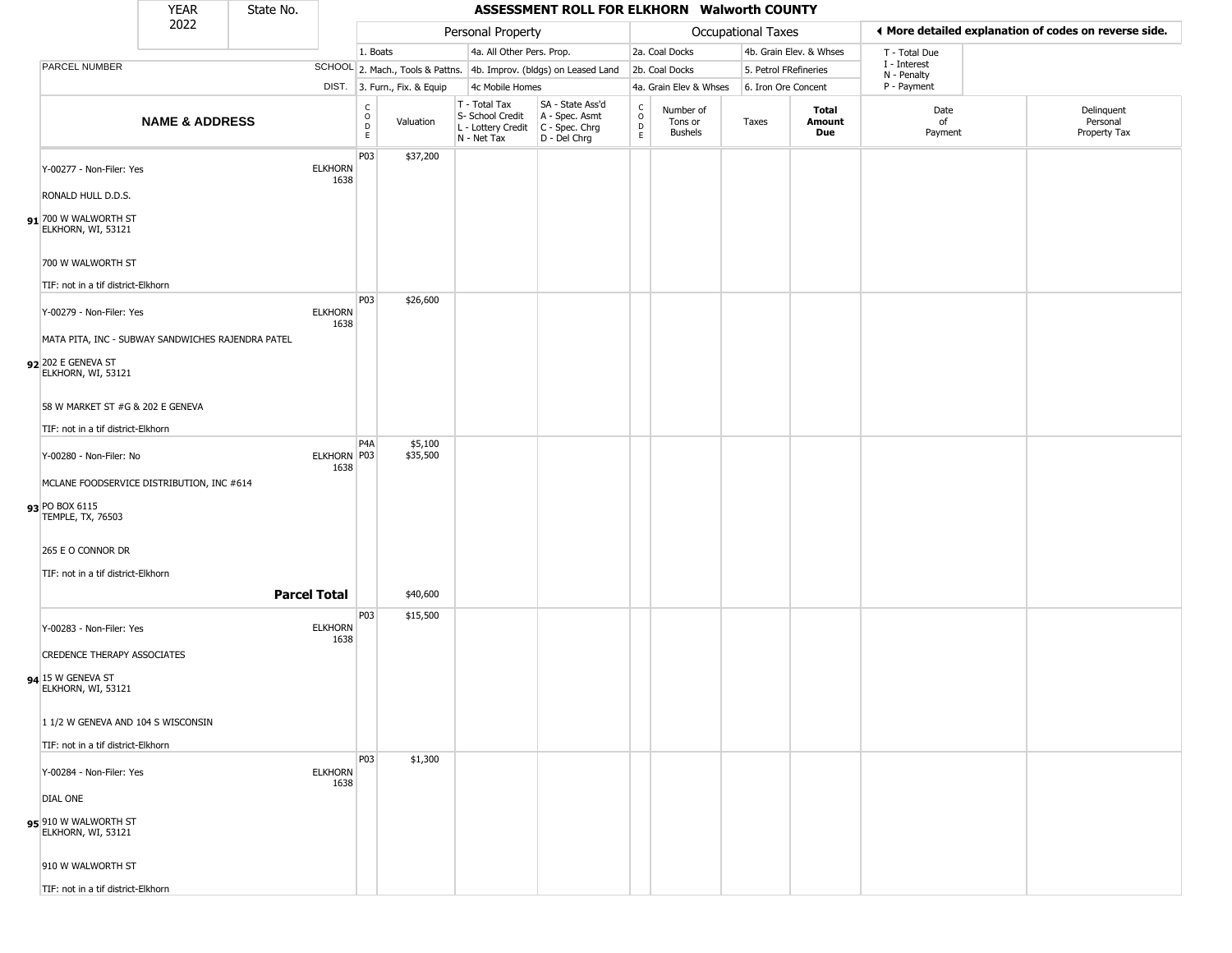| YEAR 2022 | State No. | | ASSESSMENT ROLL FOR ELKHORN Walworth COUNTY | | | | | | | | | | |
|---|---|---|---|---|---|---|---|---|---|---|---|---|---|

| | | Personal Property | | | | Occupational Taxes | | | | ◄ More detailed explanation of codes on reverse side. | |
|---|---|---|---|---|---|---|---|---|---|---|---|
| PARCEL NUMBER | SCHOOL DIST. | 1. Boats<br>2. Mach., Tools & Pattns.<br>3. Furn., Fix. & Equip | | 4a. All Other Pers. Prop.<br>4b. Improv. (bldgs) on Leased Land<br>4c Mobile Homes | | 2a. Coal Docks<br>2b. Coal Docks<br>4a. Grain Elev & Whses | | 4b. Grain Elev. & Whses<br>5. Petrol FRefineries<br>6. Iron Ore Concent | | T - Total Due<br>I - Interest<br>N - Penalty<br>P - Payment | |

| NAME & ADDRESS | | CODE | Valuation | T - Total Tax<br>S- School Credit<br>L - Lottery Credit<br>N - Net Tax | SA - State Ass'd<br>A - Spec. Asmt<br>C - Spec. Chrg<br>D - Del Chrg | CODE | Number of Tons or Bushels | Taxes | Total Amount Due | Date of Payment | Delinquent Personal Property Tax |
|---|---|---|---|---|---|---|---|---|---|---|---|
| 91 Y-00277 - Non-Filer: Yes<br>RONALD HULL D.D.S.<br>700 W WALWORTH ST<br>ELKHORN, WI, 53121<br>700 W WALWORTH ST<br>TIF: not in a tif district-Elkhorn | ELKHORN 1638 | P03 | $37,200 | | | | | | | | |
| 92 Y-00279 - Non-Filer: Yes<br>MATA PITA, INC - SUBWAY SANDWICHES RAJENDRA PATEL<br>202 E GENEVA ST<br>ELKHORN, WI, 53121<br>58 W MARKET ST #G & 202 E GENEVA<br>TIF: not in a tif district-Elkhorn | ELKHORN 1638 | P03 | $26,600 | | | | | | | | |
| 93 Y-00280 - Non-Filer: No<br>MCLANE FOODSERVICE DISTRIBUTION, INC #614<br>PO BOX 6115<br>TEMPLE, TX, 76503<br>265 E O CONNOR DR<br>TIF: not in a tif district-Elkhorn | ELKHORN 1638 | P4A<br>P03 | $5,100<br>$35,500 | | | | | | | | |
| **Parcel Total** | | | $40,600 | | | | | | | | |
| 94 Y-00283 - Non-Filer: Yes<br>CREDENCE THERAPY ASSOCIATES<br>15 W GENEVA ST<br>ELKHORN, WI, 53121<br>1 1/2 W GENEVA AND 104 S WISCONSIN<br>TIF: not in a tif district-Elkhorn | ELKHORN 1638 | P03 | $15,500 | | | | | | | | |
| 95 Y-00284 - Non-Filer: Yes<br>DIAL ONE<br>910 W WALWORTH ST<br>ELKHORN, WI, 53121<br>910 W WALWORTH ST<br>TIF: not in a tif district-Elkhorn | ELKHORN 1638 | P03 | $1,300 | | | | | | | | |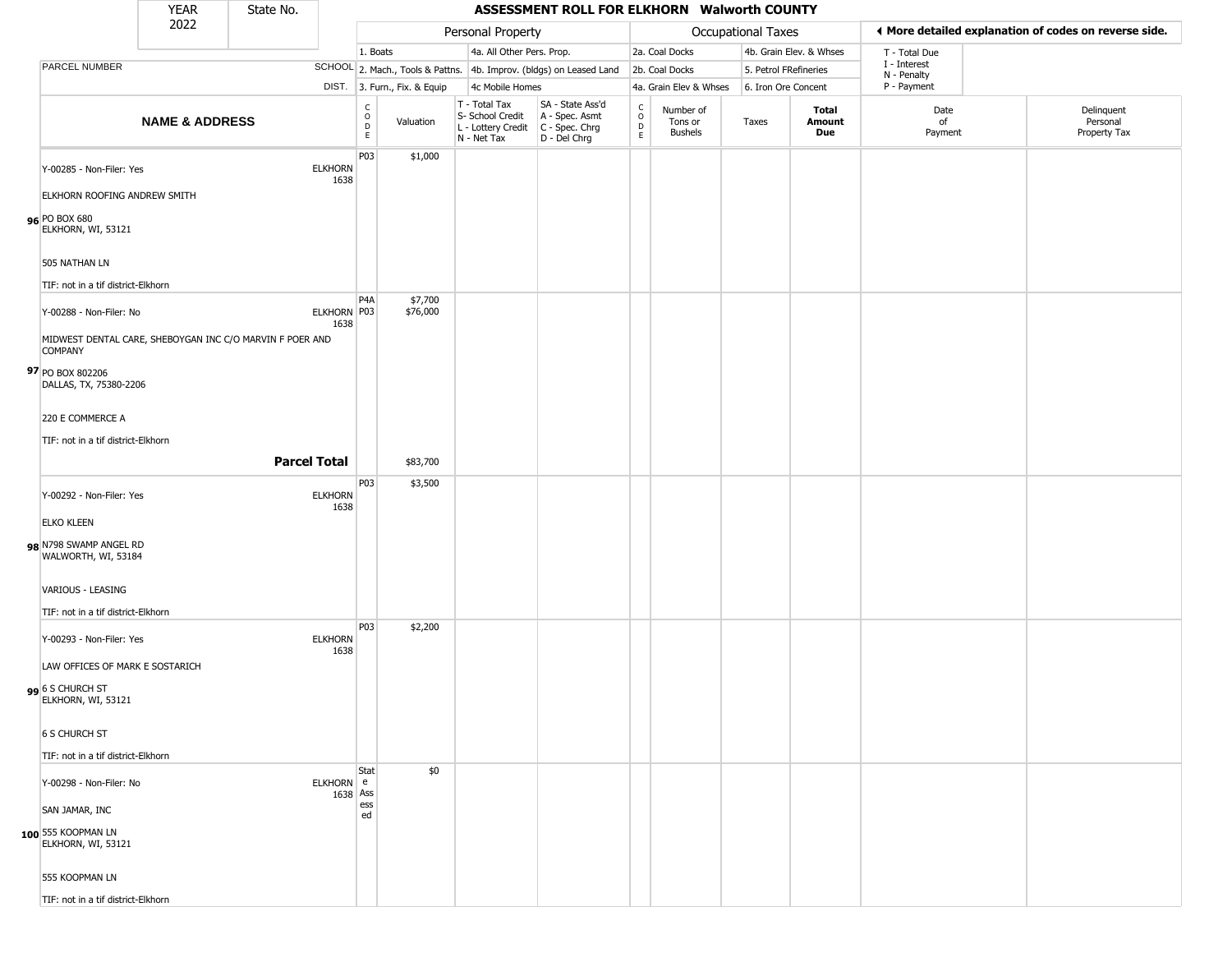| YEAR | State No. |
|---|---|
| 2022 | |

## ASSESSMENT ROLL FOR ELKHORN Walworth COUNTY

| | | Personal Property | | | | Occupational Taxes | | | | ◂ More detailed explanation of codes on reverse side. | |
|---|---|---|---|---|---|---|---|---|---|---|---|
| PARCEL NUMBER | SCHOOL DIST. | 1. Boats<br>2. Mach., Tools & Pattns.<br>3. Furn., Fix. & Equip | | 4a. All Other Pers. Prop.<br>4b. Improv. (bldgs) on Leased Land<br>4c Mobile Homes | | 2a. Coal Docks<br>2b. Coal Docks<br>4a. Grain Elev & Whses | | 4b. Grain Elev. & Whses<br>5. Petrol FRefineries<br>6. Iron Ore Concent | | T - Total Due<br>I - Interest<br>N - Penalty<br>P - Payment | |
| **NAME & ADDRESS** | | CODE | Valuation | T - Total Tax<br>S- School Credit<br>L - Lottery Credit<br>N - Net Tax | SA - State Ass'd<br>A - Spec. Asmt<br>C - Spec. Chrg<br>D - Del Chrg | CODE | Number of Tons or Bushels | Taxes | **Total Amount Due** | Date of Payment | Delinquent Personal Property Tax |
| 96 Y-00285 - Non-Filer: Yes<br>ELKHORN ROOFING ANDREW SMITH<br>PO BOX 680<br>ELKHORN, WI, 53121<br>505 NATHAN LN<br>TIF: not in a tif district-Elkhorn | ELKHORN 1638 | P03 | $1,000 | | | | | | | | |
| 97 Y-00288 - Non-Filer: No<br>MIDWEST DENTAL CARE, SHEBOYGAN INC C/O MARVIN F POER AND COMPANY<br>PO BOX 802206<br>DALLAS, TX, 75380-2206<br>220 E COMMERCE A<br>TIF: not in a tif district-Elkhorn | ELKHORN 1638 | P4A<br>P03 | $7,700<br>$76,000 | | | | | | | | |
| **Parcel Total** | | | $83,700 | | | | | | | | |
| 98 Y-00292 - Non-Filer: Yes<br>ELKO KLEEN<br>N798 SWAMP ANGEL RD<br>WALWORTH, WI, 53184<br>VARIOUS - LEASING<br>TIF: not in a tif district-Elkhorn | ELKHORN 1638 | P03 | $3,500 | | | | | | | | |
| 99 Y-00293 - Non-Filer: Yes<br>LAW OFFICES OF MARK E SOSTARICH<br>6 S CHURCH ST<br>ELKHORN, WI, 53121<br>6 S CHURCH ST<br>TIF: not in a tif district-Elkhorn | ELKHORN 1638 | P03 | $2,200 | | | | | | | | |
| 100 Y-00298 - Non-Filer: No<br>SAN JAMAR, INC<br>555 KOOPMAN LN<br>ELKHORN, WI, 53121<br>555 KOOPMAN LN<br>TIF: not in a tif district-Elkhorn | ELKHORN 1638 | State Assessed | $0 | | | | | | | | |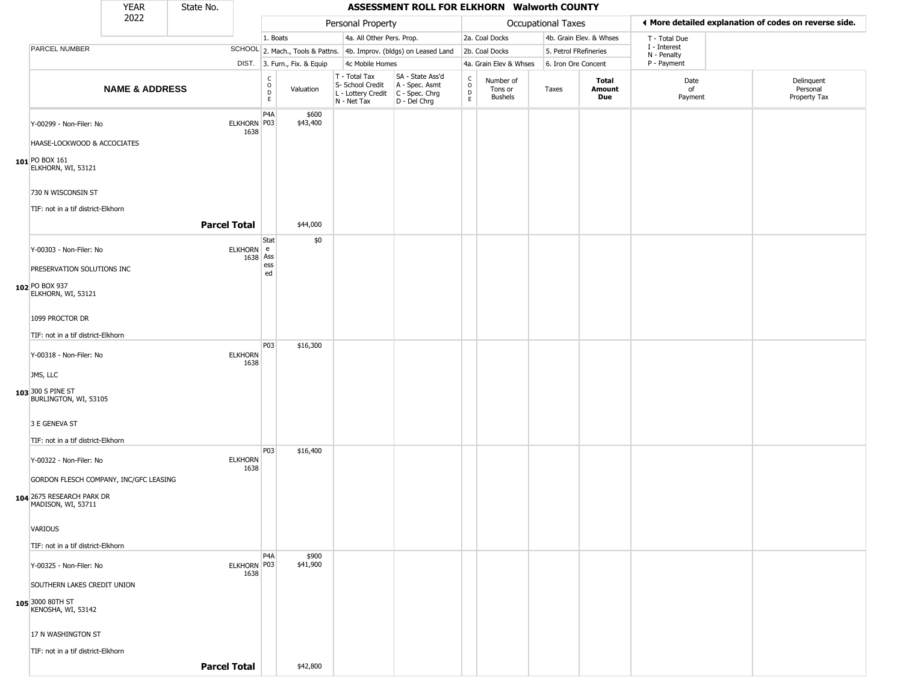# ASSESSMENT ROLL FOR ELKHORN Walworth COUNTY

YEAR 2022 | State No.

| | | Personal Property | | | | Occupational Taxes | | | | ◄ More detailed explanation of codes on reverse side. | |
|---|---|---|---|---|---|---|---|---|---|---|---|
| | | 1. Boats | | 4a. All Other Pers. Prop. | | 2a. Coal Docks | | 4b. Grain Elev. & Whses | | T - Total Due | |
| PARCEL NUMBER | SCHOOL | 2. Mach., Tools & Pattns. | | 4b. Improv. (bldgs) on Leased Land | | 2b. Coal Docks | | 5. Petrol FRefineries | | I - Interest N - Penalty | |
| | DIST. | 3. Furn., Fix. & Equip | | 4c Mobile Homes | | 4a. Grain Elev & Whses | | 6. Iron Ore Concent | | P - Payment | |
| NAME & ADDRESS | | CODE | Valuation | T - Total Tax S- School Credit L - Lottery Credit N - Net Tax | SA - State Ass'd A - Spec. Asmt C - Spec. Chrg D - Del Chrg | CODE | Number of Tons or Bushels | Taxes | Total Amount Due | Date of Payment | Delinquent Personal Property Tax |
| 101 Y-00299 - Non-Filer: No<br>HAASE-LOCKWOOD & ACCOCIATES<br>PO BOX 161<br>ELKHORN, WI, 53121<br>730 N WISCONSIN ST<br>TIF: not in a tif district-Elkhorn | ELKHORN 1638 | P4A<br>P03 | $600<br>$43,400 | | | | | | | | |
| Parcel Total | | | $44,000 | | | | | | | | |
| 102 Y-00303 - Non-Filer: No<br>PRESERVATION SOLUTIONS INC<br>PO BOX 937<br>ELKHORN, WI, 53121<br>1099 PROCTOR DR<br>TIF: not in a tif district-Elkhorn | ELKHORN 1638 | State Assessed | $0 | | | | | | | | |
| 103 Y-00318 - Non-Filer: No<br>JMS, LLC<br>300 S PINE ST<br>BURLINGTON, WI, 53105<br>3 E GENEVA ST<br>TIF: not in a tif district-Elkhorn | ELKHORN 1638 | P03 | $16,300 | | | | | | | | |
| 104 Y-00322 - Non-Filer: No<br>GORDON FLESCH COMPANY, INC/GFC LEASING<br>2675 RESEARCH PARK DR<br>MADISON, WI, 53711<br>VARIOUS<br>TIF: not in a tif district-Elkhorn | ELKHORN 1638 | P03 | $16,400 | | | | | | | | |
| 105 Y-00325 - Non-Filer: No<br>SOUTHERN LAKES CREDIT UNION<br>3000 80TH ST<br>KENOSHA, WI, 53142<br>17 N WASHINGTON ST<br>TIF: not in a tif district-Elkhorn | ELKHORN 1638 | P4A<br>P03 | $900<br>$41,900 | | | | | | | | |
| Parcel Total | | | $42,800 | | | | | | | | |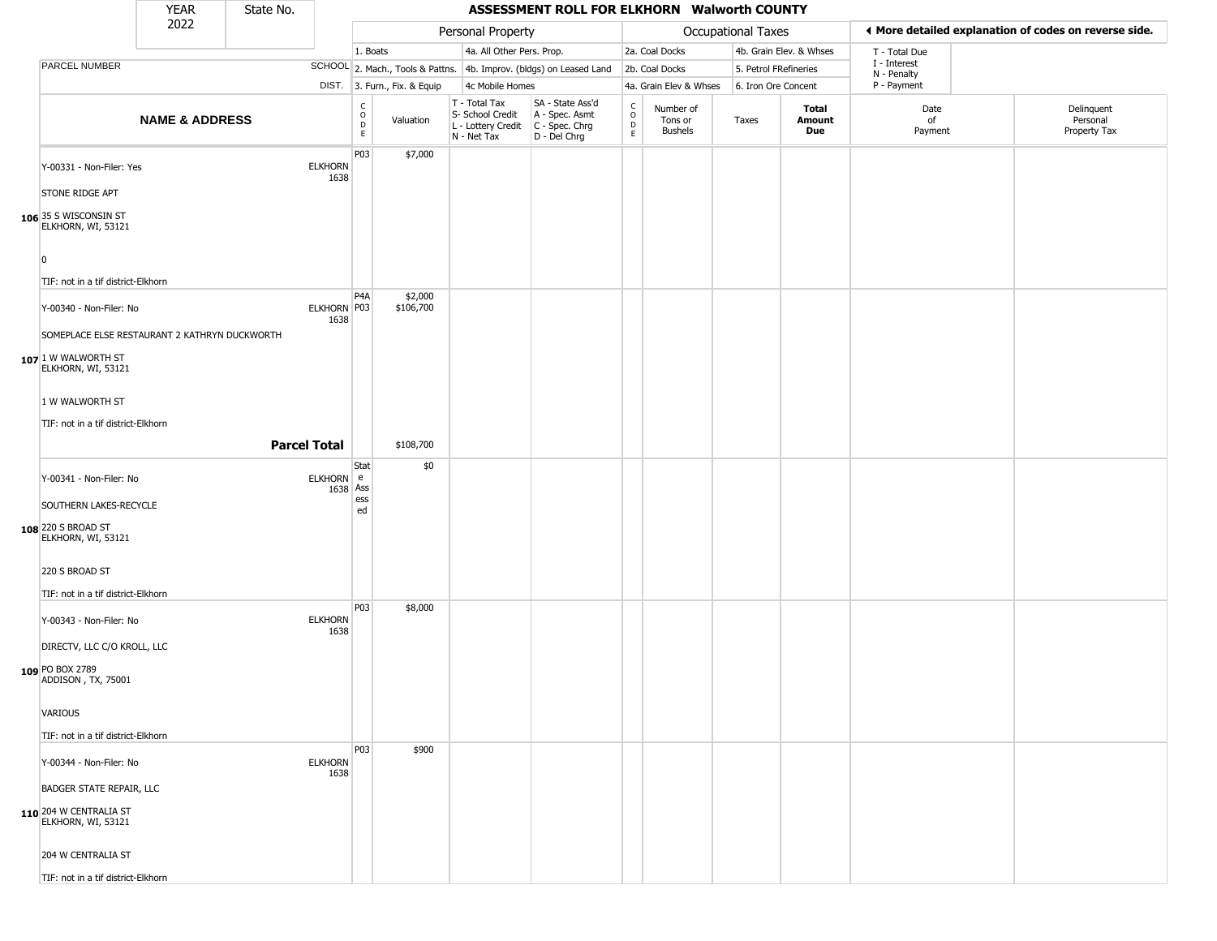# ASSESSMENT ROLL FOR ELKHORN Walworth COUNTY

YEAR 2022 | State No.

| NAME & ADDRESS | SCHOOL DIST. | CODE | Valuation | T - Total Tax / S- School Credit / L - Lottery Credit / N - Net Tax | SA - State Ass'd / A - Spec. Asmt / C - Spec. Chrg / D - Del Chrg | CODE | Number of Tons or Bushels | Taxes | Total Amount Due | Date of Payment | Delinquent Personal Property Tax |
|---|---|---|---|---|---|---|---|---|---|---|---|
| **106** Y-00331 - Non-Filer: Yes<br>STONE RIDGE APT<br>35 S WISCONSIN ST<br>ELKHORN, WI, 53121<br><br>0<br>TIF: not in a tif district-Elkhorn | ELKHORN 1638 | P03 | $7,000 | | | | | | | | |
| **107** Y-00340 - Non-Filer: No<br>SOMEPLACE ELSE RESTAURANT 2 KATHRYN DUCKWORTH<br>1 W WALWORTH ST<br>ELKHORN, WI, 53121<br><br>1 W WALWORTH ST<br>TIF: not in a tif district-Elkhorn | ELKHORN 1638 | P4A<br>P03 | $2,000<br>$106,700 | | | | | | | | |
| **Parcel Total** | | | $108,700 | | | | | | | | |
| **108** Y-00341 - Non-Filer: No<br>SOUTHERN LAKES-RECYCLE<br>220 S BROAD ST<br>ELKHORN, WI, 53121<br><br>220 S BROAD ST<br>TIF: not in a tif district-Elkhorn | ELKHORN 1638 | State Assessed | $0 | | | | | | | | |
| **109** Y-00343 - Non-Filer: No<br>DIRECTV, LLC C/O KROLL, LLC<br>PO BOX 2789<br>ADDISON , TX, 75001<br><br>VARIOUS<br>TIF: not in a tif district-Elkhorn | ELKHORN 1638 | P03 | $8,000 | | | | | | | | |
| **110** Y-00344 - Non-Filer: No<br>BADGER STATE REPAIR, LLC<br>204 W CENTRALIA ST<br>ELKHORN, WI, 53121<br><br>204 W CENTRALIA ST<br>TIF: not in a tif district-Elkhorn | ELKHORN 1638 | P03 | $900 | | | | | | | | |

Personal Property codes: 1. Boats; 2. Mach., Tools & Pattns.; 3. Furn., Fix. & Equip; 4a. All Other Pers. Prop.; 4b. Improv. (bldgs) on Leased Land; 4c Mobile Homes

Occupational Taxes codes: 2a. Coal Docks; 2b. Coal Docks; 4a. Grain Elev & Whses; 4b. Grain Elev. & Whses; 5. Petrol FRefineries; 6. Iron Ore Concent

T - Total Due; I - Interest; N - Penalty; P - Payment

◄ More detailed explanation of codes on reverse side.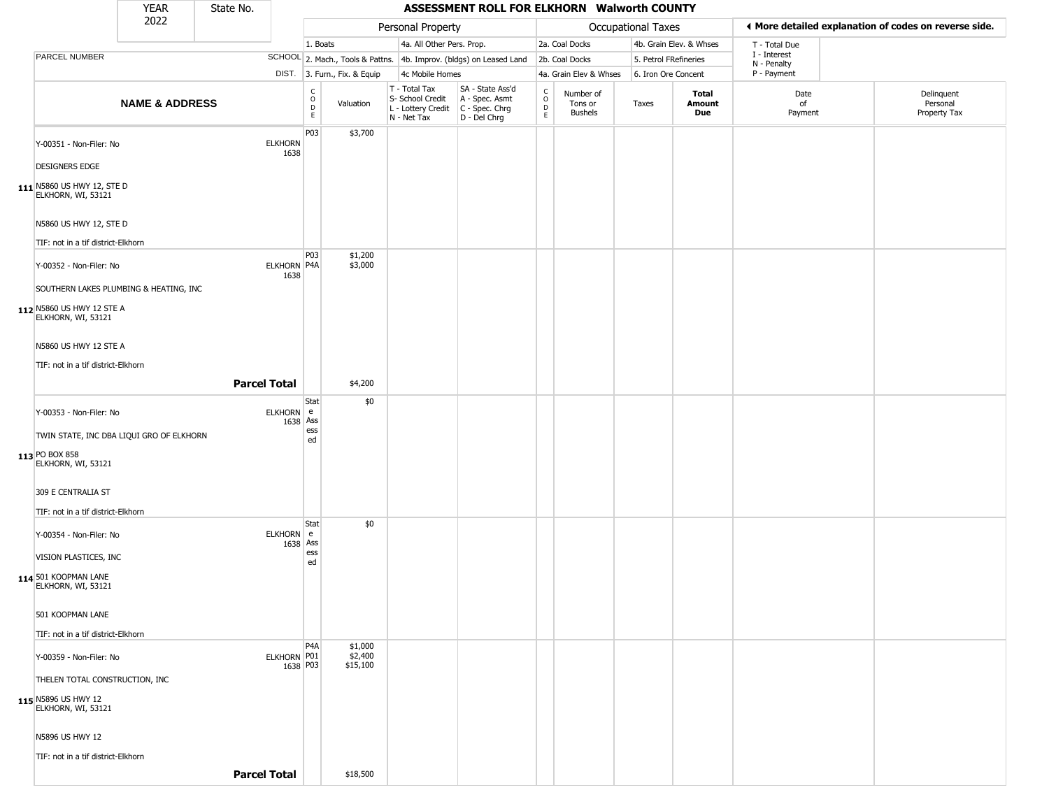| YEAR | State No. |
|---|---|
| 2022 | |

## ASSESSMENT ROLL FOR ELKHORN Walworth COUNTY

| | | Personal Property | | | | Occupational Taxes | | | | ◄ More detailed explanation of codes on reverse side. | |
|---|---|---|---|---|---|---|---|---|---|---|---|
| PARCEL NUMBER | SCHOOL DIST. | 1. Boats<br>2. Mach., Tools & Pattns.<br>3. Furn., Fix. & Equip | | 4a. All Other Pers. Prop.<br>4b. Improv. (bldgs) on Leased Land<br>4c Mobile Homes | | 2a. Coal Docks<br>2b. Coal Docks<br>4a. Grain Elev & Whses | | 4b. Grain Elev. & Whses<br>5. Petrol FRefineries<br>6. Iron Ore Concent | | T - Total Due<br>I - Interest<br>N - Penalty<br>P - Payment | |
| **NAME & ADDRESS** | | CODE | Valuation | T - Total Tax<br>S- School Credit<br>L - Lottery Credit<br>N - Net Tax | SA - State Ass'd<br>A - Spec. Asmt<br>C - Spec. Chrg<br>D - Del Chrg | CODE | Number of Tons or Bushels | Taxes | **Total Amount Due** | Date of Payment | Delinquent Personal Property Tax |
| 111 Y-00351 - Non-Filer: No<br>DESIGNERS EDGE<br>N5860 US HWY 12, STE D<br>ELKHORN, WI, 53121<br>N5860 US HWY 12, STE D<br>TIF: not in a tif district-Elkhorn | ELKHORN 1638 | P03 | $3,700 | | | | | | | | |
| 112 Y-00352 - Non-Filer: No<br>SOUTHERN LAKES PLUMBING & HEATING, INC<br>N5860 US HWY 12 STE A<br>ELKHORN, WI, 53121<br>N5860 US HWY 12 STE A<br>TIF: not in a tif district-Elkhorn | ELKHORN 1638 | P03<br>P4A | $1,200<br>$3,000 | | | | | | | | |
| **Parcel Total** | | | $4,200 | | | | | | | | |
| 113 Y-00353 - Non-Filer: No<br>TWIN STATE, INC DBA LIQUI GRO OF ELKHORN<br>PO BOX 858<br>ELKHORN, WI, 53121<br>309 E CENTRALIA ST<br>TIF: not in a tif district-Elkhorn | ELKHORN 1638 | State Assessed | $0 | | | | | | | | |
| 114 Y-00354 - Non-Filer: No<br>VISION PLASTICES, INC<br>501 KOOPMAN LANE<br>ELKHORN, WI, 53121<br>501 KOOPMAN LANE<br>TIF: not in a tif district-Elkhorn | ELKHORN 1638 | State Assessed | $0 | | | | | | | | |
| 115 Y-00359 - Non-Filer: No<br>THELEN TOTAL CONSTRUCTION, INC<br>N5896 US HWY 12<br>ELKHORN, WI, 53121<br>N5896 US HWY 12<br>TIF: not in a tif district-Elkhorn | ELKHORN 1638 | P4A<br>P01<br>P03 | $1,000<br>$2,400<br>$15,100 | | | | | | | | |
| **Parcel Total** | | | $18,500 | | | | | | | | |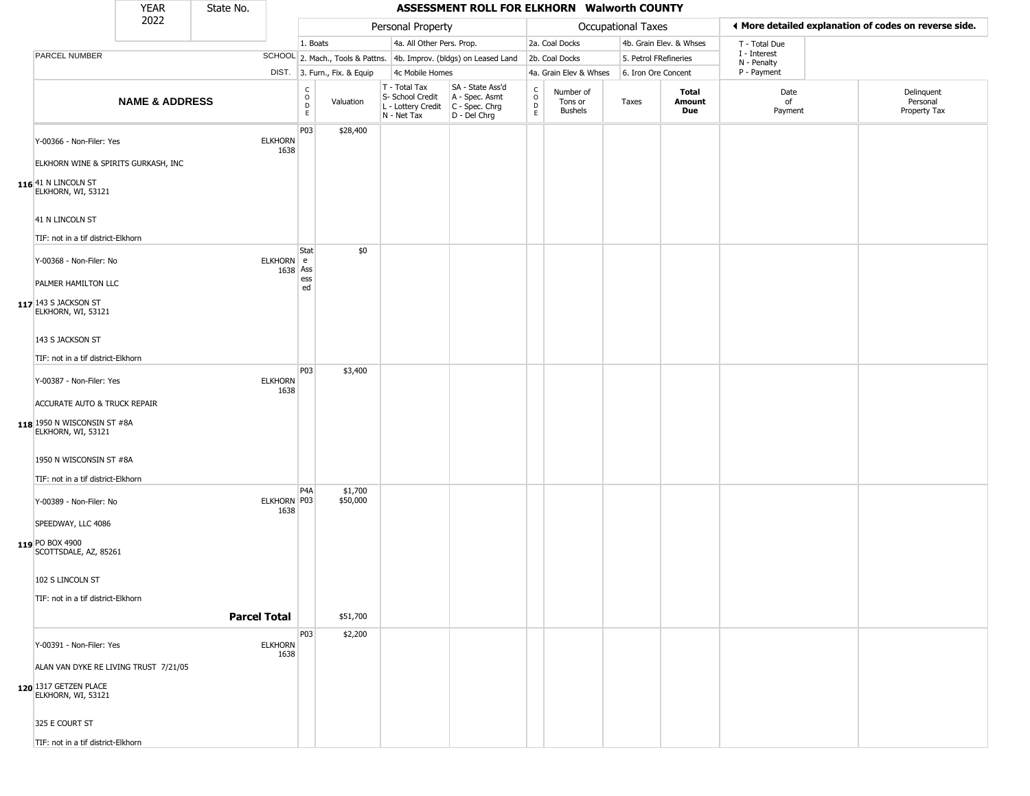| YEAR 2022 | State No. | | ASSESSMENT ROLL FOR ELKHORN Walworth COUNTY | | | | | | | | | |
|---|---|---|---|---|---|---|---|---|---|---|---|---|

| | | Personal Property | | | | Occupational Taxes | | | | ◄ More detailed explanation of codes on reverse side. | |
|---|---|---|---|---|---|---|---|---|---|---|---|
| PARCEL NUMBER | SCHOOL DIST. | 1. Boats<br>2. Mach., Tools & Pattns.<br>3. Furn., Fix. & Equip | | 4a. All Other Pers. Prop.<br>4b. Improv. (bldgs) on Leased Land<br>4c Mobile Homes | | 2a. Coal Docks<br>2b. Coal Docks<br>4a. Grain Elev & Whses | | 4b. Grain Elev. & Whses<br>5. Petrol FRefineries<br>6. Iron Ore Concent | | T - Total Due<br>I - Interest<br>N - Penalty<br>P - Payment | |
| **NAME & ADDRESS** | | CODE | Valuation | T - Total Tax<br>S- School Credit<br>L - Lottery Credit<br>N - Net Tax | SA - State Ass'd<br>A - Spec. Asmt<br>C - Spec. Chrg<br>D - Del Chrg | CODE | Number of Tons or Bushels | Taxes | **Total Amount Due** | Date of Payment | Delinquent Personal Property Tax |
| **116** Y-00366 - Non-Filer: Yes<br>ELKHORN WINE & SPIRITS GURKASH, INC<br>41 N LINCOLN ST<br>ELKHORN, WI, 53121<br>41 N LINCOLN ST<br>TIF: not in a tif district-Elkhorn | ELKHORN 1638 | P03 | $28,400 | | | | | | | | |
| **117** Y-00368 - Non-Filer: No<br>PALMER HAMILTON LLC<br>143 S JACKSON ST<br>ELKHORN, WI, 53121<br>143 S JACKSON ST<br>TIF: not in a tif district-Elkhorn | ELKHORN 1638 | State Assessed | $0 | | | | | | | | |
| **118** Y-00387 - Non-Filer: Yes<br>ACCURATE AUTO & TRUCK REPAIR<br>1950 N WISCONSIN ST #8A<br>ELKHORN, WI, 53121<br>1950 N WISCONSIN ST #8A<br>TIF: not in a tif district-Elkhorn | ELKHORN 1638 | P03 | $3,400 | | | | | | | | |
| **119** Y-00389 - Non-Filer: No<br>SPEEDWAY, LLC 4086<br>PO BOX 4900<br>SCOTTSDALE, AZ, 85261<br>102 S LINCOLN ST<br>TIF: not in a tif district-Elkhorn | ELKHORN 1638 | P4A<br>P03 | $1,700<br>$50,000 | | | | | | | | |
| **Parcel Total** | | | $51,700 | | | | | | | | |
| **120** Y-00391 - Non-Filer: Yes<br>ALAN VAN DYKE RE LIVING TRUST 7/21/05<br>1317 GETZEN PLACE<br>ELKHORN, WI, 53121<br>325 E COURT ST<br>TIF: not in a tif district-Elkhorn | ELKHORN 1638 | P03 | $2,200 | | | | | | | | |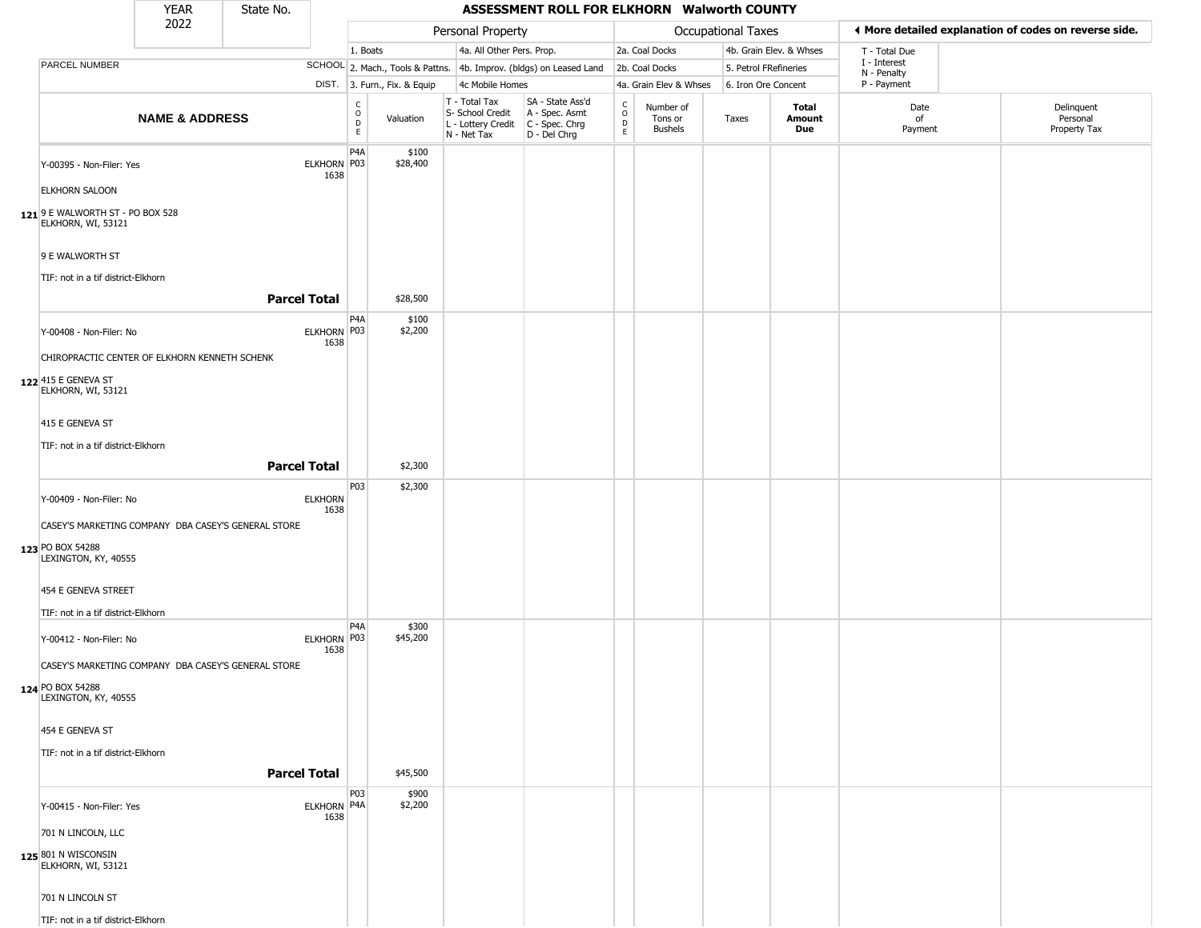| YEAR | State No. |
|---|---|
| 2022 | |

# ASSESSMENT ROLL FOR ELKHORN Walworth COUNTY

| | | Personal Property | | | | Occupational Taxes | | | | ◄ More detailed explanation of codes on reverse side. | |
|---|---|---|---|---|---|---|---|---|---|---|---|
| PARCEL NUMBER | SCHOOL DIST. | 1. Boats<br>2. Mach., Tools & Pattns.<br>3. Furn., Fix. & Equip | | 4a. All Other Pers. Prop.<br>4b. Improv. (bldgs) on Leased Land<br>4c Mobile Homes | | 2a. Coal Docks<br>2b. Coal Docks<br>4a. Grain Elev & Whses | | 4b. Grain Elev. & Whses<br>5. Petrol FRefineries<br>6. Iron Ore Concent | | T - Total Due<br>I - Interest<br>N - Penalty<br>P - Payment | |
| **NAME & ADDRESS** | | CODE | Valuation | T - Total Tax<br>S- School Credit<br>L - Lottery Credit<br>N - Net Tax | SA - State Ass'd<br>A - Spec. Asmt<br>C - Spec. Chrg<br>D - Del Chrg | CODE | Number of Tons or Bushels | Taxes | **Total Amount Due** | Date of Payment | Delinquent Personal Property Tax |
| **121** Y-00395 - Non-Filer: Yes<br>ELKHORN SALOON<br>9 E WALWORTH ST - PO BOX 528<br>ELKHORN, WI, 53121<br>9 E WALWORTH ST<br>TIF: not in a tif district-Elkhorn | ELKHORN 1638 | P4A<br>P03 | $100<br>$28,400 | | | | | | | | |
| **Parcel Total** | | | $28,500 | | | | | | | | |
| **122** Y-00408 - Non-Filer: No<br>CHIROPRACTIC CENTER OF ELKHORN KENNETH SCHENK<br>415 E GENEVA ST<br>ELKHORN, WI, 53121<br>415 E GENEVA ST<br>TIF: not in a tif district-Elkhorn | ELKHORN 1638 | P4A<br>P03 | $100<br>$2,200 | | | | | | | | |
| **Parcel Total** | | | $2,300 | | | | | | | | |
| **123** Y-00409 - Non-Filer: No<br>CASEY'S MARKETING COMPANY DBA CASEY'S GENERAL STORE<br>PO BOX 54288<br>LEXINGTON, KY, 40555<br>454 E GENEVA STREET<br>TIF: not in a tif district-Elkhorn | ELKHORN 1638 | P03 | $2,300 | | | | | | | | |
| **124** Y-00412 - Non-Filer: No<br>CASEY'S MARKETING COMPANY DBA CASEY'S GENERAL STORE<br>PO BOX 54288<br>LEXINGTON, KY, 40555<br>454 E GENEVA ST<br>TIF: not in a tif district-Elkhorn | ELKHORN 1638 | P4A<br>P03 | $300<br>$45,200 | | | | | | | | |
| **Parcel Total** | | | $45,500 | | | | | | | | |
| **125** Y-00415 - Non-Filer: Yes<br>701 N LINCOLN, LLC<br>801 N WISCONSIN<br>ELKHORN, WI, 53121<br>701 N LINCOLN ST<br>TIF: not in a tif district-Elkhorn | ELKHORN 1638 | P03<br>P4A | $900<br>$2,200 | | | | | | | | |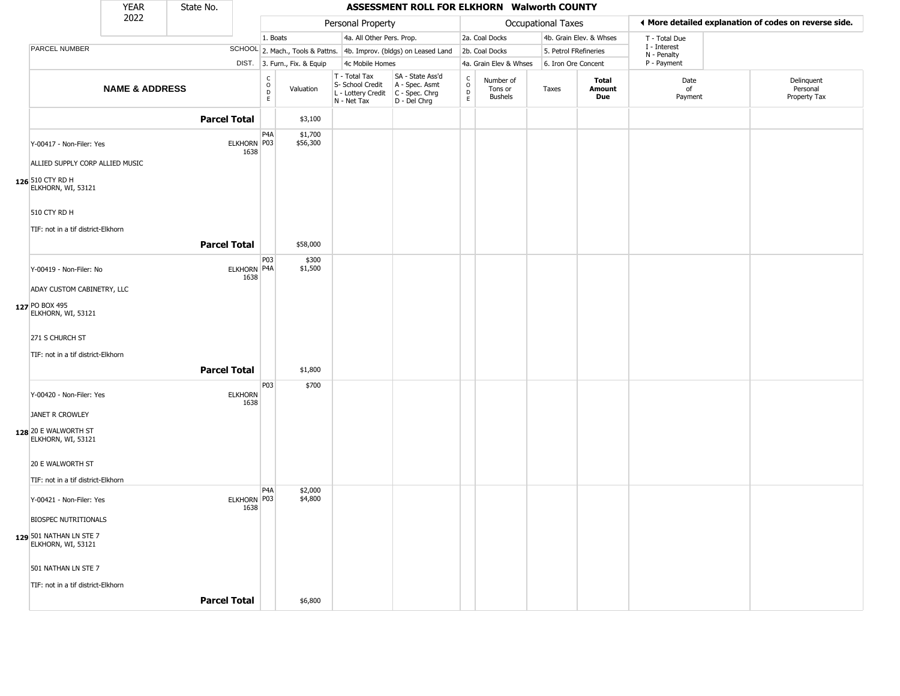| YEAR 2022 | State No. | ASSESSMENT ROLL FOR ELKHORN Walworth COUNTY |
|---|---|---|

| | | Personal Property | | | | Occupational Taxes | | | | ◄ More detailed explanation of codes on reverse side. | |
|---|---|---|---|---|---|---|---|---|---|---|---|
| PARCEL NUMBER | SCHOOL DIST. | 1. Boats<br>2. Mach., Tools & Pattns.<br>3. Furn., Fix. & Equip | | 4a. All Other Pers. Prop.<br>4b. Improv. (bldgs) on Leased Land<br>4c Mobile Homes | | 2a. Coal Docks<br>2b. Coal Docks<br>4a. Grain Elev & Whses | | 4b. Grain Elev. & Whses<br>5. Petrol FRefineries<br>6. Iron Ore Concent | | T - Total Due<br>I - Interest<br>N - Penalty<br>P - Payment | |
| **NAME & ADDRESS** | | CODE | Valuation | T - Total Tax<br>S- School Credit<br>L - Lottery Credit<br>N - Net Tax | SA - State Ass'd<br>A - Spec. Asmt<br>C - Spec. Chrg<br>D - Del Chrg | CODE | Number of Tons or Bushels | Taxes | **Total Amount Due** | Date of Payment | Delinquent Personal Property Tax |
| **Parcel Total** | | | $3,100 | | | | | | | | |
| Y-00417 - Non-Filer: Yes<br><br>ALLIED SUPPLY CORP ALLIED MUSIC<br><br>126 510 CTY RD H<br>ELKHORN, WI, 53121<br><br>510 CTY RD H<br><br>TIF: not in a tif district-Elkhorn | ELKHORN 1638 | P4A<br>P03 | $1,700<br>$56,300 | | | | | | | | |
| **Parcel Total** | | | $58,000 | | | | | | | | |
| Y-00419 - Non-Filer: No<br><br>ADAY CUSTOM CABINETRY, LLC<br><br>127 PO BOX 495<br>ELKHORN, WI, 53121<br><br>271 S CHURCH ST<br><br>TIF: not in a tif district-Elkhorn | ELKHORN 1638 | P03<br>P4A | $300<br>$1,500 | | | | | | | | |
| **Parcel Total** | | | $1,800 | | | | | | | | |
| Y-00420 - Non-Filer: Yes<br><br>JANET R CROWLEY<br><br>128 20 E WALWORTH ST<br>ELKHORN, WI, 53121<br><br>20 E WALWORTH ST<br><br>TIF: not in a tif district-Elkhorn | ELKHORN 1638 | P03 | $700 | | | | | | | | |
| Y-00421 - Non-Filer: Yes<br><br>BIOSPEC NUTRITIONALS<br><br>129 501 NATHAN LN STE 7<br>ELKHORN, WI, 53121<br><br>501 NATHAN LN STE 7<br><br>TIF: not in a tif district-Elkhorn | ELKHORN 1638 | P4A<br>P03 | $2,000<br>$4,800 | | | | | | | | |
| **Parcel Total** | | | $6,800 | | | | | | | | |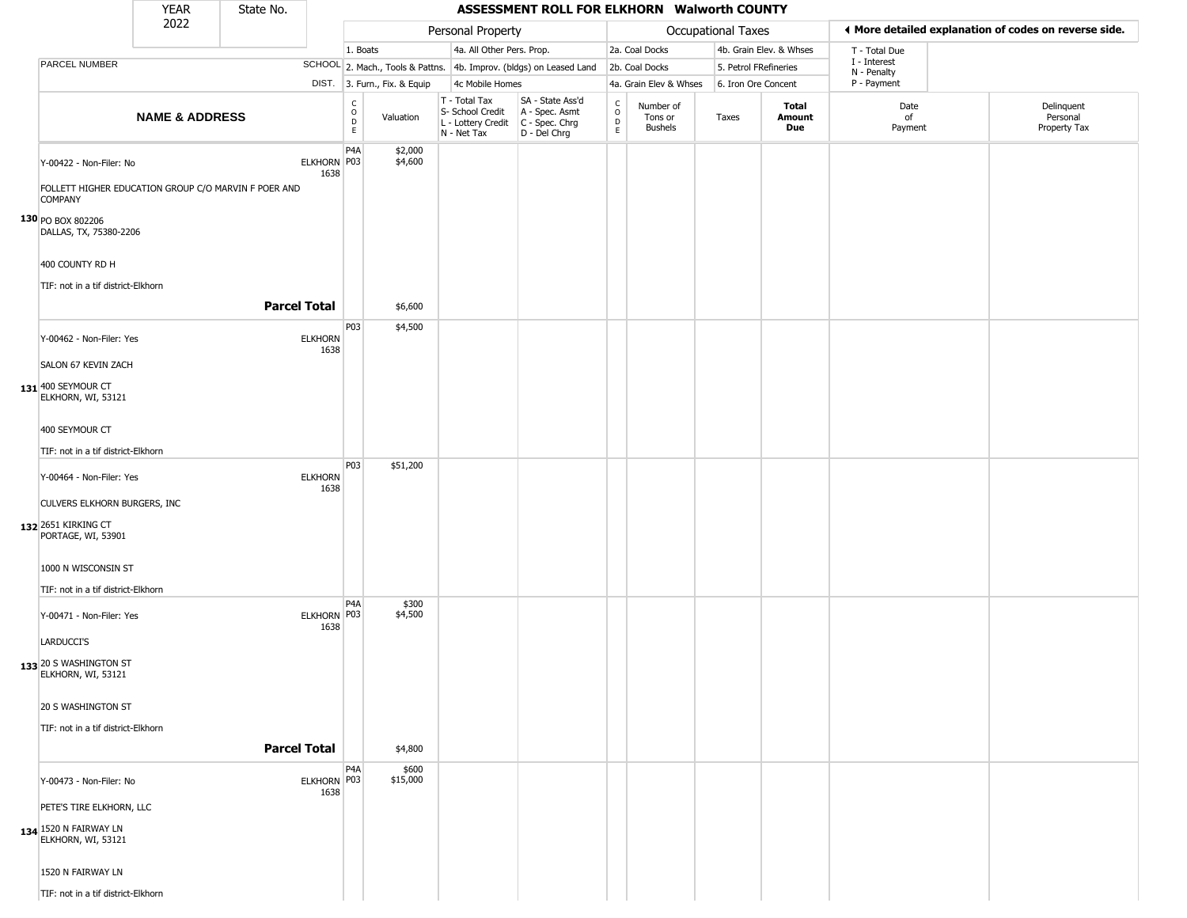| YEAR 2022 | State No. | ASSESSMENT ROLL FOR ELKHORN Walworth COUNTY | | | | | | | | | |
|---|---|---|---|---|---|---|---|---|---|---|---|

| | | Personal Property | | | | Occupational Taxes | | | | ◀ More detailed explanation of codes on reverse side. | |
|---|---|---|---|---|---|---|---|---|---|---|---|
| | | 1. Boats | | 4a. All Other Pers. Prop. | | 2a. Coal Docks | | 4b. Grain Elev. & Whses | | T - Total Due | |
| PARCEL NUMBER | SCHOOL | 2. Mach., Tools & Pattns. | | 4b. Improv. (bldgs) on Leased Land | | 2b. Coal Docks | | 5. Petrol FRefineries | | I - Interest N - Penalty | |
| | DIST. | 3. Furn., Fix. & Equip | | 4c Mobile Homes | | 4a. Grain Elev & Whses | | 6. Iron Ore Concent | | P - Payment | |
| **NAME & ADDRESS** | | CODE | Valuation | T - Total Tax S- School Credit L - Lottery Credit N - Net Tax | SA - State Ass'd A - Spec. Asmt C - Spec. Chrg D - Del Chrg | CODE | Number of Tons or Bushels | Taxes | **Total Amount Due** | Date of Payment | Delinquent Personal Property Tax |
| **130** Y-00422 - Non-Filer: No<br>FOLLETT HIGHER EDUCATION GROUP C/O MARVIN F POER AND COMPANY<br>PO BOX 802206<br>DALLAS, TX, 75380-2206<br>400 COUNTY RD H<br>TIF: not in a tif district-Elkhorn | ELKHORN 1638 | P4A<br>P03 | $2,000<br>$4,600 | | | | | | | | |
| **Parcel Total** | | | $6,600 | | | | | | | | |
| **131** Y-00462 - Non-Filer: Yes<br>SALON 67 KEVIN ZACH<br>400 SEYMOUR CT<br>ELKHORN, WI, 53121<br>400 SEYMOUR CT<br>TIF: not in a tif district-Elkhorn | ELKHORN 1638 | P03 | $4,500 | | | | | | | | |
| **132** Y-00464 - Non-Filer: Yes<br>CULVERS ELKHORN BURGERS, INC<br>2651 KIRKING CT<br>PORTAGE, WI, 53901<br>1000 N WISCONSIN ST<br>TIF: not in a tif district-Elkhorn | ELKHORN 1638 | P03 | $51,200 | | | | | | | | |
| **133** Y-00471 - Non-Filer: Yes<br>LARDUCCI'S<br>20 S WASHINGTON ST<br>ELKHORN, WI, 53121<br>20 S WASHINGTON ST<br>TIF: not in a tif district-Elkhorn | ELKHORN 1638 | P4A<br>P03 | $300<br>$4,500 | | | | | | | | |
| **Parcel Total** | | | $4,800 | | | | | | | | |
| **134** Y-00473 - Non-Filer: No<br>PETE'S TIRE ELKHORN, LLC<br>1520 N FAIRWAY LN<br>ELKHORN, WI, 53121<br>1520 N FAIRWAY LN<br>TIF: not in a tif district-Elkhorn | ELKHORN 1638 | P4A<br>P03 | $600<br>$15,000 | | | | | | | | |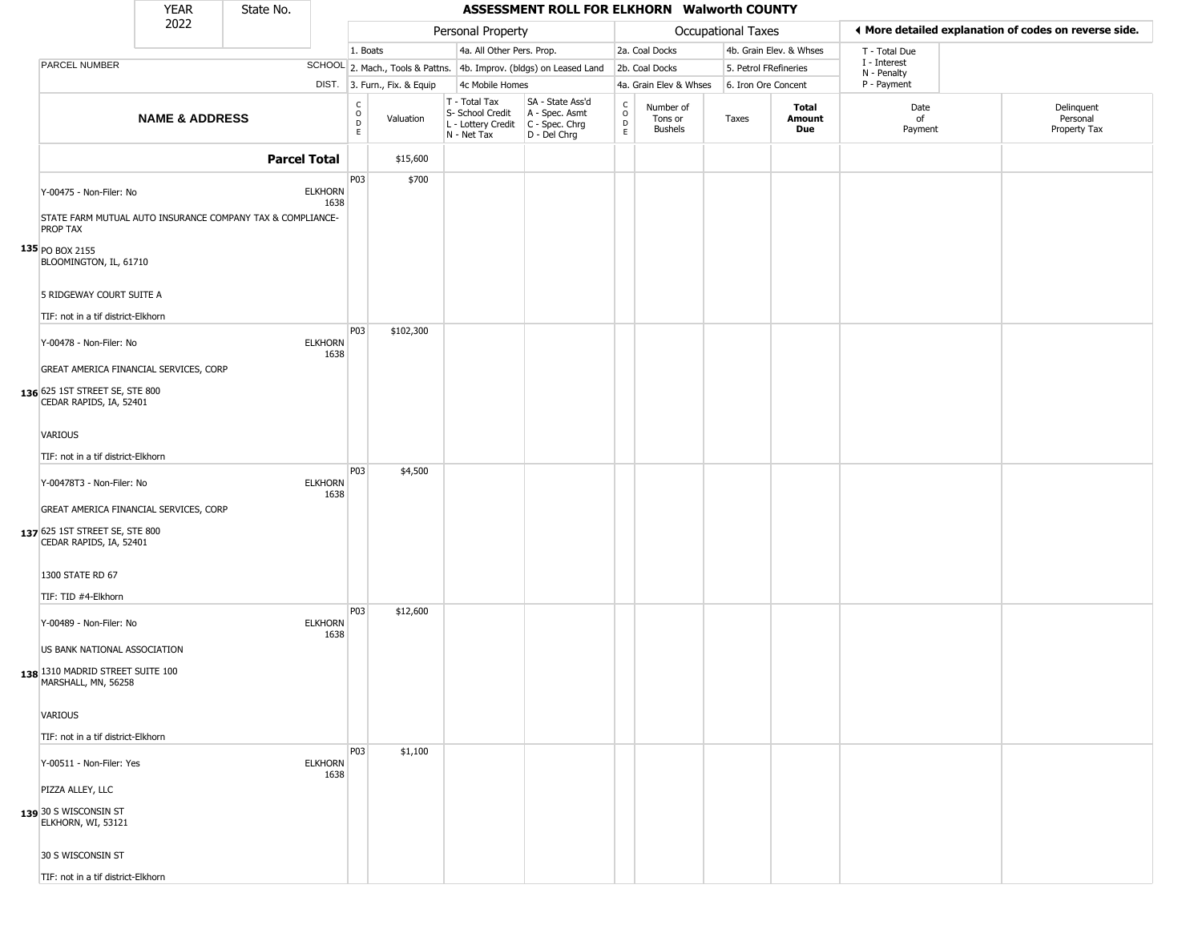| YEAR 2022 | State No. | | | | | | | | | | |
|---|---|---|---|---|---|---|---|---|---|---|---|

# ASSESSMENT ROLL FOR ELKHORN Walworth COUNTY

| | | Personal Property | | | | Occupational Taxes | | | | ◄ More detailed explanation of codes on reverse side. | |
|---|---|---|---|---|---|---|---|---|---|---|---|
| PARCEL NUMBER | SCHOOL DIST. | 1. Boats<br>2. Mach., Tools & Pattns.<br>3. Furn., Fix. & Equip | | 4a. All Other Pers. Prop.<br>4b. Improv. (bldgs) on Leased Land<br>4c Mobile Homes | | 2a. Coal Docks<br>2b. Coal Docks<br>4a. Grain Elev & Whses | | 4b. Grain Elev. & Whses<br>5. Petrol FRefineries<br>6. Iron Ore Concent | | T - Total Due<br>I - Interest<br>N - Penalty<br>P - Payment | |
| **NAME & ADDRESS** | | CODE | Valuation | T - Total Tax<br>S- School Credit<br>L - Lottery Credit<br>N - Net Tax | SA - State Ass'd<br>A - Spec. Asmt<br>C - Spec. Chrg<br>D - Del Chrg | CODE | Number of Tons or Bushels | Taxes | **Total Amount Due** | Date of Payment | Delinquent Personal Property Tax |
| **Parcel Total** | | | $15,600 | | | | | | | | |
| 135 Y-00475 - Non-Filer: No<br>STATE FARM MUTUAL AUTO INSURANCE COMPANY TAX & COMPLIANCE-PROP TAX<br>PO BOX 2155<br>BLOOMINGTON, IL, 61710<br>5 RIDGEWAY COURT SUITE A<br>TIF: not in a tif district-Elkhorn | ELKHORN 1638 | P03 | $700 | | | | | | | | |
| 136 Y-00478 - Non-Filer: No<br>GREAT AMERICA FINANCIAL SERVICES, CORP<br>625 1ST STREET SE, STE 800<br>CEDAR RAPIDS, IA, 52401<br>VARIOUS<br>TIF: not in a tif district-Elkhorn | ELKHORN 1638 | P03 | $102,300 | | | | | | | | |
| 137 Y-00478T3 - Non-Filer: No<br>GREAT AMERICA FINANCIAL SERVICES, CORP<br>625 1ST STREET SE, STE 800<br>CEDAR RAPIDS, IA, 52401<br>1300 STATE RD 67<br>TIF: TID #4-Elkhorn | ELKHORN 1638 | P03 | $4,500 | | | | | | | | |
| 138 Y-00489 - Non-Filer: No<br>US BANK NATIONAL ASSOCIATION<br>1310 MADRID STREET SUITE 100<br>MARSHALL, MN, 56258<br>VARIOUS<br>TIF: not in a tif district-Elkhorn | ELKHORN 1638 | P03 | $12,600 | | | | | | | | |
| 139 Y-00511 - Non-Filer: Yes<br>PIZZA ALLEY, LLC<br>30 S WISCONSIN ST<br>ELKHORN, WI, 53121<br>30 S WISCONSIN ST<br>TIF: not in a tif district-Elkhorn | ELKHORN 1638 | P03 | $1,100 | | | | | | | | |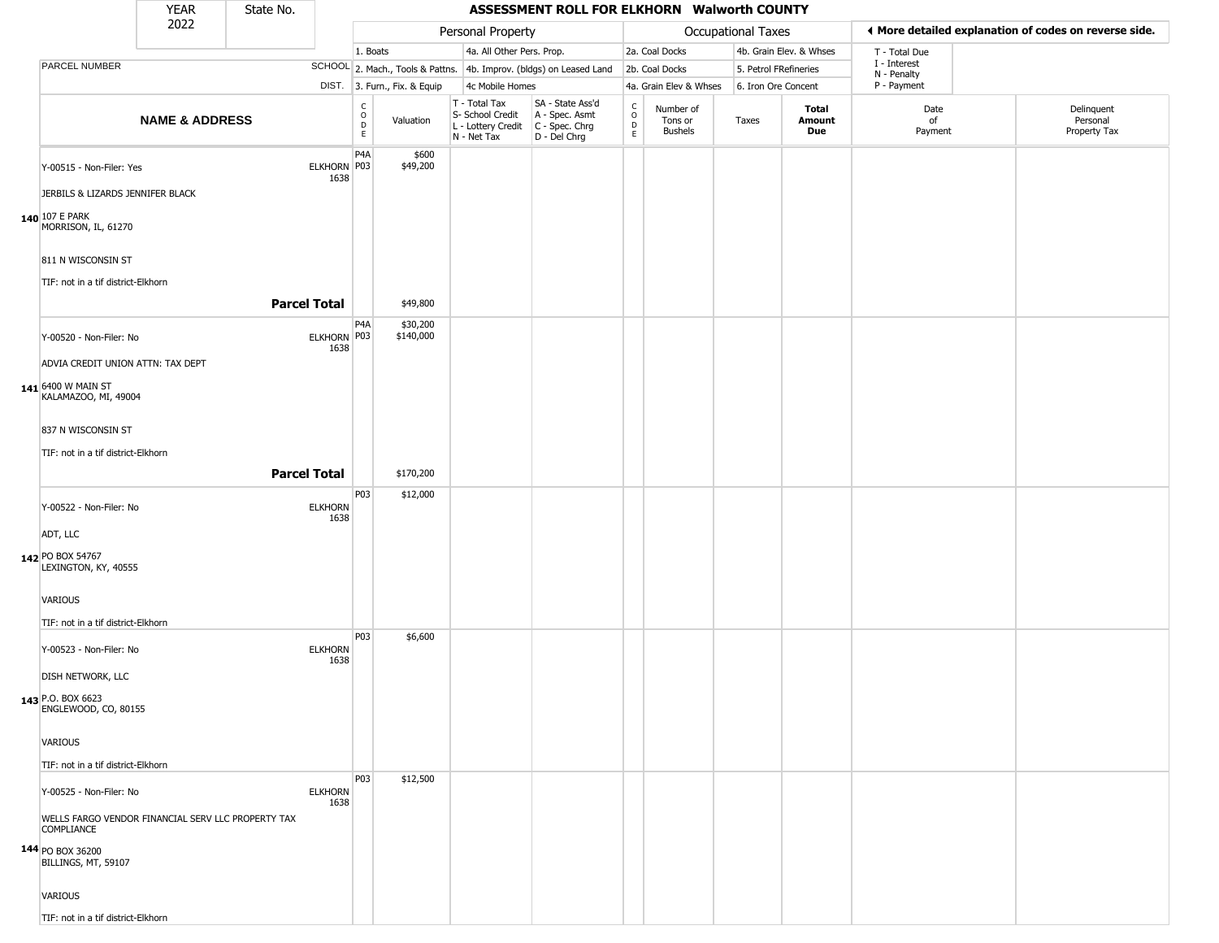| YEAR 2022 | State No. | | **ASSESSMENT ROLL FOR ELKHORN Walworth COUNTY** | | | | | | | | | |
|---|---|---|---|---|---|---|---|---|---|---|---|---|
| | | | Personal Property | | | | Occupational Taxes | | | | ◄ More detailed explanation of codes on reverse side. | |
| | | | 1. Boats | | 4a. All Other Pers. Prop. | | 2a. Coal Docks | | 4b. Grain Elev. & Whses | | T - Total Due | |
| PARCEL NUMBER | SCHOOL | | 2. Mach., Tools & Pattns. | | 4b. Improv. (bldgs) on Leased Land | | 2b. Coal Docks | | 5. Petrol FRefineries | | I - Interest<br>N - Penalty | |
| | DIST. | | 3. Furn., Fix. & Equip | | 4c Mobile Homes | | 4a. Grain Elev & Whses | | 6. Iron Ore Concent | | P - Payment | |

| | NAME & ADDRESS | SCHOOL DIST. | CODE | Valuation | T - Total Tax<br>S- School Credit<br>L - Lottery Credit<br>N - Net Tax | SA - State Ass'd<br>A - Spec. Asmt<br>C - Spec. Chrg<br>D - Del Chrg | CODE | Number of Tons or Bushels | Taxes | **Total Amount Due** | Date of Payment | Delinquent Personal Property Tax |
|---|---|---|---|---|---|---|---|---|---|---|---|---|
| 140 | Y-00515 - Non-Filer: Yes<br>JERBILS & LIZARDS JENNIFER BLACK<br>107 E PARK<br>MORRISON, IL, 61270<br>811 N WISCONSIN ST<br>TIF: not in a tif district-Elkhorn | ELKHORN 1638 | P4A<br>P03 | $600<br>$49,200 | | | | | | | | |
| | **Parcel Total** | | | $49,800 | | | | | | | | |
| 141 | Y-00520 - Non-Filer: No<br>ADVIA CREDIT UNION ATTN: TAX DEPT<br>6400 W MAIN ST<br>KALAMAZOO, MI, 49004<br>837 N WISCONSIN ST<br>TIF: not in a tif district-Elkhorn | ELKHORN 1638 | P4A<br>P03 | $30,200<br>$140,000 | | | | | | | | |
| | **Parcel Total** | | | $170,200 | | | | | | | | |
| 142 | Y-00522 - Non-Filer: No<br>ADT, LLC<br>PO BOX 54767<br>LEXINGTON, KY, 40555<br>VARIOUS<br>TIF: not in a tif district-Elkhorn | ELKHORN 1638 | P03 | $12,000 | | | | | | | | |
| 143 | Y-00523 - Non-Filer: No<br>DISH NETWORK, LLC<br>P.O. BOX 6623<br>ENGLEWOOD, CO, 80155<br>VARIOUS<br>TIF: not in a tif district-Elkhorn | ELKHORN 1638 | P03 | $6,600 | | | | | | | | |
| 144 | Y-00525 - Non-Filer: No<br>WELLS FARGO VENDOR FINANCIAL SERV LLC PROPERTY TAX COMPLIANCE<br>PO BOX 36200<br>BILLINGS, MT, 59107<br>VARIOUS<br>TIF: not in a tif district-Elkhorn | ELKHORN 1638 | P03 | $12,500 | | | | | | | | |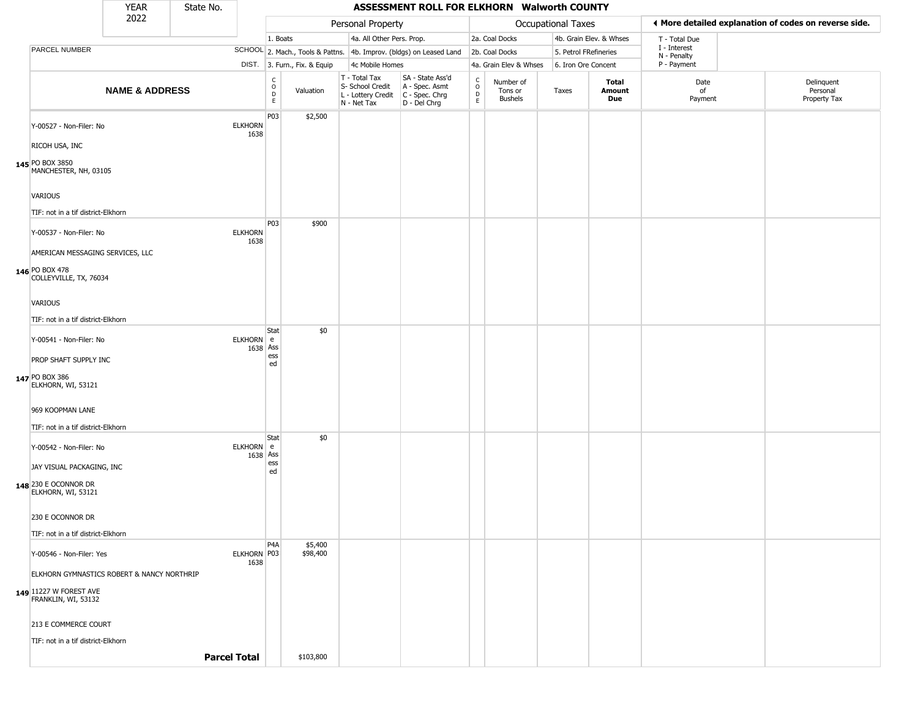# ASSESSMENT ROLL FOR ELKHORN Walworth COUNTY

YEAR 2022 | State No.

| PARCEL NUMBER / NAME & ADDRESS | SCHOOL DIST. | CODE | Valuation | T - Total Tax / S- School Credit / L - Lottery Credit / N - Net Tax | SA - State Ass'd / A - Spec. Asmt / C - Spec. Chrg / D - Del Chrg | CODE | Number of Tons or Bushels | Taxes | Total Amount Due | Date of Payment | Delinquent Personal Property Tax |
|---|---|---|---|---|---|---|---|---|---|---|---|
| 145 Y-00527 - Non-Filer: No<br>RICOH USA, INC<br>PO BOX 3850<br>MANCHESTER, NH, 03105<br>VARIOUS<br>TIF: not in a tif district-Elkhorn | ELKHORN 1638 | P03 | $2,500 | | | | | | | | |
| 146 Y-00537 - Non-Filer: No<br>AMERICAN MESSAGING SERVICES, LLC<br>PO BOX 478<br>COLLEYVILLE, TX, 76034<br>VARIOUS<br>TIF: not in a tif district-Elkhorn | ELKHORN 1638 | P03 | $900 | | | | | | | | |
| 147 Y-00541 - Non-Filer: No<br>PROP SHAFT SUPPLY INC<br>PO BOX 386<br>ELKHORN, WI, 53121<br>969 KOOPMAN LANE<br>TIF: not in a tif district-Elkhorn | ELKHORN 1638 | State Assessed | $0 | | | | | | | | |
| 148 Y-00542 - Non-Filer: No<br>JAY VISUAL PACKAGING, INC<br>230 E OCONNOR DR<br>ELKHORN, WI, 53121<br>230 E OCONNOR DR<br>TIF: not in a tif district-Elkhorn | ELKHORN 1638 | State Assessed | $0 | | | | | | | | |
| 149 Y-00546 - Non-Filer: Yes<br>ELKHORN GYMNASTICS ROBERT & NANCY NORTHRIP<br>11227 W FOREST AVE<br>FRANKLIN, WI, 53132<br>213 E COMMERCE COURT<br>TIF: not in a tif district-Elkhorn | ELKHORN 1638 | P4A<br>P03 | $5,400<br>$98,400 | | | | | | | | |
| **Parcel Total** | | | $103,800 | | | | | | | | |

Personal Property codes: 1. Boats; 2. Mach., Tools & Pattns.; 3. Furn., Fix. & Equip; 4a. All Other Pers. Prop.; 4b. Improv. (bldgs) on Leased Land; 4c Mobile Homes

Occupational Taxes codes: 2a. Coal Docks; 2b. Coal Docks; 4a. Grain Elev & Whses; 4b. Grain Elev. & Whses; 5. Petrol FRefineries; 6. Iron Ore Concent

T - Total Due; I - Interest; N - Penalty; P - Payment

◀ More detailed explanation of codes on reverse side.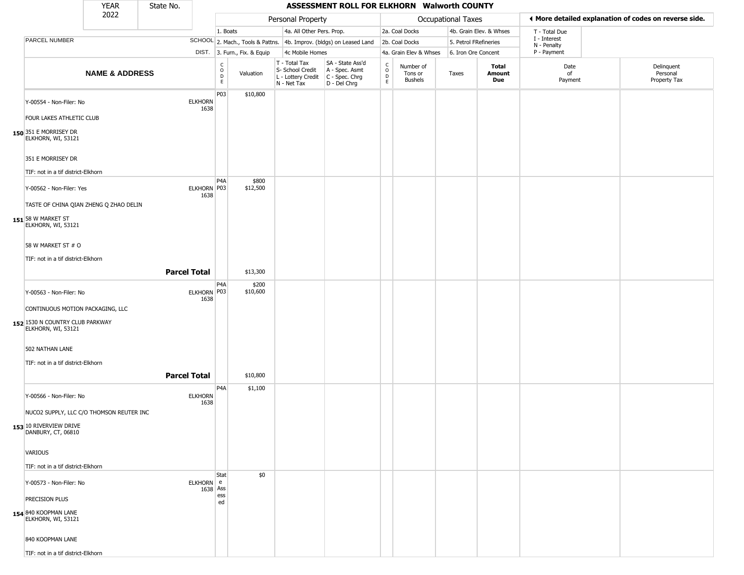| YEAR 2022 | State No. | ASSESSMENT ROLL FOR ELKHORN Walworth COUNTY | | | | | | | | | |
|---|---|---|---|---|---|---|---|---|---|---|---|

| | | Personal Property | | | | Occupational Taxes | | | | ◀ More detailed explanation of codes on reverse side. | |
|---|---|---|---|---|---|---|---|---|---|---|---|
| PARCEL NUMBER | SCHOOL DIST. | 1. Boats<br>2. Mach., Tools & Pattns.<br>3. Furn., Fix. & Equip | | 4a. All Other Pers. Prop.<br>4b. Improv. (bldgs) on Leased Land<br>4c Mobile Homes | | 2a. Coal Docks<br>2b. Coal Docks<br>4a. Grain Elev & Whses | | 4b. Grain Elev. & Whses<br>5. Petrol FRefineries<br>6. Iron Ore Concent | | T - Total Due<br>I - Interest<br>N - Penalty<br>P - Payment | |
| NAME & ADDRESS | | CODE | Valuation | T - Total Tax<br>S- School Credit<br>L - Lottery Credit<br>N - Net Tax | SA - State Ass'd<br>A - Spec. Asmt<br>C - Spec. Chrg<br>D - Del Chrg | CODE | Number of Tons or Bushels | Taxes | Total Amount Due | Date of Payment | Delinquent Personal Property Tax |
| **150** Y-00554 - Non-Filer: No<br>FOUR LAKES ATHLETIC CLUB<br>351 E MORRISEY DR<br>ELKHORN, WI, 53121<br>351 E MORRISEY DR<br>TIF: not in a tif district-Elkhorn | ELKHORN 1638 | P03 | $10,800 | | | | | | | | |
| **151** Y-00562 - Non-Filer: Yes<br>TASTE OF CHINA QIAN ZHENG Q ZHAO DELIN<br>58 W MARKET ST<br>ELKHORN, WI, 53121<br>58 W MARKET ST # O<br>TIF: not in a tif district-Elkhorn | ELKHORN 1638 | P4A<br>P03 | $800<br>$12,500 | | | | | | | | |
| **Parcel Total** | | | $13,300 | | | | | | | | |
| **152** Y-00563 - Non-Filer: No<br>CONTINUOUS MOTION PACKAGING, LLC<br>1530 N COUNTRY CLUB PARKWAY<br>ELKHORN, WI, 53121<br>502 NATHAN LANE<br>TIF: not in a tif district-Elkhorn | ELKHORN 1638 | P4A<br>P03 | $200<br>$10,600 | | | | | | | | |
| **Parcel Total** | | | $10,800 | | | | | | | | |
| **153** Y-00566 - Non-Filer: No<br>NUCO2 SUPPLY, LLC C/O THOMSON REUTER INC<br>10 RIVERVIEW DRIVE<br>DANBURY, CT, 06810<br>VARIOUS<br>TIF: not in a tif district-Elkhorn | ELKHORN 1638 | P4A | $1,100 | | | | | | | | |
| **154** Y-00573 - Non-Filer: No<br>PRECISION PLUS<br>840 KOOPMAN LANE<br>ELKHORN, WI, 53121<br>840 KOOPMAN LANE<br>TIF: not in a tif district-Elkhorn | ELKHORN 1638 | State Assessed | $0 | | | | | | | | |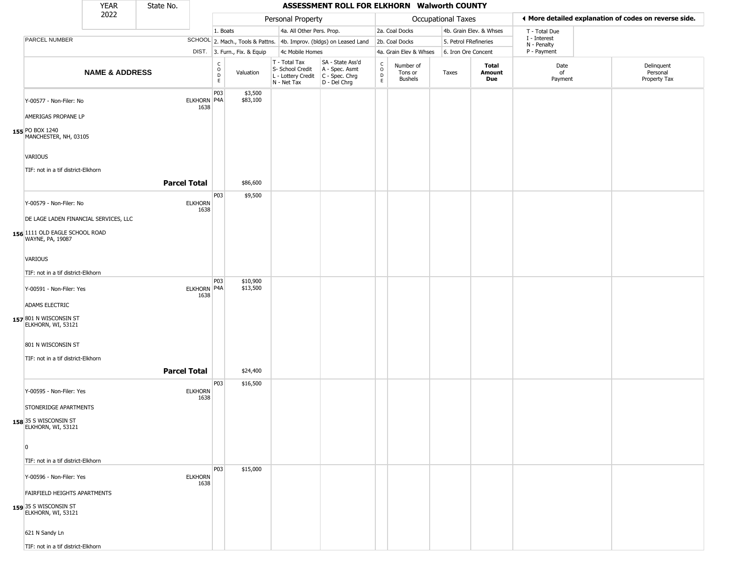| YEAR 2022 | State No. | | | ASSESSMENT ROLL FOR ELKHORN Walworth COUNTY | | | | | | | | |
|---|---|---|---|---|---|---|---|---|---|---|---|---|

| PARCEL NUMBER | SCHOOL DIST. | Personal Property: 1. Boats; 2. Mach., Tools & Pattns.; 3. Furn., Fix. & Equip; 4a. All Other Pers. Prop.; 4b. Improv. (bldgs) on Leased Land; 4c Mobile Homes | | | | Occupational Taxes: 2a. Coal Docks; 2b. Coal Docks; 4a. Grain Elev & Whses; 4b. Grain Elev. & Whses; 5. Petrol FRefineries; 6. Iron Ore Concent | | | | ◄ More detailed explanation of codes on reverse side. T - Total Due; I - Interest; N - Penalty; P - Payment | |
|---|---|---|---|---|---|---|---|---|---|---|---|
| **NAME & ADDRESS** | | CODE | Valuation | T - Total Tax S- School Credit L - Lottery Credit N - Net Tax | SA - State Ass'd A - Spec. Asmt C - Spec. Chrg D - Del Chrg | CODE | Number of Tons or Bushels | Taxes | **Total Amount Due** | Date of Payment | Delinquent Personal Property Tax |
| **155** Y-00577 - Non-Filer: No<br>AMERIGAS PROPANE LP<br>PO BOX 1240<br>MANCHESTER, NH, 03105<br>VARIOUS<br>TIF: not in a tif district-Elkhorn | ELKHORN 1638 | P03<br>P4A | $3,500<br>$83,100 | | | | | | | | |
| **Parcel Total** | | | $86,600 | | | | | | | | |
| **156** Y-00579 - Non-Filer: No<br>DE LAGE LADEN FINANCIAL SERVICES, LLC<br>1111 OLD EAGLE SCHOOL ROAD<br>WAYNE, PA, 19087<br>VARIOUS<br>TIF: not in a tif district-Elkhorn | ELKHORN 1638 | P03 | $9,500 | | | | | | | | |
| **157** Y-00591 - Non-Filer: Yes<br>ADAMS ELECTRIC<br>801 N WISCONSIN ST<br>ELKHORN, WI, 53121<br>801 N WISCONSIN ST<br>TIF: not in a tif district-Elkhorn | ELKHORN 1638 | P03<br>P4A | $10,900<br>$13,500 | | | | | | | | |
| **Parcel Total** | | | $24,400 | | | | | | | | |
| **158** Y-00595 - Non-Filer: Yes<br>STONERIDGE APARTMENTS<br>35 S WISCONSIN ST<br>ELKHORN, WI, 53121<br>0<br>TIF: not in a tif district-Elkhorn | ELKHORN 1638 | P03 | $16,500 | | | | | | | | |
| **159** Y-00596 - Non-Filer: Yes<br>FAIRFIELD HEIGHTS APARTMENTS<br>35 S WISCONSIN ST<br>ELKHORN, WI, 53121<br>621 N Sandy Ln<br>TIF: not in a tif district-Elkhorn | ELKHORN 1638 | P03 | $15,000 | | | | | | | | |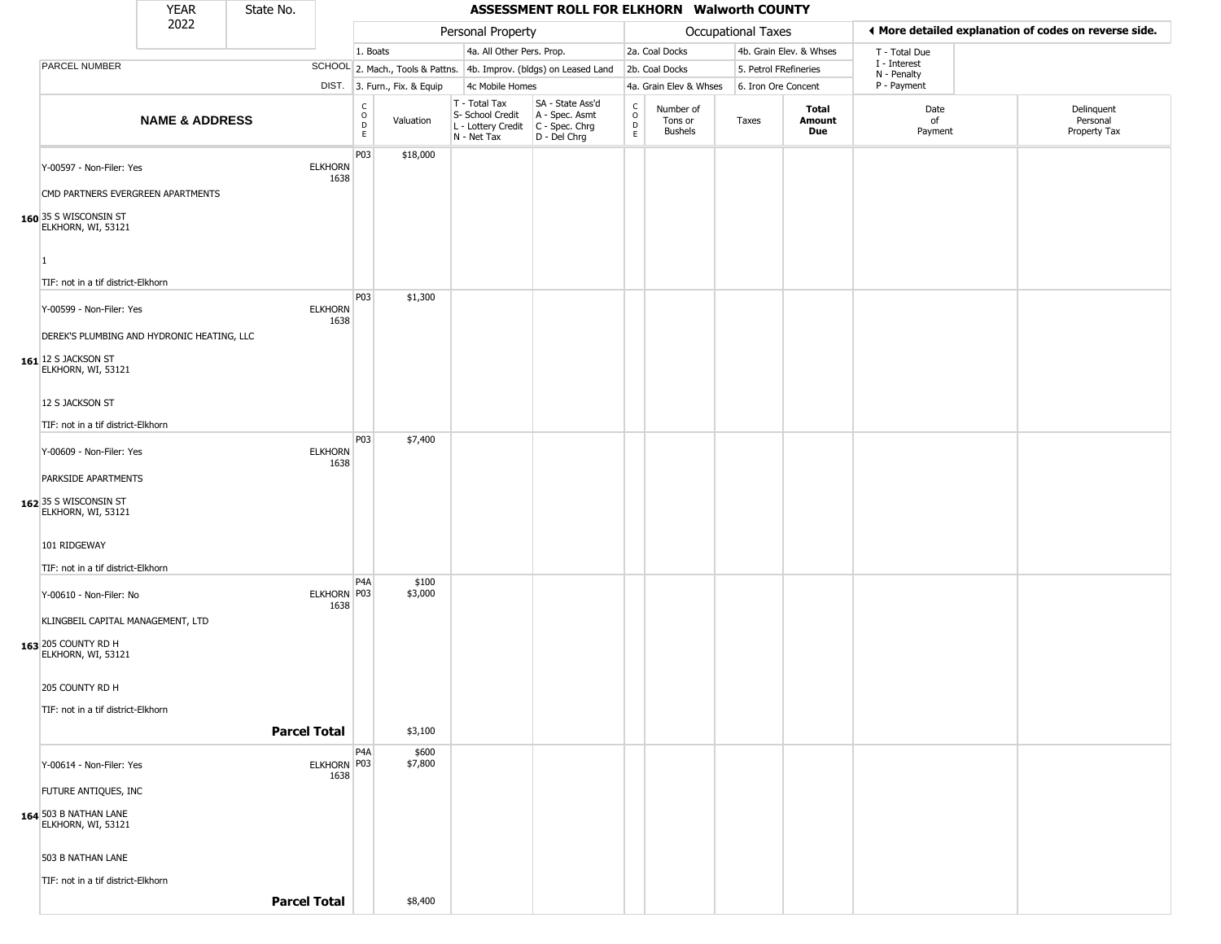| YEAR 2022 | State No. | ASSESSMENT ROLL FOR ELKHORN Walworth COUNTY | | | | | | | | | | |
|---|---|---|---|---|---|---|---|---|---|---|---|---|

| | | Personal Property | | | | Occupational Taxes | | | | | ◄ More detailed explanation of codes on reverse side. | |
|---|---|---|---|---|---|---|---|---|---|---|---|---|
| | | 1. Boats | | 4a. All Other Pers. Prop. | | 2a. Coal Docks | | 4b. Grain Elev. & Whses | | | T - Total Due | |
| PARCEL NUMBER | SCHOOL | 2. Mach., Tools & Pattns. | | 4b. Improv. (bldgs) on Leased Land | | 2b. Coal Docks | | 5. Petrol FRefineries | | | I - Interest N - Penalty | |
| | DIST. | 3. Furn., Fix. & Equip | | 4c Mobile Homes | | 4a. Grain Elev & Whses | | 6. Iron Ore Concent | | | P - Payment | |
| **NAME & ADDRESS** | | CODE | Valuation | T - Total Tax S- School Credit L - Lottery Credit N - Net Tax | SA - State Ass'd A - Spec. Asmt C - Spec. Chrg D - Del Chrg | CODE | Number of Tons or Bushels | Taxes | **Total Amount Due** | Date of Payment | Delinquent Personal Property Tax | |
| 160 Y-00597 - Non-Filer: Yes<br>CMD PARTNERS EVERGREEN APARTMENTS<br>35 S WISCONSIN ST<br>ELKHORN, WI, 53121<br>1<br>TIF: not in a tif district-Elkhorn | ELKHORN 1638 | P03 | $18,000 | | | | | | | | | |
| 161 Y-00599 - Non-Filer: Yes<br>DEREK'S PLUMBING AND HYDRONIC HEATING, LLC<br>12 S JACKSON ST<br>ELKHORN, WI, 53121<br>12 S JACKSON ST<br>TIF: not in a tif district-Elkhorn | ELKHORN 1638 | P03 | $1,300 | | | | | | | | | |
| 162 Y-00609 - Non-Filer: Yes<br>PARKSIDE APARTMENTS<br>35 S WISCONSIN ST<br>ELKHORN, WI, 53121<br>101 RIDGEWAY<br>TIF: not in a tif district-Elkhorn | ELKHORN 1638 | P03 | $7,400 | | | | | | | | | |
| 163 Y-00610 - Non-Filer: No<br>KLINGBEIL CAPITAL MANAGEMENT, LTD<br>205 COUNTY RD H<br>ELKHORN, WI, 53121<br>205 COUNTY RD H<br>TIF: not in a tif district-Elkhorn | ELKHORN 1638 | P4A<br>P03 | $100<br>$3,000 | | | | | | | | | |
| **Parcel Total** | | | $3,100 | | | | | | | | | |
| 164 Y-00614 - Non-Filer: Yes<br>FUTURE ANTIQUES, INC<br>503 B NATHAN LANE<br>ELKHORN, WI, 53121<br>503 B NATHAN LANE<br>TIF: not in a tif district-Elkhorn | ELKHORN 1638 | P4A<br>P03 | $600<br>$7,800 | | | | | | | | | |
| **Parcel Total** | | | $8,400 | | | | | | | | | |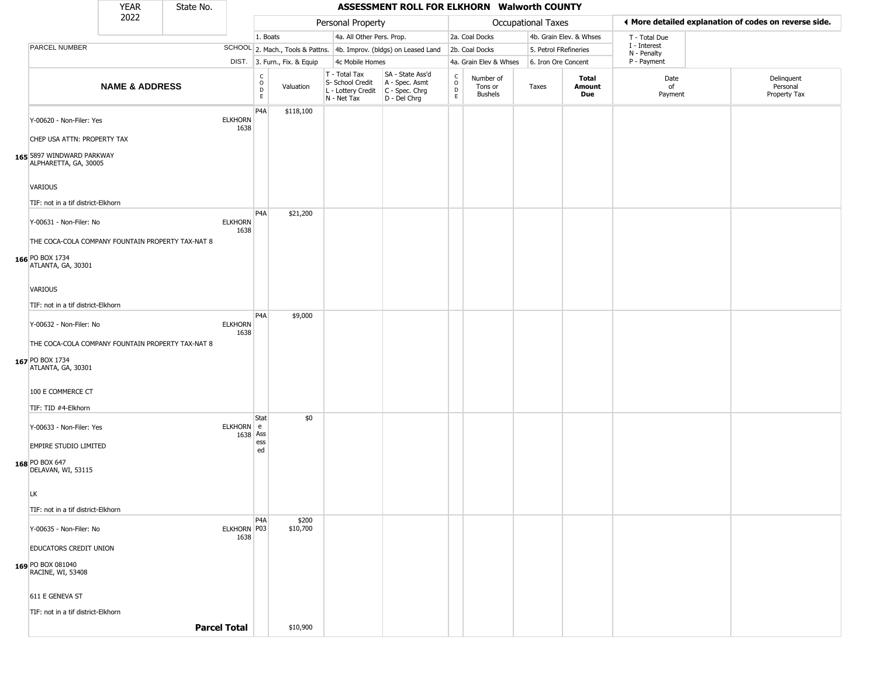| YEAR 2022 | State No. | ASSESSMENT ROLL FOR ELKHORN Walworth COUNTY | | | | | | | | | | |
|---|---|---|---|---|---|---|---|---|---|---|---|---|

| | | Personal Property | | | | Occupational Taxes | | | | ◂ More detailed explanation of codes on reverse side. | |
|---|---|---|---|---|---|---|---|---|---|---|---|
| PARCEL NUMBER | SCHOOL DIST. | 1. Boats<br>2. Mach., Tools & Pattns.<br>3. Furn., Fix. & Equip | | 4a. All Other Pers. Prop.<br>4b. Improv. (bldgs) on Leased Land<br>4c Mobile Homes | | 2a. Coal Docks<br>2b. Coal Docks<br>4a. Grain Elev & Whses | | 4b. Grain Elev. & Whses<br>5. Petrol FRefineries<br>6. Iron Ore Concent | | T - Total Due<br>I - Interest<br>N - Penalty<br>P - Payment | |

| | NAME & ADDRESS | | CODE | Valuation | T - Total Tax<br>S- School Credit<br>L - Lottery Credit<br>N - Net Tax | SA - State Ass'd<br>A - Spec. Asmt<br>C - Spec. Chrg<br>D - Del Chrg | CODE | Number of Tons or Bushels | Taxes | Total Amount Due | Date of Payment | Delinquent Personal Property Tax |
|---|---|---|---|---|---|---|---|---|---|---|---|---|
| 165 | Y-00620 - Non-Filer: Yes<br>CHEP USA ATTN: PROPERTY TAX<br>5897 WINDWARD PARKWAY<br>ALPHARETTA, GA, 30005<br>VARIOUS<br>TIF: not in a tif district-Elkhorn | ELKHORN 1638 | P4A | $118,100 | | | | | | | | |
| 166 | Y-00631 - Non-Filer: No<br>THE COCA-COLA COMPANY FOUNTAIN PROPERTY TAX-NAT 8<br>PO BOX 1734<br>ATLANTA, GA, 30301<br>VARIOUS<br>TIF: not in a tif district-Elkhorn | ELKHORN 1638 | P4A | $21,200 | | | | | | | | |
| 167 | Y-00632 - Non-Filer: No<br>THE COCA-COLA COMPANY FOUNTAIN PROPERTY TAX-NAT 8<br>PO BOX 1734<br>ATLANTA, GA, 30301<br>100 E COMMERCE CT<br>TIF: TID #4-Elkhorn | ELKHORN 1638 | P4A | $9,000 | | | | | | | | |
| 168 | Y-00633 - Non-Filer: Yes<br>EMPIRE STUDIO LIMITED<br>PO BOX 647<br>DELAVAN, WI, 53115<br>LK<br>TIF: not in a tif district-Elkhorn | ELKHORN 1638 | State Assessed | $0 | | | | | | | | |
| 169 | Y-00635 - Non-Filer: No<br>EDUCATORS CREDIT UNION<br>PO BOX 081040<br>RACINE, WI, 53408<br>611 E GENEVA ST<br>TIF: not in a tif district-Elkhorn | ELKHORN 1638 | P4A<br>P03 | $200<br>$10,700 | | | | | | | | |
| | **Parcel Total** | | | $10,900 | | | | | | | | |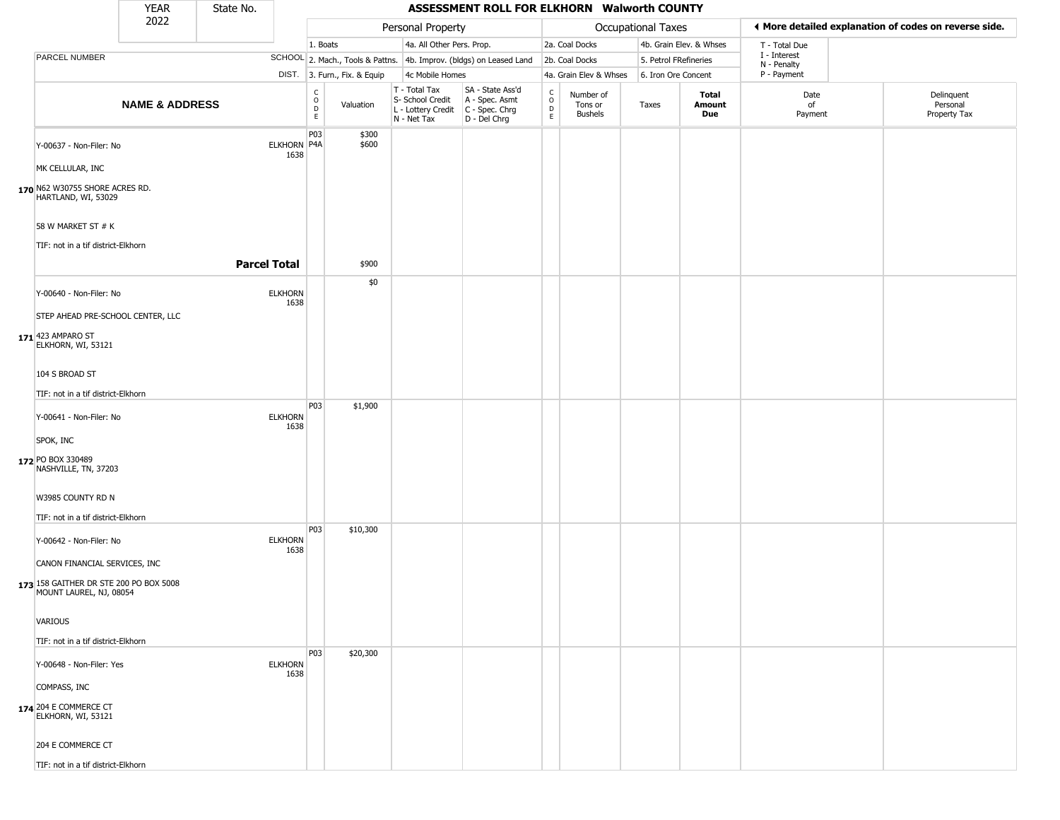| YEAR 2022 | State No. | ASSESSMENT ROLL FOR ELKHORN Walworth COUNTY |
|---|---|---|

| | | Personal Property | | | | Occupational Taxes | | | | ◄ More detailed explanation of codes on reverse side. | |
|---|---|---|---|---|---|---|---|---|---|---|---|
| | | 1. Boats | | 4a. All Other Pers. Prop. | | 2a. Coal Docks | | 4b. Grain Elev. & Whses | | T - Total Due | |
| PARCEL NUMBER | SCHOOL | 2. Mach., Tools & Pattns. | | 4b. Improv. (bldgs) on Leased Land | | 2b. Coal Docks | | 5. Petrol FRefineries | | I - Interest<br>N - Penalty | |
| | DIST. | 3. Furn., Fix. & Equip | | 4c Mobile Homes | | 4a. Grain Elev & Whses | | 6. Iron Ore Concent | | P - Payment | |

| | NAME & ADDRESS | | CODE | Valuation | T - Total Tax<br>S- School Credit<br>L - Lottery Credit<br>N - Net Tax | SA - State Ass'd<br>A - Spec. Asmt<br>C - Spec. Chrg<br>D - Del Chrg | CODE | Number of Tons or Bushels | Taxes | Total Amount Due | Date of Payment | Delinquent Personal Property Tax |
|---|---|---|---|---|---|---|---|---|---|---|---|---|
| 170 | Y-00637 - Non-Filer: No<br>MK CELLULAR, INC<br>N62 W30755 SHORE ACRES RD.<br>HARTLAND, WI, 53029<br>58 W MARKET ST # K<br>TIF: not in a tif district-Elkhorn | ELKHORN 1638 | P03<br>P4A | $300<br>$600 | | | | | | | | |
| | | **Parcel Total** | | $900 | | | | | | | | |
| 171 | Y-00640 - Non-Filer: No<br>STEP AHEAD PRE-SCHOOL CENTER, LLC<br>423 AMPARO ST<br>ELKHORN, WI, 53121<br>104 S BROAD ST<br>TIF: not in a tif district-Elkhorn | ELKHORN 1638 | | $0 | | | | | | | | |
| 172 | Y-00641 - Non-Filer: No<br>SPOK, INC<br>PO BOX 330489<br>NASHVILLE, TN, 37203<br>W3985 COUNTY RD N<br>TIF: not in a tif district-Elkhorn | ELKHORN 1638 | P03 | $1,900 | | | | | | | | |
| 173 | Y-00642 - Non-Filer: No<br>CANON FINANCIAL SERVICES, INC<br>158 GAITHER DR STE 200 PO BOX 5008<br>MOUNT LAUREL, NJ, 08054<br>VARIOUS<br>TIF: not in a tif district-Elkhorn | ELKHORN 1638 | P03 | $10,300 | | | | | | | | |
| 174 | Y-00648 - Non-Filer: Yes<br>COMPASS, INC<br>204 E COMMERCE CT<br>ELKHORN, WI, 53121<br>204 E COMMERCE CT<br>TIF: not in a tif district-Elkhorn | ELKHORN 1638 | P03 | $20,300 | | | | | | | | |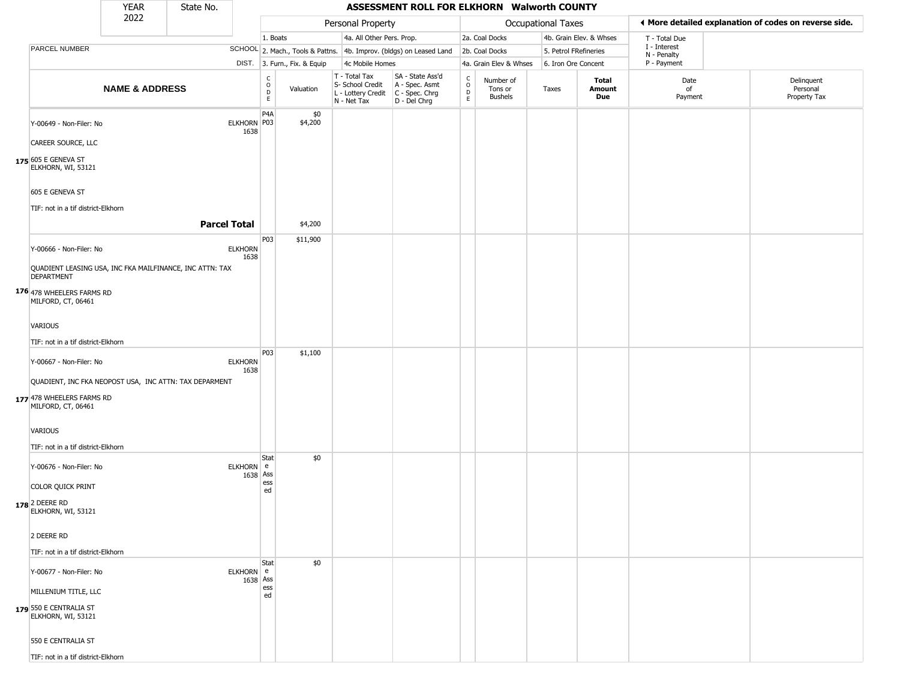| YEAR 2022 | State No. | ASSESSMENT ROLL FOR ELKHORN Walworth COUNTY | | | | | | | | | | |
|---|---|---|---|---|---|---|---|---|---|---|---|---|

| | | Personal Property | | | | Occupational Taxes | | | | ◄ More detailed explanation of codes on reverse side. | |
|---|---|---|---|---|---|---|---|---|---|---|---|
| | | 1. Boats | | 4a. All Other Pers. Prop. | | 2a. Coal Docks | | 4b. Grain Elev. & Whses | | T - Total Due | |
| PARCEL NUMBER | SCHOOL | 2. Mach., Tools & Pattns. | | 4b. Improv. (bldgs) on Leased Land | | 2b. Coal Docks | | 5. Petrol FRefineries | | I - Interest<br>N - Penalty | |
| | DIST. | 3. Furn., Fix. & Equip | | 4c Mobile Homes | | 4a. Grain Elev & Whses | | 6. Iron Ore Concent | | P - Payment | |

| | NAME & ADDRESS | | CODE | Valuation | T - Total Tax<br>S- School Credit<br>L - Lottery Credit<br>N - Net Tax | SA - State Ass'd<br>A - Spec. Asmt<br>C - Spec. Chrg<br>D - Del Chrg | CODE | Number of Tons or Bushels | Taxes | Total Amount Due | Date of Payment | Delinquent Personal Property Tax |
|---|---|---|---|---|---|---|---|---|---|---|---|---|
| 175 | Y-00649 - Non-Filer: No<br>CAREER SOURCE, LLC<br>605 E GENEVA ST<br>ELKHORN, WI, 53121<br>605 E GENEVA ST<br>TIF: not in a tif district-Elkhorn | ELKHORN 1638 | P4A<br>P03 | $0<br>$4,200 | | | | | | | | |
| | **Parcel Total** | | | $4,200 | | | | | | | | |
| 176 | Y-00666 - Non-Filer: No<br>QUADIENT LEASING USA, INC FKA MAILFINANCE, INC ATTN: TAX DEPARTMENT<br>478 WHEELERS FARMS RD<br>MILFORD, CT, 06461<br>VARIOUS<br>TIF: not in a tif district-Elkhorn | ELKHORN 1638 | P03 | $11,900 | | | | | | | | |
| 177 | Y-00667 - Non-Filer: No<br>QUADIENT, INC FKA NEOPOST USA, INC ATTN: TAX DEPARMENT<br>478 WHEELERS FARMS RD<br>MILFORD, CT, 06461<br>VARIOUS<br>TIF: not in a tif district-Elkhorn | ELKHORN 1638 | P03 | $1,100 | | | | | | | | |
| 178 | Y-00676 - Non-Filer: No<br>COLOR QUICK PRINT<br>2 DEERE RD<br>ELKHORN, WI, 53121<br>2 DEERE RD<br>TIF: not in a tif district-Elkhorn | ELKHORN 1638 | State Assessed | $0 | | | | | | | | |
| 179 | Y-00677 - Non-Filer: No<br>MILLENIUM TITLE, LLC<br>550 E CENTRALIA ST<br>ELKHORN, WI, 53121<br>550 E CENTRALIA ST<br>TIF: not in a tif district-Elkhorn | ELKHORN 1638 | State Assessed | $0 | | | | | | | | |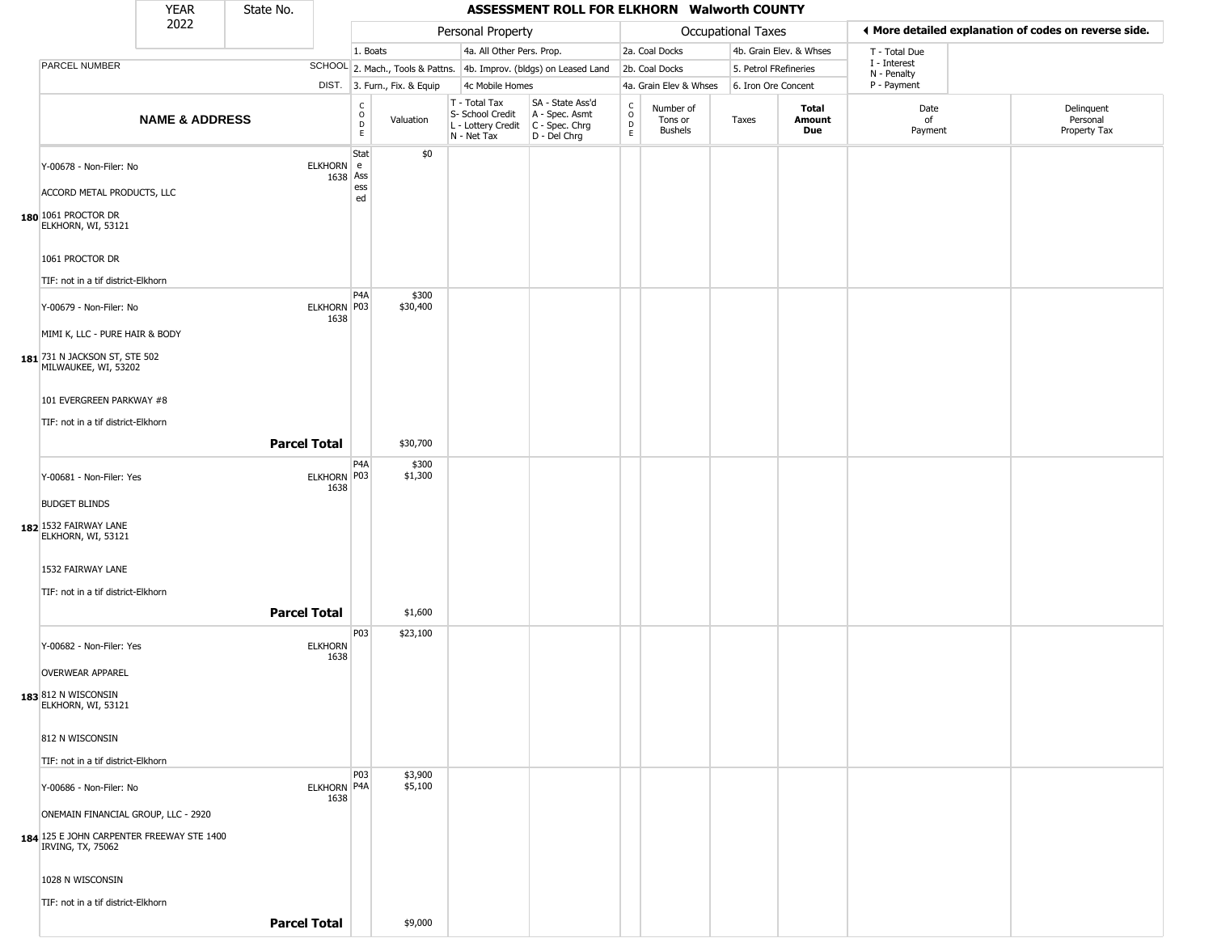| YEAR 2022 | State No. | ASSESSMENT ROLL FOR ELKHORN Walworth COUNTY |
|---|---|---|

| | | | Personal Property | | | | Occupational Taxes | | | ◄ More detailed explanation of codes on reverse side. | |
|---|---|---|---|---|---|---|---|---|---|---|---|
| | | 1. Boats | | 4a. All Other Pers. Prop. | | 2a. Coal Docks | | 4b. Grain Elev. & Whses | | T - Total Due | |
| PARCEL NUMBER | SCHOOL | 2. Mach., Tools & Pattns. | | 4b. Improv. (bldgs) on Leased Land | | 2b. Coal Docks | | 5. Petrol FRefineries | | I - Interest N - Penalty | |
| | DIST. | 3. Furn., Fix. & Equip | | 4c Mobile Homes | | 4a. Grain Elev & Whses | | 6. Iron Ore Concent | | P - Payment | |
| NAME & ADDRESS | | CODE | Valuation | T - Total Tax S- School Credit L - Lottery Credit N - Net Tax | SA - State Ass'd A - Spec. Asmt C - Spec. Chrg D - Del Chrg | CODE | Number of Tons or Bushels | Taxes | Total Amount Due | Date of Payment | Delinquent Personal Property Tax |
| **180** Y-00678 - Non-Filer: No<br>ACCORD METAL PRODUCTS, LLC<br>1061 PROCTOR DR<br>ELKHORN, WI, 53121<br>1061 PROCTOR DR<br>TIF: not in a tif district-Elkhorn | ELKHORN 1638 | State Assessed | $0 | | | | | | | | |
| **181** Y-00679 - Non-Filer: No<br>MIMI K, LLC - PURE HAIR & BODY<br>731 N JACKSON ST, STE 502<br>MILWAUKEE, WI, 53202<br>101 EVERGREEN PARKWAY #8<br>TIF: not in a tif district-Elkhorn | ELKHORN 1638 | P4A<br>P03 | $300<br>$30,400 | | | | | | | | |
| **Parcel Total** | | | $30,700 | | | | | | | | |
| **182** Y-00681 - Non-Filer: Yes<br>BUDGET BLINDS<br>1532 FAIRWAY LANE<br>ELKHORN, WI, 53121<br>1532 FAIRWAY LANE<br>TIF: not in a tif district-Elkhorn | ELKHORN 1638 | P4A<br>P03 | $300<br>$1,300 | | | | | | | | |
| **Parcel Total** | | | $1,600 | | | | | | | | |
| **183** Y-00682 - Non-Filer: Yes<br>OVERWEAR APPAREL<br>812 N WISCONSIN<br>ELKHORN, WI, 53121<br>812 N WISCONSIN<br>TIF: not in a tif district-Elkhorn | ELKHORN 1638 | P03 | $23,100 | | | | | | | | |
| **184** Y-00686 - Non-Filer: No<br>ONEMAIN FINANCIAL GROUP, LLC - 2920<br>125 E JOHN CARPENTER FREEWAY STE 1400<br>IRVING, TX, 75062<br>1028 N WISCONSIN<br>TIF: not in a tif district-Elkhorn | ELKHORN 1638 | P03<br>P4A | $3,900<br>$5,100 | | | | | | | | |
| **Parcel Total** | | | $9,000 | | | | | | | | |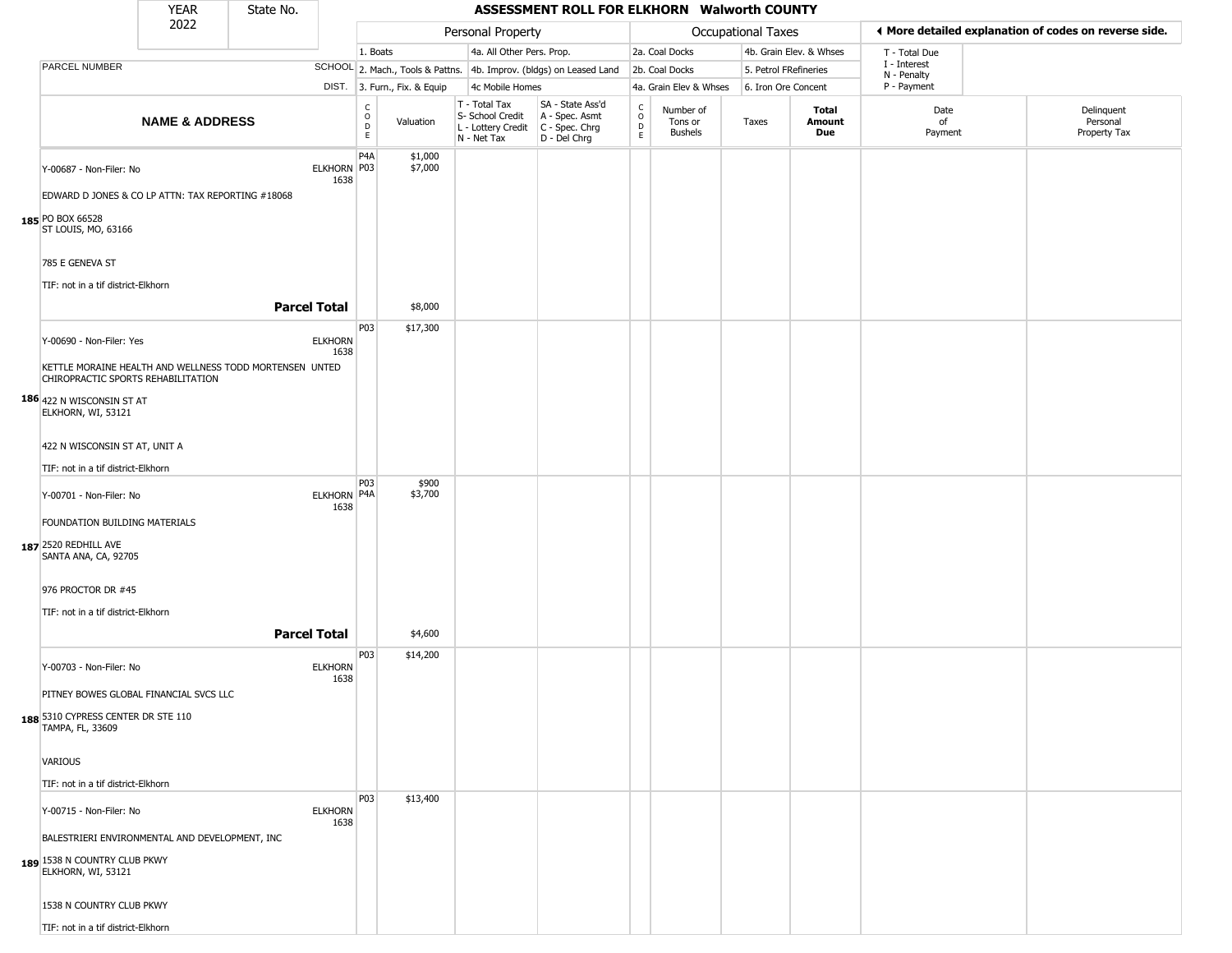| YEAR 2022 | State No. | ASSESSMENT ROLL FOR ELKHORN Walworth COUNTY |
|---|---|---|

| | | | Personal Property | | | | Occupational Taxes | | | | ◄ More detailed explanation of codes on reverse side. | |
|---|---|---|---|---|---|---|---|---|---|---|---|---|
| | | | 1. Boats | | 4a. All Other Pers. Prop. | | 2a. Coal Docks | | 4b. Grain Elev. & Whses | | T - Total Due | |
| PARCEL NUMBER | SCHOOL | | 2. Mach., Tools & Pattns. | | 4b. Improv. (bldgs) on Leased Land | | 2b. Coal Docks | | 5. Petrol FRefineries | | I - Interest N - Penalty | |
| | DIST. | | 3. Furn., Fix. & Equip | | 4c Mobile Homes | | 4a. Grain Elev & Whses | | 6. Iron Ore Concent | | P - Payment | |
| **NAME & ADDRESS** | | CODE | Valuation | T - Total Tax S- School Credit L - Lottery Credit N - Net Tax | SA - State Ass'd A - Spec. Asmt C - Spec. Chrg D - Del Chrg | CODE | Number of Tons or Bushels | Taxes | **Total Amount Due** | Date of Payment | Delinquent Personal Property Tax |
| 185 Y-00687 - Non-Filer: No<br>EDWARD D JONES & CO LP ATTN: TAX REPORTING #18068<br>PO BOX 66528<br>ST LOUIS, MO, 63166<br>785 E GENEVA ST<br>TIF: not in a tif district-Elkhorn | ELKHORN 1638 | P4A<br>P03 | $1,000<br>$7,000 | | | | | | | | |
| **Parcel Total** | | | $8,000 | | | | | | | | |
| 186 Y-00690 - Non-Filer: Yes<br>KETTLE MORAINE HEALTH AND WELLNESS TODD MORTENSEN UNTED CHIROPRACTIC SPORTS REHABILITATION<br>422 N WISCONSIN ST AT<br>ELKHORN, WI, 53121<br>422 N WISCONSIN ST AT, UNIT A<br>TIF: not in a tif district-Elkhorn | ELKHORN 1638 | P03 | $17,300 | | | | | | | | |
| 187 Y-00701 - Non-Filer: No<br>FOUNDATION BUILDING MATERIALS<br>2520 REDHILL AVE<br>SANTA ANA, CA, 92705<br>976 PROCTOR DR #45<br>TIF: not in a tif district-Elkhorn | ELKHORN 1638 | P03<br>P4A | $900<br>$3,700 | | | | | | | | |
| **Parcel Total** | | | $4,600 | | | | | | | | |
| 188 Y-00703 - Non-Filer: No<br>PITNEY BOWES GLOBAL FINANCIAL SVCS LLC<br>5310 CYPRESS CENTER DR STE 110<br>TAMPA, FL, 33609<br>VARIOUS<br>TIF: not in a tif district-Elkhorn | ELKHORN 1638 | P03 | $14,200 | | | | | | | | |
| 189 Y-00715 - Non-Filer: No<br>BALESTRIERI ENVIRONMENTAL AND DEVELOPMENT, INC<br>1538 N COUNTRY CLUB PKWY<br>ELKHORN, WI, 53121<br>1538 N COUNTRY CLUB PKWY<br>TIF: not in a tif district-Elkhorn | ELKHORN 1638 | P03 | $13,400 | | | | | | | | |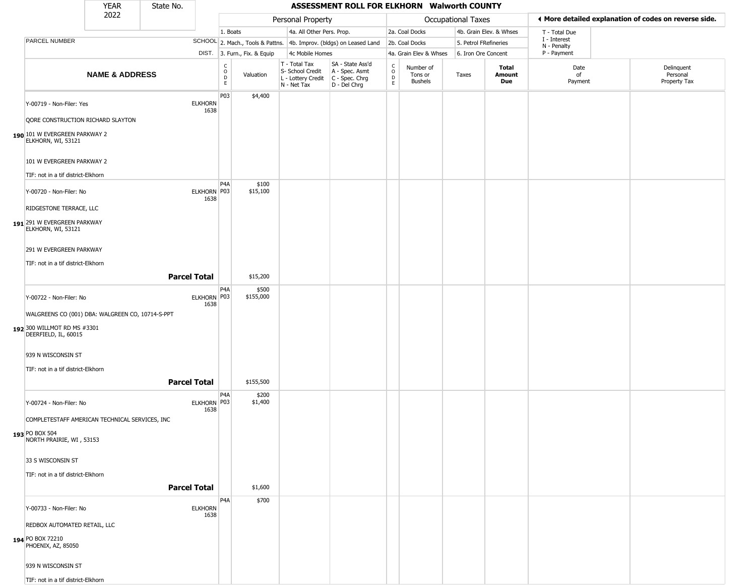| YEAR 2022 | State No. | ASSESSMENT ROLL FOR ELKHORN Walworth COUNTY | | | | | | | | | | |
|---|---|---|---|---|---|---|---|---|---|---|---|---|

| | | Personal Property | | | | Occupational Taxes | | | | | ◄ More detailed explanation of codes on reverse side. | |
|---|---|---|---|---|---|---|---|---|---|---|---|---|
| | | 1. Boats | | 4a. All Other Pers. Prop. | | 2a. Coal Docks | | 4b. Grain Elev. & Whses | | | T - Total Due | |
| PARCEL NUMBER | SCHOOL | 2. Mach., Tools & Pattns. | | 4b. Improv. (bldgs) on Leased Land | | 2b. Coal Docks | | 5. Petrol FRefineries | | | I - Interest N - Penalty | |
| | DIST. | 3. Furn., Fix. & Equip | | 4c Mobile Homes | | 4a. Grain Elev & Whses | | 6. Iron Ore Concent | | | P - Payment | |
| NAME & ADDRESS | | CODE | Valuation | T - Total Tax S- School Credit L - Lottery Credit N - Net Tax | SA - State Ass'd A - Spec. Asmt C - Spec. Chrg D - Del Chrg | CODE | Number of Tons or Bushels | Taxes | Total Amount Due | | Date of Payment | Delinquent Personal Property Tax |
| 190 Y-00719 - Non-Filer: Yes<br>QORE CONSTRUCTION RICHARD SLAYTON<br>101 W EVERGREEN PARKWAY 2<br>ELKHORN, WI, 53121<br>101 W EVERGREEN PARKWAY 2<br>TIF: not in a tif district-Elkhorn | ELKHORN 1638 | P03 | $4,400 | | | | | | | | | |
| 191 Y-00720 - Non-Filer: No<br>RIDGESTONE TERRACE, LLC<br>291 W EVERGREEN PARKWAY<br>ELKHORN, WI, 53121<br>291 W EVERGREEN PARKWAY<br>TIF: not in a tif district-Elkhorn | ELKHORN 1638 | P4A<br>P03 | $100<br>$15,100 | | | | | | | | | |
| | **Parcel Total** | | $15,200 | | | | | | | | | |
| 192 Y-00722 - Non-Filer: No<br>WALGREENS CO (001) DBA: WALGREEN CO, 10714-S-PPT<br>300 WILLMOT RD MS #3301<br>DEERFIELD, IL, 60015<br>939 N WISCONSIN ST<br>TIF: not in a tif district-Elkhorn | ELKHORN 1638 | P4A<br>P03 | $500<br>$155,000 | | | | | | | | | |
| | **Parcel Total** | | $155,500 | | | | | | | | | |
| 193 Y-00724 - Non-Filer: No<br>COMPLETESTAFF AMERICAN TECHNICAL SERVICES, INC<br>PO BOX 504<br>NORTH PRAIRIE, WI , 53153<br>33 S WISCONSIN ST<br>TIF: not in a tif district-Elkhorn | ELKHORN 1638 | P4A<br>P03 | $200<br>$1,400 | | | | | | | | | |
| | **Parcel Total** | | $1,600 | | | | | | | | | |
| 194 Y-00733 - Non-Filer: No<br>REDBOX AUTOMATED RETAIL, LLC<br>PO BOX 72210<br>PHOENIX, AZ, 85050<br>939 N WISCONSIN ST<br>TIF: not in a tif district-Elkhorn | ELKHORN 1638 | P4A | $700 | | | | | | | | | |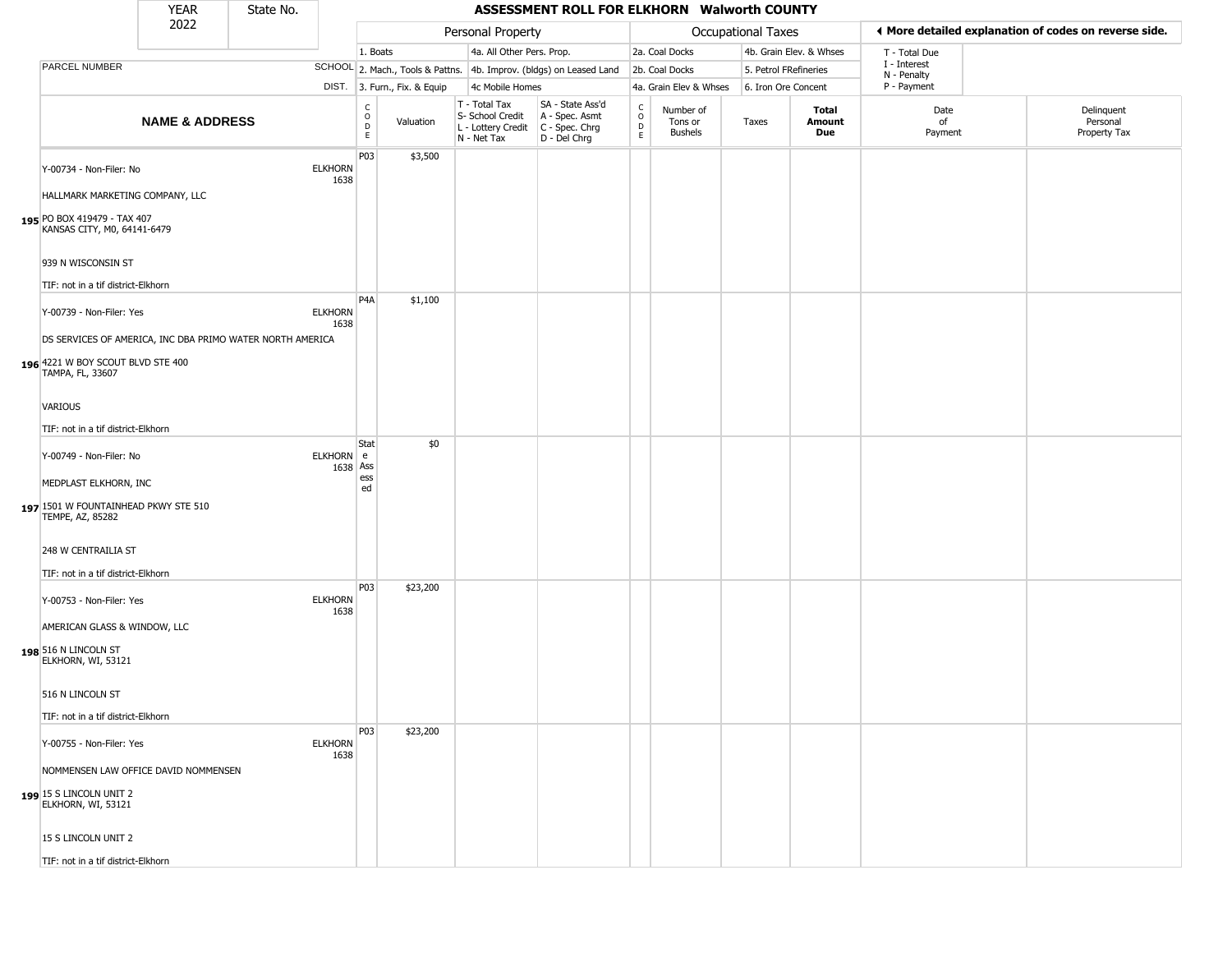| YEAR 2022 | State No. | ASSESSMENT ROLL FOR ELKHORN Walworth COUNTY |
|---|---|---|

| | | Personal Property | | | | Occupational Taxes | | | | ◄ More detailed explanation of codes on reverse side. | |
|---|---|---|---|---|---|---|---|---|---|---|---|
| PARCEL NUMBER | SCHOOL DIST. | 1. Boats<br>2. Mach., Tools & Pattns.<br>3. Furn., Fix. & Equip | | 4a. All Other Pers. Prop.<br>4b. Improv. (bldgs) on Leased Land<br>4c Mobile Homes | | 2a. Coal Docks<br>2b. Coal Docks<br>4a. Grain Elev & Whses | | 4b. Grain Elev. & Whses<br>5. Petrol FRefineries<br>6. Iron Ore Concent | | T - Total Due<br>I - Interest<br>N - Penalty<br>P - Payment | |
| **NAME & ADDRESS** | | CODE | Valuation | T - Total Tax<br>S- School Credit<br>L - Lottery Credit<br>N - Net Tax | SA - State Ass'd<br>A - Spec. Asmt<br>C - Spec. Chrg<br>D - Del Chrg | CODE | Number of Tons or Bushels | Taxes | **Total Amount Due** | Date of Payment | Delinquent Personal Property Tax |
| 195 Y-00734 - Non-Filer: No<br>HALLMARK MARKETING COMPANY, LLC<br>PO BOX 419479 - TAX 407<br>KANSAS CITY, M0, 64141-6479<br>939 N WISCONSIN ST<br>TIF: not in a tif district-Elkhorn | ELKHORN 1638 | P03 | $3,500 | | | | | | | | |
| 196 Y-00739 - Non-Filer: Yes<br>DS SERVICES OF AMERICA, INC DBA PRIMO WATER NORTH AMERICA<br>4221 W BOY SCOUT BLVD STE 400<br>TAMPA, FL, 33607<br>VARIOUS<br>TIF: not in a tif district-Elkhorn | ELKHORN 1638 | P4A | $1,100 | | | | | | | | |
| 197 Y-00749 - Non-Filer: No<br>MEDPLAST ELKHORN, INC<br>1501 W FOUNTAINHEAD PKWY STE 510<br>TEMPE, AZ, 85282<br>248 W CENTRAILIA ST<br>TIF: not in a tif district-Elkhorn | ELKHORN 1638 | State Assessed | $0 | | | | | | | | |
| 198 Y-00753 - Non-Filer: Yes<br>AMERICAN GLASS & WINDOW, LLC<br>516 N LINCOLN ST<br>ELKHORN, WI, 53121<br>516 N LINCOLN ST<br>TIF: not in a tif district-Elkhorn | ELKHORN 1638 | P03 | $23,200 | | | | | | | | |
| 199 Y-00755 - Non-Filer: Yes<br>NOMMENSEN LAW OFFICE DAVID NOMMENSEN<br>15 S LINCOLN UNIT 2<br>ELKHORN, WI, 53121<br>15 S LINCOLN UNIT 2<br>TIF: not in a tif district-Elkhorn | ELKHORN 1638 | P03 | $23,200 | | | | | | | | |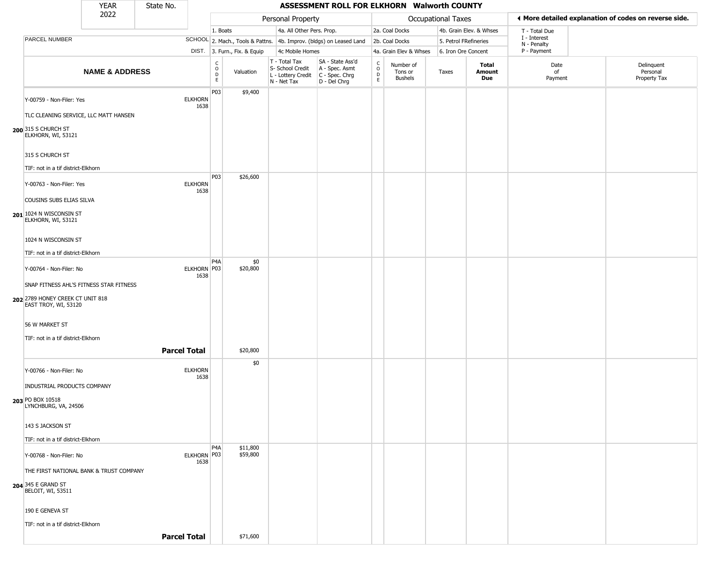| YEAR 2022 | State No. | ASSESSMENT ROLL FOR ELKHORN Walworth COUNTY |
|---|---|---|

| | | Personal Property | | | | Occupational Taxes | | | | ◄ More detailed explanation of codes on reverse side. | |
|---|---|---|---|---|---|---|---|---|---|---|---|
| | | 1. Boats | | 4a. All Other Pers. Prop. | | 2a. Coal Docks | | 4b. Grain Elev. & Whses | | T - Total Due<br>I - Interest<br>N - Penalty<br>P - Payment | |
| PARCEL NUMBER | SCHOOL | 2. Mach., Tools & Pattns. | | 4b. Improv. (bldgs) on Leased Land | | 2b. Coal Docks | | 5. Petrol FRefineries | | | |
| | DIST. | 3. Furn., Fix. & Equip | | 4c Mobile Homes | | 4a. Grain Elev & Whses | | 6. Iron Ore Concent | | | |

| NAME & ADDRESS | | CODE | Valuation | T - Total Tax<br>S- School Credit<br>L - Lottery Credit<br>N - Net Tax | SA - State Ass'd<br>A - Spec. Asmt<br>C - Spec. Chrg<br>D - Del Chrg | CODE | Number of Tons or Bushels | Taxes | Total Amount Due | Date of Payment | Delinquent Personal Property Tax |
|---|---|---|---|---|---|---|---|---|---|---|---|
| Y-00759 - Non-Filer: Yes<br>TLC CLEANING SERVICE, LLC MATT HANSEN<br>**200** 315 S CHURCH ST<br>ELKHORN, WI, 53121<br>315 S CHURCH ST<br>TIF: not in a tif district-Elkhorn | ELKHORN 1638 | P03 | $9,400 | | | | | | | | |
| Y-00763 - Non-Filer: Yes<br>COUSINS SUBS ELIAS SILVA<br>**201** 1024 N WISCONSIN ST<br>ELKHORN, WI, 53121<br>1024 N WISCONSIN ST<br>TIF: not in a tif district-Elkhorn | ELKHORN 1638 | P03 | $26,600 | | | | | | | | |
| Y-00764 - Non-Filer: No<br>SNAP FITNESS AHL'S FITNESS STAR FITNESS<br>**202** 2789 HONEY CREEK CT UNIT 818<br>EAST TROY, WI, 53120<br>56 W MARKET ST<br>TIF: not in a tif district-Elkhorn | ELKHORN 1638 | P4A<br>P03 | $0<br>$20,800 | | | | | | | | |
| **Parcel Total** | | | $20,800 | | | | | | | | |
| Y-00766 - Non-Filer: No<br>INDUSTRIAL PRODUCTS COMPANY<br>**203** PO BOX 10518<br>LYNCHBURG, VA, 24506<br>143 S JACKSON ST<br>TIF: not in a tif district-Elkhorn | ELKHORN 1638 | | $0 | | | | | | | | |
| Y-00768 - Non-Filer: No<br>THE FIRST NATIONAL BANK & TRUST COMPANY<br>**204** 345 E GRAND ST<br>BELOIT, WI, 53511<br>190 E GENEVA ST<br>TIF: not in a tif district-Elkhorn | ELKHORN 1638 | P4A<br>P03 | $11,800<br>$59,800 | | | | | | | | |
| **Parcel Total** | | | $71,600 | | | | | | | | |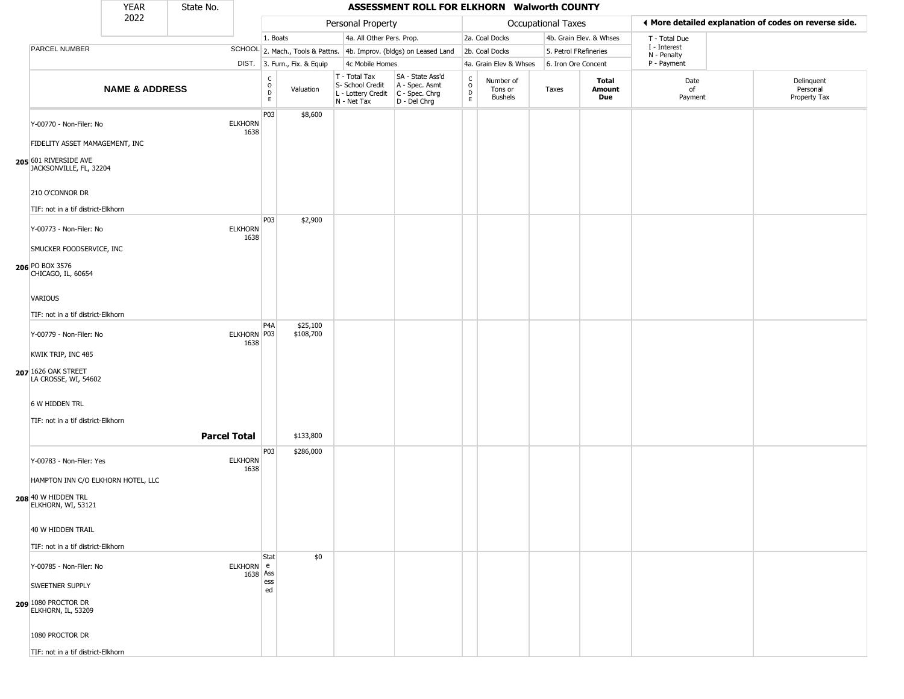| YEAR 2022 | State No. | ASSESSMENT ROLL FOR ELKHORN Walworth COUNTY | | | | | | | | | | |
|---|---|---|---|---|---|---|---|---|---|---|---|---|
| | | Personal Property | | | | Occupational Taxes | | | | ◄ More detailed explanation of codes on reverse side. | | |
| | | 1. Boats | | 4a. All Other Pers. Prop. | | 2a. Coal Docks | | 4b. Grain Elev. & Whses | | T - Total Due<br>I - Interest<br>N - Penalty<br>P - Payment | | |
| PARCEL NUMBER | SCHOOL | 2. Mach., Tools & Pattns. | | 4b. Improv. (bldgs) on Leased Land | | 2b. Coal Docks | | 5. Petrol FRefineries | | | | |
| | DIST. | 3. Furn., Fix. & Equip | | 4c Mobile Homes | | 4a. Grain Elev & Whses | | 6. Iron Ore Concent | | | | |

| | NAME & ADDRESS | | CODE | Valuation | T - Total Tax<br>S- School Credit<br>L - Lottery Credit<br>N - Net Tax | SA - State Ass'd<br>A - Spec. Asmt<br>C - Spec. Chrg<br>D - Del Chrg | CODE | Number of Tons or Bushels | Taxes | Total Amount Due | Date of Payment | Delinquent Personal Property Tax |
|---|---|---|---|---|---|---|---|---|---|---|---|---|
| 205 | Y-00770 - Non-Filer: No<br>FIDELITY ASSET MAMAGEMENT, INC<br>601 RIVERSIDE AVE<br>JACKSONVILLE, FL, 32204<br>210 O'CONNOR DR<br>TIF: not in a tif district-Elkhorn | ELKHORN 1638 | P03 | $8,600 | | | | | | | | |
| 206 | Y-00773 - Non-Filer: No<br>SMUCKER FOODSERVICE, INC<br>PO BOX 3576<br>CHICAGO, IL, 60654<br>VARIOUS<br>TIF: not in a tif district-Elkhorn | ELKHORN 1638 | P03 | $2,900 | | | | | | | | |
| 207 | Y-00779 - Non-Filer: No<br>KWIK TRIP, INC 485<br>1626 OAK STREET<br>LA CROSSE, WI, 54602<br>6 W HIDDEN TRL<br>TIF: not in a tif district-Elkhorn | ELKHORN 1638 | P4A<br>P03 | $25,100<br>$108,700 | | | | | | | | |
| | | **Parcel Total** | | $133,800 | | | | | | | | |
| 208 | Y-00783 - Non-Filer: Yes<br>HAMPTON INN C/O ELKHORN HOTEL, LLC<br>40 W HIDDEN TRL<br>ELKHORN, WI, 53121<br>40 W HIDDEN TRAIL<br>TIF: not in a tif district-Elkhorn | ELKHORN 1638 | P03 | $286,000 | | | | | | | | |
| 209 | Y-00785 - Non-Filer: No<br>SWEETNER SUPPLY<br>1080 PROCTOR DR<br>ELKHORN, IL, 53209<br>1080 PROCTOR DR<br>TIF: not in a tif district-Elkhorn | ELKHORN 1638 | State Assessed | $0 | | | | | | | | |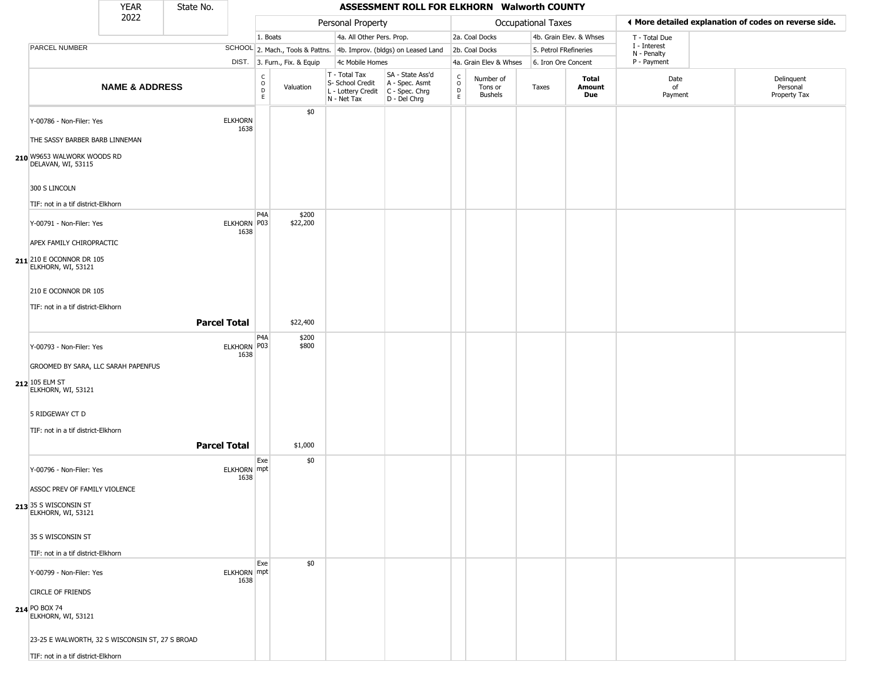# ASSESSMENT ROLL FOR ELKHORN Walworth COUNTY

YEAR 2022 | State No.

| | | Personal Property | | | | Occupational Taxes | | | | ◄ More detailed explanation of codes on reverse side. | |
|---|---|---|---|---|---|---|---|---|---|---|---|
| PARCEL NUMBER | SCHOOL DIST. | 1. Boats<br>2. Mach., Tools & Pattns.<br>3. Furn., Fix. & Equip | | 4a. All Other Pers. Prop.<br>4b. Improv. (bldgs) on Leased Land<br>4c Mobile Homes | | 2a. Coal Docks<br>2b. Coal Docks<br>4a. Grain Elev & Whses | | 4b. Grain Elev. & Whses<br>5. Petrol FRefineries<br>6. Iron Ore Concent | | T - Total Due<br>I - Interest<br>N - Penalty<br>P - Payment | |
| **NAME & ADDRESS** | | CODE | Valuation | T - Total Tax<br>S- School Credit<br>L - Lottery Credit<br>N - Net Tax | SA - State Ass'd<br>A - Spec. Asmt<br>C - Spec. Chrg<br>D - Del Chrg | CODE | Number of Tons or Bushels | Taxes | **Total Amount Due** | Date of Payment | Delinquent Personal Property Tax |
| 210 Y-00786 - Non-Filer: Yes<br>THE SASSY BARBER BARB LINNEMAN<br>W9653 WALWORK WOODS RD<br>DELAVAN, WI, 53115<br>300 S LINCOLN<br>TIF: not in a tif district-Elkhorn | ELKHORN 1638 | | $0 | | | | | | | | |
| 211 Y-00791 - Non-Filer: Yes<br>APEX FAMILY CHIROPRACTIC<br>210 E OCONNOR DR 105<br>ELKHORN, WI, 53121<br>210 E OCONNOR DR 105<br>TIF: not in a tif district-Elkhorn | ELKHORN 1638 | P4A<br>P03 | $200<br>$22,200 | | | | | | | | |
| **Parcel Total** | | | $22,400 | | | | | | | | |
| 212 Y-00793 - Non-Filer: Yes<br>GROOMED BY SARA, LLC SARAH PAPENFUS<br>105 ELM ST<br>ELKHORN, WI, 53121<br>5 RIDGEWAY CT D<br>TIF: not in a tif district-Elkhorn | ELKHORN 1638 | P4A<br>P03 | $200<br>$800 | | | | | | | | |
| **Parcel Total** | | | $1,000 | | | | | | | | |
| 213 Y-00796 - Non-Filer: Yes<br>ASSOC PREV OF FAMILY VIOLENCE<br>35 S WISCONSIN ST<br>ELKHORN, WI, 53121<br>35 S WISCONSIN ST<br>TIF: not in a tif district-Elkhorn | ELKHORN 1638 | Exempt | $0 | | | | | | | | |
| 214 Y-00799 - Non-Filer: Yes<br>CIRCLE OF FRIENDS<br>PO BOX 74<br>ELKHORN, WI, 53121<br>23-25 E WALWORTH, 32 S WISCONSIN ST, 27 S BROAD<br>TIF: not in a tif district-Elkhorn | ELKHORN 1638 | Exempt | $0 | | | | | | | | |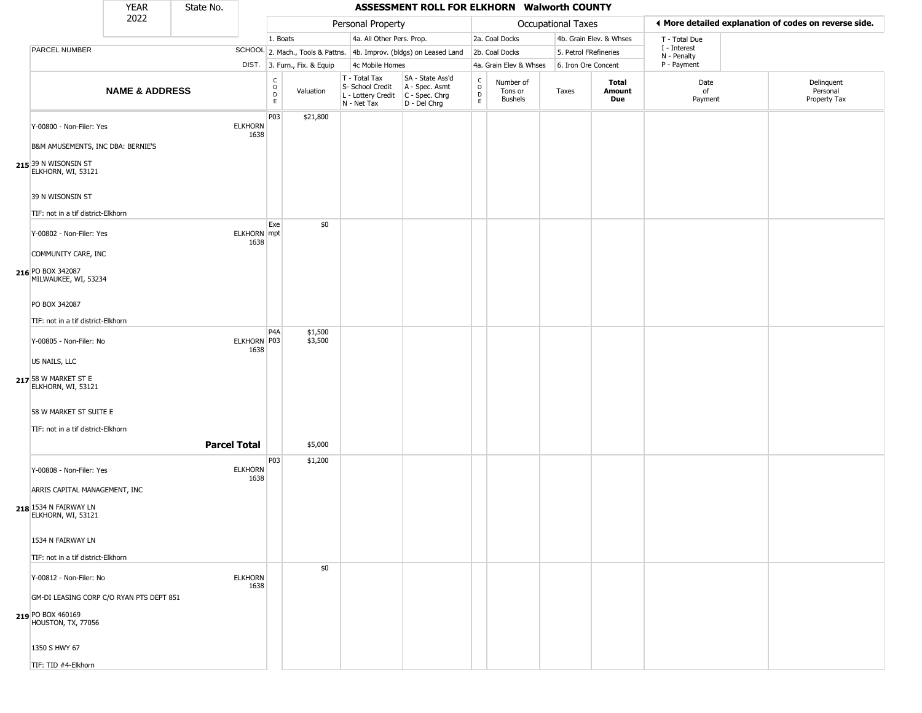| YEAR 2022 | State No. | | ASSESSMENT ROLL FOR ELKHORN Walworth COUNTY | | | | | | | | | | |
|---|---|---|---|---|---|---|---|---|---|---|---|---|---|
| | | | Personal Property | | | | Occupational Taxes | | | | | ◄ More detailed explanation of codes on reverse side. | |
| | | | 1. Boats | | 4a. All Other Pers. Prop. | | 2a. Coal Docks | | 4b. Grain Elev. & Whses | | T - Total Due | | |
| PARCEL NUMBER | SCHOOL | | 2. Mach., Tools & Pattns. | | 4b. Improv. (bldgs) on Leased Land | | 2b. Coal Docks | | 5. Petrol FRefineries | | I - Interest N - Penalty | | |
| | DIST. | | 3. Furn., Fix. & Equip | | 4c Mobile Homes | | 4a. Grain Elev & Whses | | 6. Iron Ore Concent | | P - Payment | | |
| NAME & ADDRESS | | CODE | Valuation | T - Total Tax S- School Credit L - Lottery Credit N - Net Tax | SA - State Ass'd A - Spec. Asmt C - Spec. Chrg D - Del Chrg | CODE | Number of Tons or Bushels | Taxes | Total Amount Due | | Date of Payment | | Delinquent Personal Property Tax |
| Y-00800 - Non-Filer: Yes<br>B&M AMUSEMENTS, INC DBA: BERNIE'S<br>215 39 N WISONSIN ST<br>ELKHORN, WI, 53121<br>39 N WISONSIN ST<br>TIF: not in a tif district-Elkhorn | ELKHORN 1638 | P03 | $21,800 | | | | | | | | | | |
| Y-00802 - Non-Filer: Yes<br>COMMUNITY CARE, INC<br>216 PO BOX 342087<br>MILWAUKEE, WI, 53234<br>PO BOX 342087<br>TIF: not in a tif district-Elkhorn | ELKHORN 1638 | Exempt | $0 | | | | | | | | | | |
| Y-00805 - Non-Filer: No<br>US NAILS, LLC<br>217 58 W MARKET ST E<br>ELKHORN, WI, 53121<br>58 W MARKET ST SUITE E<br>TIF: not in a tif district-Elkhorn | ELKHORN 1638 | P4A<br>P03 | $1,500<br>$3,500 | | | | | | | | | | |
| **Parcel Total** | | | $5,000 | | | | | | | | | | |
| Y-00808 - Non-Filer: Yes<br>ARRIS CAPITAL MANAGEMENT, INC<br>218 1534 N FAIRWAY LN<br>ELKHORN, WI, 53121<br>1534 N FAIRWAY LN<br>TIF: not in a tif district-Elkhorn | ELKHORN 1638 | P03 | $1,200 | | | | | | | | | | |
| Y-00812 - Non-Filer: No<br>GM-DI LEASING CORP C/O RYAN PTS DEPT 851<br>219 PO BOX 460169<br>HOUSTON, TX, 77056<br>1350 S HWY 67<br>TIF: TID #4-Elkhorn | ELKHORN 1638 | | $0 | | | | | | | | | | |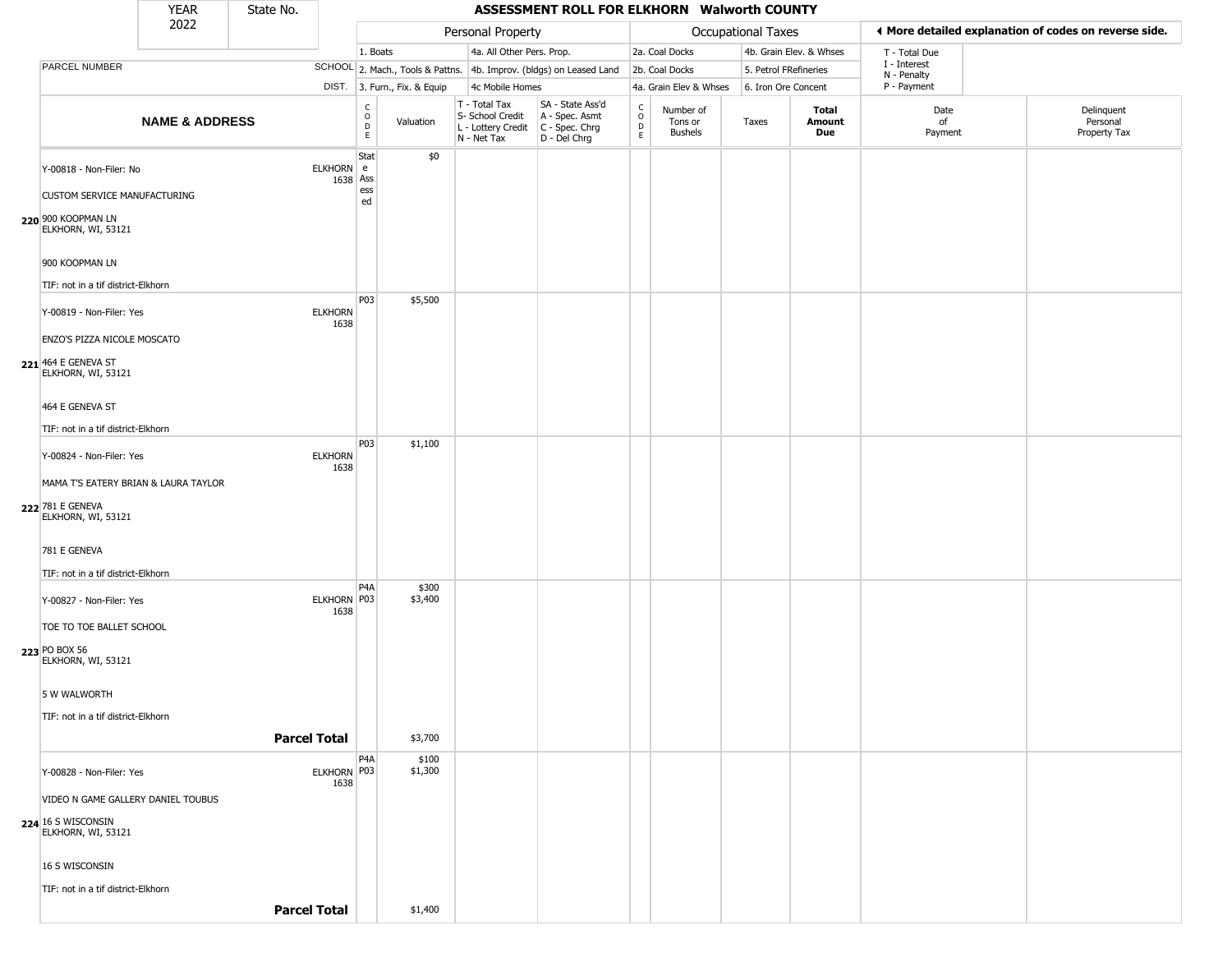| YEAR 2022 | State No. | | ASSESSMENT ROLL FOR ELKHORN Walworth COUNTY | | | | | | | | | | |
|---|---|---|---|---|---|---|---|---|---|---|---|---|---|

| | | | Personal Property | | | | Occupational Taxes | | | | ◄ More detailed explanation of codes on reverse side. | |
|---|---|---|---|---|---|---|---|---|---|---|---|---|
| | | | 1. Boats | | 4a. All Other Pers. Prop. | | 2a. Coal Docks | | 4b. Grain Elev. & Whses | | T - Total Due | |
| PARCEL NUMBER | SCHOOL | | 2. Mach., Tools & Pattns. | | 4b. Improv. (bldgs) on Leased Land | | 2b. Coal Docks | | 5. Petrol FRefineries | | I - Interest, N - Penalty | |
| | DIST. | | 3. Furn., Fix. & Equip | | 4c Mobile Homes | | 4a. Grain Elev & Whses | | 6. Iron Ore Concent | | P - Payment | |
| NAME & ADDRESS | | CODE | Valuation | T - Total Tax, S- School Credit, L - Lottery Credit, N - Net Tax | SA - State Ass'd, A - Spec. Asmt, C - Spec. Chrg, D - Del Chrg | CODE | Number of Tons or Bushels | Taxes | Total Amount Due | | Date of Payment | Delinquent Personal Property Tax |
| 220 Y-00818 - Non-Filer: No; CUSTOM SERVICE MANUFACTURING; 900 KOOPMAN LN ELKHORN, WI, 53121; 900 KOOPMAN LN; TIF: not in a tif district-Elkhorn | ELKHORN 1638 | State Assessed | $0 | | | | | | | | | |
| 221 Y-00819 - Non-Filer: Yes; ENZO'S PIZZA NICOLE MOSCATO; 464 E GENEVA ST ELKHORN, WI, 53121; 464 E GENEVA ST; TIF: not in a tif district-Elkhorn | ELKHORN 1638 | P03 | $5,500 | | | | | | | | | |
| 222 Y-00824 - Non-Filer: Yes; MAMA T'S EATERY BRIAN & LAURA TAYLOR; 781 E GENEVA ELKHORN, WI, 53121; 781 E GENEVA; TIF: not in a tif district-Elkhorn | ELKHORN 1638 | P03 | $1,100 | | | | | | | | | |
| 223 Y-00827 - Non-Filer: Yes; TOE TO TOE BALLET SCHOOL; PO BOX 56 ELKHORN, WI, 53121; 5 W WALWORTH; TIF: not in a tif district-Elkhorn | ELKHORN 1638 | P4A<br>P03 | $300<br>$3,400 | | | | | | | | | |
| **Parcel Total** | | | $3,700 | | | | | | | | | |
| 224 Y-00828 - Non-Filer: Yes; VIDEO N GAME GALLERY DANIEL TOUBUS; 16 S WISCONSIN ELKHORN, WI, 53121; 16 S WISCONSIN; TIF: not in a tif district-Elkhorn | ELKHORN 1638 | P4A<br>P03 | $100<br>$1,300 | | | | | | | | | |
| **Parcel Total** | | | $1,400 | | | | | | | | | |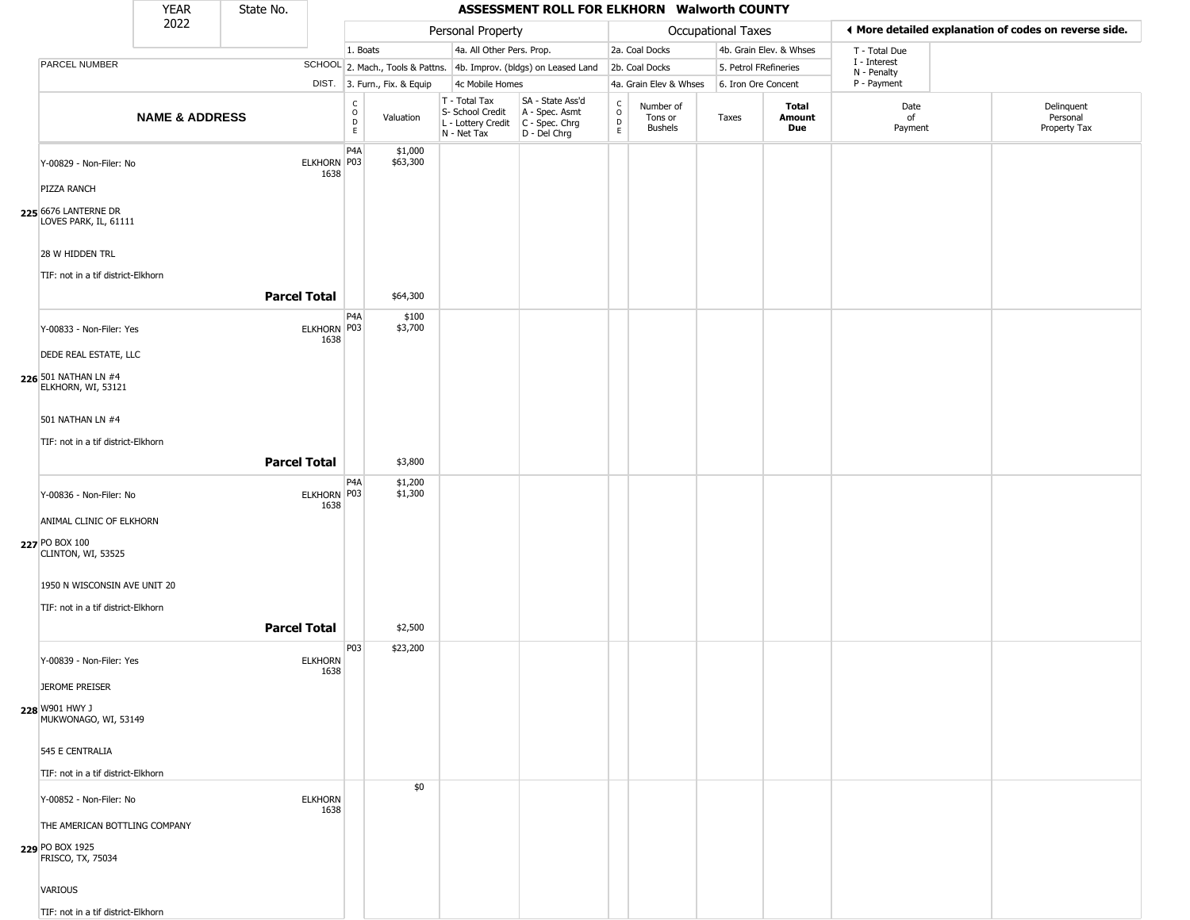# ASSESSMENT ROLL FOR ELKHORN Walworth COUNTY

YEAR 2022 | State No.

**Personal Property**
1. Boats
2. Mach., Tools & Pattns.
3. Furn., Fix. & Equip
4a. All Other Pers. Prop.
4b. Improv. (bldgs) on Leased Land
4c Mobile Homes

**Occupational Taxes**
2a. Coal Docks
2b. Coal Docks
4a. Grain Elev & Whses
4b. Grain Elev. & Whses
5. Petrol FRefineries
6. Iron Ore Concent

◄ More detailed explanation of codes on reverse side.

T - Total Due
I - Interest
N - Penalty
P - Payment

| | PARCEL NUMBER / NAME & ADDRESS | SCHOOL DIST. | CODE | Valuation | T - Total Tax / S- School Credit / L - Lottery Credit / N - Net Tax | SA - State Ass'd / A - Spec. Asmt / C - Spec. Chrg / D - Del Chrg | CODE | Number of Tons or Bushels | Taxes | Total Amount Due | Date of Payment | Delinquent Personal Property Tax |
|---|---|---|---|---|---|---|---|---|---|---|---|---|
| 225 | Y-00829 - Non-Filer: No<br>PIZZA RANCH<br>6676 LANTERNE DR<br>LOVES PARK, IL, 61111<br>28 W HIDDEN TRL<br>TIF: not in a tif district-Elkhorn | ELKHORN 1638 | P4A<br>P03 | $1,000<br>$63,300 | | | | | | | | |
| | **Parcel Total** | | | $64,300 | | | | | | | | |
| 226 | Y-00833 - Non-Filer: Yes<br>DEDE REAL ESTATE, LLC<br>501 NATHAN LN #4<br>ELKHORN, WI, 53121<br>501 NATHAN LN #4<br>TIF: not in a tif district-Elkhorn | ELKHORN 1638 | P4A<br>P03 | $100<br>$3,700 | | | | | | | | |
| | **Parcel Total** | | | $3,800 | | | | | | | | |
| 227 | Y-00836 - Non-Filer: No<br>ANIMAL CLINIC OF ELKHORN<br>PO BOX 100<br>CLINTON, WI, 53525<br>1950 N WISCONSIN AVE UNIT 20<br>TIF: not in a tif district-Elkhorn | ELKHORN 1638 | P4A<br>P03 | $1,200<br>$1,300 | | | | | | | | |
| | **Parcel Total** | | | $2,500 | | | | | | | | |
| 228 | Y-00839 - Non-Filer: Yes<br>JEROME PREISER<br>W901 HWY J<br>MUKWONAGO, WI, 53149<br>545 E CENTRALIA<br>TIF: not in a tif district-Elkhorn | ELKHORN 1638 | P03 | $23,200 | | | | | | | | |
| 229 | Y-00852 - Non-Filer: No<br>THE AMERICAN BOTTLING COMPANY<br>PO BOX 1925<br>FRISCO, TX, 75034<br>VARIOUS<br>TIF: not in a tif district-Elkhorn | ELKHORN 1638 | | $0 | | | | | | | | |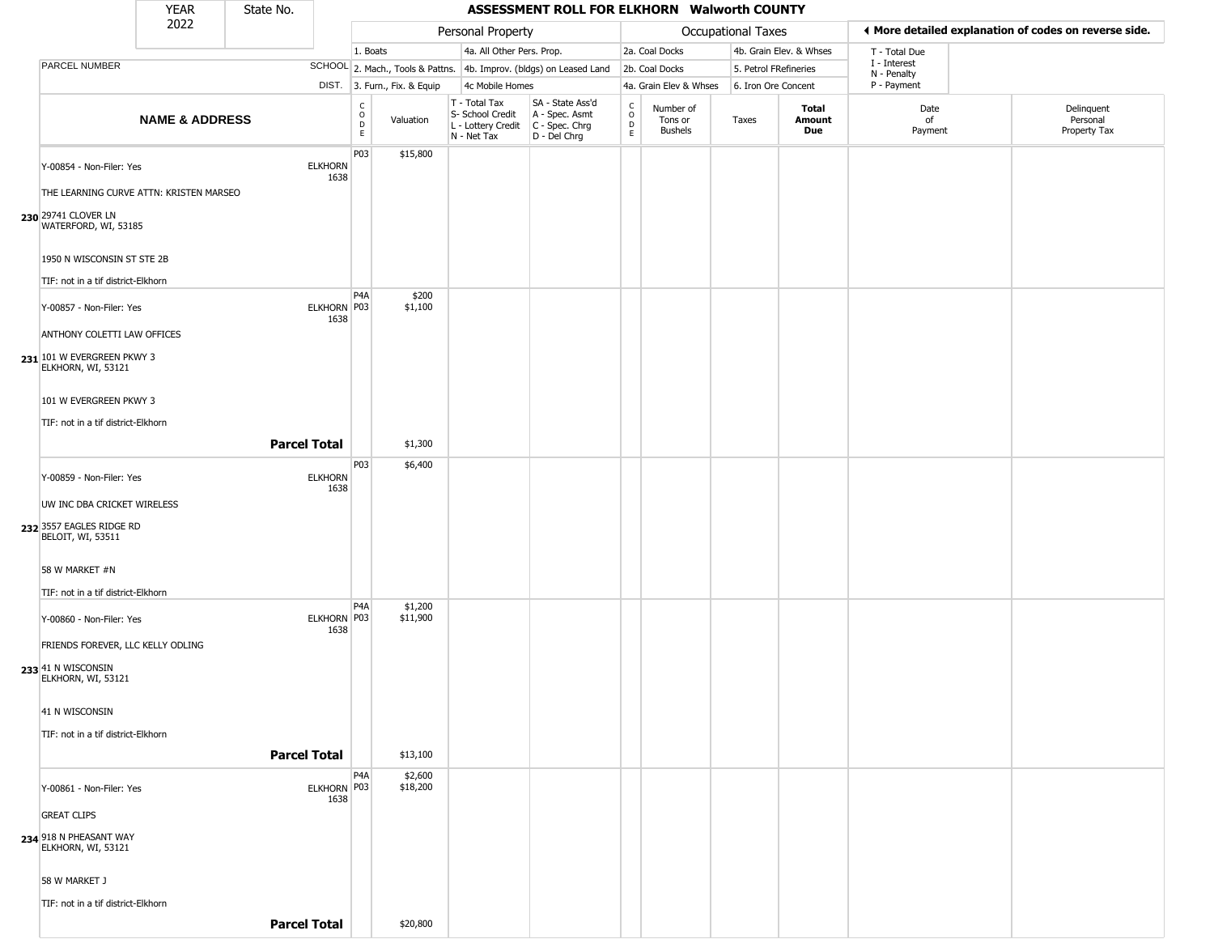| YEAR 2022 | State No. | | **ASSESSMENT ROLL FOR ELKHORN Walworth COUNTY** | | | | | | | | | |
|---|---|---|---|---|---|---|---|---|---|---|---|---|
| | | | Personal Property | | | | Occupational Taxes | | | | ◀ More detailed explanation of codes on reverse side. | |
| PARCEL NUMBER | SCHOOL DIST. | | 1. Boats / 2. Mach., Tools & Pattns. / 3. Furn., Fix. & Equip | | 4a. All Other Pers. Prop. / 4b. Improv. (bldgs) on Leased Land / 4c Mobile Homes | | 2a. Coal Docks / 2b. Coal Docks / 4a. Grain Elev & Whses | | 4b. Grain Elev. & Whses / 5. Petrol FRefineries / 6. Iron Ore Concent | | T - Total Due / I - Interest / N - Penalty / P - Payment | |
| **NAME & ADDRESS** | | CODE | Valuation | T - Total Tax / S- School Credit / L - Lottery Credit / N - Net Tax | SA - State Ass'd / A - Spec. Asmt / C - Spec. Chrg / D - Del Chrg | CODE | Number of Tons or Bushels | Taxes | **Total Amount Due** | Date of Payment | Delinquent Personal Property Tax |
| **230** Y-00854 - Non-Filer: Yes<br>THE LEARNING CURVE ATTN: KRISTEN MARSEO<br>29741 CLOVER LN<br>WATERFORD, WI, 53185<br>1950 N WISCONSIN ST STE 2B<br>TIF: not in a tif district-Elkhorn | ELKHORN 1638 | P03 | $15,800 | | | | | | | | |
| **231** Y-00857 - Non-Filer: Yes<br>ANTHONY COLETTI LAW OFFICES<br>101 W EVERGREEN PKWY 3<br>ELKHORN, WI, 53121<br>101 W EVERGREEN PKWY 3<br>TIF: not in a tif district-Elkhorn | ELKHORN 1638 | P4A<br>P03 | $200<br>$1,100 | | | | | | | | |
| **Parcel Total** | | | $1,300 | | | | | | | | |
| **232** Y-00859 - Non-Filer: Yes<br>UW INC DBA CRICKET WIRELESS<br>3557 EAGLES RIDGE RD<br>BELOIT, WI, 53511<br>58 W MARKET #N<br>TIF: not in a tif district-Elkhorn | ELKHORN 1638 | P03 | $6,400 | | | | | | | | |
| **233** Y-00860 - Non-Filer: Yes<br>FRIENDS FOREVER, LLC KELLY ODLING<br>41 N WISCONSIN<br>ELKHORN, WI, 53121<br>41 N WISCONSIN<br>TIF: not in a tif district-Elkhorn | ELKHORN 1638 | P4A<br>P03 | $1,200<br>$11,900 | | | | | | | | |
| **Parcel Total** | | | $13,100 | | | | | | | | |
| **234** Y-00861 - Non-Filer: Yes<br>GREAT CLIPS<br>918 N PHEASANT WAY<br>ELKHORN, WI, 53121<br>58 W MARKET J<br>TIF: not in a tif district-Elkhorn | ELKHORN 1638 | P4A<br>P03 | $2,600<br>$18,200 | | | | | | | | |
| **Parcel Total** | | | $20,800 | | | | | | | | |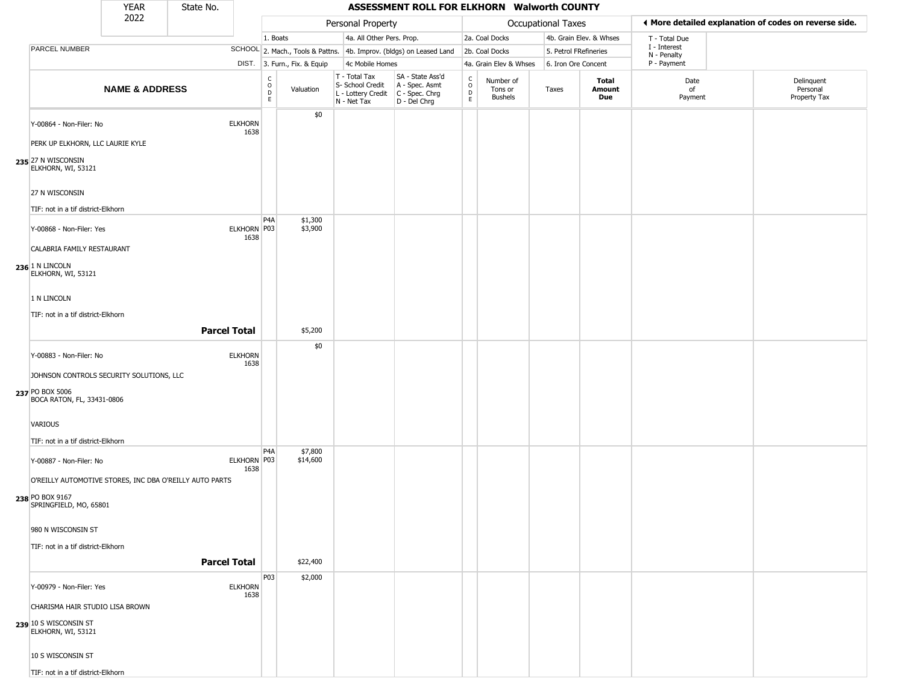# ASSESSMENT ROLL FOR ELKHORN Walworth COUNTY

YEAR 2022 | State No.

| | | Personal Property | | | | Occupational Taxes | | | | ◀ More detailed explanation of codes on reverse side. | |
|---|---|---|---|---|---|---|---|---|---|---|---|
| PARCEL NUMBER | SCHOOL DIST. | 1. Boats<br>2. Mach., Tools & Pattns.<br>3. Furn., Fix. & Equip | | 4a. All Other Pers. Prop.<br>4b. Improv. (bldgs) on Leased Land<br>4c Mobile Homes | | 2a. Coal Docks<br>2b. Coal Docks<br>4a. Grain Elev & Whses | | 4b. Grain Elev. & Whses<br>5. Petrol FRefineries<br>6. Iron Ore Concent | | T - Total Due<br>I - Interest<br>N - Penalty<br>P - Payment | |
| **NAME & ADDRESS** | | CODE | Valuation | T - Total Tax<br>S- School Credit<br>L - Lottery Credit<br>N - Net Tax | SA - State Ass'd<br>A - Spec. Asmt<br>C - Spec. Chrg<br>D - Del Chrg | CODE | Number of Tons or Bushels | Taxes | **Total Amount Due** | Date of Payment | Delinquent Personal Property Tax |
| 235 Y-00864 - Non-Filer: No<br>PERK UP ELKHORN, LLC LAURIE KYLE<br>27 N WISCONSIN<br>ELKHORN, WI, 53121<br>27 N WISCONSIN<br>TIF: not in a tif district-Elkhorn | ELKHORN 1638 | | $0 | | | | | | | | |
| 236 Y-00868 - Non-Filer: Yes<br>CALABRIA FAMILY RESTAURANT<br>1 N LINCOLN<br>ELKHORN, WI, 53121<br>1 N LINCOLN<br>TIF: not in a tif district-Elkhorn | ELKHORN 1638 | P4A<br>P03 | $1,300<br>$3,900 | | | | | | | | |
| **Parcel Total** | | | $5,200 | | | | | | | | |
| 237 Y-00883 - Non-Filer: No<br>JOHNSON CONTROLS SECURITY SOLUTIONS, LLC<br>PO BOX 5006<br>BOCA RATON, FL, 33431-0806<br>VARIOUS<br>TIF: not in a tif district-Elkhorn | ELKHORN 1638 | | $0 | | | | | | | | |
| 238 Y-00887 - Non-Filer: No<br>O'REILLY AUTOMOTIVE STORES, INC DBA O'REILLY AUTO PARTS<br>PO BOX 9167<br>SPRINGFIELD, MO, 65801<br>980 N WISCONSIN ST<br>TIF: not in a tif district-Elkhorn | ELKHORN 1638 | P4A<br>P03 | $7,800<br>$14,600 | | | | | | | | |
| **Parcel Total** | | | $22,400 | | | | | | | | |
| 239 Y-00979 - Non-Filer: Yes<br>CHARISMA HAIR STUDIO LISA BROWN<br>10 S WISCONSIN ST<br>ELKHORN, WI, 53121<br>10 S WISCONSIN ST<br>TIF: not in a tif district-Elkhorn | ELKHORN 1638 | P03 | $2,000 | | | | | | | | |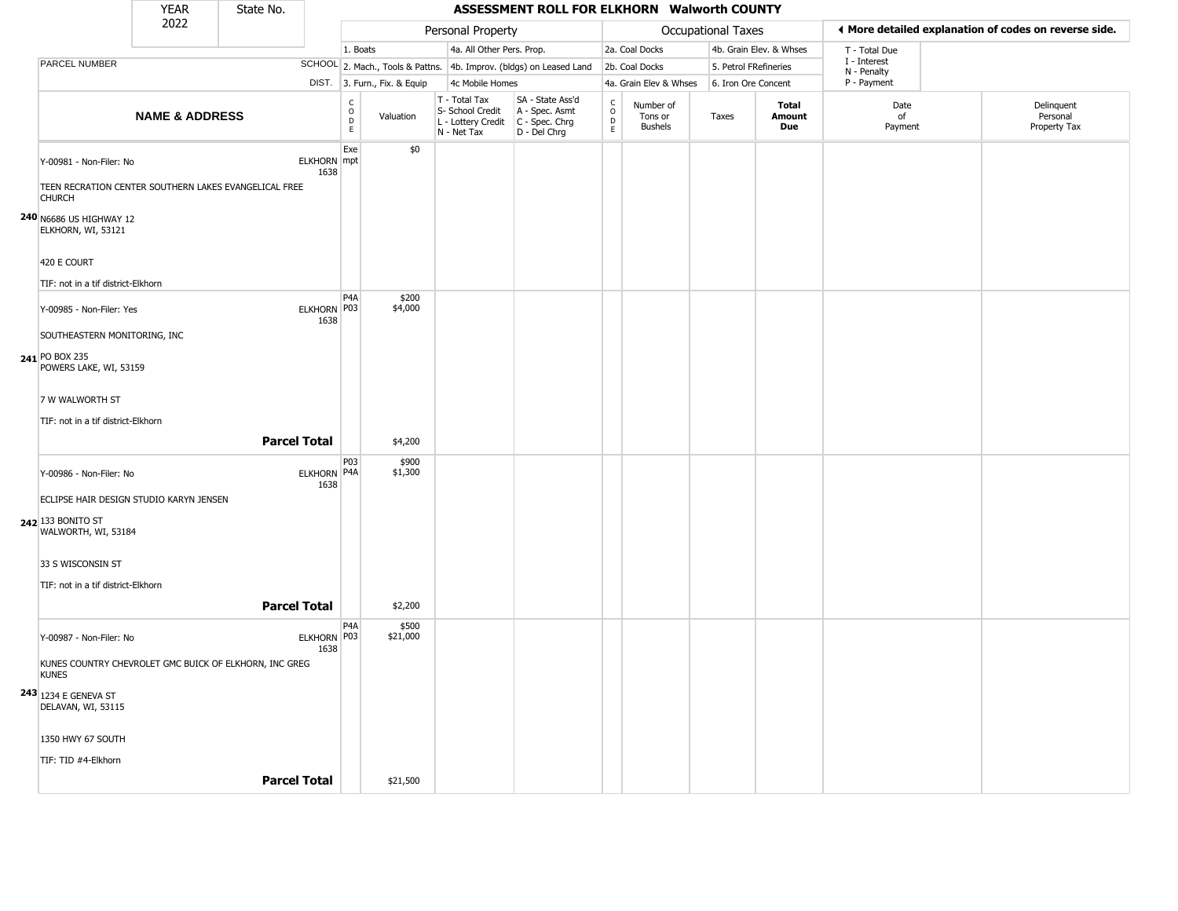| YEAR 2022 | State No. | ASSESSMENT ROLL FOR ELKHORN Walworth COUNTY |
|---|---|---|

| | | | Personal Property | | | | Occupational Taxes | | | | ◀ More detailed explanation of codes on reverse side. | |
|---|---|---|---|---|---|---|---|---|---|---|---|---|
| | | | 1. Boats | | 4a. All Other Pers. Prop. | | 2a. Coal Docks | | 4b. Grain Elev. & Whses | | T - Total Due | |
| PARCEL NUMBER | | SCHOOL | 2. Mach., Tools & Pattns. | | 4b. Improv. (bldgs) on Leased Land | | 2b. Coal Docks | | 5. Petrol FRefineries | | I - Interest<br>N - Penalty | |
| | | DIST. | 3. Furn., Fix. & Equip | | 4c Mobile Homes | | 4a. Grain Elev & Whses | | 6. Iron Ore Concent | | P - Payment | |
| | NAME & ADDRESS | | CODE | Valuation | T - Total Tax<br>S- School Credit<br>L - Lottery Credit<br>N - Net Tax | SA - State Ass'd<br>A - Spec. Asmt<br>C - Spec. Chrg<br>D - Del Chrg | CODE | Number of Tons or Bushels | Taxes | Total Amount Due | Date of Payment | Delinquent Personal Property Tax |
| 240 | Y-00981 - Non-Filer: No<br>TEEN RECRATION CENTER SOUTHERN LAKES EVANGELICAL FREE CHURCH<br>N6686 US HIGHWAY 12<br>ELKHORN, WI, 53121<br>420 E COURT<br>TIF: not in a tif district-Elkhorn | ELKHORN 1638 | Exempt | $0 | | | | | | | | |
| 241 | Y-00985 - Non-Filer: Yes<br>SOUTHEASTERN MONITORING, INC<br>PO BOX 235<br>POWERS LAKE, WI, 53159<br>7 W WALWORTH ST<br>TIF: not in a tif district-Elkhorn | ELKHORN 1638 | P4A<br>P03 | $200<br>$4,000 | | | | | | | | |
| | **Parcel Total** | | | $4,200 | | | | | | | | |
| 242 | Y-00986 - Non-Filer: No<br>ECLIPSE HAIR DESIGN STUDIO KARYN JENSEN<br>133 BONITO ST<br>WALWORTH, WI, 53184<br>33 S WISCONSIN ST<br>TIF: not in a tif district-Elkhorn | ELKHORN 1638 | P03<br>P4A | $900<br>$1,300 | | | | | | | | |
| | **Parcel Total** | | | $2,200 | | | | | | | | |
| 243 | Y-00987 - Non-Filer: No<br>KUNES COUNTRY CHEVROLET GMC BUICK OF ELKHORN, INC GREG KUNES<br>1234 E GENEVA ST<br>DELAVAN, WI, 53115<br>1350 HWY 67 SOUTH<br>TIF: TID #4-Elkhorn | ELKHORN 1638 | P4A<br>P03 | $500<br>$21,000 | | | | | | | | |
| | **Parcel Total** | | | $21,500 | | | | | | | | |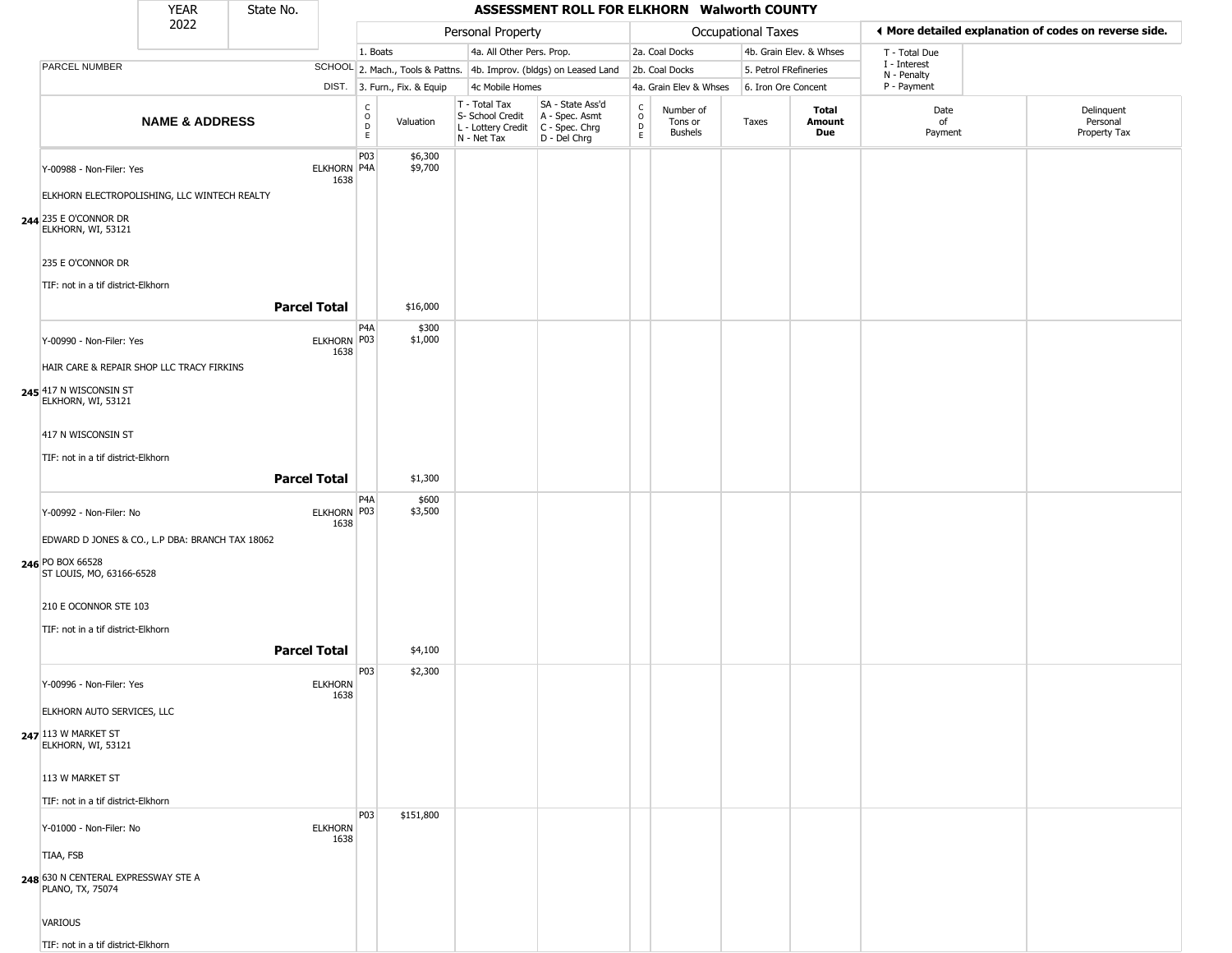| YEAR 2022 | State No. | ASSESSMENT ROLL FOR ELKHORN Walworth COUNTY | | | | | | | | | |
|---|---|---|---|---|---|---|---|---|---|---|---|

| | | Personal Property | | | | Occupational Taxes | | | | ◄ More detailed explanation of codes on reverse side. | |
|---|---|---|---|---|---|---|---|---|---|---|---|
| PARCEL NUMBER | SCHOOL DIST. | 1. Boats<br>2. Mach., Tools & Pattns.<br>3. Furn., Fix. & Equip | | 4a. All Other Pers. Prop.<br>4b. Improv. (bldgs) on Leased Land<br>4c Mobile Homes | | 2a. Coal Docks<br>2b. Coal Docks<br>4a. Grain Elev & Whses | | 4b. Grain Elev. & Whses<br>5. Petrol FRefineries<br>6. Iron Ore Concent | | T - Total Due<br>I - Interest<br>N - Penalty<br>P - Payment | |
| **NAME & ADDRESS** | | CODE | Valuation | T - Total Tax<br>S- School Credit<br>L - Lottery Credit<br>N - Net Tax | SA - State Ass'd<br>A - Spec. Asmt<br>C - Spec. Chrg<br>D - Del Chrg | CODE | Number of Tons or Bushels | Taxes | **Total Amount Due** | Date of Payment | Delinquent Personal Property Tax |
| Y-00988 - Non-Filer: Yes<br>ELKHORN ELECTROPOLISHING, LLC WINTECH REALTY<br>**244** 235 E O'CONNOR DR<br>ELKHORN, WI, 53121<br>235 E O'CONNOR DR<br>TIF: not in a tif district-Elkhorn | ELKHORN 1638 | P03<br>P4A | $6,300<br>$9,700 | | | | | | | | |
| **Parcel Total** | | | $16,000 | | | | | | | | |
| Y-00990 - Non-Filer: Yes<br>HAIR CARE & REPAIR SHOP LLC TRACY FIRKINS<br>**245** 417 N WISCONSIN ST<br>ELKHORN, WI, 53121<br>417 N WISCONSIN ST<br>TIF: not in a tif district-Elkhorn | ELKHORN 1638 | P4A<br>P03 | $300<br>$1,000 | | | | | | | | |
| **Parcel Total** | | | $1,300 | | | | | | | | |
| Y-00992 - Non-Filer: No<br>EDWARD D JONES & CO., L.P DBA: BRANCH TAX 18062<br>**246** PO BOX 66528<br>ST LOUIS, MO, 63166-6528<br>210 E OCONNOR STE 103<br>TIF: not in a tif district-Elkhorn | ELKHORN 1638 | P4A<br>P03 | $600<br>$3,500 | | | | | | | | |
| **Parcel Total** | | | $4,100 | | | | | | | | |
| Y-00996 - Non-Filer: Yes<br>ELKHORN AUTO SERVICES, LLC<br>**247** 113 W MARKET ST<br>ELKHORN, WI, 53121<br>113 W MARKET ST<br>TIF: not in a tif district-Elkhorn | ELKHORN 1638 | P03 | $2,300 | | | | | | | | |
| Y-01000 - Non-Filer: No<br>TIAA, FSB<br>**248** 630 N CENTERAL EXPRESSWAY STE A<br>PLANO, TX, 75074<br>VARIOUS<br>TIF: not in a tif district-Elkhorn | ELKHORN 1638 | P03 | $151,800 | | | | | | | | |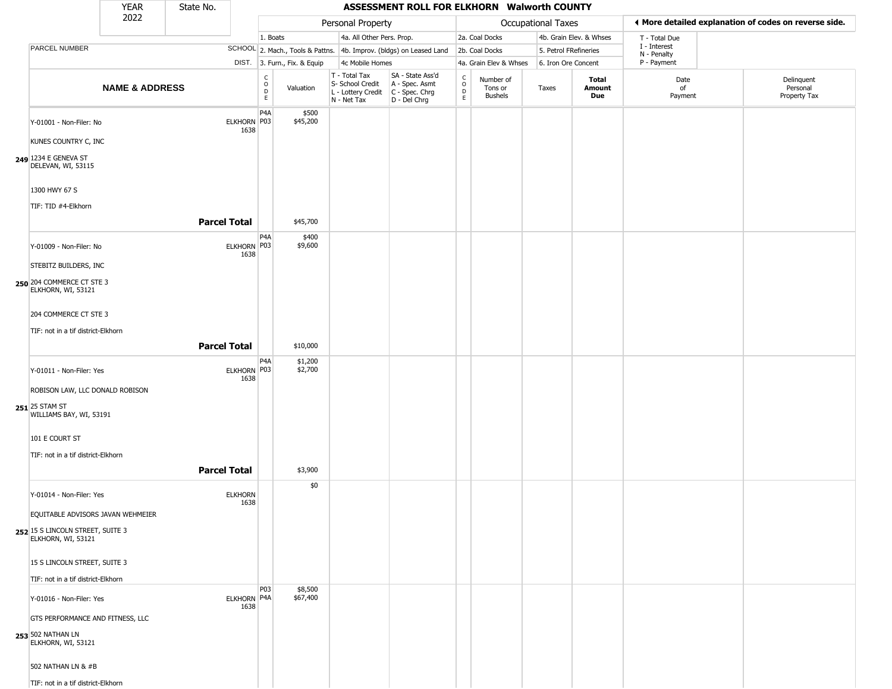| YEAR 2022 | State No. | **ASSESSMENT ROLL FOR ELKHORN Walworth COUNTY** | | | | | | | | | | |
|---|---|---|---|---|---|---|---|---|---|---|---|---|

| | | Personal Property | | | | Occupational Taxes | | | | ◀ More detailed explanation of codes on reverse side. | |
|---|---|---|---|---|---|---|---|---|---|---|---|
| | | 1. Boats | | 4a. All Other Pers. Prop. | | 2a. Coal Docks | | 4b. Grain Elev. & Whses | | T - Total Due | |
| PARCEL NUMBER | SCHOOL | 2. Mach., Tools & Pattns. | | 4b. Improv. (bldgs) on Leased Land | | 2b. Coal Docks | | 5. Petrol FRefineries | | I - Interest N - Penalty | |
| | DIST. | 3. Furn., Fix. & Equip | | 4c Mobile Homes | | 4a. Grain Elev & Whses | | 6. Iron Ore Concent | | P - Payment | |
| **NAME & ADDRESS** | | CODE | Valuation | T - Total Tax S- School Credit L - Lottery Credit N - Net Tax | SA - State Ass'd A - Spec. Asmt C - Spec. Chrg D - Del Chrg | CODE | Number of Tons or Bushels | Taxes | **Total Amount Due** | Date of Payment | Delinquent Personal Property Tax |
| **249** Y-01001 - Non-Filer: No<br>KUNES COUNTRY C, INC<br>1234 E GENEVA ST<br>DELEVAN, WI, 53115<br><br>1300 HWY 67 S<br><br>TIF: TID #4-Elkhorn | ELKHORN 1638 | P4A<br>P03 | $500<br>$45,200 | | | | | | | | |
| **Parcel Total** | | | $45,700 | | | | | | | | |
| **250** Y-01009 - Non-Filer: No<br>STEBITZ BUILDERS, INC<br>204 COMMERCE CT STE 3<br>ELKHORN, WI, 53121<br><br>204 COMMERCE CT STE 3<br><br>TIF: not in a tif district-Elkhorn | ELKHORN 1638 | P4A<br>P03 | $400<br>$9,600 | | | | | | | | |
| **Parcel Total** | | | $10,000 | | | | | | | | |
| **251** Y-01011 - Non-Filer: Yes<br>ROBISON LAW, LLC DONALD ROBISON<br>25 STAM ST<br>WILLIAMS BAY, WI, 53191<br><br>101 E COURT ST<br><br>TIF: not in a tif district-Elkhorn | ELKHORN 1638 | P4A<br>P03 | $1,200<br>$2,700 | | | | | | | | |
| **Parcel Total** | | | $3,900 | | | | | | | | |
| **252** Y-01014 - Non-Filer: Yes<br>EQUITABLE ADVISORS JAVAN WEHMEIER<br>15 S LINCOLN STREET, SUITE 3<br>ELKHORN, WI, 53121<br><br>15 S LINCOLN STREET, SUITE 3<br><br>TIF: not in a tif district-Elkhorn | ELKHORN 1638 | | $0 | | | | | | | | |
| **253** Y-01016 - Non-Filer: Yes<br>GTS PERFORMANCE AND FITNESS, LLC<br>502 NATHAN LN<br>ELKHORN, WI, 53121<br><br>502 NATHAN LN & #B<br><br>TIF: not in a tif district-Elkhorn | ELKHORN 1638 | P03<br>P4A | $8,500<br>$67,400 | | | | | | | | |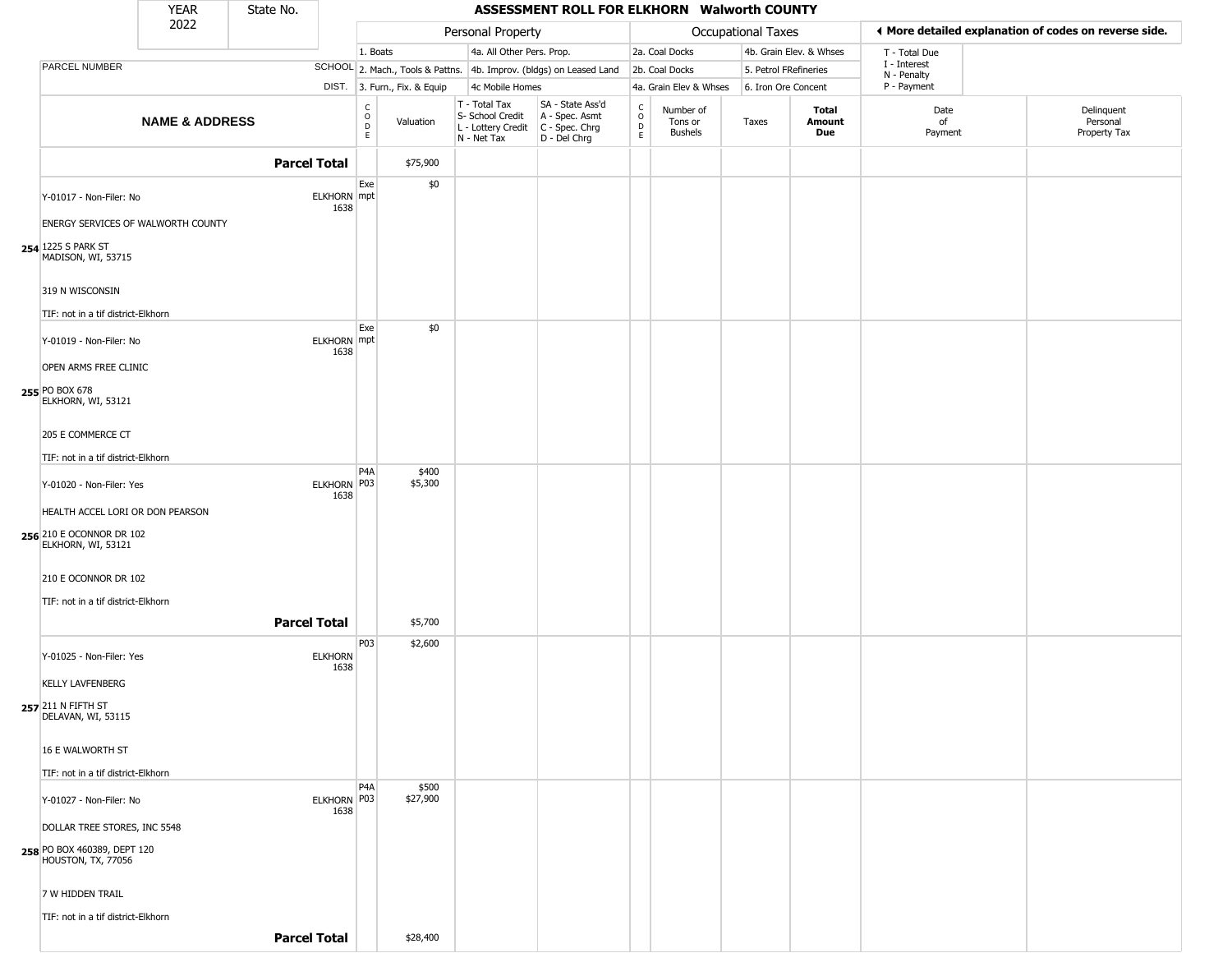| YEAR 2022 | State No. | | ASSESSMENT ROLL FOR ELKHORN Walworth COUNTY | | | | | | | | | |
|---|---|---|---|---|---|---|---|---|---|---|---|---|
| | | | Personal Property | | | | Occupational Taxes | | | | ◀ More detailed explanation of codes on reverse side. | |
| PARCEL NUMBER | SCHOOL DIST. | | 1. Boats<br>2. Mach., Tools & Pattns.<br>3. Furn., Fix. & Equip | | 4a. All Other Pers. Prop.<br>4b. Improv. (bldgs) on Leased Land<br>4c Mobile Homes | | 2a. Coal Docks<br>2b. Coal Docks<br>4a. Grain Elev & Whses | | 4b. Grain Elev. & Whses<br>5. Petrol FRefineries<br>6. Iron Ore Concent | | T - Total Due<br>I - Interest<br>N - Penalty<br>P - Payment | |
| NAME & ADDRESS | | CODE | Valuation | T - Total Tax<br>S- School Credit<br>L - Lottery Credit<br>N - Net Tax | SA - State Ass'd<br>A - Spec. Asmt<br>C - Spec. Chrg<br>D - Del Chrg | CODE | Number of Tons or Bushels | Taxes | Total Amount Due | Date of Payment | Delinquent Personal Property Tax |
| **Parcel Total** | | | $75,900 | | | | | | | | |
| 254 Y-01017 - Non-Filer: No<br>ENERGY SERVICES OF WALWORTH COUNTY<br>1225 S PARK ST<br>MADISON, WI, 53715<br>319 N WISCONSIN<br>TIF: not in a tif district-Elkhorn | ELKHORN 1638 | Exempt | $0 | | | | | | | | |
| 255 Y-01019 - Non-Filer: No<br>OPEN ARMS FREE CLINIC<br>PO BOX 678<br>ELKHORN, WI, 53121<br>205 E COMMERCE CT<br>TIF: not in a tif district-Elkhorn | ELKHORN 1638 | Exempt | $0 | | | | | | | | |
| 256 Y-01020 - Non-Filer: Yes<br>HEALTH ACCEL LORI OR DON PEARSON<br>210 E OCONNOR DR 102<br>ELKHORN, WI, 53121<br>210 E OCONNOR DR 102<br>TIF: not in a tif district-Elkhorn | ELKHORN 1638 | P4A<br>P03 | $400<br>$5,300 | | | | | | | | |
| **Parcel Total** | | | $5,700 | | | | | | | | |
| 257 Y-01025 - Non-Filer: Yes<br>KELLY LAVFENBERG<br>211 N FIFTH ST<br>DELAVAN, WI, 53115<br>16 E WALWORTH ST<br>TIF: not in a tif district-Elkhorn | ELKHORN 1638 | P03 | $2,600 | | | | | | | | |
| 258 Y-01027 - Non-Filer: No<br>DOLLAR TREE STORES, INC 5548<br>PO BOX 460389, DEPT 120<br>HOUSTON, TX, 77056<br>7 W HIDDEN TRAIL<br>TIF: not in a tif district-Elkhorn | ELKHORN 1638 | P4A<br>P03 | $500<br>$27,900 | | | | | | | | |
| **Parcel Total** | | | $28,400 | | | | | | | | |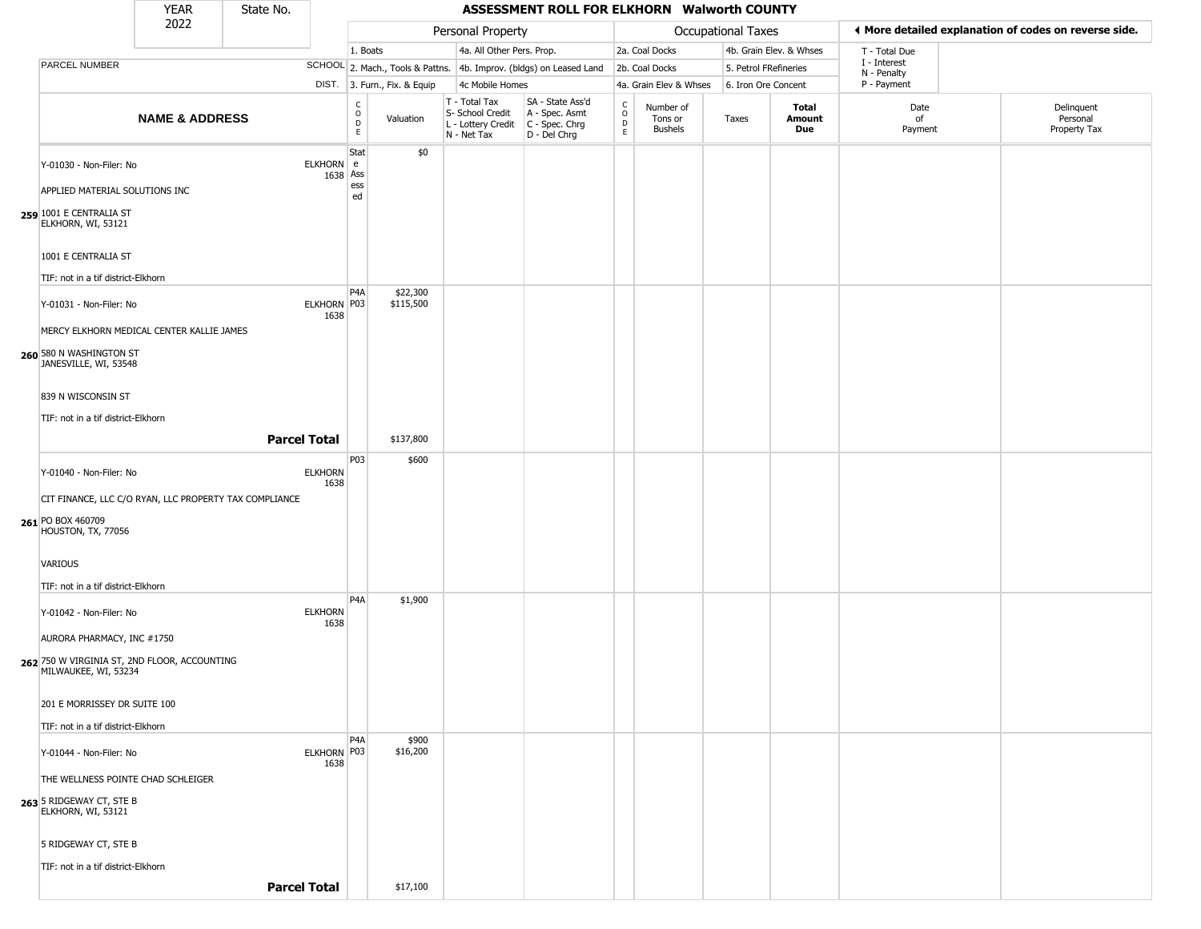| YEAR 2022 | State No. | | ASSESSMENT ROLL FOR ELKHORN Walworth COUNTY | | | | | | | | | | |
|---|---|---|---|---|---|---|---|---|---|---|---|---|---|
| | | | Personal Property | | | | Occupational Taxes | | | | ◂ More detailed explanation of codes on reverse side. | | |
| | | | 1. Boats | | 4a. All Other Pers. Prop. | | 2a. Coal Docks | | 4b. Grain Elev. & Whses | | T - Total Due | | |
| PARCEL NUMBER | | SCHOOL | 2. Mach., Tools & Pattns. | | 4b. Improv. (bldgs) on Leased Land | | 2b. Coal Docks | | 5. Petrol FRefineries | | I - Interest N - Penalty | | |
| | | DIST. | 3. Furn., Fix. & Equip | | 4c Mobile Homes | | 4a. Grain Elev & Whses | | 6. Iron Ore Concent | | P - Payment | | |

| | NAME & ADDRESS | | CODE | Valuation | T - Total Tax S- School Credit L - Lottery Credit N - Net Tax | SA - State Ass'd A - Spec. Asmt C - Spec. Chrg D - Del Chrg | CODE | Number of Tons or Bushels | Taxes | Total Amount Due | Date of Payment | Delinquent Personal Property Tax |
|---|---|---|---|---|---|---|---|---|---|---|---|---|
| 259 | Y-01030 - Non-Filer: No<br>APPLIED MATERIAL SOLUTIONS INC<br>1001 E CENTRALIA ST<br>ELKHORN, WI, 53121<br>1001 E CENTRALIA ST<br>TIF: not in a tif district-Elkhorn | ELKHORN 1638 | State Assessed | $0 | | | | | | | | |
| 260 | Y-01031 - Non-Filer: No<br>MERCY ELKHORN MEDICAL CENTER KALLIE JAMES<br>580 N WASHINGTON ST<br>JANESVILLE, WI, 53548<br>839 N WISCONSIN ST<br>TIF: not in a tif district-Elkhorn | ELKHORN 1638 | P4A<br>P03 | $22,300<br>$115,500 | | | | | | | | |
| | **Parcel Total** | | | $137,800 | | | | | | | | |
| 261 | Y-01040 - Non-Filer: No<br>CIT FINANCE, LLC C/O RYAN, LLC PROPERTY TAX COMPLIANCE<br>PO BOX 460709<br>HOUSTON, TX, 77056<br>VARIOUS<br>TIF: not in a tif district-Elkhorn | ELKHORN 1638 | P03 | $600 | | | | | | | | |
| 262 | Y-01042 - Non-Filer: No<br>AURORA PHARMACY, INC #1750<br>750 W VIRGINIA ST, 2ND FLOOR, ACCOUNTING<br>MILWAUKEE, WI, 53234<br>201 E MORRISSEY DR SUITE 100<br>TIF: not in a tif district-Elkhorn | ELKHORN 1638 | P4A | $1,900 | | | | | | | | |
| 263 | Y-01044 - Non-Filer: No<br>THE WELLNESS POINTE CHAD SCHLEIGER<br>5 RIDGEWAY CT, STE B<br>ELKHORN, WI, 53121<br>5 RIDGEWAY CT, STE B<br>TIF: not in a tif district-Elkhorn | ELKHORN 1638 | P4A<br>P03 | $900<br>$16,200 | | | | | | | | |
| | **Parcel Total** | | | $17,100 | | | | | | | | |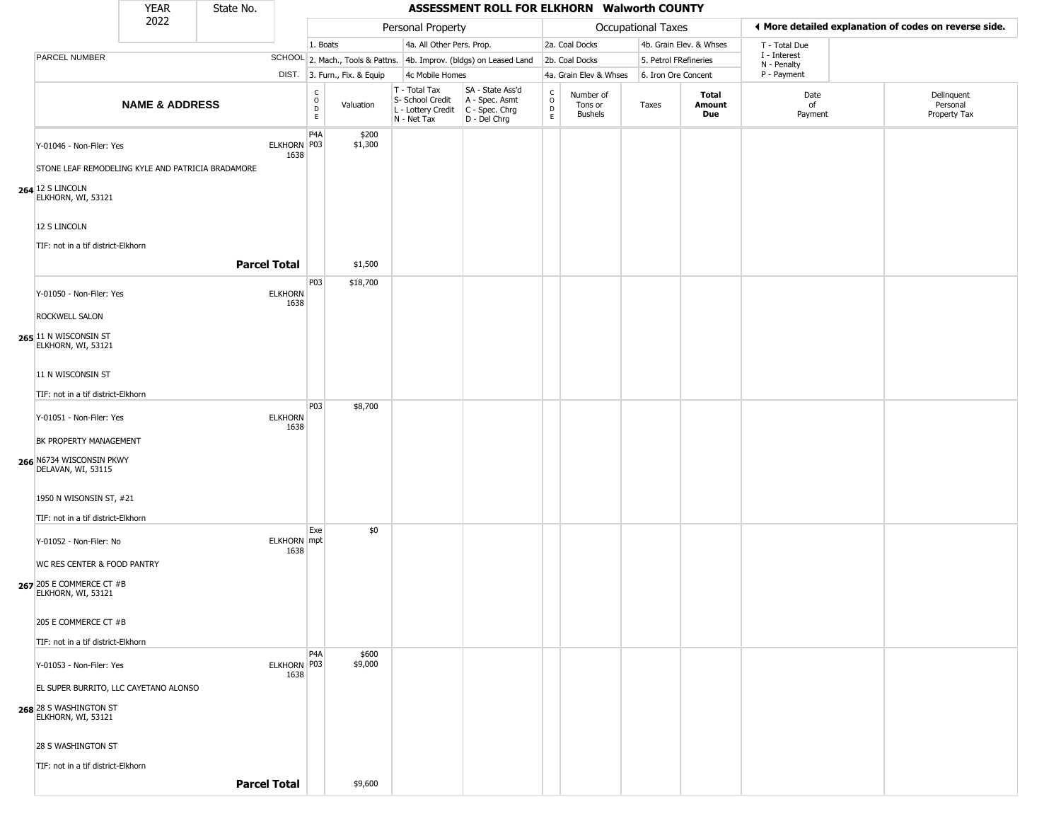# ASSESSMENT ROLL FOR ELKHORN Walworth COUNTY

YEAR 2022 | State No.

| | | Personal Property | | | | Occupational Taxes | | | | |
|---|---|---|---|---|---|---|---|---|---|---|
| | | 1. Boats | 4a. All Other Pers. Prop. | | | 2a. Coal Docks | 4b. Grain Elev. & Whses | | T - Total Due<br>I - Interest<br>N - Penalty<br>P - Payment | |
| PARCEL NUMBER | SCHOOL | 2. Mach., Tools & Pattns. | 4b. Improv. (bldgs) on Leased Land | | | 2b. Coal Docks | 5. Petrol FRefineries | | | |
| | DIST. | 3. Furn., Fix. & Equip | 4c Mobile Homes | | | 4a. Grain Elev & Whses | 6. Iron Ore Concent | | | |

◀ More detailed explanation of codes on reverse side.

| | NAME & ADDRESS | SCHOOL DIST. | CODE | Valuation | T - Total Tax<br>S- School Credit<br>L - Lottery Credit<br>N - Net Tax | SA - State Ass'd<br>A - Spec. Asmt<br>C - Spec. Chrg<br>D - Del Chrg | CODE | Number of Tons or Bushels | Taxes | Total Amount Due | Date of Payment | Delinquent Personal Property Tax |
|---|---|---|---|---|---|---|---|---|---|---|---|---|
| 264 | Y-01046 - Non-Filer: Yes<br>STONE LEAF REMODELING KYLE AND PATRICIA BRADAMORE<br>12 S LINCOLN<br>ELKHORN, WI, 53121<br>12 S LINCOLN<br>TIF: not in a tif district-Elkhorn | ELKHORN 1638 | P4A<br>P03 | $200<br>$1,300 | | | | | | | | |
| | **Parcel Total** | | | $1,500 | | | | | | | | |
| 265 | Y-01050 - Non-Filer: Yes<br>ROCKWELL SALON<br>11 N WISCONSIN ST<br>ELKHORN, WI, 53121<br>11 N WISCONSIN ST<br>TIF: not in a tif district-Elkhorn | ELKHORN 1638 | P03 | $18,700 | | | | | | | | |
| 266 | Y-01051 - Non-Filer: Yes<br>BK PROPERTY MANAGEMENT<br>N6734 WISCONSIN PKWY<br>DELAVAN, WI, 53115<br>1950 N WISONSIN ST, #21<br>TIF: not in a tif district-Elkhorn | ELKHORN 1638 | P03 | $8,700 | | | | | | | | |
| 267 | Y-01052 - Non-Filer: No<br>WC RES CENTER & FOOD PANTRY<br>205 E COMMERCE CT #B<br>ELKHORN, WI, 53121<br>205 E COMMERCE CT #B<br>TIF: not in a tif district-Elkhorn | ELKHORN 1638 | Exempt | $0 | | | | | | | | |
| 268 | Y-01053 - Non-Filer: Yes<br>EL SUPER BURRITO, LLC CAYETANO ALONSO<br>28 S WASHINGTON ST<br>ELKHORN, WI, 53121<br>28 S WASHINGTON ST<br>TIF: not in a tif district-Elkhorn | ELKHORN 1638 | P4A<br>P03 | $600<br>$9,000 | | | | | | | | |
| | **Parcel Total** | | | $9,600 | | | | | | | | |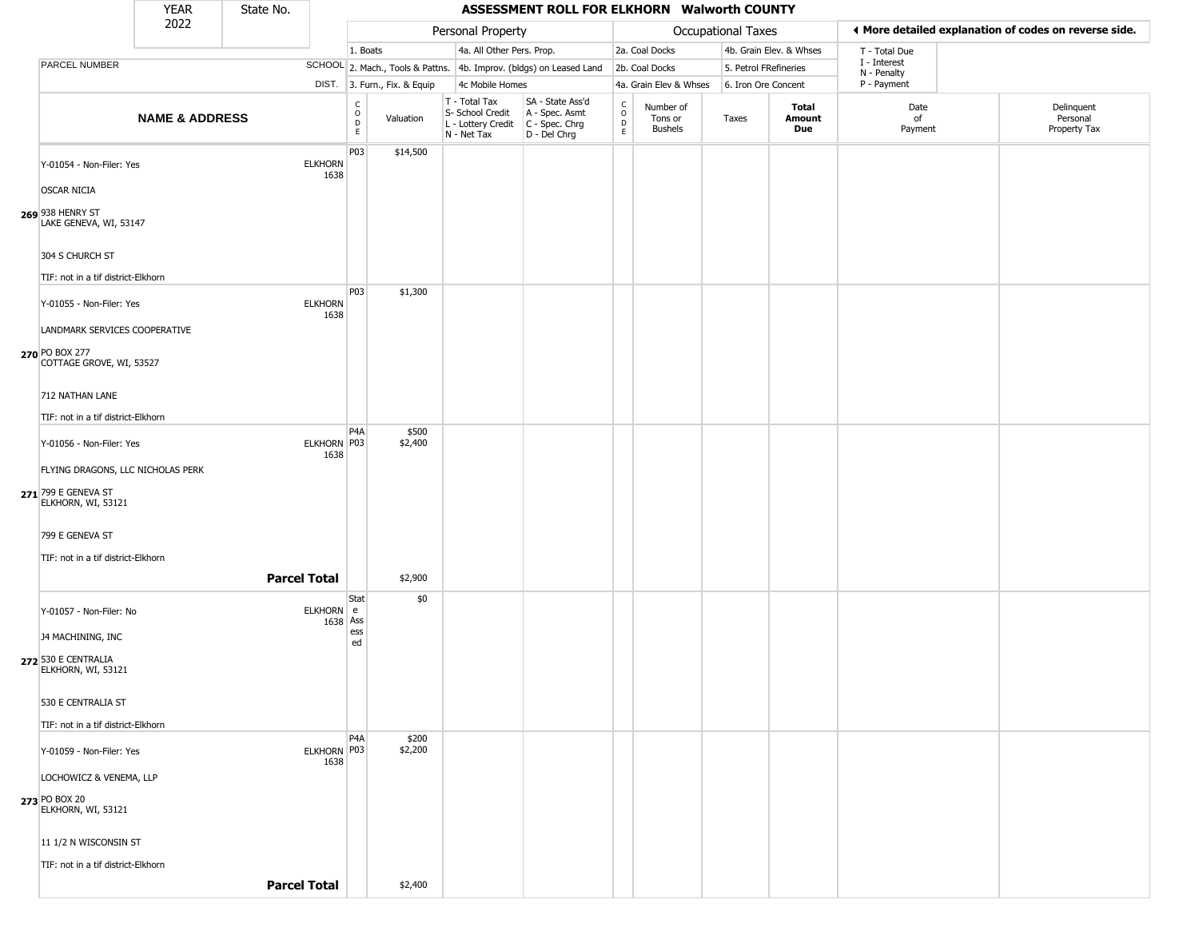| YEAR 2022 | State No. | | ASSESSMENT ROLL FOR ELKHORN Walworth COUNTY | | | | | | | | | | |
|---|---|---|---|---|---|---|---|---|---|---|---|---|---|
| | | | Personal Property | | | | Occupational Taxes | | | | ◄ More detailed explanation of codes on reverse side. | | |
| PARCEL NUMBER | SCHOOL DIST. | | 1. Boats<br>2. Mach., Tools & Pattns.<br>3. Furn., Fix. & Equip | | 4a. All Other Pers. Prop.<br>4b. Improv. (bldgs) on Leased Land<br>4c Mobile Homes | | 2a. Coal Docks<br>2b. Coal Docks<br>4a. Grain Elev & Whses | | 4b. Grain Elev. & Whses<br>5. Petrol FRefineries<br>6. Iron Ore Concent | | T - Total Due<br>I - Interest<br>N - Penalty<br>P - Payment | | |
| **NAME & ADDRESS** | | | CODE | Valuation | T - Total Tax<br>S- School Credit<br>L - Lottery Credit<br>N - Net Tax | SA - State Ass'd<br>A - Spec. Asmt<br>C - Spec. Chrg<br>D - Del Chrg | CODE | Number of Tons or Bushels | Taxes | **Total Amount Due** | Date of Payment | Delinquent Personal Property Tax |
| 269 | Y-01054 - Non-Filer: Yes<br>OSCAR NICIA<br>938 HENRY ST<br>LAKE GENEVA, WI, 53147<br>304 S CHURCH ST<br>TIF: not in a tif district-Elkhorn | ELKHORN 1638 | P03 | $14,500 | | | | | | | | |
| 270 | Y-01055 - Non-Filer: Yes<br>LANDMARK SERVICES COOPERATIVE<br>PO BOX 277<br>COTTAGE GROVE, WI, 53527<br>712 NATHAN LANE<br>TIF: not in a tif district-Elkhorn | ELKHORN 1638 | P03 | $1,300 | | | | | | | | |
| 271 | Y-01056 - Non-Filer: Yes<br>FLYING DRAGONS, LLC NICHOLAS PERK<br>799 E GENEVA ST<br>ELKHORN, WI, 53121<br>799 E GENEVA ST<br>TIF: not in a tif district-Elkhorn | ELKHORN 1638 | P4A<br>P03 | $500<br>$2,400 | | | | | | | | |
| | **Parcel Total** | | | $2,900 | | | | | | | | |
| 272 | Y-01057 - Non-Filer: No<br>J4 MACHINING, INC<br>530 E CENTRALIA<br>ELKHORN, WI, 53121<br>530 E CENTRALIA ST<br>TIF: not in a tif district-Elkhorn | ELKHORN 1638 | State Assessed | $0 | | | | | | | | |
| 273 | Y-01059 - Non-Filer: Yes<br>LOCHOWICZ & VENEMA, LLP<br>PO BOX 20<br>ELKHORN, WI, 53121<br>11 1/2 N WISCONSIN ST<br>TIF: not in a tif district-Elkhorn | ELKHORN 1638 | P4A<br>P03 | $200<br>$2,200 | | | | | | | | |
| | **Parcel Total** | | | $2,400 | | | | | | | | |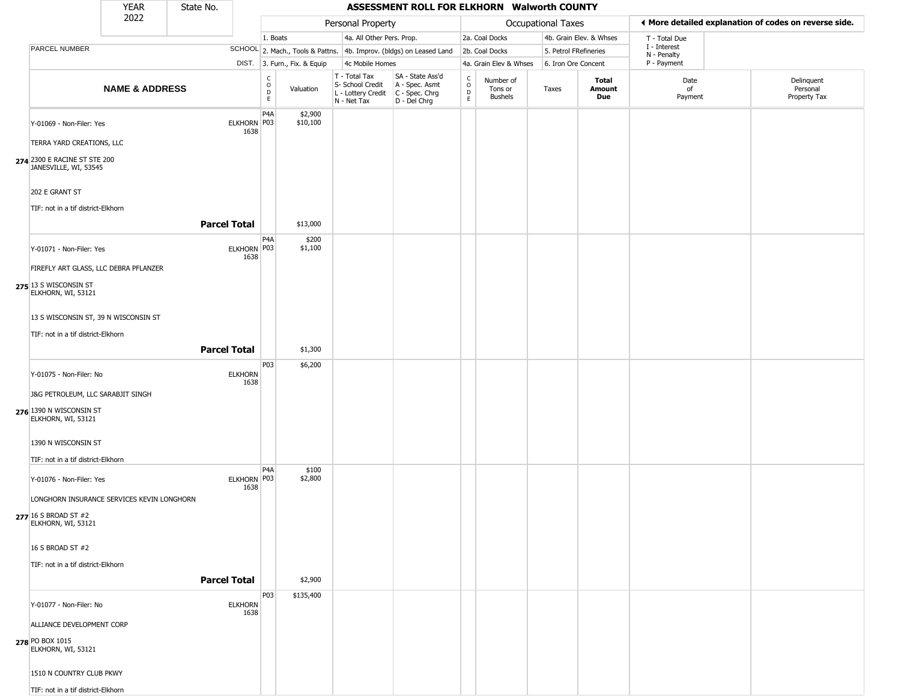| YEAR 2022 | State No. | | ASSESSMENT ROLL FOR ELKHORN Walworth COUNTY | | | | | | | | | |
|---|---|---|---|---|---|---|---|---|---|---|---|---|

| | | Personal Property | | | | Occupational Taxes | | | | ◀ More detailed explanation of codes on reverse side. | |
|---|---|---|---|---|---|---|---|---|---|---|---|
| | | 1. Boats | | 4a. All Other Pers. Prop. | | 2a. Coal Docks | | 4b. Grain Elev. & Whses | | T - Total Due | |
| PARCEL NUMBER | SCHOOL | 2. Mach., Tools & Pattns. | | 4b. Improv. (bldgs) on Leased Land | | 2b. Coal Docks | | 5. Petrol FRefineries | | I - Interest, N - Penalty | |
| | DIST. | 3. Furn., Fix. & Equip | | 4c Mobile Homes | | 4a. Grain Elev & Whses | | 6. Iron Ore Concent | | P - Payment | |

| | NAME & ADDRESS | SCHOOL DIST. | CODE | Valuation | T - Total Tax, S- School Credit, L - Lottery Credit, N - Net Tax | SA - State Ass'd, A - Spec. Asmt, C - Spec. Chrg, D - Del Chrg | CODE | Number of Tons or Bushels | Taxes | Total Amount Due | Date of Payment | Delinquent Personal Property Tax |
|---|---|---|---|---|---|---|---|---|---|---|---|---|
| 274 | Y-01069 - Non-Filer: Yes<br>TERRA YARD CREATIONS, LLC<br>2300 E RACINE ST STE 200<br>JANESVILLE, WI, 53545<br>202 E GRANT ST<br>TIF: not in a tif district-Elkhorn | ELKHORN 1638 | P4A<br>P03 | $2,900<br>$10,100 | | | | | | | | |
| | **Parcel Total** | | | $13,000 | | | | | | | | |
| 275 | Y-01071 - Non-Filer: Yes<br>FIREFLY ART GLASS, LLC DEBRA PFLANZER<br>13 S WISCONSIN ST<br>ELKHORN, WI, 53121<br>13 S WISCONSIN ST, 39 N WISCONSIN ST<br>TIF: not in a tif district-Elkhorn | ELKHORN 1638 | P4A<br>P03 | $200<br>$1,100 | | | | | | | | |
| | **Parcel Total** | | | $1,300 | | | | | | | | |
| 276 | Y-01075 - Non-Filer: No<br>J&G PETROLEUM, LLC SARABJIT SINGH<br>1390 N WISCONSIN ST<br>ELKHORN, WI, 53121<br>1390 N WISCONSIN ST<br>TIF: not in a tif district-Elkhorn | ELKHORN 1638 | P03 | $6,200 | | | | | | | | |
| 277 | Y-01076 - Non-Filer: Yes<br>LONGHORN INSURANCE SERVICES KEVIN LONGHORN<br>16 S BROAD ST #2<br>ELKHORN, WI, 53121<br>16 S BROAD ST #2<br>TIF: not in a tif district-Elkhorn | ELKHORN 1638 | P4A<br>P03 | $100<br>$2,800 | | | | | | | | |
| | **Parcel Total** | | | $2,900 | | | | | | | | |
| 278 | Y-01077 - Non-Filer: No<br>ALLIANCE DEVELOPMENT CORP<br>PO BOX 1015<br>ELKHORN, WI, 53121<br>1510 N COUNTRY CLUB PKWY<br>TIF: not in a tif district-Elkhorn | ELKHORN 1638 | P03 | $135,400 | | | | | | | | |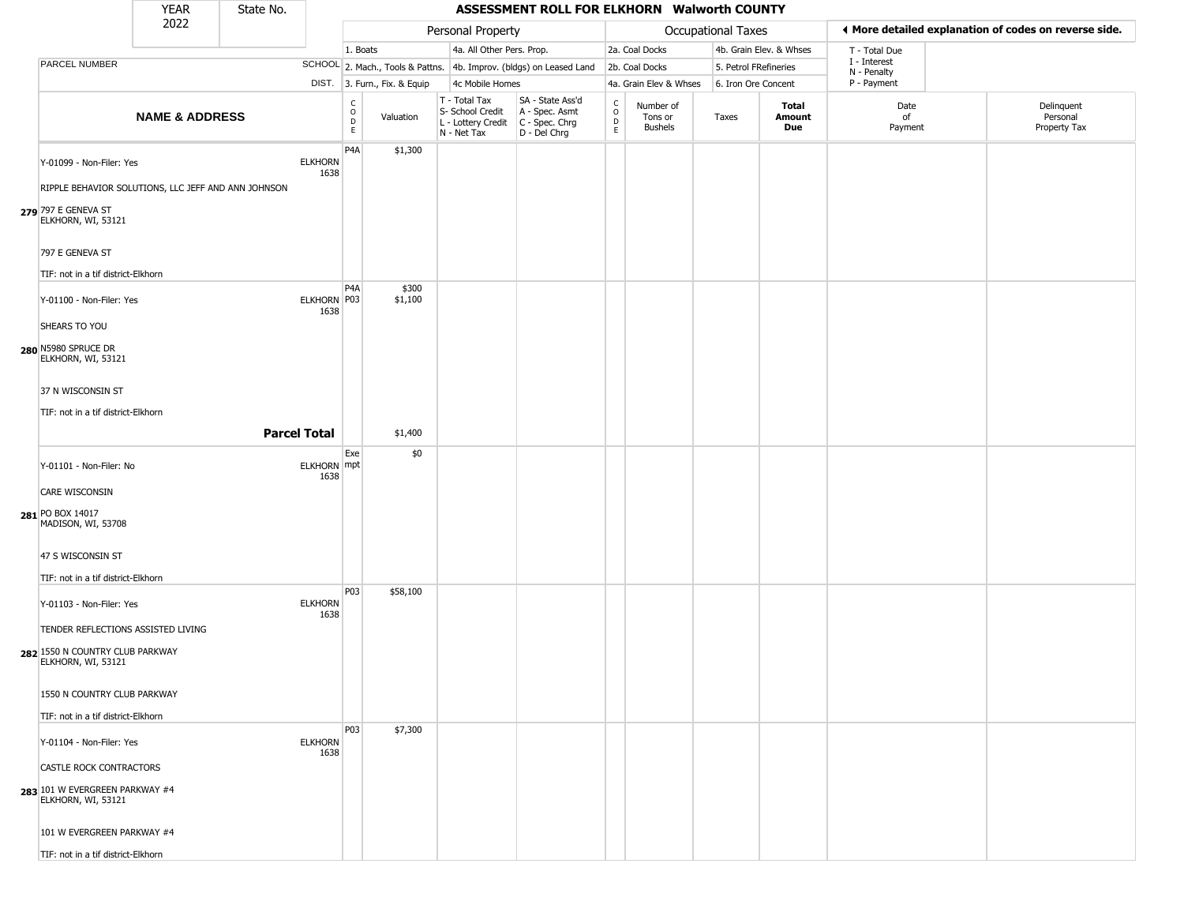| YEAR 2022 | State No. | ASSESSMENT ROLL FOR ELKHORN Walworth COUNTY | | | | | | | | | | |
|---|---|---|---|---|---|---|---|---|---|---|---|---|

**Personal Property**: 1. Boats; 2. Mach., Tools & Pattns.; 3. Furn., Fix. & Equip; 4a. All Other Pers. Prop.; 4b. Improv. (bldgs) on Leased Land; 4c Mobile Homes

**Occupational Taxes**: 2a. Coal Docks; 2b. Coal Docks; 4a. Grain Elev & Whses; 4b. Grain Elev. & Whses; 5. Petrol FRefineries; 6. Iron Ore Concent

◄ More detailed explanation of codes on reverse side. T - Total Due; I - Interest; N - Penalty; P - Payment

| | PARCEL NUMBER / NAME & ADDRESS | SCHOOL DIST. | CODE | Valuation | T - Total Tax S- School Credit L - Lottery Credit N - Net Tax | SA - State Ass'd A - Spec. Asmt C - Spec. Chrg D - Del Chrg | CODE | Number of Tons or Bushels | Taxes | Total Amount Due | Date of Payment | Delinquent Personal Property Tax |
|---|---|---|---|---|---|---|---|---|---|---|---|---|
| 279 | Y-01099 - Non-Filer: Yes<br>RIPPLE BEHAVIOR SOLUTIONS, LLC JEFF AND ANN JOHNSON<br>797 E GENEVA ST<br>ELKHORN, WI, 53121<br>797 E GENEVA ST<br>TIF: not in a tif district-Elkhorn | ELKHORN 1638 | P4A | $1,300 | | | | | | | | |
| 280 | Y-01100 - Non-Filer: Yes<br>SHEARS TO YOU<br>N5980 SPRUCE DR<br>ELKHORN, WI, 53121<br>37 N WISCONSIN ST<br>TIF: not in a tif district-Elkhorn | ELKHORN 1638 | P4A<br>P03 | $300<br>$1,100 | | | | | | | | |
| | **Parcel Total** | | | $1,400 | | | | | | | | |
| 281 | Y-01101 - Non-Filer: No<br>CARE WISCONSIN<br>PO BOX 14017<br>MADISON, WI, 53708<br>47 S WISCONSIN ST<br>TIF: not in a tif district-Elkhorn | ELKHORN 1638 | Exempt | $0 | | | | | | | | |
| 282 | Y-01103 - Non-Filer: Yes<br>TENDER REFLECTIONS ASSISTED LIVING<br>1550 N COUNTRY CLUB PARKWAY<br>ELKHORN, WI, 53121<br>1550 N COUNTRY CLUB PARKWAY<br>TIF: not in a tif district-Elkhorn | ELKHORN 1638 | P03 | $58,100 | | | | | | | | |
| 283 | Y-01104 - Non-Filer: Yes<br>CASTLE ROCK CONTRACTORS<br>101 W EVERGREEN PARKWAY #4<br>ELKHORN, WI, 53121<br>101 W EVERGREEN PARKWAY #4<br>TIF: not in a tif district-Elkhorn | ELKHORN 1638 | P03 | $7,300 | | | | | | | | |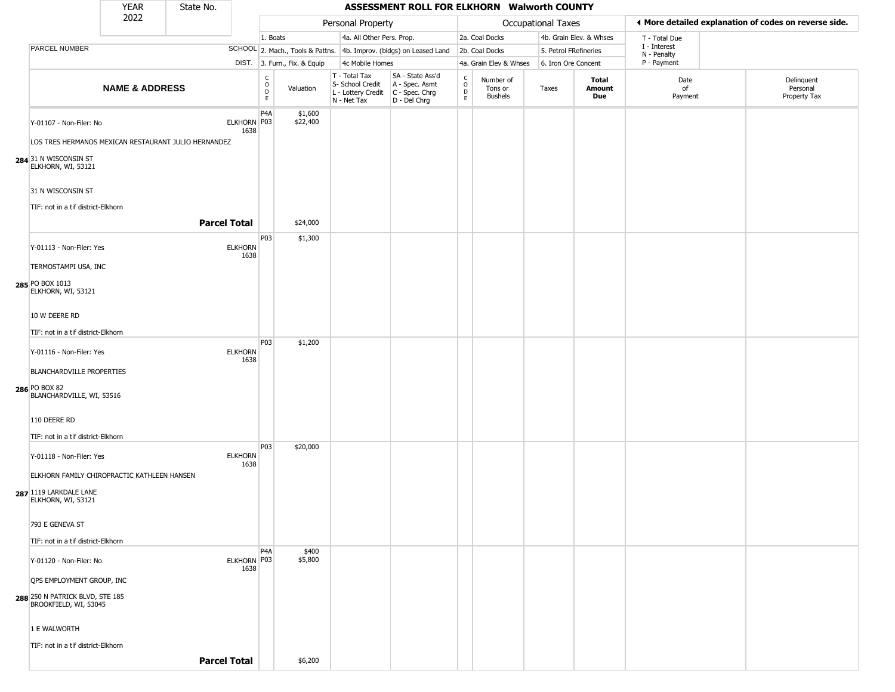| YEAR 2022 | State No. | ASSESSMENT ROLL FOR ELKHORN Walworth COUNTY | | | | | | | | | | |
|---|---|---|---|---|---|---|---|---|---|---|---|---|

| | | Personal Property | | | | Occupational Taxes | | | | ◀ More detailed explanation of codes on reverse side. | |
|---|---|---|---|---|---|---|---|---|---|---|---|
| | | 1. Boats | | 4a. All Other Pers. Prop. | | 2a. Coal Docks | | 4b. Grain Elev. & Whses | | T - Total Due | |
| PARCEL NUMBER | SCHOOL | 2. Mach., Tools & Pattns. | | 4b. Improv. (bldgs) on Leased Land | | 2b. Coal Docks | | 5. Petrol FRefineries | | I - Interest N - Penalty | |
| | DIST. | 3. Furn., Fix. & Equip | | 4c Mobile Homes | | 4a. Grain Elev & Whses | | 6. Iron Ore Concent | | P - Payment | |

| NAME & ADDRESS | | CODE | Valuation | T - Total Tax S- School Credit L - Lottery Credit N - Net Tax | SA - State Ass'd A - Spec. Asmt C - Spec. Chrg D - Del Chrg | CODE | Number of Tons or Bushels | Taxes | Total Amount Due | Date of Payment | Delinquent Personal Property Tax |
|---|---|---|---|---|---|---|---|---|---|---|---|
| Y-01107 - Non-Filer: No | ELKHORN 1638 | P4A | $1,600 | | | | | | | | |
| LOS TRES HERMANOS MEXICAN RESTAURANT JULIO HERNANDEZ | | P03 | $22,400 | | | | | | | | |
| 284 31 N WISCONSIN ST ELKHORN, WI, 53121 | | | | | | | | | | | |
| 31 N WISCONSIN ST | | | | | | | | | | | |
| TIF: not in a tif district-Elkhorn | | | | | | | | | | | |
| **Parcel Total** | | | $24,000 | | | | | | | | |
| Y-01113 - Non-Filer: Yes | ELKHORN 1638 | P03 | $1,300 | | | | | | | | |
| TERMOSTAMPI USA, INC | | | | | | | | | | | |
| 285 PO BOX 1013 ELKHORN, WI, 53121 | | | | | | | | | | | |
| 10 W DEERE RD | | | | | | | | | | | |
| TIF: not in a tif district-Elkhorn | | | | | | | | | | | |
| Y-01116 - Non-Filer: Yes | ELKHORN 1638 | P03 | $1,200 | | | | | | | | |
| BLANCHARDVILLE PROPERTIES | | | | | | | | | | | |
| 286 PO BOX 82 BLANCHARDVILLE, WI, 53516 | | | | | | | | | | | |
| 110 DEERE RD | | | | | | | | | | | |
| TIF: not in a tif district-Elkhorn | | | | | | | | | | | |
| Y-01118 - Non-Filer: Yes | ELKHORN 1638 | P03 | $20,000 | | | | | | | | |
| ELKHORN FAMILY CHIROPRACTIC KATHLEEN HANSEN | | | | | | | | | | | |
| 287 1119 LARKDALE LANE ELKHORN, WI, 53121 | | | | | | | | | | | |
| 793 E GENEVA ST | | | | | | | | | | | |
| TIF: not in a tif district-Elkhorn | | | | | | | | | | | |
| Y-01120 - Non-Filer: No | ELKHORN 1638 | P4A | $400 | | | | | | | | |
| QPS EMPLOYMENT GROUP, INC | | P03 | $5,800 | | | | | | | | |
| 288 250 N PATRICK BLVD, STE 185 BROOKFIELD, WI, 53045 | | | | | | | | | | | |
| 1 E WALWORTH | | | | | | | | | | | |
| TIF: not in a tif district-Elkhorn | | | | | | | | | | | |
| **Parcel Total** | | | $6,200 | | | | | | | | |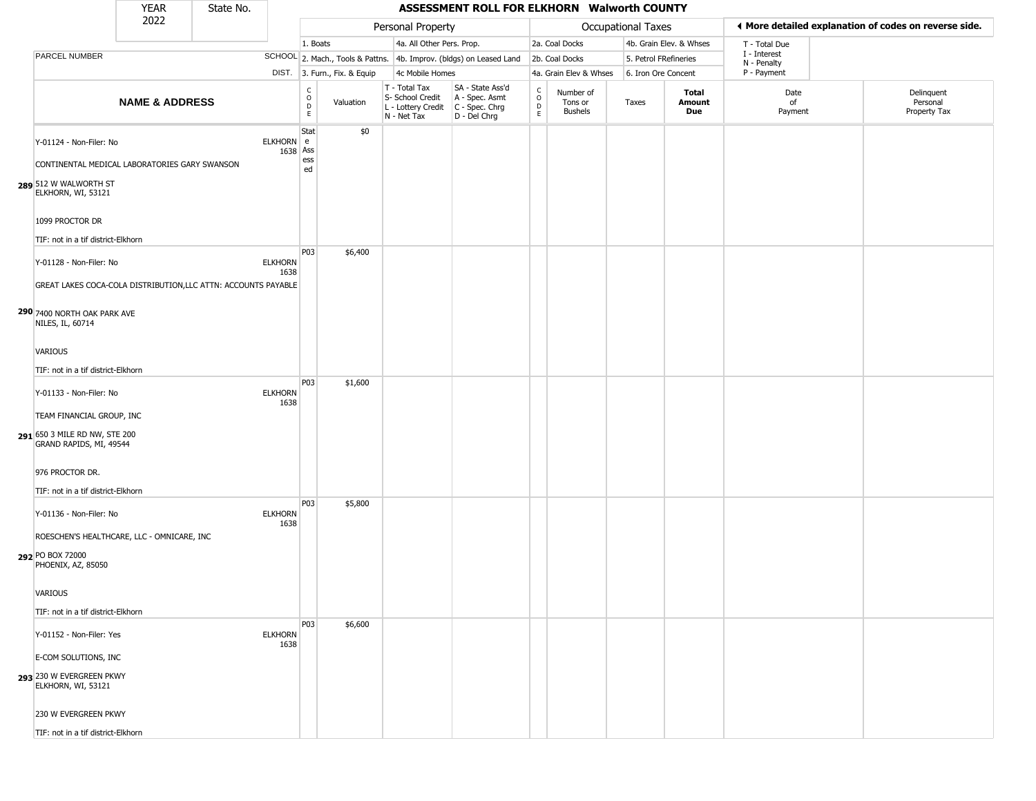| YEAR 2022 | State No. | | | | | | | | | | | |
|---|---|---|---|---|---|---|---|---|---|---|---|---|

# ASSESSMENT ROLL FOR ELKHORN Walworth COUNTY

| | | | Personal Property | | | | Occupational Taxes | | | | ◂ More detailed explanation of codes on reverse side. | |
|---|---|---|---|---|---|---|---|---|---|---|---|---|
| | | | 1. Boats | | 4a. All Other Pers. Prop. | | 2a. Coal Docks | | 4b. Grain Elev. & Whses | | T - Total Due | |
| PARCEL NUMBER | SCHOOL | | 2. Mach., Tools & Pattns. | | 4b. Improv. (bldgs) on Leased Land | | 2b. Coal Docks | | 5. Petrol FRefineries | | I - Interest N - Penalty | |
| | DIST. | | 3. Furn., Fix. & Equip | | 4c Mobile Homes | | 4a. Grain Elev & Whses | | 6. Iron Ore Concent | | P - Payment | |
| **NAME & ADDRESS** | | CODE | Valuation | T - Total Tax S- School Credit L - Lottery Credit N - Net Tax | SA - State Ass'd A - Spec. Asmt C - Spec. Chrg D - Del Chrg | CODE | Number of Tons or Bushels | Taxes | **Total Amount Due** | Date of Payment | Delinquent Personal Property Tax | |
| 289 Y-01124 - Non-Filer: No<br>CONTINENTAL MEDICAL LABORATORIES GARY SWANSON<br>512 W WALWORTH ST<br>ELKHORN, WI, 53121<br>1099 PROCTOR DR<br>TIF: not in a tif district-Elkhorn | ELKHORN 1638 | State Assessed | $0 | | | | | | | | | |
| 290 Y-01128 - Non-Filer: No<br>GREAT LAKES COCA-COLA DISTRIBUTION,LLC ATTN: ACCOUNTS PAYABLE<br>7400 NORTH OAK PARK AVE<br>NILES, IL, 60714<br>VARIOUS<br>TIF: not in a tif district-Elkhorn | ELKHORN 1638 | P03 | $6,400 | | | | | | | | | |
| 291 Y-01133 - Non-Filer: No<br>TEAM FINANCIAL GROUP, INC<br>650 3 MILE RD NW, STE 200<br>GRAND RAPIDS, MI, 49544<br>976 PROCTOR DR.<br>TIF: not in a tif district-Elkhorn | ELKHORN 1638 | P03 | $1,600 | | | | | | | | | |
| 292 Y-01136 - Non-Filer: No<br>ROESCHEN'S HEALTHCARE, LLC - OMNICARE, INC<br>PO BOX 72000<br>PHOENIX, AZ, 85050<br>VARIOUS<br>TIF: not in a tif district-Elkhorn | ELKHORN 1638 | P03 | $5,800 | | | | | | | | | |
| 293 Y-01152 - Non-Filer: Yes<br>E-COM SOLUTIONS, INC<br>230 W EVERGREEN PKWY<br>ELKHORN, WI, 53121<br>230 W EVERGREEN PKWY<br>TIF: not in a tif district-Elkhorn | ELKHORN 1638 | P03 | $6,600 | | | | | | | | | |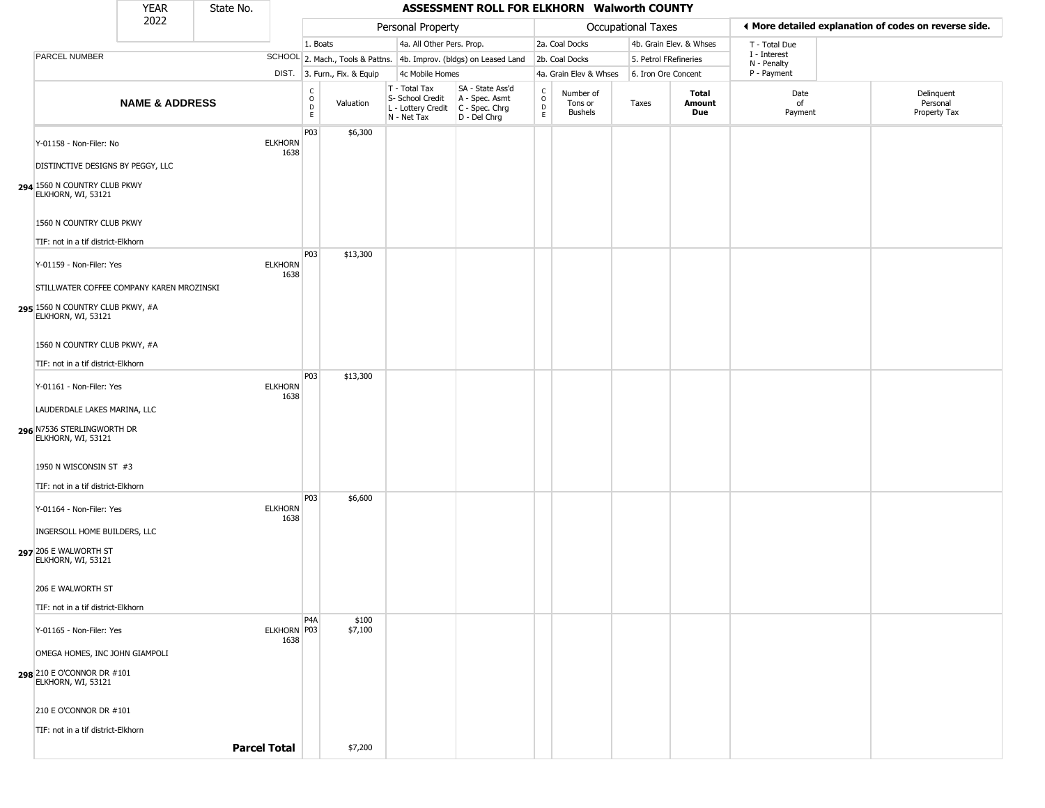YEAR 2022 | State No.

# ASSESSMENT ROLL FOR ELKHORN Walworth COUNTY

| | | Personal Property | | | | Occupational Taxes | | | | ◀ More detailed explanation of codes on reverse side. | |
|---|---|---|---|---|---|---|---|---|---|---|---|
| PARCEL NUMBER | SCHOOL DIST. | 1. Boats<br>2. Mach., Tools & Pattns.<br>3. Furn., Fix. & Equip | | 4a. All Other Pers. Prop.<br>4b. Improv. (bldgs) on Leased Land<br>4c Mobile Homes | | 2a. Coal Docks<br>2b. Coal Docks<br>4a. Grain Elev & Whses | | 4b. Grain Elev. & Whses<br>5. Petrol FRefineries<br>6. Iron Ore Concent | | T - Total Due<br>I - Interest<br>N - Penalty<br>P - Payment | |
| **NAME & ADDRESS** | | CODE | Valuation | T - Total Tax<br>S- School Credit<br>L - Lottery Credit<br>N - Net Tax | SA - State Ass'd<br>A - Spec. Asmt<br>C - Spec. Chrg<br>D - Del Chrg | CODE | Number of Tons or Bushels | Taxes | **Total Amount Due** | Date of Payment | Delinquent Personal Property Tax |
| Y-01158 - Non-Filer: No<br>DISTINCTIVE DESIGNS BY PEGGY, LLC<br>**294** 1560 N COUNTRY CLUB PKWY<br>ELKHORN, WI, 53121<br>1560 N COUNTRY CLUB PKWY<br>TIF: not in a tif district-Elkhorn | ELKHORN 1638 | P03 | $6,300 | | | | | | | | |
| Y-01159 - Non-Filer: Yes<br>STILLWATER COFFEE COMPANY KAREN MROZINSKI<br>**295** 1560 N COUNTRY CLUB PKWY, #A<br>ELKHORN, WI, 53121<br>1560 N COUNTRY CLUB PKWY, #A<br>TIF: not in a tif district-Elkhorn | ELKHORN 1638 | P03 | $13,300 | | | | | | | | |
| Y-01161 - Non-Filer: Yes<br>LAUDERDALE LAKES MARINA, LLC<br>**296** N7536 STERLINGWORTH DR<br>ELKHORN, WI, 53121<br>1950 N WISCONSIN ST #3<br>TIF: not in a tif district-Elkhorn | ELKHORN 1638 | P03 | $13,300 | | | | | | | | |
| Y-01164 - Non-Filer: Yes<br>INGERSOLL HOME BUILDERS, LLC<br>**297** 206 E WALWORTH ST<br>ELKHORN, WI, 53121<br>206 E WALWORTH ST<br>TIF: not in a tif district-Elkhorn | ELKHORN 1638 | P03 | $6,600 | | | | | | | | |
| Y-01165 - Non-Filer: Yes<br>OMEGA HOMES, INC JOHN GIAMPOLI<br>**298** 210 E O'CONNOR DR #101<br>ELKHORN, WI, 53121<br>210 E O'CONNOR DR #101<br>TIF: not in a tif district-Elkhorn | ELKHORN 1638 | P4A<br>P03 | $100<br>$7,100 | | | | | | | | |
| **Parcel Total** | | | $7,200 | | | | | | | | |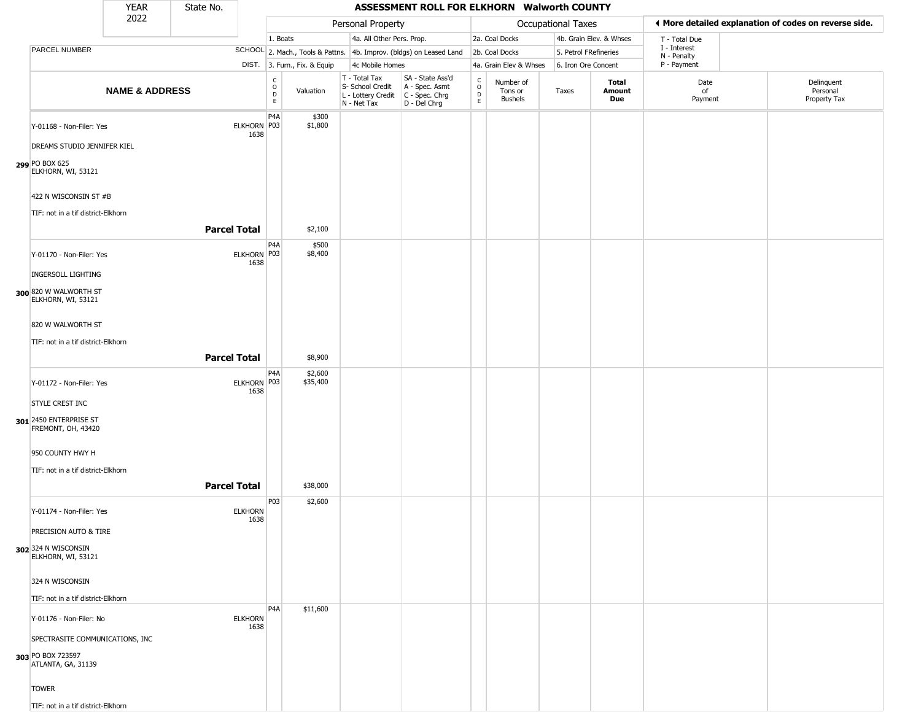# ASSESSMENT ROLL FOR ELKHORN Walworth COUNTY

| YEAR | State No. |
|---|---|
| 2022 | |

| | | Personal Property | | | | Occupational Taxes | | | | ◀ More detailed explanation of codes on reverse side. | |
|---|---|---|---|---|---|---|---|---|---|---|---|
| PARCEL NUMBER | SCHOOL DIST. | 1. Boats<br>2. Mach., Tools & Pattns.<br>3. Furn., Fix. & Equip | | 4a. All Other Pers. Prop.<br>4b. Improv. (bldgs) on Leased Land<br>4c Mobile Homes | | 2a. Coal Docks<br>2b. Coal Docks<br>4a. Grain Elev & Whses | | 4b. Grain Elev. & Whses<br>5. Petrol FRefineries<br>6. Iron Ore Concent | | T - Total Due<br>I - Interest<br>N - Penalty<br>P - Payment | |
| **NAME & ADDRESS** | | CODE | Valuation | T - Total Tax<br>S- School Credit<br>L - Lottery Credit<br>N - Net Tax | SA - State Ass'd<br>A - Spec. Asmt<br>C - Spec. Chrg<br>D - Del Chrg | CODE | Number of Tons or Bushels | Taxes | **Total Amount Due** | Date of Payment | Delinquent Personal Property Tax |
| 299 Y-01168 - Non-Filer: Yes<br>DREAMS STUDIO JENNIFER KIEL<br>PO BOX 625<br>ELKHORN, WI, 53121<br>422 N WISCONSIN ST #B<br>TIF: not in a tif district-Elkhorn | ELKHORN 1638 | P4A<br>P03 | $300<br>$1,800 | | | | | | | | |
| **Parcel Total** | | | $2,100 | | | | | | | | |
| 300 Y-01170 - Non-Filer: Yes<br>INGERSOLL LIGHTING<br>820 W WALWORTH ST<br>ELKHORN, WI, 53121<br>820 W WALWORTH ST<br>TIF: not in a tif district-Elkhorn | ELKHORN 1638 | P4A<br>P03 | $500<br>$8,400 | | | | | | | | |
| **Parcel Total** | | | $8,900 | | | | | | | | |
| 301 Y-01172 - Non-Filer: Yes<br>STYLE CREST INC<br>2450 ENTERPRISE ST<br>FREMONT, OH, 43420<br>950 COUNTY HWY H<br>TIF: not in a tif district-Elkhorn | ELKHORN 1638 | P4A<br>P03 | $2,600<br>$35,400 | | | | | | | | |
| **Parcel Total** | | | $38,000 | | | | | | | | |
| 302 Y-01174 - Non-Filer: Yes<br>PRECISION AUTO & TIRE<br>324 N WISCONSIN<br>ELKHORN, WI, 53121<br>324 N WISCONSIN<br>TIF: not in a tif district-Elkhorn | ELKHORN 1638 | P03 | $2,600 | | | | | | | | |
| 303 Y-01176 - Non-Filer: No<br>SPECTRASITE COMMUNICATIONS, INC<br>PO BOX 723597<br>ATLANTA, GA, 31139<br>TOWER<br>TIF: not in a tif district-Elkhorn | ELKHORN 1638 | P4A | $11,600 | | | | | | | | |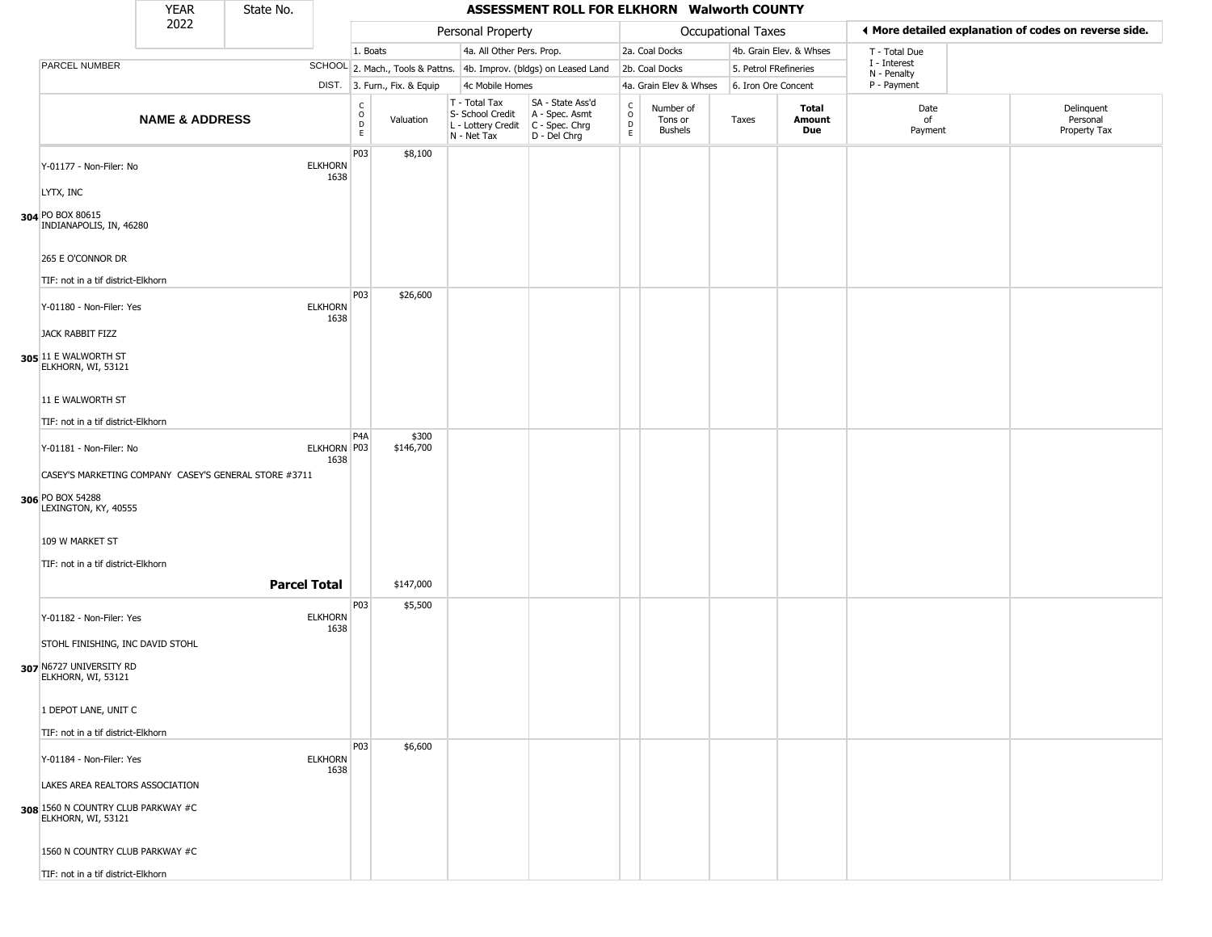# ASSESSMENT ROLL FOR ELKHORN Walworth COUNTY

| YEAR | State No. |
|---|---|
| 2022 | |

| Personal Property | | Occupational Taxes | | Codes |
|---|---|---|---|---|
| 1. Boats | 4a. All Other Pers. Prop. | 2a. Coal Docks | 4b. Grain Elev. & Whses | T - Total Due |
| 2. Mach., Tools & Pattns. | 4b. Improv. (bldgs) on Leased Land | 2b. Coal Docks | 5. Petrol FRefineries | I - Interest |
| 3. Furn., Fix. & Equip | 4c Mobile Homes | 4a. Grain Elev & Whses | 6. Iron Ore Concent | N - Penalty |
| | | | | P - Payment |

◄ More detailed explanation of codes on reverse side.

| | NAME & ADDRESS | SCHOOL DIST. | CODE | Valuation | T - Total Tax S- School Credit L - Lottery Credit N - Net Tax | SA - State Ass'd A - Spec. Asmt C - Spec. Chrg D - Del Chrg | CODE | Number of Tons or Bushels | Taxes | Total Amount Due | Date of Payment | Delinquent Personal Property Tax |
|---|---|---|---|---|---|---|---|---|---|---|---|---|
| 304 | Y-01177 - Non-Filer: No<br>LYTX, INC<br>PO BOX 80615<br>INDIANAPOLIS, IN, 46280<br>265 E O'CONNOR DR<br>TIF: not in a tif district-Elkhorn | ELKHORN 1638 | P03 | $8,100 | | | | | | | | |
| 305 | Y-01180 - Non-Filer: Yes<br>JACK RABBIT FIZZ<br>11 E WALWORTH ST<br>ELKHORN, WI, 53121<br>11 E WALWORTH ST<br>TIF: not in a tif district-Elkhorn | ELKHORN 1638 | P03 | $26,600 | | | | | | | | |
| 306 | Y-01181 - Non-Filer: No<br>CASEY'S MARKETING COMPANY CASEY'S GENERAL STORE #3711<br>PO BOX 54288<br>LEXINGTON, KY, 40555<br>109 W MARKET ST<br>TIF: not in a tif district-Elkhorn | ELKHORN 1638 | P4A<br>P03 | $300<br>$146,700 | | | | | | | | |
| | **Parcel Total** | | | $147,000 | | | | | | | | |
| 307 | Y-01182 - Non-Filer: Yes<br>STOHL FINISHING, INC DAVID STOHL<br>N6727 UNIVERSITY RD<br>ELKHORN, WI, 53121<br>1 DEPOT LANE, UNIT C<br>TIF: not in a tif district-Elkhorn | ELKHORN 1638 | P03 | $5,500 | | | | | | | | |
| 308 | Y-01184 - Non-Filer: Yes<br>LAKES AREA REALTORS ASSOCIATION<br>1560 N COUNTRY CLUB PARKWAY #C<br>ELKHORN, WI, 53121<br>1560 N COUNTRY CLUB PARKWAY #C<br>TIF: not in a tif district-Elkhorn | ELKHORN 1638 | P03 | $6,600 | | | | | | | | |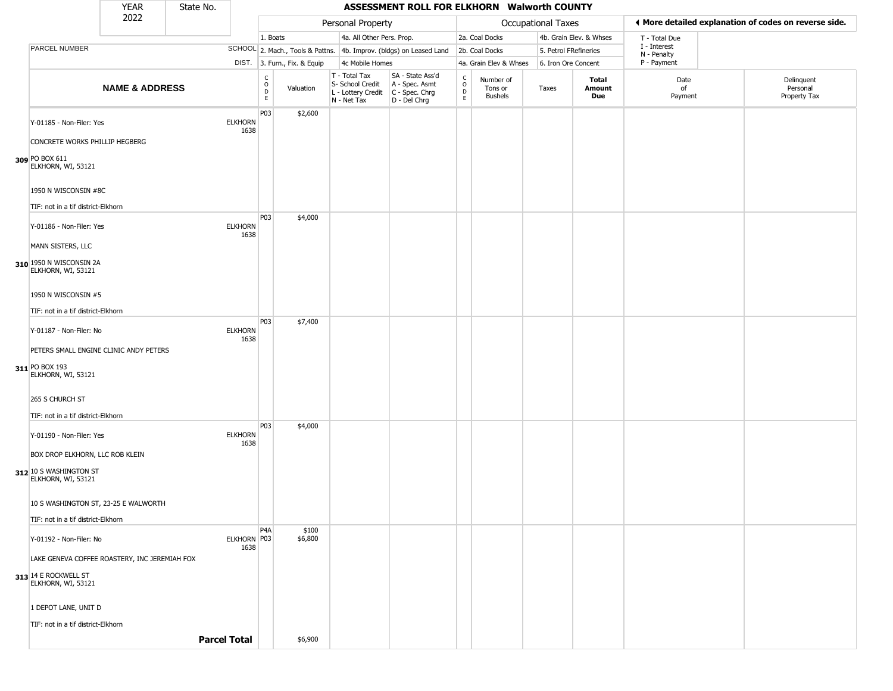# ASSESSMENT ROLL FOR ELKHORN Walworth COUNTY

YEAR 2022 | State No.

| | Personal Property | | Occupational Taxes | | |
|---|---|---|---|---|---|
| 1. Boats | 4a. All Other Pers. Prop. | 2a. Coal Docks | 4b. Grain Elev. & Whses | T - Total Due | ◄ More detailed explanation of codes on reverse side. |
| 2. Mach., Tools & Pattns. | 4b. Improv. (bldgs) on Leased Land | 2b. Coal Docks | 5. Petrol FRefineries | I - Interest | |
| 3. Furn., Fix. & Equip | 4c Mobile Homes | 4a. Grain Elev & Whses | 6. Iron Ore Concent | N - Penalty | |
| | | | | P - Payment | |

| | PARCEL NUMBER / NAME & ADDRESS | SCHOOL DIST. | CODE | Valuation | T - Total Tax S- School Credit L - Lottery Credit N - Net Tax | SA - State Ass'd A - Spec. Asmt C - Spec. Chrg D - Del Chrg | CODE | Number of Tons or Bushels | Taxes | Total Amount Due | Date of Payment | Delinquent Personal Property Tax |
|---|---|---|---|---|---|---|---|---|---|---|---|---|
| 309 | Y-01185 - Non-Filer: Yes<br>CONCRETE WORKS PHILLIP HEGBERG<br>PO BOX 611<br>ELKHORN, WI, 53121<br>1950 N WISCONSIN #8C<br>TIF: not in a tif district-Elkhorn | ELKHORN 1638 | P03 | $2,600 | | | | | | | | |
| 310 | Y-01186 - Non-Filer: Yes<br>MANN SISTERS, LLC<br>1950 N WISCONSIN 2A<br>ELKHORN, WI, 53121<br>1950 N WISCONSIN #5<br>TIF: not in a tif district-Elkhorn | ELKHORN 1638 | P03 | $4,000 | | | | | | | | |
| 311 | Y-01187 - Non-Filer: No<br>PETERS SMALL ENGINE CLINIC ANDY PETERS<br>PO BOX 193<br>ELKHORN, WI, 53121<br>265 S CHURCH ST<br>TIF: not in a tif district-Elkhorn | ELKHORN 1638 | P03 | $7,400 | | | | | | | | |
| 312 | Y-01190 - Non-Filer: Yes<br>BOX DROP ELKHORN, LLC ROB KLEIN<br>10 S WASHINGTON ST<br>ELKHORN, WI, 53121<br>10 S WASHINGTON ST, 23-25 E WALWORTH<br>TIF: not in a tif district-Elkhorn | ELKHORN 1638 | P03 | $4,000 | | | | | | | | |
| 313 | Y-01192 - Non-Filer: No<br>LAKE GENEVA COFFEE ROASTERY, INC JEREMIAH FOX<br>14 E ROCKWELL ST<br>ELKHORN, WI, 53121<br>1 DEPOT LANE, UNIT D<br>TIF: not in a tif district-Elkhorn | ELKHORN 1638 | P4A<br>P03 | $100<br>$6,800 | | | | | | | | |
| | **Parcel Total** | | | $6,900 | | | | | | | | |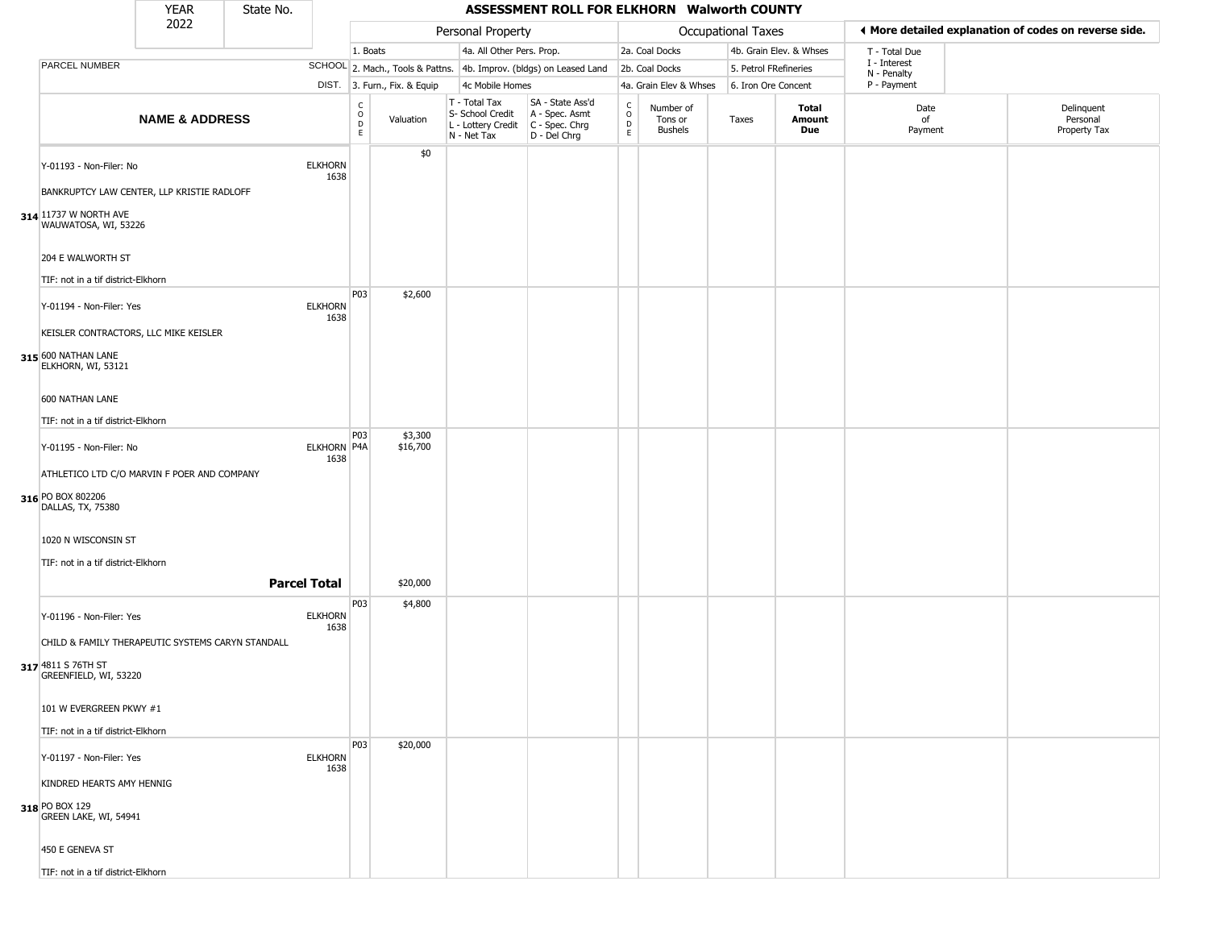| YEAR 2022 | State No. | | ASSESSMENT ROLL FOR ELKHORN Walworth COUNTY | | | | | | | | | |
|---|---|---|---|---|---|---|---|---|---|---|---|---|

| | | Personal Property | | | | Occupational Taxes | | | | ◄ More detailed explanation of codes on reverse side. | |
|---|---|---|---|---|---|---|---|---|---|---|---|
| PARCEL NUMBER | SCHOOL DIST. | 1. Boats<br>2. Mach., Tools & Pattns.<br>3. Furn., Fix. & Equip | | 4a. All Other Pers. Prop.<br>4b. Improv. (bldgs) on Leased Land<br>4c Mobile Homes | | 2a. Coal Docks<br>2b. Coal Docks<br>4a. Grain Elev & Whses | | 4b. Grain Elev. & Whses<br>5. Petrol FRefineries<br>6. Iron Ore Concent | | T - Total Due<br>I - Interest<br>N - Penalty<br>P - Payment | |
| **NAME & ADDRESS** | | CODE | Valuation | T - Total Tax<br>S- School Credit<br>L - Lottery Credit<br>N - Net Tax | SA - State Ass'd<br>A - Spec. Asmt<br>C - Spec. Chrg<br>D - Del Chrg | CODE | Number of Tons or Bushels | Taxes | **Total Amount Due** | Date of Payment | Delinquent Personal Property Tax |
| Y-01193 - Non-Filer: No<br>BANKRUPTCY LAW CENTER, LLP KRISTIE RADLOFF<br>314 11737 W NORTH AVE<br>WAUWATOSA, WI, 53226<br>204 E WALWORTH ST<br>TIF: not in a tif district-Elkhorn | ELKHORN 1638 | | $0 | | | | | | | | |
| Y-01194 - Non-Filer: Yes<br>KEISLER CONTRACTORS, LLC MIKE KEISLER<br>315 600 NATHAN LANE<br>ELKHORN, WI, 53121<br>600 NATHAN LANE<br>TIF: not in a tif district-Elkhorn | ELKHORN 1638 | P03 | $2,600 | | | | | | | | |
| Y-01195 - Non-Filer: No<br>ATHLETICO LTD C/O MARVIN F POER AND COMPANY<br>316 PO BOX 802206<br>DALLAS, TX, 75380<br>1020 N WISCONSIN ST<br>TIF: not in a tif district-Elkhorn | ELKHORN 1638 | P03<br>P4A | $3,300<br>$16,700 | | | | | | | | |
| **Parcel Total** | | | $20,000 | | | | | | | | |
| Y-01196 - Non-Filer: Yes<br>CHILD & FAMILY THERAPEUTIC SYSTEMS CARYN STANDALL<br>317 4811 S 76TH ST<br>GREENFIELD, WI, 53220<br>101 W EVERGREEN PKWY #1<br>TIF: not in a tif district-Elkhorn | ELKHORN 1638 | P03 | $4,800 | | | | | | | | |
| Y-01197 - Non-Filer: Yes<br>KINDRED HEARTS AMY HENNIG<br>318 PO BOX 129<br>GREEN LAKE, WI, 54941<br>450 E GENEVA ST<br>TIF: not in a tif district-Elkhorn | ELKHORN 1638 | P03 | $20,000 | | | | | | | | |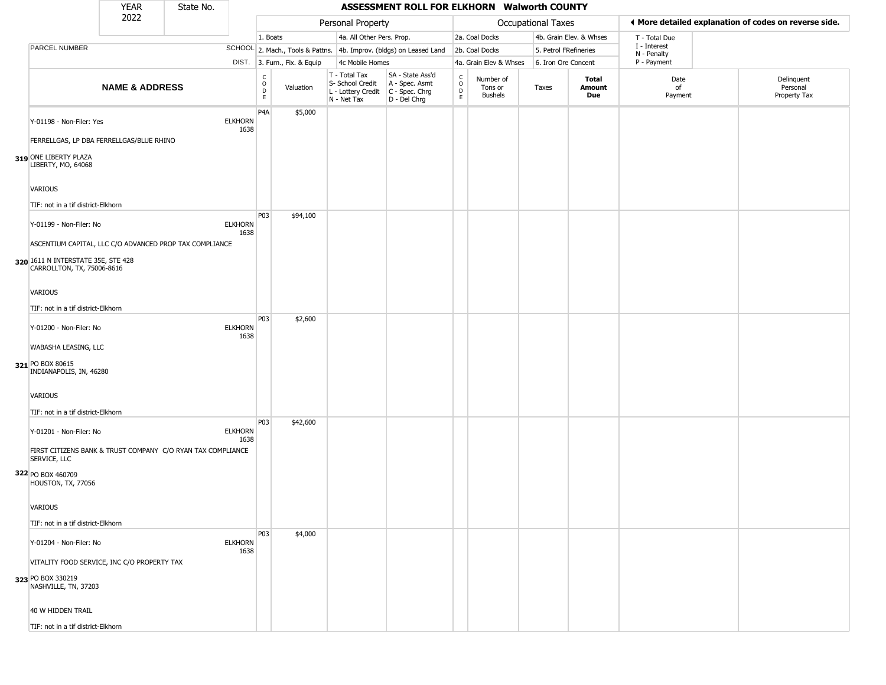| YEAR 2022 | State No. | | ASSESSMENT ROLL FOR ELKHORN Walworth COUNTY | | | | | | | | | |
|---|---|---|---|---|---|---|---|---|---|---|---|---|

| | | Personal Property | | | | Occupational Taxes | | | | ◄ More detailed explanation of codes on reverse side. | | |
|---|---|---|---|---|---|---|---|---|---|---|---|---|
| | | 1. Boats | | 4a. All Other Pers. Prop. | | 2a. Coal Docks | | 4b. Grain Elev. & Whses | | T - Total Due<br>I - Interest<br>N - Penalty<br>P - Payment | | |
| PARCEL NUMBER | SCHOOL | 2. Mach., Tools & Pattns. | | 4b. Improv. (bldgs) on Leased Land | | 2b. Coal Docks | | 5. Petrol FRefineries | | | | |
| | DIST. | 3. Furn., Fix. & Equip | | 4c Mobile Homes | | 4a. Grain Elev & Whses | | 6. Iron Ore Concent | | | | |
| **NAME & ADDRESS** | | CODE | Valuation | T - Total Tax<br>S- School Credit<br>L - Lottery Credit<br>N - Net Tax | SA - State Ass'd<br>A - Spec. Asmt<br>C - Spec. Chrg<br>D - Del Chrg | CODE | Number of Tons or Bushels | Taxes | **Total Amount Due** | Date of Payment | Delinquent Personal Property Tax | |
| Y-01198 - Non-Filer: Yes<br>FERRELLGAS, LP DBA FERRELLGAS/BLUE RHINO<br>**319** ONE LIBERTY PLAZA<br>LIBERTY, MO, 64068<br>VARIOUS<br>TIF: not in a tif district-Elkhorn | ELKHORN 1638 | P4A | $5,000 | | | | | | | | | |
| Y-01199 - Non-Filer: No<br>ASCENTIUM CAPITAL, LLC C/O ADVANCED PROP TAX COMPLIANCE<br>**320** 1611 N INTERSTATE 35E, STE 428<br>CARROLLTON, TX, 75006-8616<br>VARIOUS<br>TIF: not in a tif district-Elkhorn | ELKHORN 1638 | P03 | $94,100 | | | | | | | | | |
| Y-01200 - Non-Filer: No<br>WABASHA LEASING, LLC<br>**321** PO BOX 80615<br>INDIANAPOLIS, IN, 46280<br>VARIOUS<br>TIF: not in a tif district-Elkhorn | ELKHORN 1638 | P03 | $2,600 | | | | | | | | | |
| Y-01201 - Non-Filer: No<br>FIRST CITIZENS BANK & TRUST COMPANY C/O RYAN TAX COMPLIANCE SERVICE, LLC<br>**322** PO BOX 460709<br>HOUSTON, TX, 77056<br>VARIOUS<br>TIF: not in a tif district-Elkhorn | ELKHORN 1638 | P03 | $42,600 | | | | | | | | | |
| Y-01204 - Non-Filer: No<br>VITALITY FOOD SERVICE, INC C/O PROPERTY TAX<br>**323** PO BOX 330219<br>NASHVILLE, TN, 37203<br>40 W HIDDEN TRAIL<br>TIF: not in a tif district-Elkhorn | ELKHORN 1638 | P03 | $4,000 | | | | | | | | | |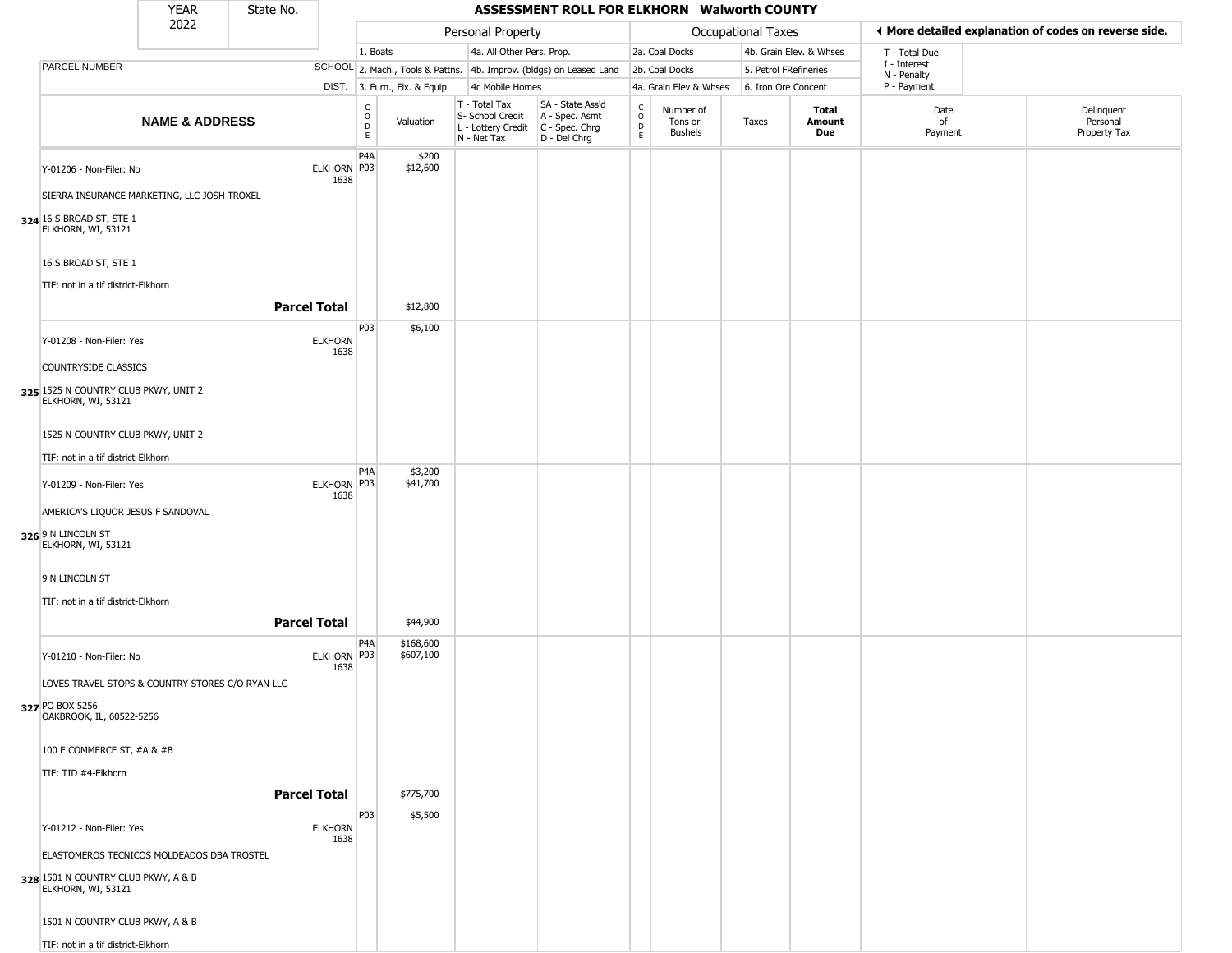| YEAR 2022 | State No. |
|---|---|

## ASSESSMENT ROLL FOR ELKHORN Walworth COUNTY

| | | Personal Property | | | | | Occupational Taxes | | | | ◀ More detailed explanation of codes on reverse side. | |
|---|---|---|---|---|---|---|---|---|---|---|---|---|
| PARCEL NUMBER | SCHOOL DIST. | 1. Boats<br>2. Mach., Tools & Pattns.<br>3. Furn., Fix. & Equip | | 4a. All Other Pers. Prop.<br>4b. Improv. (bldgs) on Leased Land<br>4c Mobile Homes | | | 2a. Coal Docks<br>2b. Coal Docks<br>4a. Grain Elev & Whses | | 4b. Grain Elev. & Whses<br>5. Petrol FRefineries<br>6. Iron Ore Concent | | T - Total Due<br>I - Interest<br>N - Penalty<br>P - Payment | |
| **NAME & ADDRESS** | | CODE | Valuation | T - Total Tax<br>S- School Credit<br>L - Lottery Credit<br>N - Net Tax | SA - State Ass'd<br>A - Spec. Asmt<br>C - Spec. Chrg<br>D - Del Chrg | CODE | Number of Tons or Bushels | Taxes | **Total Amount Due** | Date of Payment | Delinquent Personal Property Tax |
| Y-01206 - Non-Filer: No<br>SIERRA INSURANCE MARKETING, LLC JOSH TROXEL<br>**324** 16 S BROAD ST, STE 1<br>ELKHORN, WI, 53121<br>16 S BROAD ST, STE 1<br>TIF: not in a tif district-Elkhorn | ELKHORN 1638 | P4A<br>P03 | $200<br>$12,600 | | | | | | | | |
| **Parcel Total** | | | $12,800 | | | | | | | | |
| Y-01208 - Non-Filer: Yes<br>COUNTRYSIDE CLASSICS<br>**325** 1525 N COUNTRY CLUB PKWY, UNIT 2<br>ELKHORN, WI, 53121<br>1525 N COUNTRY CLUB PKWY, UNIT 2<br>TIF: not in a tif district-Elkhorn | ELKHORN 1638 | P03 | $6,100 | | | | | | | | |
| Y-01209 - Non-Filer: Yes<br>AMERICA'S LIQUOR JESUS F SANDOVAL<br>**326** 9 N LINCOLN ST<br>ELKHORN, WI, 53121<br>9 N LINCOLN ST<br>TIF: not in a tif district-Elkhorn | ELKHORN 1638 | P4A<br>P03 | $3,200<br>$41,700 | | | | | | | | |
| **Parcel Total** | | | $44,900 | | | | | | | | |
| Y-01210 - Non-Filer: No<br>LOVES TRAVEL STOPS & COUNTRY STORES C/O RYAN LLC<br>**327** PO BOX 5256<br>OAKBROOK, IL, 60522-5256<br>100 E COMMERCE ST, #A & #B<br>TIF: TID #4-Elkhorn | ELKHORN 1638 | P4A<br>P03 | $168,600<br>$607,100 | | | | | | | | |
| **Parcel Total** | | | $775,700 | | | | | | | | |
| Y-01212 - Non-Filer: Yes<br>ELASTOMEROS TECNICOS MOLDEADOS DBA TROSTEL<br>**328** 1501 N COUNTRY CLUB PKWY, A & B<br>ELKHORN, WI, 53121<br>1501 N COUNTRY CLUB PKWY, A & B<br>TIF: not in a tif district-Elkhorn | ELKHORN 1638 | P03 | $5,500 | | | | | | | | |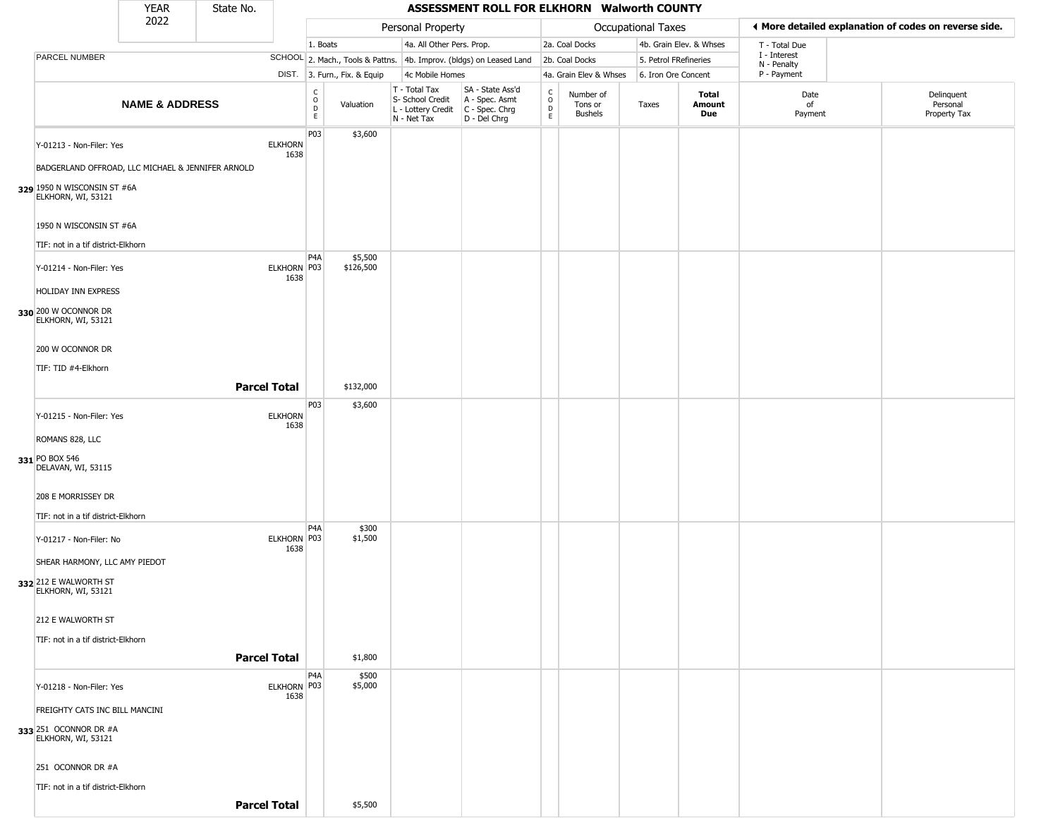| YEAR 2022 | State No. | | ASSESSMENT ROLL FOR ELKHORN Walworth COUNTY | | | | | | | | | |
|---|---|---|---|---|---|---|---|---|---|---|---|---|

| | | Personal Property | | | | Occupational Taxes | | | | ◄ More detailed explanation of codes on reverse side. | | |
|---|---|---|---|---|---|---|---|---|---|---|---|---|
| | | 1. Boats | | 4a. All Other Pers. Prop. | | 2a. Coal Docks | | 4b. Grain Elev. & Whses | | T - Total Due | | |
| PARCEL NUMBER | SCHOOL | 2. Mach., Tools & Pattns. | | 4b. Improv. (bldgs) on Leased Land | | 2b. Coal Docks | | 5. Petrol FRefineries | | I - Interest N - Penalty | | |
| | DIST. | 3. Furn., Fix. & Equip | | 4c Mobile Homes | | 4a. Grain Elev & Whses | | 6. Iron Ore Concent | | P - Payment | | |
| **NAME & ADDRESS** | | CODE | Valuation | T - Total Tax S- School Credit L - Lottery Credit N - Net Tax | SA - State Ass'd A - Spec. Asmt C - Spec. Chrg D - Del Chrg | CODE | Number of Tons or Bushels | Taxes | **Total Amount Due** | Date of Payment | Delinquent Personal Property Tax | |
| Y-01213 - Non-Filer: Yes<br>BADGERLAND OFFROAD, LLC MICHAEL & JENNIFER ARNOLD<br>**329** 1950 N WISCONSIN ST #6A<br>ELKHORN, WI, 53121<br>1950 N WISCONSIN ST #6A<br>TIF: not in a tif district-Elkhorn | ELKHORN 1638 | P03 | $3,600 | | | | | | | | | |
| Y-01214 - Non-Filer: Yes<br>HOLIDAY INN EXPRESS<br>**330** 200 W OCONNOR DR<br>ELKHORN, WI, 53121<br>200 W OCONNOR DR<br>TIF: TID #4-Elkhorn | ELKHORN 1638 | P4A<br>P03 | $5,500<br>$126,500 | | | | | | | | | |
| **Parcel Total** | | | $132,000 | | | | | | | | | |
| Y-01215 - Non-Filer: Yes<br>ROMANS 828, LLC<br>**331** PO BOX 546<br>DELAVAN, WI, 53115<br>208 E MORRISSEY DR<br>TIF: not in a tif district-Elkhorn | ELKHORN 1638 | P03 | $3,600 | | | | | | | | | |
| Y-01217 - Non-Filer: No<br>SHEAR HARMONY, LLC AMY PIEDOT<br>**332** 212 E WALWORTH ST<br>ELKHORN, WI, 53121<br>212 E WALWORTH ST<br>TIF: not in a tif district-Elkhorn | ELKHORN 1638 | P4A<br>P03 | $300<br>$1,500 | | | | | | | | | |
| **Parcel Total** | | | $1,800 | | | | | | | | | |
| Y-01218 - Non-Filer: Yes<br>FREIGHTY CATS INC BILL MANCINI<br>**333** 251 OCONNOR DR #A<br>ELKHORN, WI, 53121<br>251 OCONNOR DR #A<br>TIF: not in a tif district-Elkhorn | ELKHORN 1638 | P4A<br>P03 | $500<br>$5,000 | | | | | | | | | |
| **Parcel Total** | | | $5,500 | | | | | | | | | |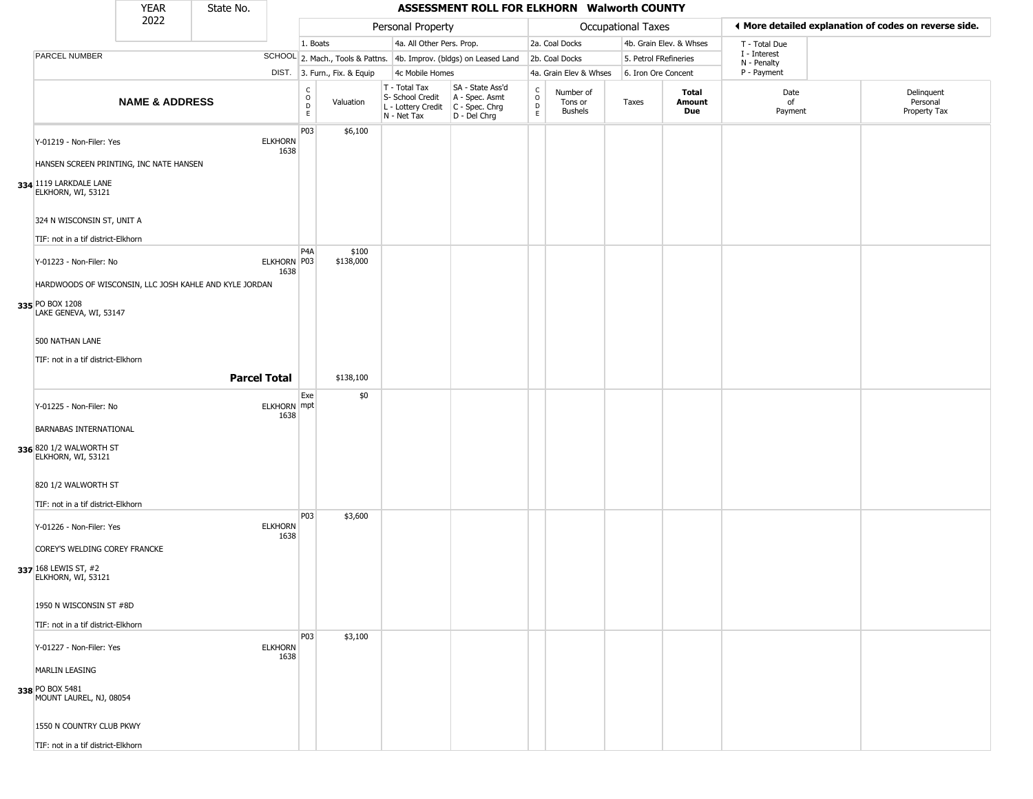| YEAR 2022 | State No. | ASSESSMENT ROLL FOR ELKHORN Walworth COUNTY | | | | | | | | | | | |
|---|---|---|---|---|---|---|---|---|---|---|---|---|---|

| | | Personal Property | | | | Occupational Taxes | | | | | ◀ More detailed explanation of codes on reverse side. | |
|---|---|---|---|---|---|---|---|---|---|---|---|---|
| | | 1. Boats | | 4a. All Other Pers. Prop. | | 2a. Coal Docks | | 4b. Grain Elev. & Whses | | | T - Total Due | |
| PARCEL NUMBER | SCHOOL | 2. Mach., Tools & Pattns. | | 4b. Improv. (bldgs) on Leased Land | | 2b. Coal Docks | | 5. Petrol FRefineries | | | I - Interest N - Penalty | |
| | DIST. | 3. Furn., Fix. & Equip | | 4c Mobile Homes | | 4a. Grain Elev & Whses | | 6. Iron Ore Concent | | | P - Payment | |
| **NAME & ADDRESS** | | CODE | Valuation | T - Total Tax S- School Credit L - Lottery Credit N - Net Tax | SA - State Ass'd A - Spec. Asmt C - Spec. Chrg D - Del Chrg | CODE | Number of Tons or Bushels | Taxes | **Total Amount Due** | | Date of Payment | Delinquent Personal Property Tax |
| **334** Y-01219 - Non-Filer: Yes<br>HANSEN SCREEN PRINTING, INC NATE HANSEN<br>1119 LARKDALE LANE<br>ELKHORN, WI, 53121<br>324 N WISCONSIN ST, UNIT A<br>TIF: not in a tif district-Elkhorn | ELKHORN 1638 | P03 | $6,100 | | | | | | | | | |
| **335** Y-01223 - Non-Filer: No<br>HARDWOODS OF WISCONSIN, LLC JOSH KAHLE AND KYLE JORDAN<br>PO BOX 1208<br>LAKE GENEVA, WI, 53147<br>500 NATHAN LANE<br>TIF: not in a tif district-Elkhorn | ELKHORN 1638 | P4A<br>P03 | $100<br>$138,000 | | | | | | | | | |
| | **Parcel Total** | | $138,100 | | | | | | | | | |
| **336** Y-01225 - Non-Filer: No<br>BARNABAS INTERNATIONAL<br>820 1/2 WALWORTH ST<br>ELKHORN, WI, 53121<br>820 1/2 WALWORTH ST<br>TIF: not in a tif district-Elkhorn | ELKHORN 1638 | Exempt | $0 | | | | | | | | | |
| **337** Y-01226 - Non-Filer: Yes<br>COREY'S WELDING COREY FRANCKE<br>168 LEWIS ST, #2<br>ELKHORN, WI, 53121<br>1950 N WISCONSIN ST #8D<br>TIF: not in a tif district-Elkhorn | ELKHORN 1638 | P03 | $3,600 | | | | | | | | | |
| **338** Y-01227 - Non-Filer: Yes<br>MARLIN LEASING<br>PO BOX 5481<br>MOUNT LAUREL, NJ, 08054<br>1550 N COUNTRY CLUB PKWY<br>TIF: not in a tif district-Elkhorn | ELKHORN 1638 | P03 | $3,100 | | | | | | | | | |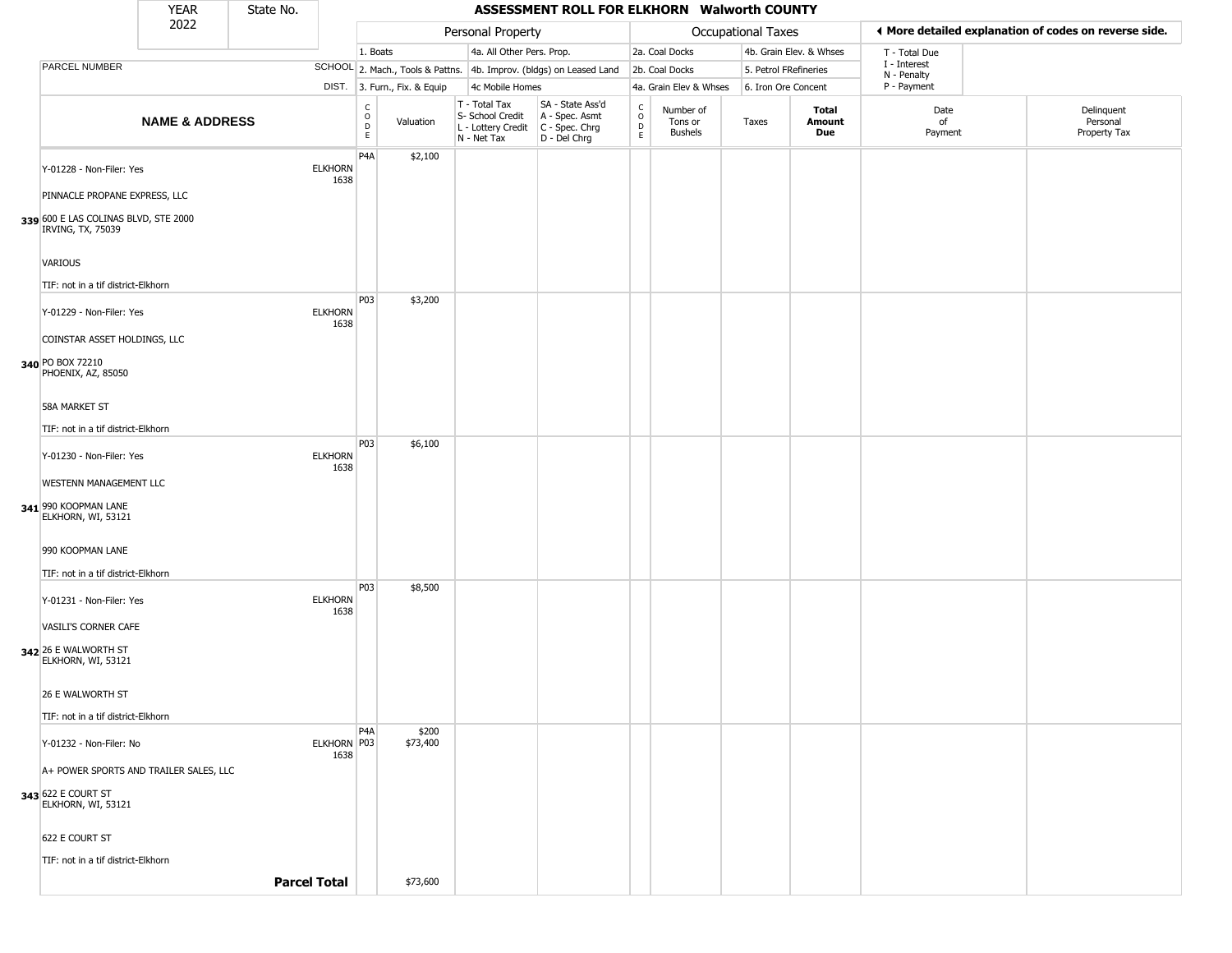# ASSESSMENT ROLL FOR ELKHORN Walworth COUNTY

| YEAR | State No. |
|---|---|
| 2022 | |

**Personal Property:** 1. Boats; 2. Mach., Tools & Pattns.; 3. Furn., Fix. & Equip; 4a. All Other Pers. Prop.; 4b. Improv. (bldgs) on Leased Land; 4c Mobile Homes

**Occupational Taxes:** 2a. Coal Docks; 2b. Coal Docks; 4a. Grain Elev & Whses; 4b. Grain Elev. & Whses; 5. Petrol FRefineries; 6. Iron Ore Concent

◄ More detailed explanation of codes on reverse side.

T - Total Due; I - Interest; N - Penalty; P - Payment

| | NAME & ADDRESS | SCHOOL DIST. | CODE | Valuation | T - Total Tax S- School Credit L - Lottery Credit N - Net Tax | SA - State Ass'd A - Spec. Asmt C - Spec. Chrg D - Del Chrg | CODE | Number of Tons or Bushels | Taxes | Total Amount Due | Date of Payment | Delinquent Personal Property Tax |
|---|---|---|---|---|---|---|---|---|---|---|---|---|
| 339 | Y-01228 - Non-Filer: Yes<br>PINNACLE PROPANE EXPRESS, LLC<br>600 E LAS COLINAS BLVD, STE 2000<br>IRVING, TX, 75039<br>VARIOUS<br>TIF: not in a tif district-Elkhorn | ELKHORN 1638 | P4A | $2,100 | | | | | | | | |
| 340 | Y-01229 - Non-Filer: Yes<br>COINSTAR ASSET HOLDINGS, LLC<br>PO BOX 72210<br>PHOENIX, AZ, 85050<br>58A MARKET ST<br>TIF: not in a tif district-Elkhorn | ELKHORN 1638 | P03 | $3,200 | | | | | | | | |
| 341 | Y-01230 - Non-Filer: Yes<br>WESTENN MANAGEMENT LLC<br>990 KOOPMAN LANE<br>ELKHORN, WI, 53121<br>990 KOOPMAN LANE<br>TIF: not in a tif district-Elkhorn | ELKHORN 1638 | P03 | $6,100 | | | | | | | | |
| 342 | Y-01231 - Non-Filer: Yes<br>VASILI'S CORNER CAFE<br>26 E WALWORTH ST<br>ELKHORN, WI, 53121<br>26 E WALWORTH ST<br>TIF: not in a tif district-Elkhorn | ELKHORN 1638 | P03 | $8,500 | | | | | | | | |
| 343 | Y-01232 - Non-Filer: No<br>A+ POWER SPORTS AND TRAILER SALES, LLC<br>622 E COURT ST<br>ELKHORN, WI, 53121<br>622 E COURT ST<br>TIF: not in a tif district-Elkhorn | ELKHORN 1638 | P4A<br>P03 | $200<br>$73,400 | | | | | | | | |
| | **Parcel Total** | | | $73,600 | | | | | | | | |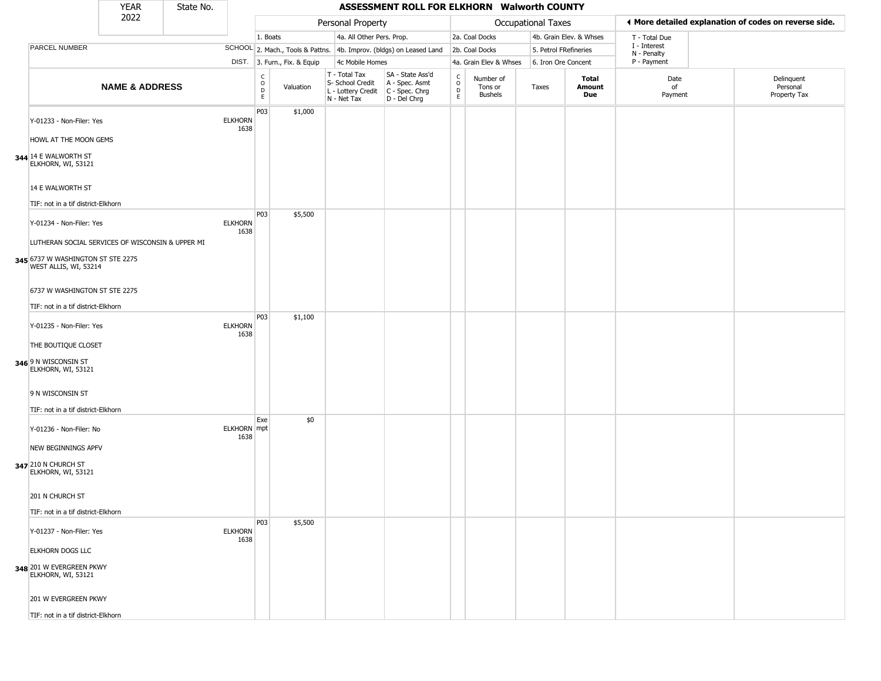| YEAR 2022 | State No. | | ASSESSMENT ROLL FOR ELKHORN Walworth COUNTY | | | | | | | | | |
|---|---|---|---|---|---|---|---|---|---|---|---|---|

| PARCEL NUMBER | SCHOOL DIST. | Personal Property: 1. Boats, 2. Mach., Tools & Pattns., 3. Furn., Fix. & Equip, 4a. All Other Pers. Prop., 4b. Improv. (bldgs) on Leased Land, 4c Mobile Homes | | | | Occupational Taxes: 2a. Coal Docks, 2b. Coal Docks, 4a. Grain Elev & Whses, 4b. Grain Elev. & Whses, 5. Petrol FRefineries, 6. Iron Ore Concent | | | | ◄ More detailed explanation of codes on reverse side. T - Total Due, I - Interest, N - Penalty, P - Payment | |
|---|---|---|---|---|---|---|---|---|---|---|---|
| **NAME & ADDRESS** | | CODE | Valuation | T - Total Tax, S- School Credit, L - Lottery Credit, N - Net Tax | SA - State Ass'd, A - Spec. Asmt, C - Spec. Chrg, D - Del Chrg | CODE | Number of Tons or Bushels | Taxes | **Total Amount Due** | Date of Payment | Delinquent Personal Property Tax |
| 344 Y-01233 - Non-Filer: Yes<br>HOWL AT THE MOON GEMS<br>14 E WALWORTH ST<br>ELKHORN, WI, 53121<br>14 E WALWORTH ST<br>TIF: not in a tif district-Elkhorn | ELKHORN 1638 | P03 | $1,000 | | | | | | | | |
| 345 Y-01234 - Non-Filer: Yes<br>LUTHERAN SOCIAL SERVICES OF WISCONSIN & UPPER MI<br>6737 W WASHINGTON ST STE 2275<br>WEST ALLIS, WI, 53214<br>6737 W WASHINGTON ST STE 2275<br>TIF: not in a tif district-Elkhorn | ELKHORN 1638 | P03 | $5,500 | | | | | | | | |
| 346 Y-01235 - Non-Filer: Yes<br>THE BOUTIQUE CLOSET<br>9 N WISCONSIN ST<br>ELKHORN, WI, 53121<br>9 N WISCONSIN ST<br>TIF: not in a tif district-Elkhorn | ELKHORN 1638 | P03 | $1,100 | | | | | | | | |
| 347 Y-01236 - Non-Filer: No<br>NEW BEGINNINGS APFV<br>210 N CHURCH ST<br>ELKHORN, WI, 53121<br>201 N CHURCH ST<br>TIF: not in a tif district-Elkhorn | ELKHORN 1638 | Exempt | $0 | | | | | | | | |
| 348 Y-01237 - Non-Filer: Yes<br>ELKHORN DOGS LLC<br>201 W EVERGREEN PKWY<br>ELKHORN, WI, 53121<br>201 W EVERGREEN PKWY<br>TIF: not in a tif district-Elkhorn | ELKHORN 1638 | P03 | $5,500 | | | | | | | | |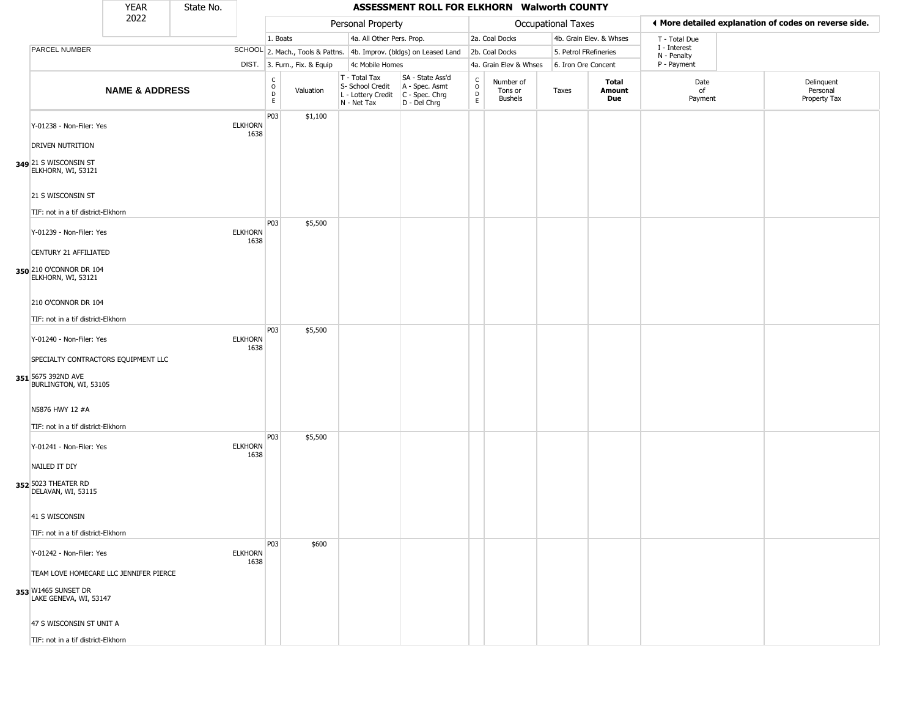| YEAR 2022 | State No. | | ASSESSMENT ROLL FOR ELKHORN Walworth COUNTY | | | | | | | | | | |
|---|---|---|---|---|---|---|---|---|---|---|---|---|---|
| | | | Personal Property | | | | Occupational Taxes | | | | ◄ More detailed explanation of codes on reverse side. | | |
| | | | 1. Boats | | 4a. All Other Pers. Prop. | | 2a. Coal Docks | | 4b. Grain Elev. & Whses | | T - Total Due | | |
| PARCEL NUMBER | | SCHOOL | 2. Mach., Tools & Pattns. | | 4b. Improv. (bldgs) on Leased Land | | 2b. Coal Docks | | 5. Petrol FRefineries | | I - Interest, N - Penalty | | |
| | | DIST. | 3. Furn., Fix. & Equip | | 4c Mobile Homes | | 4a. Grain Elev & Whses | | 6. Iron Ore Concent | | P - Payment | | |
| NAME & ADDRESS | | | CODE | Valuation | T - Total Tax, S- School Credit, L - Lottery Credit, N - Net Tax | SA - State Ass'd, A - Spec. Asmt, C - Spec. Chrg, D - Del Chrg | CODE | Number of Tons or Bushels | Taxes | Total Amount Due | Date of Payment | Delinquent Personal Property Tax | |
| 349 Y-01238 - Non-Filer: Yes<br>DRIVEN NUTRITION<br>21 S WISCONSIN ST<br>ELKHORN, WI, 53121<br><br>21 S WISCONSIN ST<br><br>TIF: not in a tif district-Elkhorn | | ELKHORN 1638 | P03 | $1,100 | | | | | | | | | |
| 350 Y-01239 - Non-Filer: Yes<br>CENTURY 21 AFFILIATED<br>210 O'CONNOR DR 104<br>ELKHORN, WI, 53121<br><br>210 O'CONNOR DR 104<br><br>TIF: not in a tif district-Elkhorn | | ELKHORN 1638 | P03 | $5,500 | | | | | | | | | |
| 351 Y-01240 - Non-Filer: Yes<br>SPECIALTY CONTRACTORS EQUIPMENT LLC<br>5675 392ND AVE<br>BURLINGTON, WI, 53105<br><br>N5876 HWY 12 #A<br><br>TIF: not in a tif district-Elkhorn | | ELKHORN 1638 | P03 | $5,500 | | | | | | | | | |
| 352 Y-01241 - Non-Filer: Yes<br>NAILED IT DIY<br>5023 THEATER RD<br>DELAVAN, WI, 53115<br><br>41 S WISCONSIN<br><br>TIF: not in a tif district-Elkhorn | | ELKHORN 1638 | P03 | $5,500 | | | | | | | | | |
| 353 Y-01242 - Non-Filer: Yes<br>TEAM LOVE HOMECARE LLC JENNIFER PIERCE<br>W1465 SUNSET DR<br>LAKE GENEVA, WI, 53147<br><br>47 S WISCONSIN ST UNIT A<br><br>TIF: not in a tif district-Elkhorn | | ELKHORN 1638 | P03 | $600 | | | | | | | | | |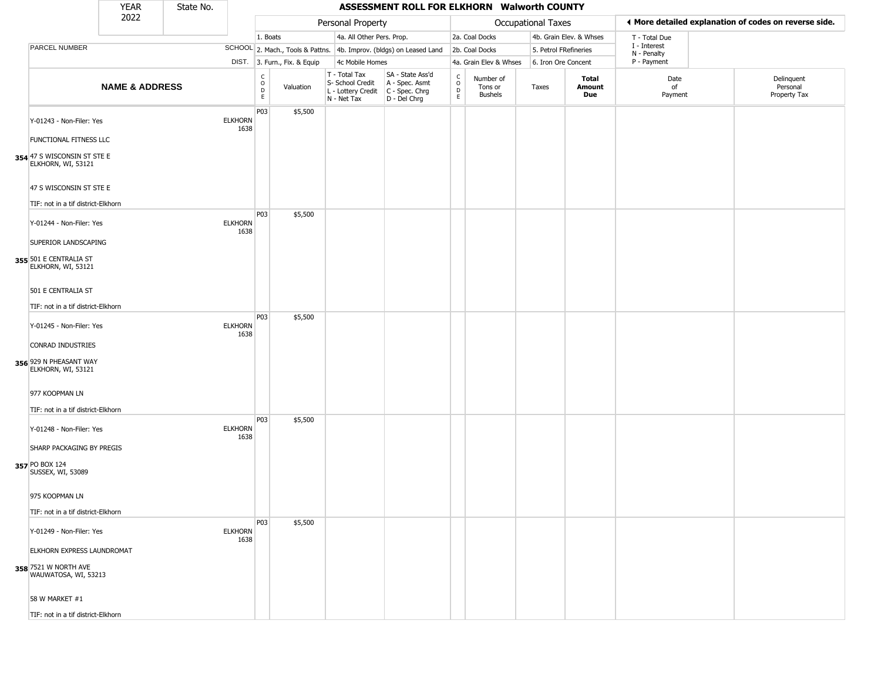| YEAR 2022 | State No. | | ASSESSMENT ROLL FOR ELKHORN Walworth COUNTY | | | | | | | | | |
|---|---|---|---|---|---|---|---|---|---|---|---|---|

| | | Personal Property | | | | Occupational Taxes | | | | | ◀ More detailed explanation of codes on reverse side. | |
|---|---|---|---|---|---|---|---|---|---|---|---|---|
| PARCEL NUMBER | SCHOOL DIST. | 1. Boats / 2. Mach., Tools & Pattns. / 3. Furn., Fix. & Equip | | 4a. All Other Pers. Prop. / 4b. Improv. (bldgs) on Leased Land / 4c Mobile Homes | | 2a. Coal Docks / 2b. Coal Docks / 4a. Grain Elev & Whses | | 4b. Grain Elev. & Whses / 5. Petrol FRefineries / 6. Iron Ore Concent | | | T - Total Due / I - Interest / N - Penalty / P - Payment | |
| **NAME & ADDRESS** | | CODE | Valuation | T - Total Tax / S- School Credit / L - Lottery Credit / N - Net Tax | SA - State Ass'd / A - Spec. Asmt / C - Spec. Chrg / D - Del Chrg | CODE | Number of Tons or Bushels | Taxes | **Total Amount Due** | Date of Payment | | Delinquent Personal Property Tax |
| Y-01243 - Non-Filer: Yes<br>FUNCTIONAL FITNESS LLC<br>354 47 S WISCONSIN ST STE E<br>ELKHORN, WI, 53121<br>47 S WISCONSIN ST STE E<br>TIF: not in a tif district-Elkhorn | ELKHORN 1638 | P03 | $5,500 | | | | | | | | | |
| Y-01244 - Non-Filer: Yes<br>SUPERIOR LANDSCAPING<br>355 501 E CENTRALIA ST<br>ELKHORN, WI, 53121<br>501 E CENTRALIA ST<br>TIF: not in a tif district-Elkhorn | ELKHORN 1638 | P03 | $5,500 | | | | | | | | | |
| Y-01245 - Non-Filer: Yes<br>CONRAD INDUSTRIES<br>356 929 N PHEASANT WAY<br>ELKHORN, WI, 53121<br>977 KOOPMAN LN<br>TIF: not in a tif district-Elkhorn | ELKHORN 1638 | P03 | $5,500 | | | | | | | | | |
| Y-01248 - Non-Filer: Yes<br>SHARP PACKAGING BY PREGIS<br>357 PO BOX 124<br>SUSSEX, WI, 53089<br>975 KOOPMAN LN<br>TIF: not in a tif district-Elkhorn | ELKHORN 1638 | P03 | $5,500 | | | | | | | | | |
| Y-01249 - Non-Filer: Yes<br>ELKHORN EXPRESS LAUNDROMAT<br>358 7521 W NORTH AVE<br>WAUWATOSA, WI, 53213<br>58 W MARKET #1<br>TIF: not in a tif district-Elkhorn | ELKHORN 1638 | P03 | $5,500 | | | | | | | | | |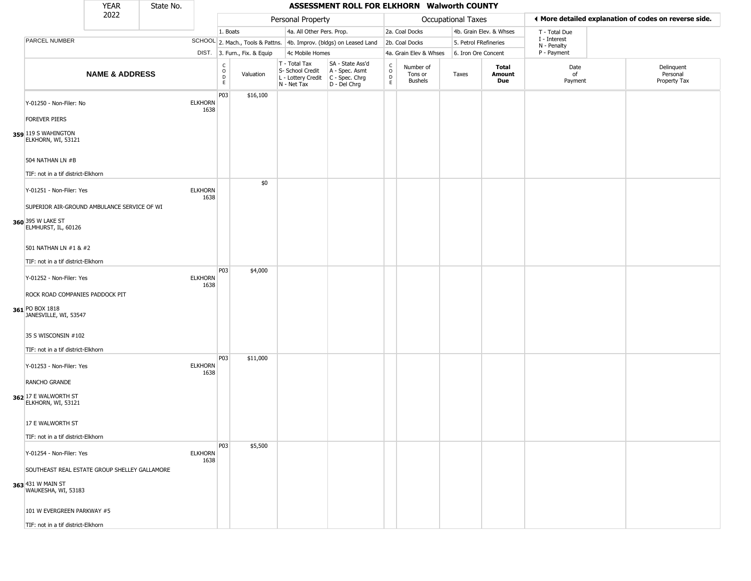| YEAR 2022 | State No. | | ASSESSMENT ROLL FOR ELKHORN Walworth COUNTY | | | | | | | | | | |
|---|---|---|---|---|---|---|---|---|---|---|---|---|---|

| | | Personal Property | | | | Occupational Taxes | | | | ◀ More detailed explanation of codes on reverse side. | |
|---|---|---|---|---|---|---|---|---|---|---|---|
| PARCEL NUMBER | SCHOOL DIST. | 1. Boats<br>2. Mach., Tools & Pattns.<br>3. Furn., Fix. & Equip | | 4a. All Other Pers. Prop.<br>4b. Improv. (bldgs) on Leased Land<br>4c Mobile Homes | | 2a. Coal Docks<br>2b. Coal Docks<br>4a. Grain Elev & Whses | | 4b. Grain Elev. & Whses<br>5. Petrol FRefineries<br>6. Iron Ore Concent | | T - Total Due<br>I - Interest<br>N - Penalty<br>P - Payment | |
| **NAME & ADDRESS** | | CODE | Valuation | T - Total Tax<br>S- School Credit<br>L - Lottery Credit<br>N - Net Tax | SA - State Ass'd<br>A - Spec. Asmt<br>C - Spec. Chrg<br>D - Del Chrg | CODE | Number of Tons or Bushels | Taxes | **Total Amount Due** | Date of Payment | Delinquent Personal Property Tax |
| Y-01250 - Non-Filer: No<br>FOREVER PIERS<br>359 119 S WAHINGTON<br>ELKHORN, WI, 53121<br>504 NATHAN LN #B<br>TIF: not in a tif district-Elkhorn | ELKHORN 1638 | P03 | $16,100 | | | | | | | | |
| Y-01251 - Non-Filer: Yes<br>SUPERIOR AIR-GROUND AMBULANCE SERVICE OF WI<br>360 395 W LAKE ST<br>ELMHURST, IL, 60126<br>501 NATHAN LN #1 & #2<br>TIF: not in a tif district-Elkhorn | ELKHORN 1638 | | $0 | | | | | | | | |
| Y-01252 - Non-Filer: Yes<br>ROCK ROAD COMPANIES PADDOCK PIT<br>361 PO BOX 1818<br>JANESVILLE, WI, 53547<br>35 S WISCONSIN #102<br>TIF: not in a tif district-Elkhorn | ELKHORN 1638 | P03 | $4,000 | | | | | | | | |
| Y-01253 - Non-Filer: Yes<br>RANCHO GRANDE<br>362 17 E WALWORTH ST<br>ELKHORN, WI, 53121<br>17 E WALWORTH ST<br>TIF: not in a tif district-Elkhorn | ELKHORN 1638 | P03 | $11,000 | | | | | | | | |
| Y-01254 - Non-Filer: Yes<br>SOUTHEAST REAL ESTATE GROUP SHELLEY GALLAMORE<br>363 431 W MAIN ST<br>WAUKESHA, WI, 53183<br>101 W EVERGREEN PARKWAY #5<br>TIF: not in a tif district-Elkhorn | ELKHORN 1638 | P03 | $5,500 | | | | | | | | |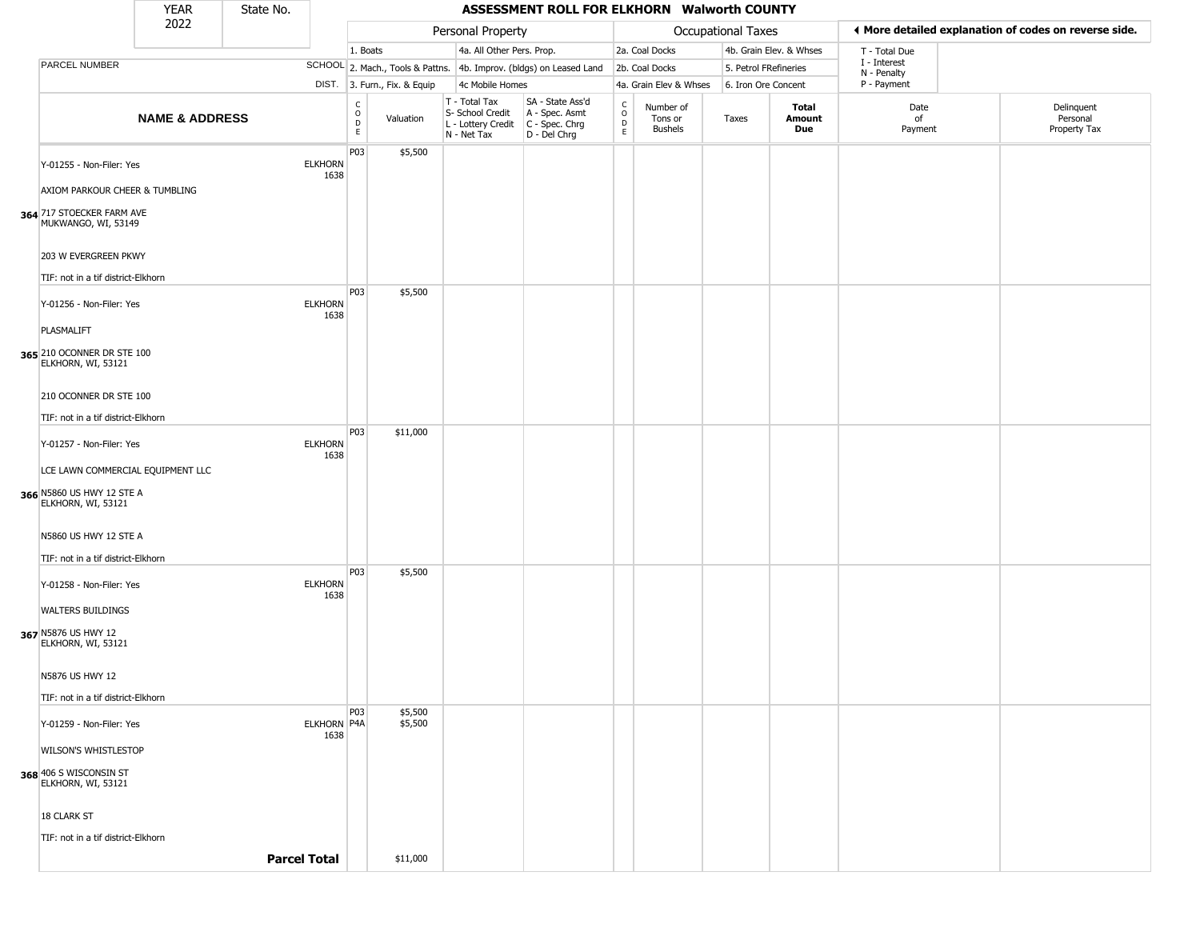| YEAR 2022 | State No. | ASSESSMENT ROLL FOR ELKHORN Walworth COUNTY | | | | | | | | | | |
|---|---|---|---|---|---|---|---|---|---|---|---|---|

| | | Personal Property | | | | Occupational Taxes | | | | | More detailed explanation of codes on reverse side. | |
|---|---|---|---|---|---|---|---|---|---|---|---|---|
| PARCEL NUMBER | SCHOOL DIST. | 1. Boats<br>2. Mach., Tools & Pattns.<br>3. Furn., Fix. & Equip | | 4a. All Other Pers. Prop.<br>4b. Improv. (bldgs) on Leased Land<br>4c Mobile Homes | | 2a. Coal Docks<br>2b. Coal Docks<br>4a. Grain Elev & Whses | | 4b. Grain Elev. & Whses<br>5. Petrol FRefineries<br>6. Iron Ore Concent | | | T - Total Due<br>I - Interest<br>N - Penalty<br>P - Payment | |
| **NAME & ADDRESS** | | CODE | Valuation | T - Total Tax<br>S- School Credit<br>L - Lottery Credit<br>N - Net Tax | SA - State Ass'd<br>A - Spec. Asmt<br>C - Spec. Chrg<br>D - Del Chrg | CODE | Number of Tons or Bushels | Taxes | **Total Amount Due** | Date of Payment | Delinquent Personal Property Tax |
| **364** Y-01255 - Non-Filer: Yes<br>AXIOM PARKOUR CHEER & TUMBLING<br>717 STOECKER FARM AVE<br>MUKWANGO, WI, 53149<br><br>203 W EVERGREEN PKWY<br>TIF: not in a tif district-Elkhorn | ELKHORN 1638 | P03 | $5,500 | | | | | | | | |
| **365** Y-01256 - Non-Filer: Yes<br>PLASMALIFT<br>210 OCONNER DR STE 100<br>ELKHORN, WI, 53121<br><br>210 OCONNER DR STE 100<br>TIF: not in a tif district-Elkhorn | ELKHORN 1638 | P03 | $5,500 | | | | | | | | |
| **366** Y-01257 - Non-Filer: Yes<br>LCE LAWN COMMERCIAL EQUIPMENT LLC<br>N5860 US HWY 12 STE A<br>ELKHORN, WI, 53121<br><br>N5860 US HWY 12 STE A<br>TIF: not in a tif district-Elkhorn | ELKHORN 1638 | P03 | $11,000 | | | | | | | | |
| **367** Y-01258 - Non-Filer: Yes<br>WALTERS BUILDINGS<br>N5876 US HWY 12<br>ELKHORN, WI, 53121<br><br>N5876 US HWY 12<br>TIF: not in a tif district-Elkhorn | ELKHORN 1638 | P03 | $5,500 | | | | | | | | |
| **368** Y-01259 - Non-Filer: Yes<br>WILSON'S WHISTLESTOP<br>406 S WISCONSIN ST<br>ELKHORN, WI, 53121<br><br>18 CLARK ST<br>TIF: not in a tif district-Elkhorn | ELKHORN 1638 | P03<br>P4A | $5,500<br>$5,500 | | | | | | | | |
| | **Parcel Total** | | $11,000 | | | | | | | | |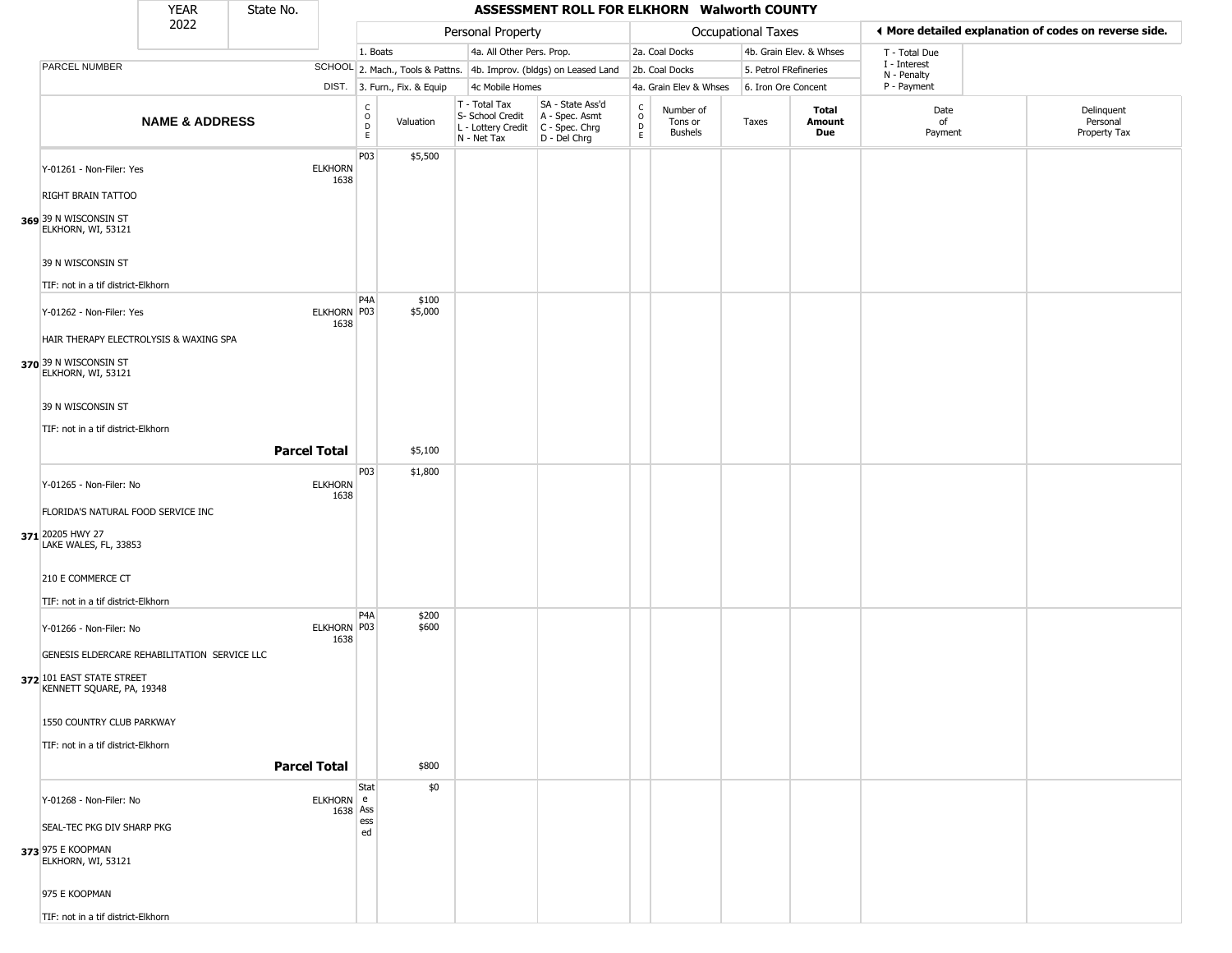| YEAR 2022 | State No. | | ASSESSMENT ROLL FOR ELKHORN Walworth COUNTY | | | | | | | | | | |
|---|---|---|---|---|---|---|---|---|---|---|---|---|---|
| | | | Personal Property | | | | Occupational Taxes | | | | ◀ More detailed explanation of codes on reverse side. | | |
| | | | 1. Boats | | 4a. All Other Pers. Prop. | | 2a. Coal Docks | | 4b. Grain Elev. & Whses | | T - Total Due | | |
| PARCEL NUMBER | SCHOOL | | 2. Mach., Tools & Pattns. | | 4b. Improv. (bldgs) on Leased Land | | 2b. Coal Docks | | 5. Petrol FRefineries | | I - Interest, N - Penalty | | |
| | DIST. | | 3. Furn., Fix. & Equip | | 4c Mobile Homes | | 4a. Grain Elev & Whses | | 6. Iron Ore Concent | | P - Payment | | |
| **NAME & ADDRESS** | | CODE | Valuation | T - Total Tax, S- School Credit, L - Lottery Credit, N - Net Tax | SA - State Ass'd, A - Spec. Asmt, C - Spec. Chrg, D - Del Chrg | CODE | Number of Tons or Bushels | Taxes | **Total Amount Due** | Date of Payment | Delinquent Personal Property Tax | | |
| Y-01261 - Non-Filer: Yes<br>RIGHT BRAIN TATTOO<br>369 39 N WISCONSIN ST<br>ELKHORN, WI, 53121<br><br>39 N WISCONSIN ST<br><br>TIF: not in a tif district-Elkhorn | ELKHORN 1638 | P03 | $5,500 | | | | | | | | | | |
| Y-01262 - Non-Filer: Yes<br>HAIR THERAPY ELECTROLYSIS & WAXING SPA<br>370 39 N WISCONSIN ST<br>ELKHORN, WI, 53121<br><br>39 N WISCONSIN ST<br><br>TIF: not in a tif district-Elkhorn | ELKHORN 1638 | P4A<br>P03 | $100<br>$5,000 | | | | | | | | | | |
| **Parcel Total** | | | $5,100 | | | | | | | | | | |
| Y-01265 - Non-Filer: No<br>FLORIDA'S NATURAL FOOD SERVICE INC<br>371 20205 HWY 27<br>LAKE WALES, FL, 33853<br><br>210 E COMMERCE CT<br><br>TIF: not in a tif district-Elkhorn | ELKHORN 1638 | P03 | $1,800 | | | | | | | | | | |
| Y-01266 - Non-Filer: No<br>GENESIS ELDERCARE REHABILITATION SERVICE LLC<br>372 101 EAST STATE STREET<br>KENNETT SQUARE, PA, 19348<br><br>1550 COUNTRY CLUB PARKWAY<br><br>TIF: not in a tif district-Elkhorn | ELKHORN 1638 | P4A<br>P03 | $200<br>$600 | | | | | | | | | | |
| **Parcel Total** | | | $800 | | | | | | | | | | |
| Y-01268 - Non-Filer: No<br>SEAL-TEC PKG DIV SHARP PKG<br>373 975 E KOOPMAN<br>ELKHORN, WI, 53121<br><br>975 E KOOPMAN<br><br>TIF: not in a tif district-Elkhorn | ELKHORN 1638 | State Assessed | $0 | | | | | | | | | | |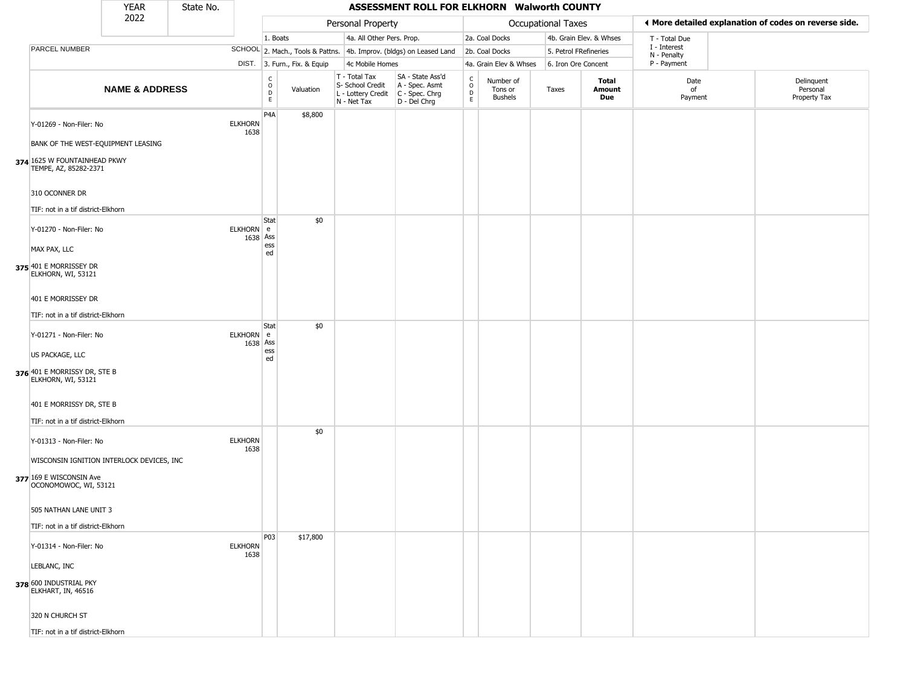# ASSESSMENT ROLL FOR ELKHORN Walworth COUNTY

YEAR 2022 | State No.

**Personal Property:** 1. Boats; 2. Mach., Tools & Pattns.; 3. Furn., Fix. & Equip; 4a. All Other Pers. Prop.; 4b. Improv. (bldgs) on Leased Land; 4c Mobile Homes

**Occupational Taxes:** 2a. Coal Docks; 2b. Coal Docks; 4a. Grain Elev & Whses; 4b. Grain Elev. & Whses; 5. Petrol FRefineries; 6. Iron Ore Concent

◄ More detailed explanation of codes on reverse side.

T - Total Due; I - Interest; N - Penalty; P - Payment

| | NAME & ADDRESS | PARCEL NUMBER / SCHOOL DIST. | CODE | Valuation | T - Total Tax S- School Credit L - Lottery Credit N - Net Tax | SA - State Ass'd A - Spec. Asmt C - Spec. Chrg D - Del Chrg | CODE | Number of Tons or Bushels | Taxes | Total Amount Due | Date of Payment | Delinquent Personal Property Tax |
|---|---|---|---|---|---|---|---|---|---|---|---|---|
| 374 | Y-01269 - Non-Filer: No<br>BANK OF THE WEST-EQUIPMENT LEASING<br>1625 W FOUNTAINHEAD PKWY<br>TEMPE, AZ, 85282-2371<br>310 OCONNER DR<br>TIF: not in a tif district-Elkhorn | ELKHORN 1638 | P4A | $8,800 | | | | | | | | |
| 375 | Y-01270 - Non-Filer: No<br>MAX PAX, LLC<br>401 E MORRISSEY DR<br>ELKHORN, WI, 53121<br>401 E MORRISSEY DR<br>TIF: not in a tif district-Elkhorn | ELKHORN 1638 | State Assessed | $0 | | | | | | | | |
| 376 | Y-01271 - Non-Filer: No<br>US PACKAGE, LLC<br>401 E MORRISSY DR, STE B<br>ELKHORN, WI, 53121<br>401 E MORRISSY DR, STE B<br>TIF: not in a tif district-Elkhorn | ELKHORN 1638 | State Assessed | $0 | | | | | | | | |
| 377 | Y-01313 - Non-Filer: No<br>WISCONSIN IGNITION INTERLOCK DEVICES, INC<br>169 E WISCONSIN Ave<br>OCONOMOWOC, WI, 53121<br>505 NATHAN LANE UNIT 3<br>TIF: not in a tif district-Elkhorn | ELKHORN 1638 | | $0 | | | | | | | | |
| 378 | Y-01314 - Non-Filer: No<br>LEBLANC, INC<br>600 INDUSTRIAL PKY<br>ELKHART, IN, 46516<br>320 N CHURCH ST<br>TIF: not in a tif district-Elkhorn | ELKHORN 1638 | P03 | $17,800 | | | | | | | | |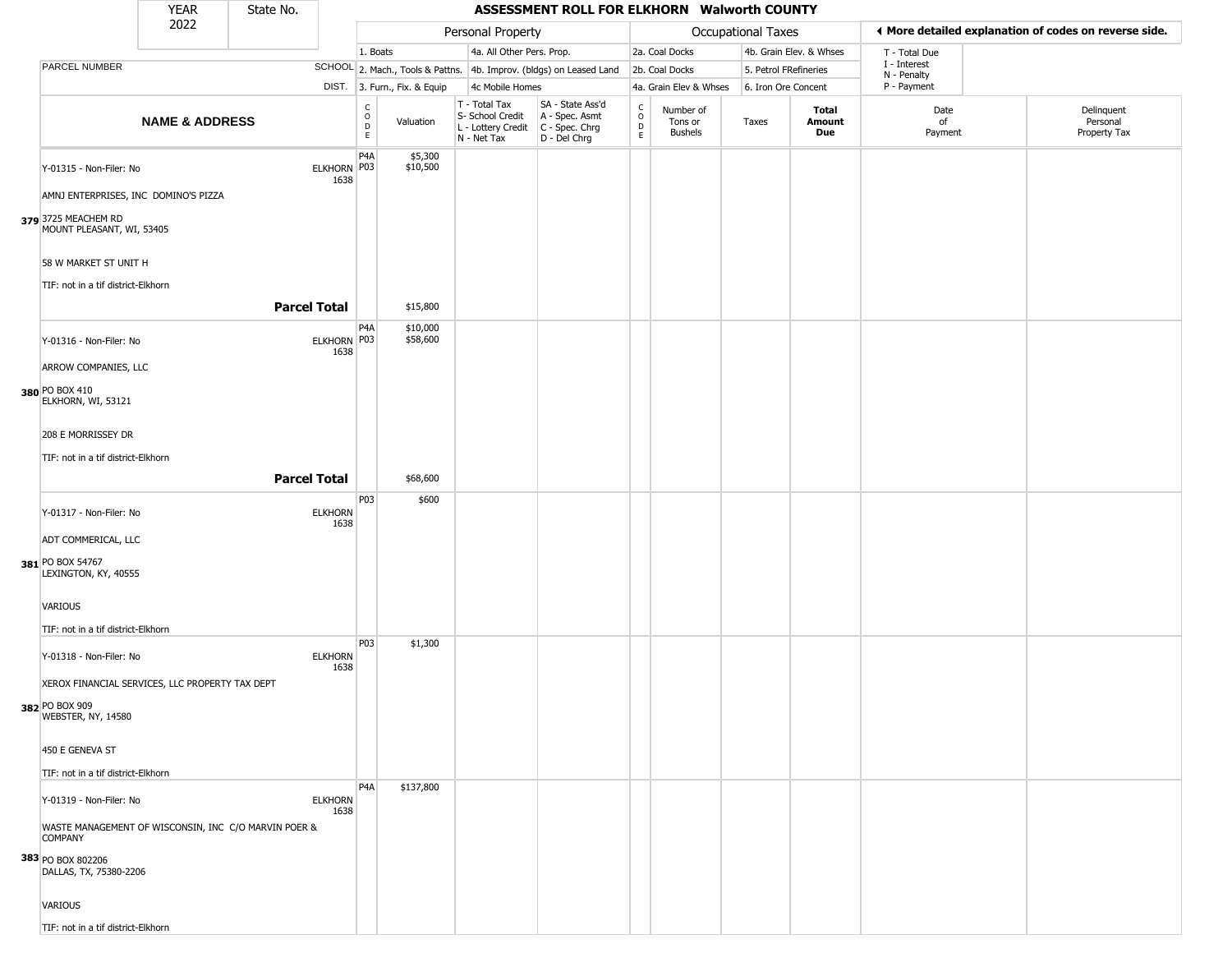| YEAR 2022 | State No. | | ASSESSMENT ROLL FOR ELKHORN Walworth COUNTY | | | | | | | | | | |
|---|---|---|---|---|---|---|---|---|---|---|---|---|---|
| | | | Personal Property | | | | Occupational Taxes | | | | ◀ More detailed explanation of codes on reverse side. | | |
| PARCEL NUMBER | SCHOOL DIST. | | 1. Boats<br>2. Mach., Tools & Pattns.<br>3. Furn., Fix. & Equip | | 4a. All Other Pers. Prop.<br>4b. Improv. (bldgs) on Leased Land<br>4c Mobile Homes | | 2a. Coal Docks<br>2b. Coal Docks<br>4a. Grain Elev & Whses | | 4b. Grain Elev. & Whses<br>5. Petrol FRefineries<br>6. Iron Ore Concent | | T - Total Due<br>I - Interest<br>N - Penalty<br>P - Payment | | |
| **NAME & ADDRESS** | | CODE | Valuation | T - Total Tax<br>S- School Credit<br>L - Lottery Credit<br>N - Net Tax | SA - State Ass'd<br>A - Spec. Asmt<br>C - Spec. Chrg<br>D - Del Chrg | CODE | Number of Tons or Bushels | Taxes | **Total Amount Due** | Date of Payment | Delinquent Personal Property Tax | | |
| 379 Y-01315 - Non-Filer: No<br>AMNJ ENTERPRISES, INC DOMINO'S PIZZA<br>3725 MEACHEM RD<br>MOUNT PLEASANT, WI, 53405<br>58 W MARKET ST UNIT H<br>TIF: not in a tif district-Elkhorn | ELKHORN 1638 | P4A<br>P03 | $5,300<br>$10,500 | | | | | | | | | | |
| **Parcel Total** | | | $15,800 | | | | | | | | | | |
| 380 Y-01316 - Non-Filer: No<br>ARROW COMPANIES, LLC<br>PO BOX 410<br>ELKHORN, WI, 53121<br>208 E MORRISSEY DR<br>TIF: not in a tif district-Elkhorn | ELKHORN 1638 | P4A<br>P03 | $10,000<br>$58,600 | | | | | | | | | | |
| **Parcel Total** | | | $68,600 | | | | | | | | | | |
| 381 Y-01317 - Non-Filer: No<br>ADT COMMERICAL, LLC<br>PO BOX 54767<br>LEXINGTON, KY, 40555<br>VARIOUS<br>TIF: not in a tif district-Elkhorn | ELKHORN 1638 | P03 | $600 | | | | | | | | | | |
| 382 Y-01318 - Non-Filer: No<br>XEROX FINANCIAL SERVICES, LLC PROPERTY TAX DEPT<br>PO BOX 909<br>WEBSTER, NY, 14580<br>450 E GENEVA ST<br>TIF: not in a tif district-Elkhorn | ELKHORN 1638 | P03 | $1,300 | | | | | | | | | | |
| 383 Y-01319 - Non-Filer: No<br>WASTE MANAGEMENT OF WISCONSIN, INC C/O MARVIN POER & COMPANY<br>PO BOX 802206<br>DALLAS, TX, 75380-2206<br>VARIOUS<br>TIF: not in a tif district-Elkhorn | ELKHORN 1638 | P4A | $137,800 | | | | | | | | | | |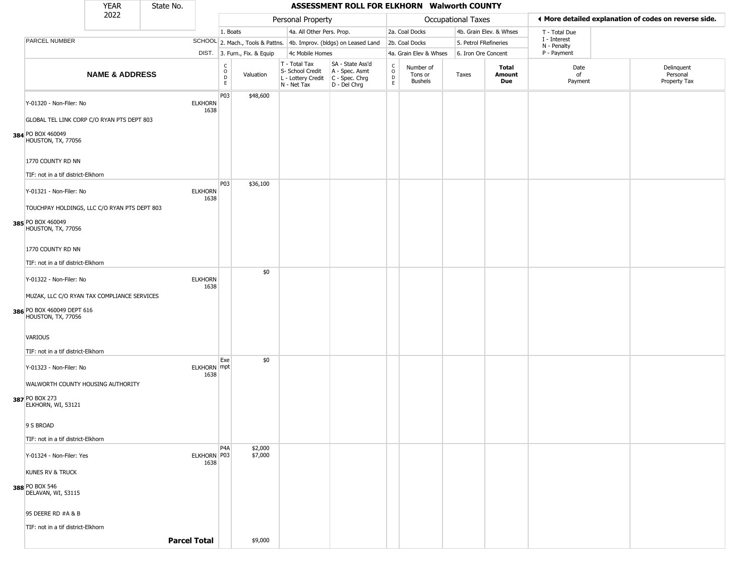| YEAR 2022 | State No. | | ASSESSMENT ROLL FOR ELKHORN Walworth COUNTY | | | | | | | | | |
|---|---|---|---|---|---|---|---|---|---|---|---|---|

| | | Personal Property | | | | Occupational Taxes | | | | ◀ More detailed explanation of codes on reverse side. | | |
|---|---|---|---|---|---|---|---|---|---|---|---|---|
| PARCEL NUMBER | SCHOOL DIST. | 1. Boats<br>2. Mach., Tools & Pattns.<br>3. Furn., Fix. & Equip | | 4a. All Other Pers. Prop.<br>4b. Improv. (bldgs) on Leased Land<br>4c Mobile Homes | | 2a. Coal Docks<br>2b. Coal Docks<br>4a. Grain Elev & Whses | | 4b. Grain Elev. & Whses<br>5. Petrol FRefineries<br>6. Iron Ore Concent | | T - Total Due<br>I - Interest<br>N - Penalty<br>P - Payment | | |
| **NAME & ADDRESS** | | CODE | Valuation | T - Total Tax<br>S- School Credit<br>L - Lottery Credit<br>N - Net Tax | SA - State Ass'd<br>A - Spec. Asmt<br>C - Spec. Chrg<br>D - Del Chrg | CODE | Number of Tons or Bushels | Taxes | **Total Amount Due** | Date of Payment | Delinquent Personal Property Tax |
| 384 Y-01320 - Non-Filer: No<br>GLOBAL TEL LINK CORP C/O RYAN PTS DEPT 803<br>PO BOX 460049<br>HOUSTON, TX, 77056<br>1770 COUNTY RD NN<br>TIF: not in a tif district-Elkhorn | ELKHORN 1638 | P03 | $48,600 | | | | | | | | |
| 385 Y-01321 - Non-Filer: No<br>TOUCHPAY HOLDINGS, LLC C/O RYAN PTS DEPT 803<br>PO BOX 460049<br>HOUSTON, TX, 77056<br>1770 COUNTY RD NN<br>TIF: not in a tif district-Elkhorn | ELKHORN 1638 | P03 | $36,100 | | | | | | | | |
| 386 Y-01322 - Non-Filer: No<br>MUZAK, LLC C/O RYAN TAX COMPLIANCE SERVICES<br>PO BOX 460049 DEPT 616<br>HOUSTON, TX, 77056<br>VARIOUS<br>TIF: not in a tif district-Elkhorn | ELKHORN 1638 | | $0 | | | | | | | | |
| 387 Y-01323 - Non-Filer: No<br>WALWORTH COUNTY HOUSING AUTHORITY<br>PO BOX 273<br>ELKHORN, WI, 53121<br>9 S BROAD<br>TIF: not in a tif district-Elkhorn | ELKHORN 1638 | Exempt | $0 | | | | | | | | |
| 388 Y-01324 - Non-Filer: Yes<br>KUNES RV & TRUCK<br>PO BOX 546<br>DELAVAN, WI, 53115<br>95 DEERE RD #A & B<br>TIF: not in a tif district-Elkhorn | ELKHORN 1638 | P4A<br>P03 | $2,000<br>$7,000 | | | | | | | | |
| | **Parcel Total** | | $9,000 | | | | | | | | |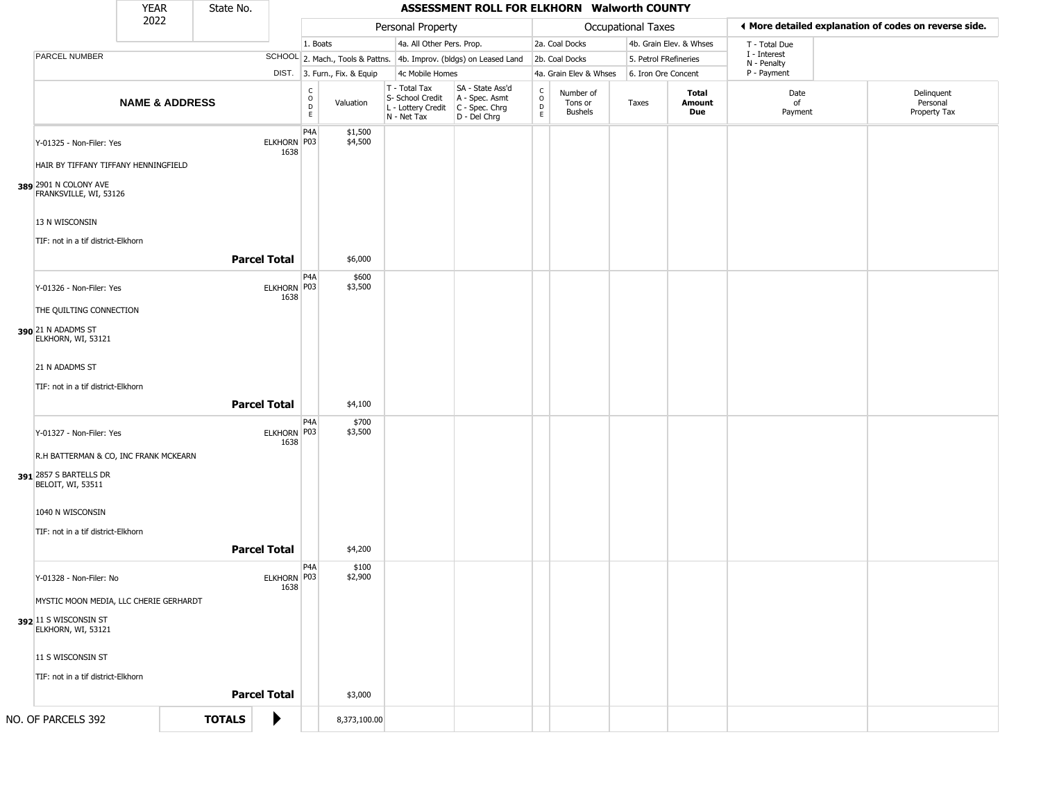| YEAR 2022 | State No. | | ASSESSMENT ROLL FOR ELKHORN Walworth COUNTY | | | | | | | | | |
|---|---|---|---|---|---|---|---|---|---|---|---|---|
| | | | Personal Property | | | | Occupational Taxes | | | | ◀ More detailed explanation of codes on reverse side. | |
| PARCEL NUMBER | SCHOOL DIST. | | 1. Boats / 2. Mach., Tools & Pattns. / 3. Furn., Fix. & Equip | | 4a. All Other Pers. Prop. / 4b. Improv. (bldgs) on Leased Land / 4c Mobile Homes | | 2a. Coal Docks / 2b. Coal Docks / 4a. Grain Elev & Whses | | 4b. Grain Elev. & Whses / 5. Petrol FRefineries / 6. Iron Ore Concent | | T - Total Due / I - Interest / N - Penalty / P - Payment | |
| NAME & ADDRESS | | CODE | Valuation | T - Total Tax / S- School Credit / L - Lottery Credit / N - Net Tax | SA - State Ass'd / A - Spec. Asmt / C - Spec. Chrg / D - Del Chrg | CODE | Number of Tons or Bushels | Taxes | Total Amount Due | Date of Payment | Delinquent Personal Property Tax |
| 389 Y-01325 - Non-Filer: Yes<br>HAIR BY TIFFANY TIFFANY HENNINGFIELD<br>2901 N COLONY AVE<br>FRANKSVILLE, WI, 53126<br>13 N WISCONSIN<br>TIF: not in a tif district-Elkhorn | ELKHORN 1638 | P4A<br>P03 | $1,500<br>$4,500 | | | | | | | | |
| Parcel Total | | | $6,000 | | | | | | | | |
| 390 Y-01326 - Non-Filer: Yes<br>THE QUILTING CONNECTION<br>21 N ADADMS ST<br>ELKHORN, WI, 53121<br>21 N ADADMS ST<br>TIF: not in a tif district-Elkhorn | ELKHORN 1638 | P4A<br>P03 | $600<br>$3,500 | | | | | | | | |
| Parcel Total | | | $4,100 | | | | | | | | |
| 391 Y-01327 - Non-Filer: Yes<br>R.H BATTERMAN & CO, INC FRANK MCKEARN<br>2857 S BARTELLS DR<br>BELOIT, WI, 53511<br>1040 N WISCONSIN<br>TIF: not in a tif district-Elkhorn | ELKHORN 1638 | P4A<br>P03 | $700<br>$3,500 | | | | | | | | |
| Parcel Total | | | $4,200 | | | | | | | | |
| 392 Y-01328 - Non-Filer: No<br>MYSTIC MOON MEDIA, LLC CHERIE GERHARDT<br>11 S WISCONSIN ST<br>ELKHORN, WI, 53121<br>11 S WISCONSIN ST<br>TIF: not in a tif district-Elkhorn | ELKHORN 1638 | P4A<br>P03 | $100<br>$2,900 | | | | | | | | |
| Parcel Total | | | $3,000 | | | | | | | | |
| NO. OF PARCELS 392 | TOTALS ▶ | | 8,373,100.00 | | | | | | | | |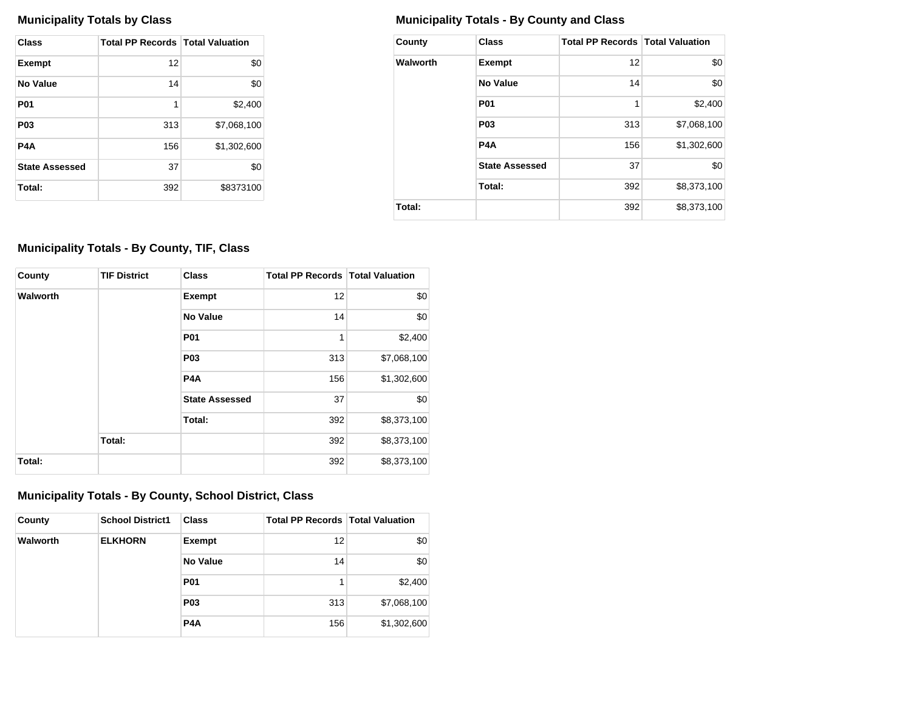### Municipality Totals by Class

| Class | Total PP Records | Total Valuation |
|---|---|---|
| Exempt | 12 | $0 |
| No Value | 14 | $0 |
| P01 | 1 | $2,400 |
| P03 | 313 | $7,068,100 |
| P4A | 156 | $1,302,600 |
| State Assessed | 37 | $0 |
| Total: | 392 | $8373100 |

### Municipality Totals - By County and Class

| County | Class | Total PP Records | Total Valuation |
|---|---|---|---|
| Walworth | Exempt | 12 | $0 |
| | No Value | 14 | $0 |
| | P01 | 1 | $2,400 |
| | P03 | 313 | $7,068,100 |
| | P4A | 156 | $1,302,600 |
| | State Assessed | 37 | $0 |
| | Total: | 392 | $8,373,100 |
| Total: | | 392 | $8,373,100 |

### Municipality Totals - By County, TIF, Class

| County | TIF District | Class | Total PP Records | Total Valuation |
|---|---|---|---|---|
| Walworth | | Exempt | 12 | $0 |
| | | No Value | 14 | $0 |
| | | P01 | 1 | $2,400 |
| | | P03 | 313 | $7,068,100 |
| | | P4A | 156 | $1,302,600 |
| | | State Assessed | 37 | $0 |
| | | Total: | 392 | $8,373,100 |
| | Total: | | 392 | $8,373,100 |
| Total: | | | 392 | $8,373,100 |

### Municipality Totals - By County, School District, Class

| County | School District1 | Class | Total PP Records | Total Valuation |
|---|---|---|---|---|
| Walworth | ELKHORN | Exempt | 12 | $0 |
| | | No Value | 14 | $0 |
| | | P01 | 1 | $2,400 |
| | | P03 | 313 | $7,068,100 |
| | | P4A | 156 | $1,302,600 |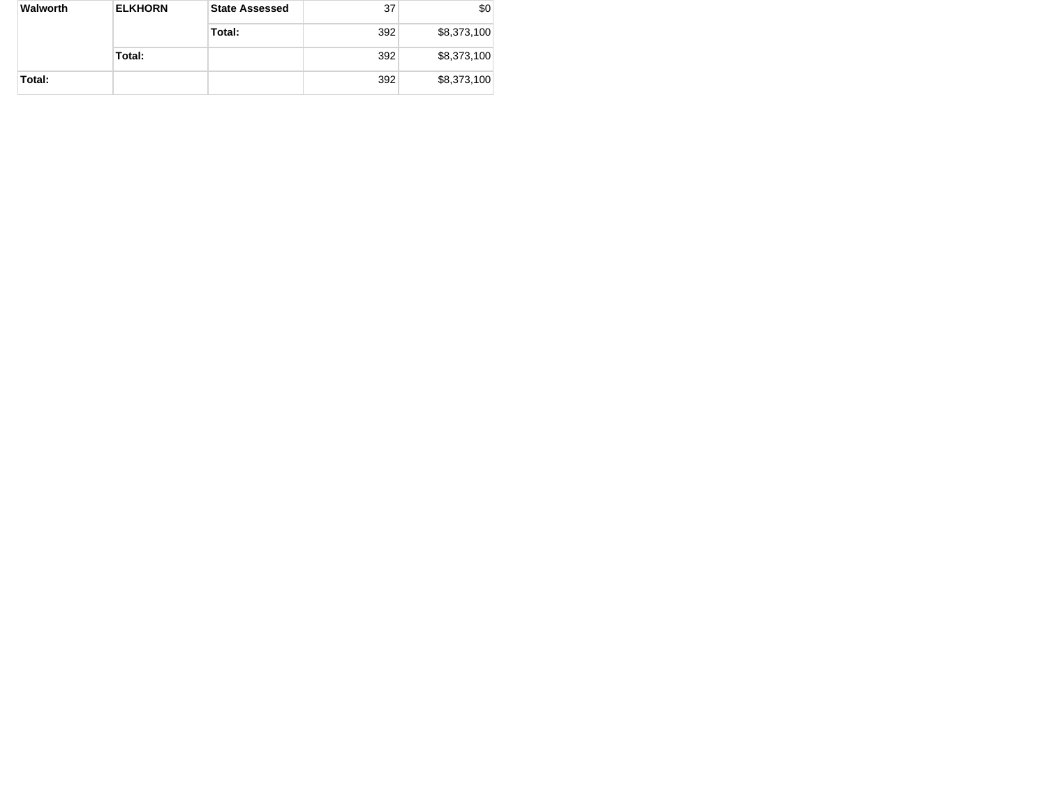| | | | | |
|---|---|---|---|---|
| **Walworth** | **ELKHORN** | **State Assessed** | 37 | $0 |
| | | **Total:** | 392 | $8,373,100 |
| | **Total:** | | 392 | $8,373,100 |
| **Total:** | | | 392 | $8,373,100 |